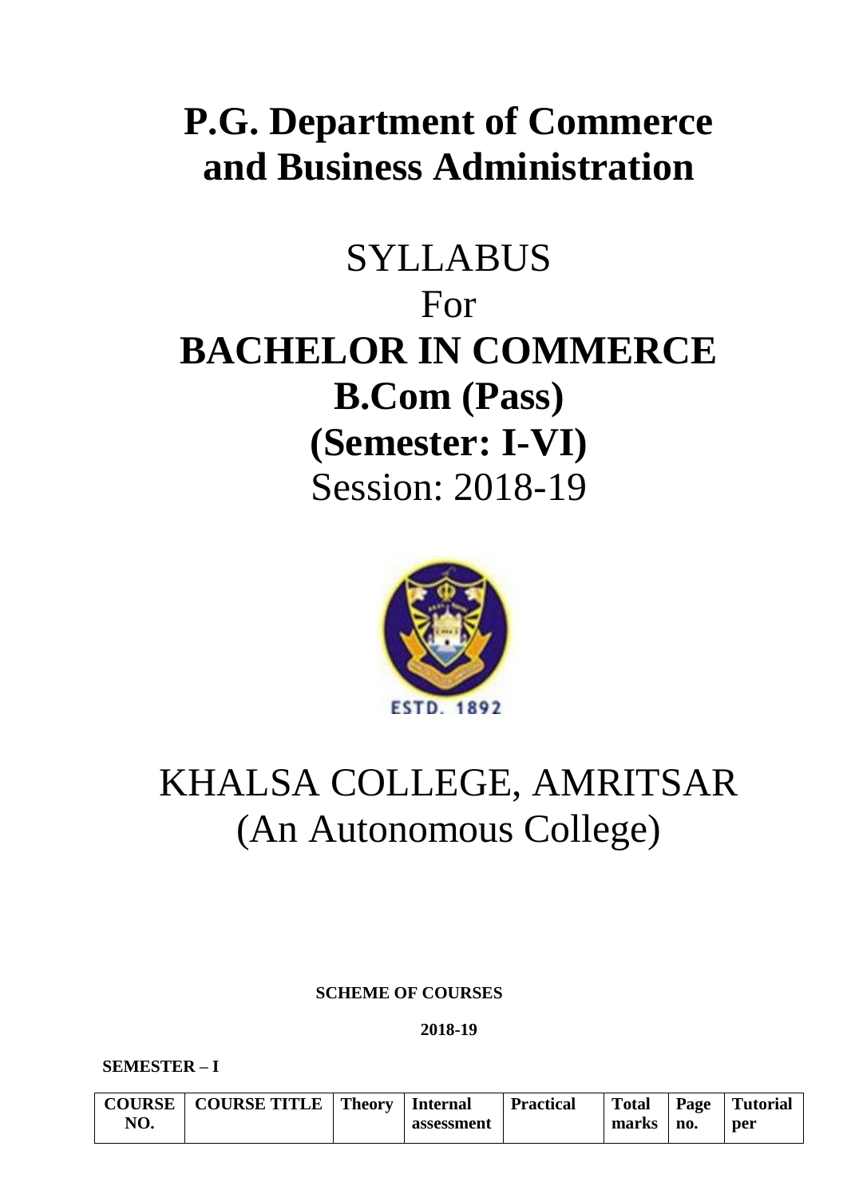# P.G. Department of Commerce and Business Administration

SYLLABUS

For

# BACHELOR IN COMMERCE

# B.Com (Pass)

# (Semester: I-VI)

Session: 2018-19

ESTD. 1892

KHALSA COLLEGE, AMRITSAR

(An Autonomous College)

**SCHEME OF COURSES**

**2018-19**

**SEMESTER – I**

| COURSE NO. | COURSE TITLE | Theory | Internal assessment | Practical | Total marks | Page no. | Tutorial per |
|---|---|---|---|---|---|---|---|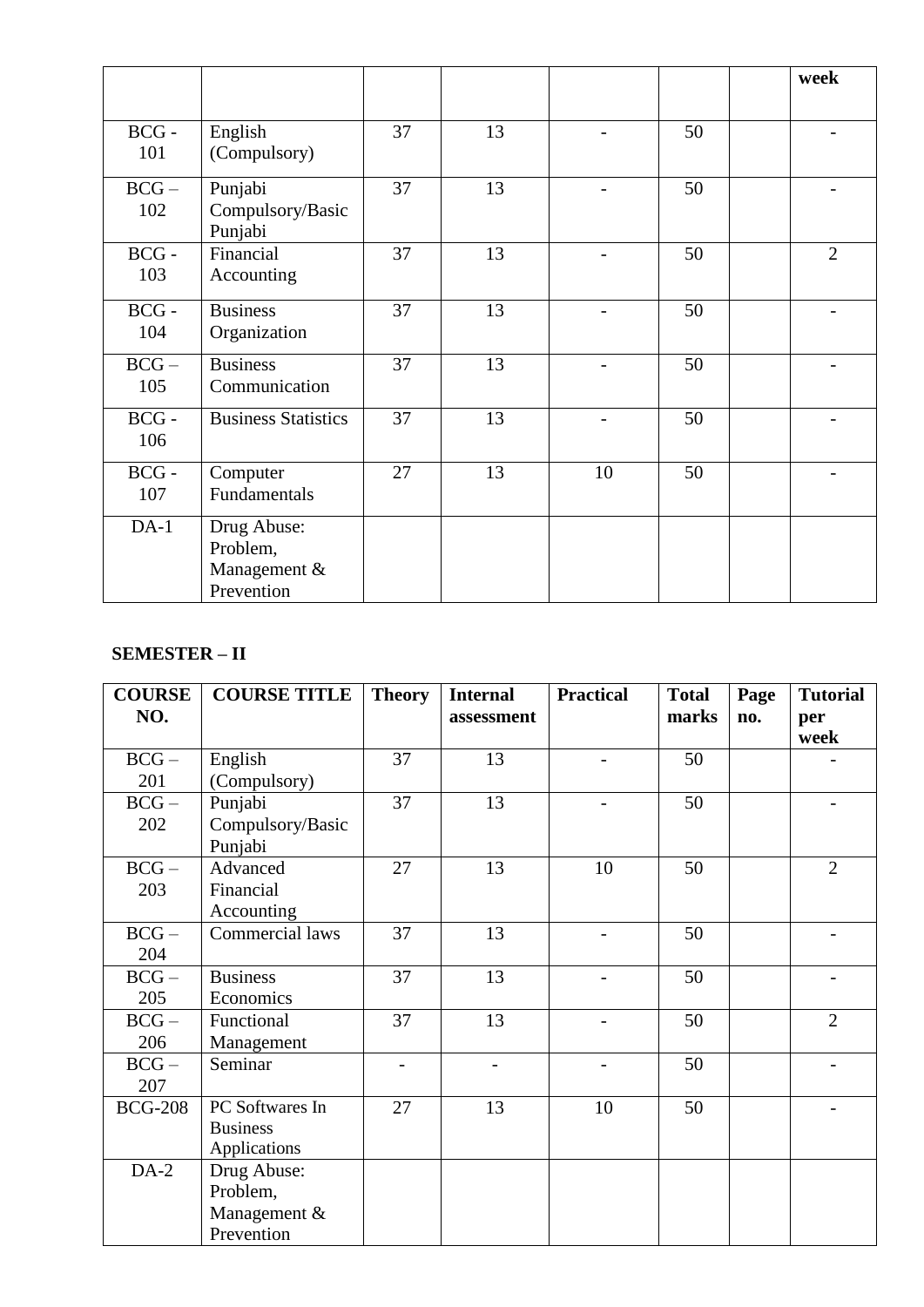| | | | | | | | week |
|---|---|---|---|---|---|---|---|
| BCG - 101 | English (Compulsory) | 37 | 13 | - | 50 | | - |
| BCG – 102 | Punjabi Compulsory/Basic Punjabi | 37 | 13 | - | 50 | | - |
| BCG - 103 | Financial Accounting | 37 | 13 | - | 50 | | 2 |
| BCG - 104 | Business Organization | 37 | 13 | - | 50 | | - |
| BCG – 105 | Business Communication | 37 | 13 | - | 50 | | - |
| BCG - 106 | Business Statistics | 37 | 13 | - | 50 | | - |
| BCG - 107 | Computer Fundamentals | 27 | 13 | 10 | 50 | | - |
| DA-1 | Drug Abuse: Problem, Management & Prevention | | | | | | |

**SEMESTER – II**

| COURSE NO. | COURSE TITLE | Theory | Internal assessment | Practical | Total marks | Page no. | Tutorial per week |
|---|---|---|---|---|---|---|---|
| BCG – 201 | English (Compulsory) | 37 | 13 | - | 50 | | - |
| BCG – 202 | Punjabi Compulsory/Basic Punjabi | 37 | 13 | - | 50 | | - |
| BCG – 203 | Advanced Financial Accounting | 27 | 13 | 10 | 50 | | 2 |
| BCG – 204 | Commercial laws | 37 | 13 | - | 50 | | - |
| BCG – 205 | Business Economics | 37 | 13 | - | 50 | | - |
| BCG – 206 | Functional Management | 37 | 13 | - | 50 | | 2 |
| BCG – 207 | Seminar | - | - | - | 50 | | - |
| BCG-208 | PC Softwares In Business Applications | 27 | 13 | 10 | 50 | | - |
| DA-2 | Drug Abuse: Problem, Management & Prevention | | | | | | |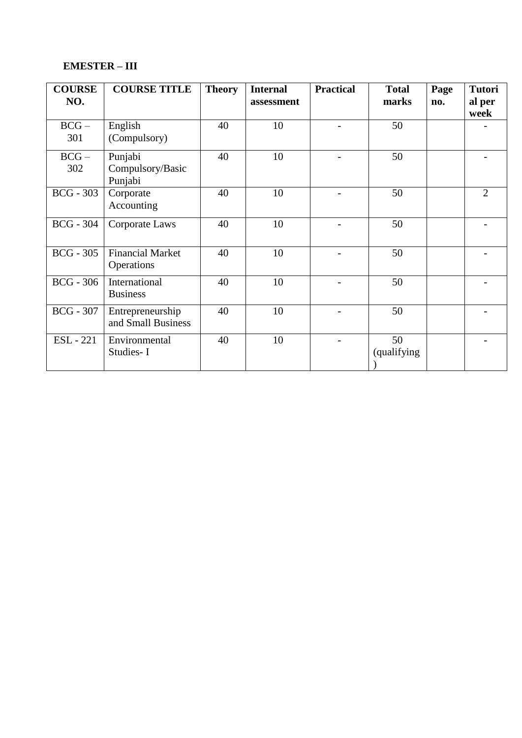**EMESTER – III**

| COURSE NO. | COURSE TITLE | Theory | Internal assessment | Practical | Total marks | Page no. | Tutorial per week |
|---|---|---|---|---|---|---|---|
| BCG – 301 | English (Compulsory) | 40 | 10 | - | 50 | | - |
| BCG – 302 | Punjabi Compulsory/Basic Punjabi | 40 | 10 | - | 50 | | - |
| BCG - 303 | Corporate Accounting | 40 | 10 | - | 50 | | 2 |
| BCG - 304 | Corporate Laws | 40 | 10 | - | 50 | | - |
| BCG - 305 | Financial Market Operations | 40 | 10 | - | 50 | | - |
| BCG - 306 | International Business | 40 | 10 | - | 50 | | - |
| BCG - 307 | Entrepreneurship and Small Business | 40 | 10 | - | 50 | | - |
| ESL - 221 | Environmental Studies- I | 40 | 10 | - | 50 (qualifying) | | - |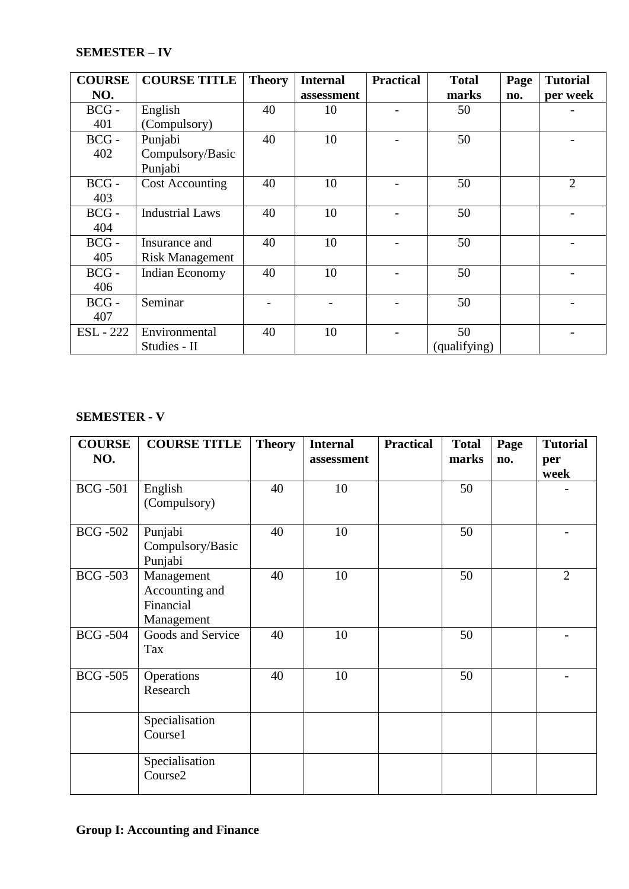**SEMESTER – IV**

| COURSE NO. | COURSE TITLE | Theory | Internal assessment | Practical | Total marks | Page no. | Tutorial per week |
|---|---|---|---|---|---|---|---|
| BCG - 401 | English (Compulsory) | 40 | 10 | - | 50 | | - |
| BCG - 402 | Punjabi Compulsory/Basic Punjabi | 40 | 10 | - | 50 | | - |
| BCG - 403 | Cost Accounting | 40 | 10 | - | 50 | | 2 |
| BCG - 404 | Industrial Laws | 40 | 10 | - | 50 | | - |
| BCG - 405 | Insurance and Risk Management | 40 | 10 | - | 50 | | - |
| BCG - 406 | Indian Economy | 40 | 10 | - | 50 | | - |
| BCG - 407 | Seminar | - | - | - | 50 | | - |
| ESL - 222 | Environmental Studies - II | 40 | 10 | - | 50 (qualifying) | | - |

**SEMESTER - V**

| COURSE NO. | COURSE TITLE | Theory | Internal assessment | Practical | Total marks | Page no. | Tutorial per week |
|---|---|---|---|---|---|---|---|
| BCG -501 | English (Compulsory) | 40 | 10 | | 50 | | - |
| BCG -502 | Punjabi Compulsory/Basic Punjabi | 40 | 10 | | 50 | | - |
| BCG -503 | Management Accounting and Financial Management | 40 | 10 | | 50 | | 2 |
| BCG -504 | Goods and Service Tax | 40 | 10 | | 50 | | - |
| BCG -505 | Operations Research | 40 | 10 | | 50 | | - |
| | Specialisation Course1 | | | | | | |
| | Specialisation Course2 | | | | | | |

**Group I: Accounting and Finance**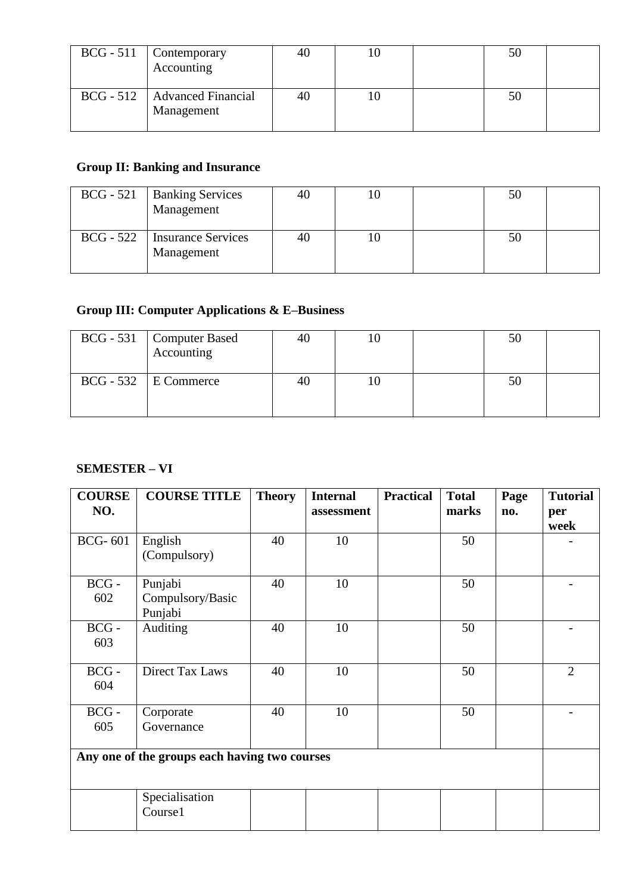| BCG - 511 | Contemporary Accounting | 40 | 10 | | 50 | |
|---|---|---|---|---|---|---|
| BCG - 512 | Advanced Financial Management | 40 | 10 | | 50 | |

**Group II: Banking and Insurance**

| BCG - 521 | Banking Services Management | 40 | 10 | | 50 | |
|---|---|---|---|---|---|---|
| BCG - 522 | Insurance Services Management | 40 | 10 | | 50 | |

**Group III: Computer Applications & E–Business**

| BCG - 531 | Computer Based Accounting | 40 | 10 | | 50 | |
|---|---|---|---|---|---|---|
| BCG - 532 | E Commerce | 40 | 10 | | 50 | |

**SEMESTER – VI**

| COURSE NO. | COURSE TITLE | Theory | Internal assessment | Practical | Total marks | Page no. | Tutorial per week |
|---|---|---|---|---|---|---|---|
| BCG- 601 | English (Compulsory) | 40 | 10 | | 50 | | - |
| BCG - 602 | Punjabi Compulsory/Basic Punjabi | 40 | 10 | | 50 | | - |
| BCG - 603 | Auditing | 40 | 10 | | 50 | | - |
| BCG - 604 | Direct Tax Laws | 40 | 10 | | 50 | | 2 |
| BCG - 605 | Corporate Governance | 40 | 10 | | 50 | | - |
| **Any one of the groups each having two courses** | | | | | | | |
| | Specialisation Course1 | | | | | | |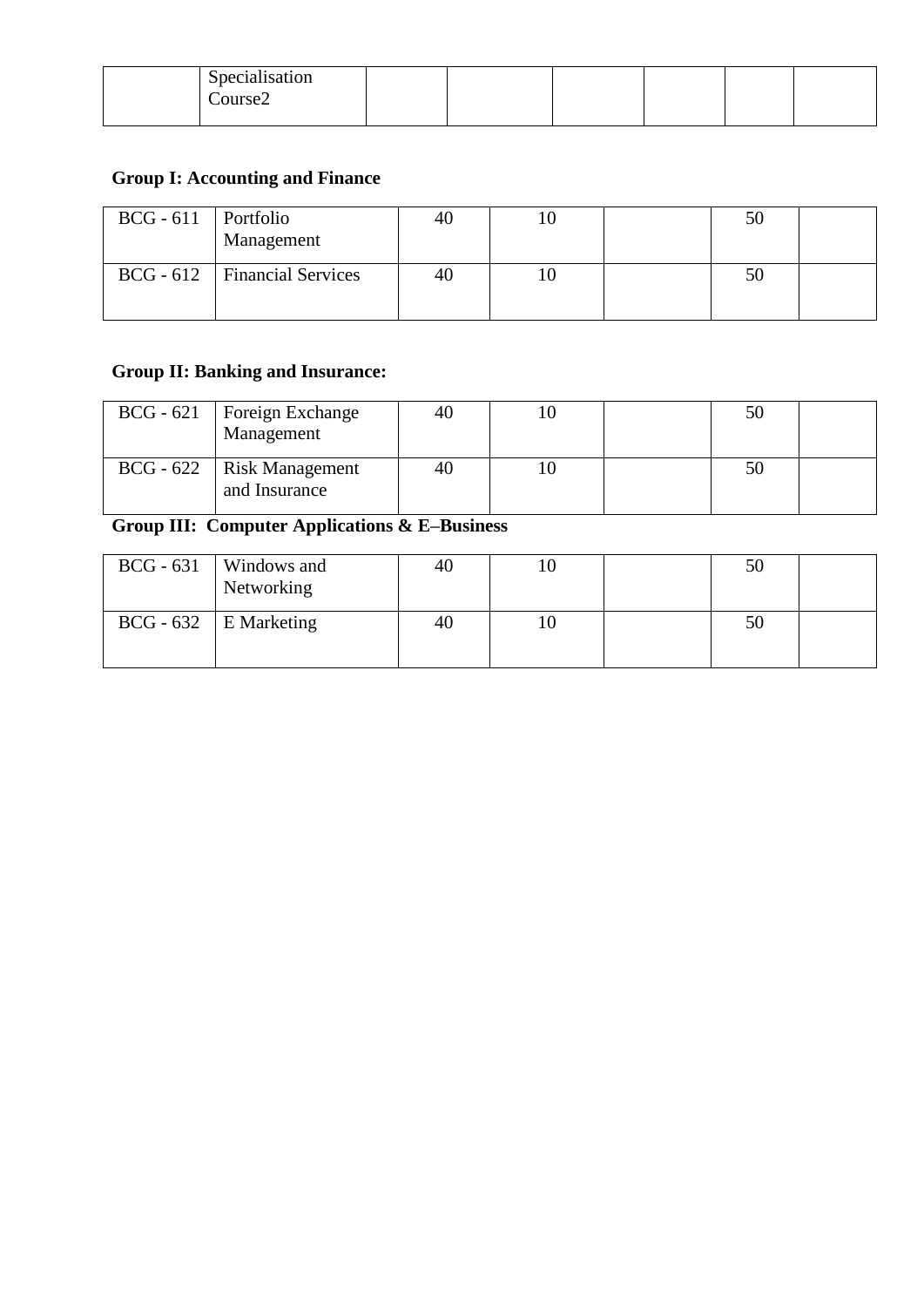| | Specialisation Course2 | | | | | | |
|---|---|---|---|---|---|---|---|

**Group I: Accounting and Finance**

| BCG - 611 | Portfolio Management | 40 | 10 | | 50 | |
|---|---|---|---|---|---|---|
| BCG - 612 | Financial Services | 40 | 10 | | 50 | |

**Group II: Banking and Insurance:**

| BCG - 621 | Foreign Exchange Management | 40 | 10 | | 50 | |
|---|---|---|---|---|---|---|
| BCG - 622 | Risk Management and Insurance | 40 | 10 | | 50 | |

**Group III: Computer Applications & E–Business**

| BCG - 631 | Windows and Networking | 40 | 10 | | 50 | |
|---|---|---|---|---|---|---|
| BCG - 632 | E Marketing | 40 | 10 | | 50 | |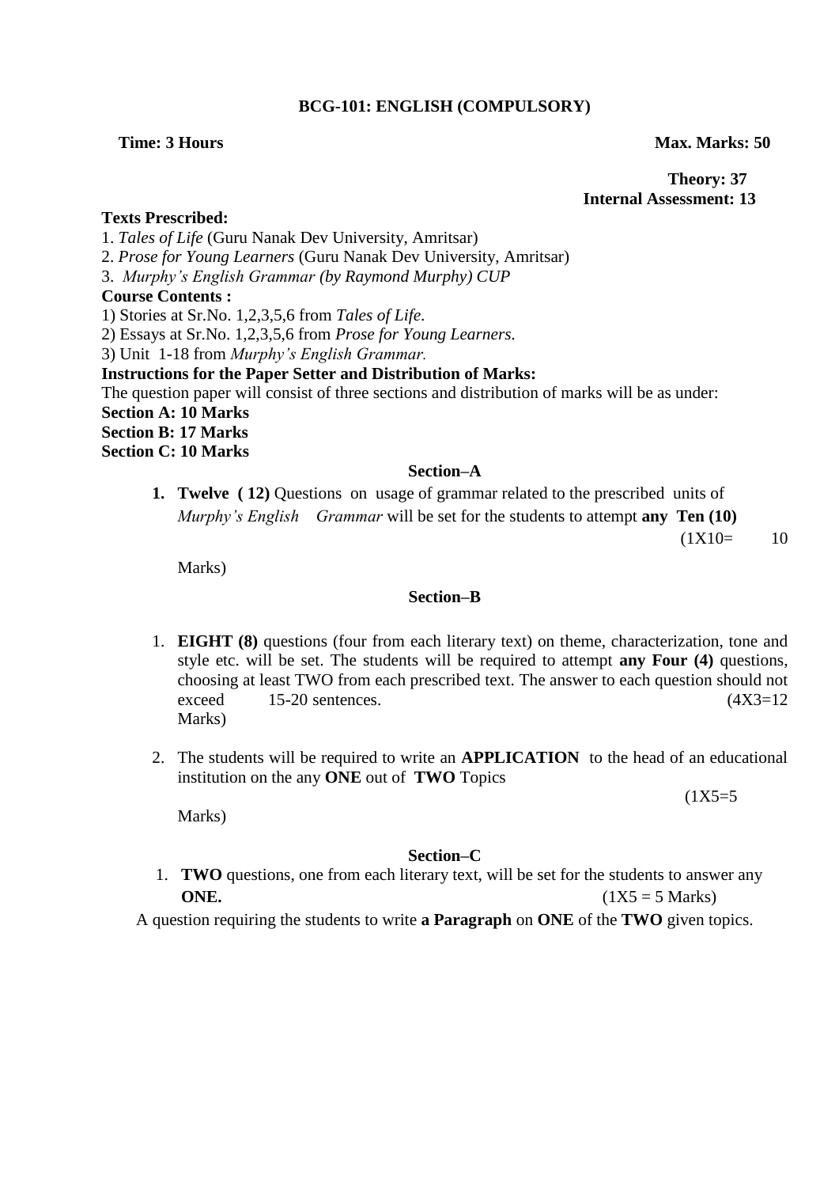# BCG-101: ENGLISH (COMPULSORY)

**Time: 3 Hours** **Max. Marks: 50**

**Theory: 37**
**Internal Assessment: 13**

**Texts Prescribed:**

1. *Tales of Life* (Guru Nanak Dev University, Amritsar)
2. *Prose for Young Learners* (Guru Nanak Dev University, Amritsar)
3. *Murphy's English Grammar (by Raymond Murphy) CUP*

**Course Contents :**

1) Stories at Sr.No. 1,2,3,5,6 from *Tales of Life.*
2) Essays at Sr.No. 1,2,3,5,6 from *Prose for Young Learners.*
3) Unit 1-18 from *Murphy's English Grammar.*

**Instructions for the Paper Setter and Distribution of Marks:**

The question paper will consist of three sections and distribution of marks will be as under:

**Section A: 10 Marks**
**Section B: 17 Marks**
**Section C: 10 Marks**

## Section–A

1. **Twelve ( 12)** Questions on usage of grammar related to the prescribed units of *Murphy's English Grammar* will be set for the students to attempt **any Ten (10)** (1X10= 10 Marks)

## Section–B

1. **EIGHT (8)** questions (four from each literary text) on theme, characterization, tone and style etc. will be set. The students will be required to attempt **any Four (4)** questions, choosing at least TWO from each prescribed text. The answer to each question should not exceed 15-20 sentences. (4X3=12 Marks)

2. The students will be required to write an **APPLICATION** to the head of an educational institution on the any **ONE** out of **TWO** Topics (1X5=5 Marks)

## Section–C

1. **TWO** questions, one from each literary text, will be set for the students to answer any **ONE.** (1X5 = 5 Marks)

A question requiring the students to write **a Paragraph** on **ONE** of the **TWO** given topics.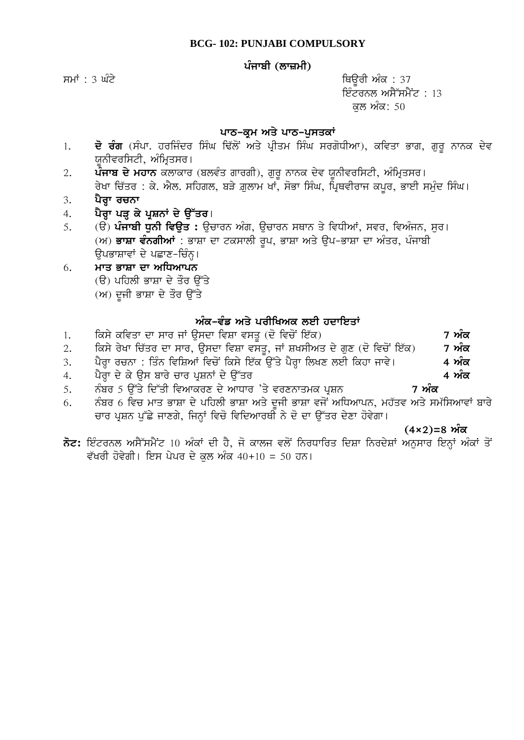**BCG- 102: PUNJABI COMPULSORY**

**ਪੰਜਾਬੀ (ਲਾਜ਼ਮੀ)**

ਸਮਾਂ : 3 ਘੰਟੇ

ਥਿਊਰੀ ਅੰਕ : 37
ਇੰਟਰਨਲ ਅਸੈੱਸਮੈਂਟ : 13
ਕੁਲ ਅੰਕ: 50

## ਪਾਠ-ਕ੍ਰਮ ਅਤੇ ਪਾਠ-ਪੁਸਤਕਾਂ

1. **ਦੋ ਰੰਗ** (ਸੰਪਾ. ਹਰਜਿੰਦਰ ਸਿੰਘ ਢਿੱਲੋਂ ਅਤੇ ਪ੍ਰੀਤਮ ਸਿੰਘ ਸਰਗੋਧੀਆ), ਕਵਿਤਾ ਭਾਗ, ਗੁਰੂ ਨਾਨਕ ਦੇਵ ਯੂਨੀਵਰਸਿਟੀ, ਅੰਮ੍ਰਿਤਸਰ।
2. **ਪੰਜਾਬ ਦੇ ਮਹਾਨ** ਕਲਾਕਾਰ (ਬਲਵੰਤ ਗਾਰਗੀ), ਗੁਰੂ ਨਾਨਕ ਦੇਵ ਯੂਨੀਵਰਸਿਟੀ, ਅੰਮ੍ਰਿਤਸਰ।
   ਰੇਖਾ ਚਿੱਤਰ : ਕੇ. ਐਲ. ਸਹਿਗਲ, ਬੜੇ ਗ਼ੁਲਾਮ ਖਾਂ, ਸੋਭਾ ਸਿੰਘ, ਪ੍ਰਿਥਵੀਰਾਜ ਕਪੂਰ, ਭਾਈ ਸਮੁੰਦ ਸਿੰਘ।
3. **ਪੈਰ੍ਹਾ ਰਚਨਾ**
4. **ਪੈਰ੍ਹਾ ਪੜ੍ਹ ਕੇ ਪ੍ਰਸ਼ਨਾਂ ਦੇ ਉੱਤਰ**।
5. (ੳ) **ਪੰਜਾਬੀ ਧੁਨੀ ਵਿਉਤ :** ਉਚਾਰਨ ਅੰਗ, ਉਚਾਰਨ ਸਥਾਨ ਤੇ ਵਿਧੀਆਂ, ਸਵਰ, ਵਿਅੰਜਨ, ਸੁਰ।
   (ਅ) **ਭਾਸ਼ਾ ਵੰਨਗੀਆਂ** : ਭਾਸ਼ਾ ਦਾ ਟਕਸਾਲੀ ਰੂਪ, ਭਾਸ਼ਾ ਅਤੇ ਉਪ-ਭਾਸ਼ਾ ਦਾ ਅੰਤਰ, ਪੰਜਾਬੀ ਉਪਭਾਸ਼ਾਵਾਂ ਦੇ ਪਛਾਣ-ਚਿੰਨ੍ਹ।
6. **ਮਾਤ ਭਾਸ਼ਾ ਦਾ ਅਧਿਆਪਨ**
   (ੳ) ਪਹਿਲੀ ਭਾਸ਼ਾ ਦੇ ਤੌਰ ਉੱਤੇ
   (ਅ) ਦੂਜੀ ਭਾਸ਼ਾ ਦੇ ਤੌਰ ਉੱਤੇ

## ਅੰਕ-ਵੰਡ ਅਤੇ ਪਰੀਖਿਅਕ ਲਈ ਹਦਾਇਤਾਂ

1. ਕਿਸੇ ਕਵਿਤਾ ਦਾ ਸਾਰ ਜਾਂ ਉਸਦਾ ਵਿਸ਼ਾ ਵਸਤੂ (ਦੋ ਵਿਚੋਂ ਇੱਕ) **7 ਅੰਕ**
2. ਕਿਸੇ ਰੇਖਾ ਚਿੱਤਰ ਦਾ ਸਾਰ, ਉਸਦਾ ਵਿਸ਼ਾ ਵਸਤੂ, ਜਾਂ ਸ਼ਖਸੀਅਤ ਦੇ ਗੁਣ (ਦੋ ਵਿਚੋਂ ਇੱਕ) **7 ਅੰਕ**
3. ਪੈਰ੍ਹਾ ਰਚਨਾ : ਤਿੰਨ ਵਿਸ਼ਿਆਂ ਵਿਚੋਂ ਕਿਸੇ ਇੱਕ ਉੱਤੇ ਪੈਰ੍ਹਾ ਲਿਖਣ ਲਈ ਕਿਹਾ ਜਾਵੇ। **4 ਅੰਕ**
4. ਪੈਰ੍ਹਾ ਦੇ ਕੇ ਉਸ ਬਾਰੇ ਚਾਰ ਪ੍ਰਸ਼ਨਾਂ ਦੇ ਉੱਤਰ **4 ਅੰਕ**
5. ਨੰਬਰ 5 ਉੱਤੇ ਦਿੱਤੀ ਵਿਆਕਰਣ ਦੇ ਆਧਾਰ 'ਤੇ ਵਰਣਨਾਤਮਕ ਪ੍ਰਸ਼ਨ **7 ਅੰਕ**
6. ਨੰਬਰ 6 ਵਿਚ ਮਾਤ ਭਾਸ਼ਾ ਦੇ ਪਹਿਲੀ ਭਾਸ਼ਾ ਅਤੇ ਦੂਜੀ ਭਾਸ਼ਾ ਵਜੋਂ ਅਧਿਆਪਨ, ਮਹੱਤਵ ਅਤੇ ਸਮੱਸਿਆਵਾਂ ਬਾਰੇ ਚਾਰ ਪ੍ਰਸ਼ਨ ਪੁੱਛੇ ਜਾਣਗੇ, ਜਿਨ੍ਹਾਂ ਵਿਚੋ ਵਿਦਿਆਰਥੀ ਨੇ ਦੋ ਦਾ ਉੱਤਰ ਦੇਣਾ ਹੋਵੇਗਾ।

**(4×2)=8 ਅੰਕ**

**ਨੋਟ:** ਇੰਟਰਨਲ ਅਸੈੱਸਮੈਂਟ 10 ਅੰਕਾਂ ਦੀ ਹੈ, ਜੋ ਕਾਲਜ ਵਲੋਂ ਨਿਰਧਾਰਿਤ ਦਿਸ਼ਾ ਨਿਰਦੇਸ਼ਾਂ ਅਨੁਸਾਰ ਇਨ੍ਹਾਂ ਅੰਕਾਂ ਤੋਂ ਵੱਖਰੀ ਹੋਵੇਗੀ। ਇਸ ਪੇਪਰ ਦੇ ਕੁਲ ਅੰਕ 40+10 = 50 ਹਨ।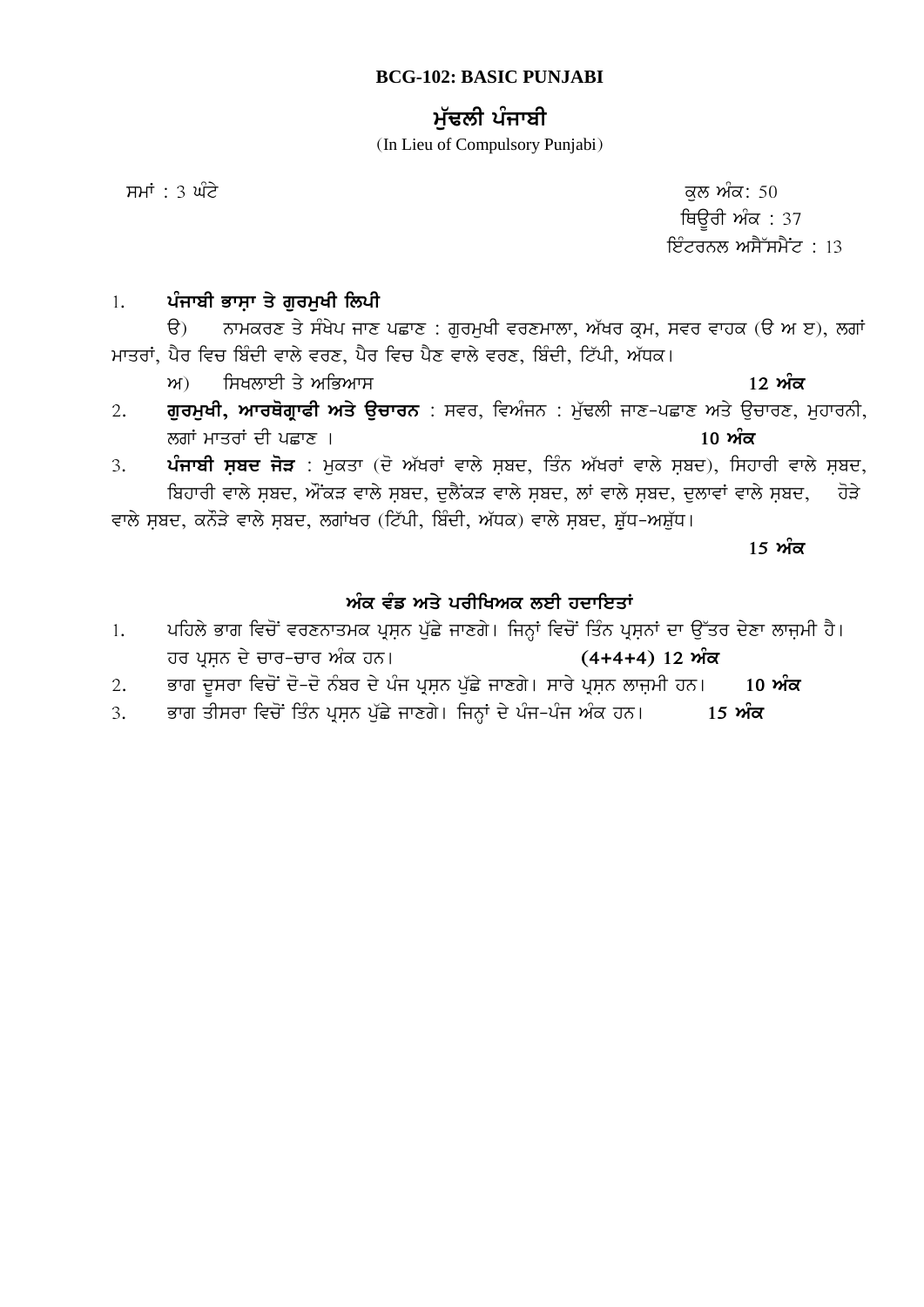**BCG-102: BASIC PUNJABI**

## ਮੁੱਢਲੀ ਪੰਜਾਬੀ

(In Lieu of Compulsory Punjabi)

ਸਮਾਂ : 3 ਘੰਟੇ

ਕੁਲ ਅੰਕ: 50
ਥਿਊਰੀ ਅੰਕ : 37
ਇੰਟਰਨਲ ਅਸੈੱਸਮੈਂਟ : 13

1. **ਪੰਜਾਬੀ ਭਾਸ਼ਾ ਤੇ ਗੁਰਮੁਖੀ ਲਿਪੀ**

   ੳ) ਨਾਮਕਰਣ ਤੇ ਸੰਖੇਪ ਜਾਣ ਪਛਾਣ : ਗੁਰਮੁਖੀ ਵਰਣਮਾਲਾ, ਅੱਖਰ ਕ੍ਰਮ, ਸਵਰ ਵਾਹਕ (ੳ ਅ ੲ), ਲਗਾਂ ਮਾਤਰਾਂ, ਪੈਰ ਵਿਚ ਬਿੰਦੀ ਵਾਲੇ ਵਰਣ, ਪੈਰ ਵਿਚ ਪੈਣ ਵਾਲੇ ਵਰਣ, ਬਿੰਦੀ, ਟਿੱਪੀ, ਅੱਧਕ।

   ਅ) ਸਿਖਲਾਈ ਤੇ ਅਭਿਆਸ **12 ਅੰਕ**

2. **ਗੁਰਮੁਖੀ, ਆਰਥੋਗ੍ਰਾਫੀ ਅਤੇ ਉਚਾਰਨ** : ਸਵਰ, ਵਿਅੰਜਨ : ਮੁੱਢਲੀ ਜਾਣ-ਪਛਾਣ ਅਤੇ ਉਚਾਰਣ, ਮੁਹਾਰਨੀ, ਲਗਾਂ ਮਾਤਰਾਂ ਦੀ ਪਛਾਣ । **10 ਅੰਕ**

3. **ਪੰਜਾਬੀ ਸ਼ਬਦ ਜੋੜ** : ਮੁਕਤਾ (ਦੋ ਅੱਖਰਾਂ ਵਾਲੇ ਸ਼ਬਦ, ਤਿੰਨ ਅੱਖਰਾਂ ਵਾਲੇ ਸ਼ਬਦ), ਸਿਹਾਰੀ ਵਾਲੇ ਸ਼ਬਦ, ਬਿਹਾਰੀ ਵਾਲੇ ਸ਼ਬਦ, ਔਂਕੜ ਵਾਲੇ ਸ਼ਬਦ, ਦੁਲੈਂਕੜ ਵਾਲੇ ਸ਼ਬਦ, ਲਾਂ ਵਾਲੇ ਸ਼ਬਦ, ਦੁਲਾਵਾਂ ਵਾਲੇ ਸ਼ਬਦ, ਹੋੜੇ ਵਾਲੇ ਸ਼ਬਦ, ਕਨੌੜੇ ਵਾਲੇ ਸ਼ਬਦ, ਲਗਾਂਖਰ (ਟਿੱਪੀ, ਬਿੰਦੀ, ਅੱਧਕ) ਵਾਲੇ ਸ਼ਬਦ, ਸ਼ੁੱਧ-ਅਸ਼ੁੱਧ।

   **15 ਅੰਕ**

### ਅੰਕ ਵੰਡ ਅਤੇ ਪਰੀਖਿਅਕ ਲਈ ਹਦਾਇਤਾਂ

1. ਪਹਿਲੇ ਭਾਗ ਵਿਚੋਂ ਵਰਣਨਾਤਮਕ ਪ੍ਰਸ਼ਨ ਪੁੱਛੇ ਜਾਣਗੇ। ਜਿਨ੍ਹਾਂ ਵਿਚੋਂ ਤਿੰਨ ਪ੍ਰਸ਼ਨਾਂ ਦਾ ਉੱਤਰ ਦੇਣਾ ਲਾਜ਼ਮੀ ਹੈ। ਹਰ ਪ੍ਰਸ਼ਨ ਦੇ ਚਾਰ-ਚਾਰ ਅੰਕ ਹਨ। **(4+4+4) 12 ਅੰਕ**
2. ਭਾਗ ਦੂਸਰਾ ਵਿਚੋਂ ਦੋ-ਦੋ ਨੰਬਰ ਦੇ ਪੰਜ ਪ੍ਰਸ਼ਨ ਪੁੱਛੇ ਜਾਣਗੇ। ਸਾਰੇ ਪ੍ਰਸ਼ਨ ਲਾਜ਼ਮੀ ਹਨ। **10 ਅੰਕ**
3. ਭਾਗ ਤੀਸਰਾ ਵਿਚੋਂ ਤਿੰਨ ਪ੍ਰਸ਼ਨ ਪੁੱਛੇ ਜਾਣਗੇ। ਜਿਨ੍ਹਾਂ ਦੇ ਪੰਜ-ਪੰਜ ਅੰਕ ਹਨ। **15 ਅੰਕ**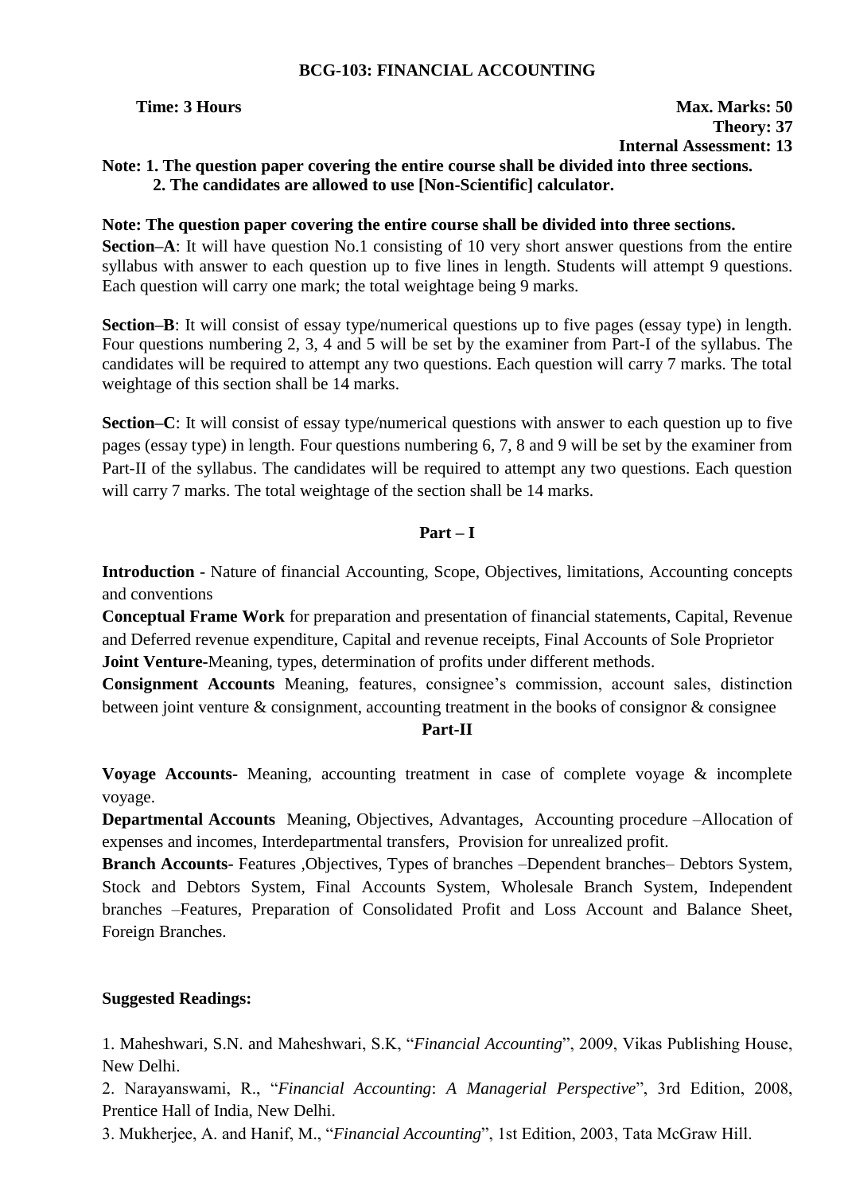# BCG-103: FINANCIAL ACCOUNTING

**Time: 3 Hours** **Max. Marks: 50**
**Theory: 37**
**Internal Assessment: 13**

**Note: 1. The question paper covering the entire course shall be divided into three sections.**
**2. The candidates are allowed to use [Non-Scientific] calculator.**

**Note: The question paper covering the entire course shall be divided into three sections.**

**Section–A**: It will have question No.1 consisting of 10 very short answer questions from the entire syllabus with answer to each question up to five lines in length. Students will attempt 9 questions. Each question will carry one mark; the total weightage being 9 marks.

**Section–B**: It will consist of essay type/numerical questions up to five pages (essay type) in length. Four questions numbering 2, 3, 4 and 5 will be set by the examiner from Part-I of the syllabus. The candidates will be required to attempt any two questions. Each question will carry 7 marks. The total weightage of this section shall be 14 marks.

**Section–C**: It will consist of essay type/numerical questions with answer to each question up to five pages (essay type) in length. Four questions numbering 6, 7, 8 and 9 will be set by the examiner from Part-II of the syllabus. The candidates will be required to attempt any two questions. Each question will carry 7 marks. The total weightage of the section shall be 14 marks.

## Part – I

**Introduction** - Nature of financial Accounting, Scope, Objectives, limitations, Accounting concepts and conventions

**Conceptual Frame Work** for preparation and presentation of financial statements, Capital, Revenue and Deferred revenue expenditure, Capital and revenue receipts, Final Accounts of Sole Proprietor

**Joint Venture-**Meaning, types, determination of profits under different methods.

**Consignment Accounts** Meaning, features, consignee's commission, account sales, distinction between joint venture & consignment, accounting treatment in the books of consignor & consignee

## Part-II

**Voyage Accounts-** Meaning, accounting treatment in case of complete voyage & incomplete voyage.

**Departmental Accounts** Meaning, Objectives, Advantages, Accounting procedure –Allocation of expenses and incomes, Interdepartmental transfers, Provision for unrealized profit.

**Branch Accounts**- Features ,Objectives, Types of branches –Dependent branches– Debtors System, Stock and Debtors System, Final Accounts System, Wholesale Branch System, Independent branches –Features, Preparation of Consolidated Profit and Loss Account and Balance Sheet, Foreign Branches.

**Suggested Readings:**

1. Maheshwari, S.N. and Maheshwari, S.K, "*Financial Accounting*", 2009, Vikas Publishing House, New Delhi.
2. Narayanswami, R., "*Financial Accounting*: *A Managerial Perspective*", 3rd Edition, 2008, Prentice Hall of India, New Delhi.
3. Mukherjee, A. and Hanif, M., "*Financial Accounting*", 1st Edition, 2003, Tata McGraw Hill.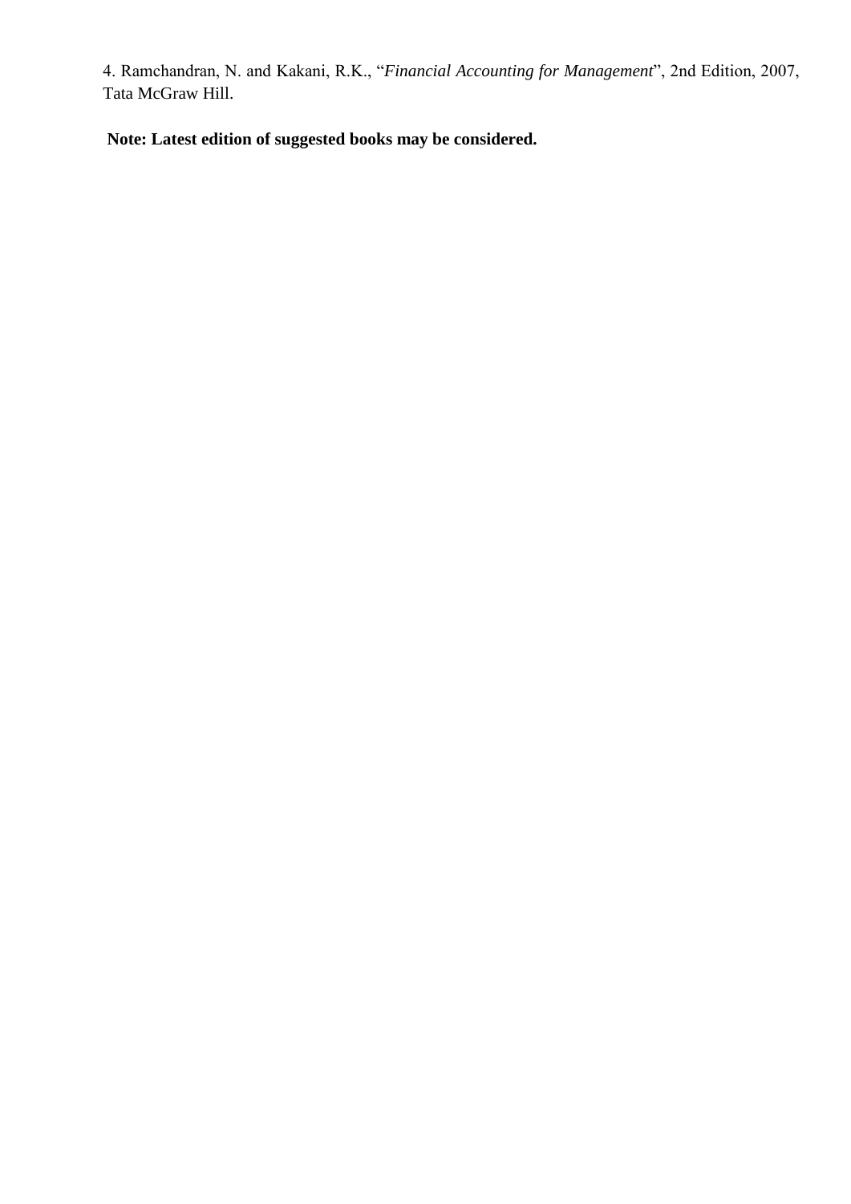4. Ramchandran, N. and Kakani, R.K., "*Financial Accounting for Management*", 2nd Edition, 2007, Tata McGraw Hill.

**Note: Latest edition of suggested books may be considered.**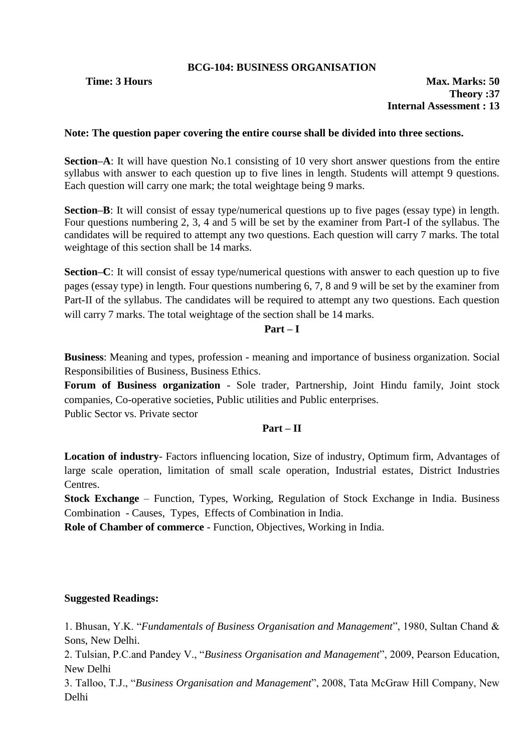## BCG-104: BUSINESS ORGANISATION

**Time: 3 Hours** **Max. Marks: 50**
**Theory :37**
**Internal Assessment : 13**

**Note: The question paper covering the entire course shall be divided into three sections.**

**Section–A**: It will have question No.1 consisting of 10 very short answer questions from the entire syllabus with answer to each question up to five lines in length. Students will attempt 9 questions. Each question will carry one mark; the total weightage being 9 marks.

**Section–B**: It will consist of essay type/numerical questions up to five pages (essay type) in length. Four questions numbering 2, 3, 4 and 5 will be set by the examiner from Part-I of the syllabus. The candidates will be required to attempt any two questions. Each question will carry 7 marks. The total weightage of this section shall be 14 marks.

**Section–C**: It will consist of essay type/numerical questions with answer to each question up to five pages (essay type) in length. Four questions numbering 6, 7, 8 and 9 will be set by the examiner from Part-II of the syllabus. The candidates will be required to attempt any two questions. Each question will carry 7 marks. The total weightage of the section shall be 14 marks.

### Part – I

**Business**: Meaning and types, profession - meaning and importance of business organization. Social Responsibilities of Business, Business Ethics.
**Forum of Business organization** - Sole trader, Partnership, Joint Hindu family, Joint stock companies, Co-operative societies, Public utilities and Public enterprises.
Public Sector vs. Private sector

### Part – II

**Location of industry**- Factors influencing location, Size of industry, Optimum firm, Advantages of large scale operation, limitation of small scale operation, Industrial estates, District Industries Centres.
**Stock Exchange** – Function, Types, Working, Regulation of Stock Exchange in India. Business Combination - Causes, Types, Effects of Combination in India.
**Role of Chamber of commerce** - Function, Objectives, Working in India.

**Suggested Readings:**

1. Bhusan, Y.K. "*Fundamentals of Business Organisation and Management*", 1980, Sultan Chand & Sons, New Delhi.
2. Tulsian, P.C.and Pandey V., "*Business Organisation and Management*", 2009, Pearson Education, New Delhi
3. Talloo, T.J., "*Business Organisation and Management*", 2008, Tata McGraw Hill Company, New Delhi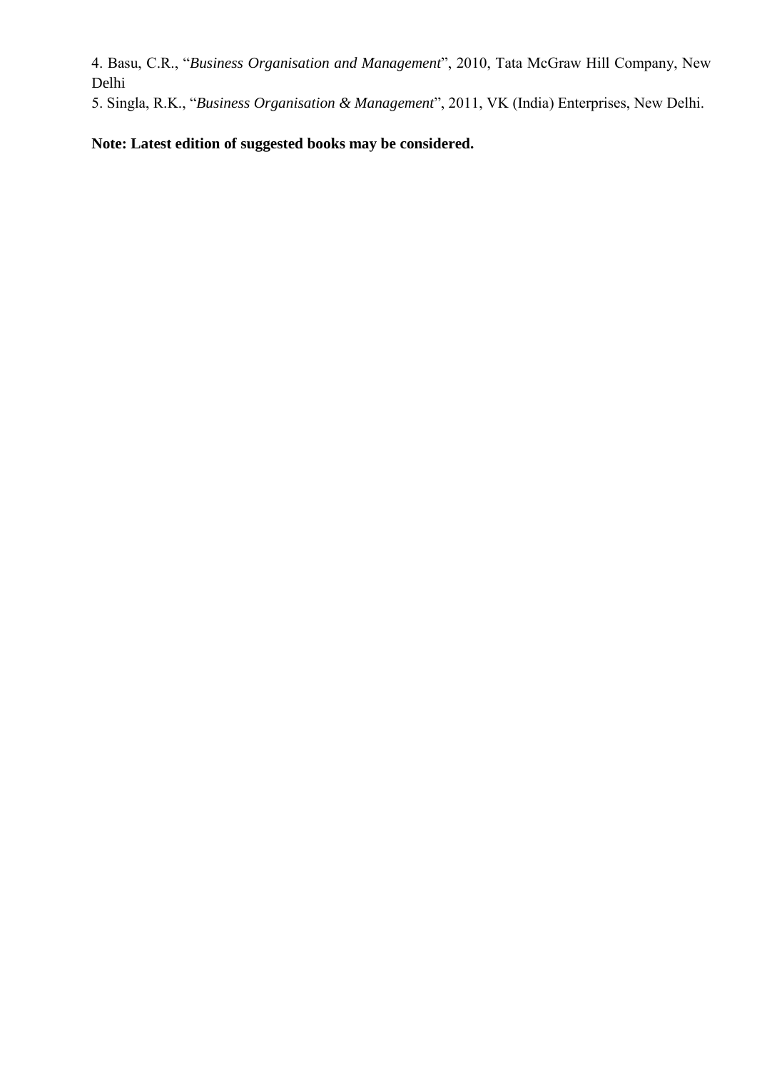4. Basu, C.R., "*Business Organisation and Management*", 2010, Tata McGraw Hill Company, New Delhi
5. Singla, R.K., "*Business Organisation & Management*", 2011, VK (India) Enterprises, New Delhi.

**Note: Latest edition of suggested books may be considered.**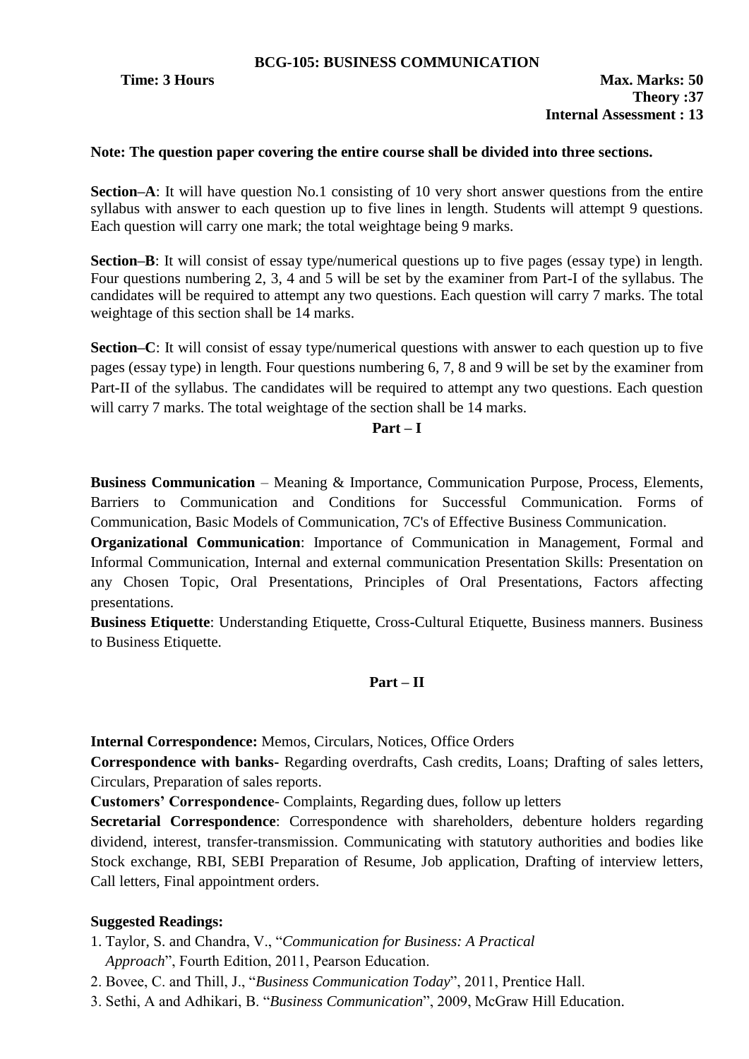## BCG-105: BUSINESS COMMUNICATION

**Time: 3 Hours** **Max. Marks: 50**

**Theory :37**

**Internal Assessment : 13**

**Note: The question paper covering the entire course shall be divided into three sections.**

**Section–A**: It will have question No.1 consisting of 10 very short answer questions from the entire syllabus with answer to each question up to five lines in length. Students will attempt 9 questions. Each question will carry one mark; the total weightage being 9 marks.

**Section–B**: It will consist of essay type/numerical questions up to five pages (essay type) in length. Four questions numbering 2, 3, 4 and 5 will be set by the examiner from Part-I of the syllabus. The candidates will be required to attempt any two questions. Each question will carry 7 marks. The total weightage of this section shall be 14 marks.

**Section–C**: It will consist of essay type/numerical questions with answer to each question up to five pages (essay type) in length. Four questions numbering 6, 7, 8 and 9 will be set by the examiner from Part-II of the syllabus. The candidates will be required to attempt any two questions. Each question will carry 7 marks. The total weightage of the section shall be 14 marks.

### Part – I

**Business Communication** – Meaning & Importance, Communication Purpose, Process, Elements, Barriers to Communication and Conditions for Successful Communication. Forms of Communication, Basic Models of Communication, 7C's of Effective Business Communication.

**Organizational Communication**: Importance of Communication in Management, Formal and Informal Communication, Internal and external communication Presentation Skills: Presentation on any Chosen Topic, Oral Presentations, Principles of Oral Presentations, Factors affecting presentations.

**Business Etiquette**: Understanding Etiquette, Cross-Cultural Etiquette, Business manners. Business to Business Etiquette.

### Part – II

**Internal Correspondence:** Memos, Circulars, Notices, Office Orders

**Correspondence with banks-** Regarding overdrafts, Cash credits, Loans; Drafting of sales letters, Circulars, Preparation of sales reports.

**Customers' Correspondence**- Complaints, Regarding dues, follow up letters

**Secretarial Correspondence**: Correspondence with shareholders, debenture holders regarding dividend, interest, transfer-transmission. Communicating with statutory authorities and bodies like Stock exchange, RBI, SEBI Preparation of Resume, Job application, Drafting of interview letters, Call letters, Final appointment orders.

**Suggested Readings:**

1. Taylor, S. and Chandra, V., "*Communication for Business: A Practical Approach*", Fourth Edition, 2011, Pearson Education.
2. Bovee, C. and Thill, J., "*Business Communication Today*", 2011, Prentice Hall.
3. Sethi, A and Adhikari, B. "*Business Communication*", 2009, McGraw Hill Education.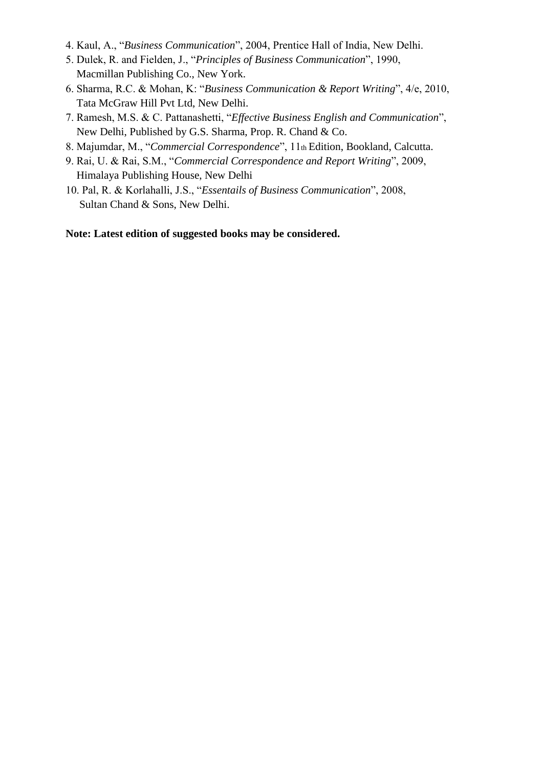4. Kaul, A., "*Business Communication*", 2004, Prentice Hall of India, New Delhi.
5. Dulek, R. and Fielden, J., "*Principles of Business Communication*", 1990, Macmillan Publishing Co., New York.
6. Sharma, R.C. & Mohan, K: "*Business Communication & Report Writing*", 4/e, 2010, Tata McGraw Hill Pvt Ltd, New Delhi.
7. Ramesh, M.S. & C. Pattanashetti, "*Effective Business English and Communication*", New Delhi, Published by G.S. Sharma, Prop. R. Chand & Co.
8. Majumdar, M., "*Commercial Correspondence*", 11th Edition, Bookland, Calcutta.
9. Rai, U. & Rai, S.M., "*Commercial Correspondence and Report Writing*", 2009, Himalaya Publishing House, New Delhi
10. Pal, R. & Korlahalli, J.S., "*Essentails of Business Communication*", 2008, Sultan Chand & Sons, New Delhi.

**Note: Latest edition of suggested books may be considered.**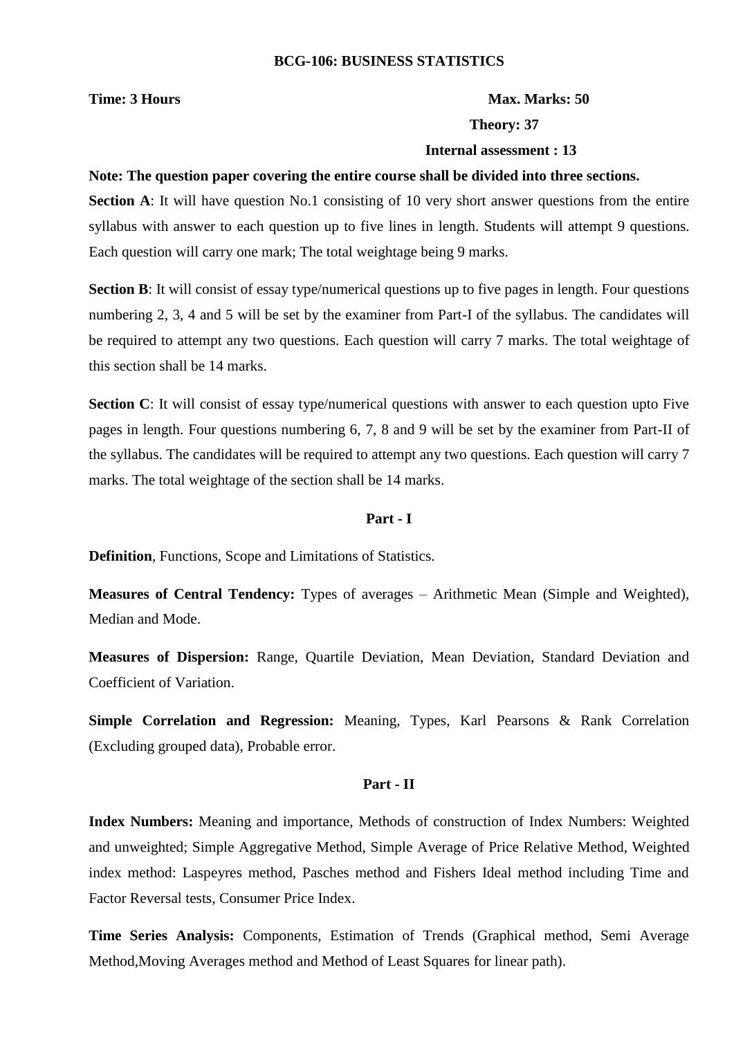# BCG-106: BUSINESS STATISTICS

**Time: 3 Hours** **Max. Marks: 50**

**Theory: 37**

**Internal assessment : 13**

**Note: The question paper covering the entire course shall be divided into three sections.**

**Section A**: It will have question No.1 consisting of 10 very short answer questions from the entire syllabus with answer to each question up to five lines in length. Students will attempt 9 questions. Each question will carry one mark; The total weightage being 9 marks.

**Section B**: It will consist of essay type/numerical questions up to five pages in length. Four questions numbering 2, 3, 4 and 5 will be set by the examiner from Part-I of the syllabus. The candidates will be required to attempt any two questions. Each question will carry 7 marks. The total weightage of this section shall be 14 marks.

**Section C**: It will consist of essay type/numerical questions with answer to each question upto Five pages in length. Four questions numbering 6, 7, 8 and 9 will be set by the examiner from Part-II of the syllabus. The candidates will be required to attempt any two questions. Each question will carry 7 marks. The total weightage of the section shall be 14 marks.

## Part - I

**Definition**, Functions, Scope and Limitations of Statistics.

**Measures of Central Tendency:** Types of averages – Arithmetic Mean (Simple and Weighted), Median and Mode.

**Measures of Dispersion:** Range, Quartile Deviation, Mean Deviation, Standard Deviation and Coefficient of Variation.

**Simple Correlation and Regression:** Meaning, Types, Karl Pearsons & Rank Correlation (Excluding grouped data), Probable error.

## Part - II

**Index Numbers:** Meaning and importance, Methods of construction of Index Numbers: Weighted and unweighted; Simple Aggregative Method, Simple Average of Price Relative Method, Weighted index method: Laspeyres method, Pasches method and Fishers Ideal method including Time and Factor Reversal tests, Consumer Price Index.

**Time Series Analysis:** Components, Estimation of Trends (Graphical method, Semi Average Method,Moving Averages method and Method of Least Squares for linear path).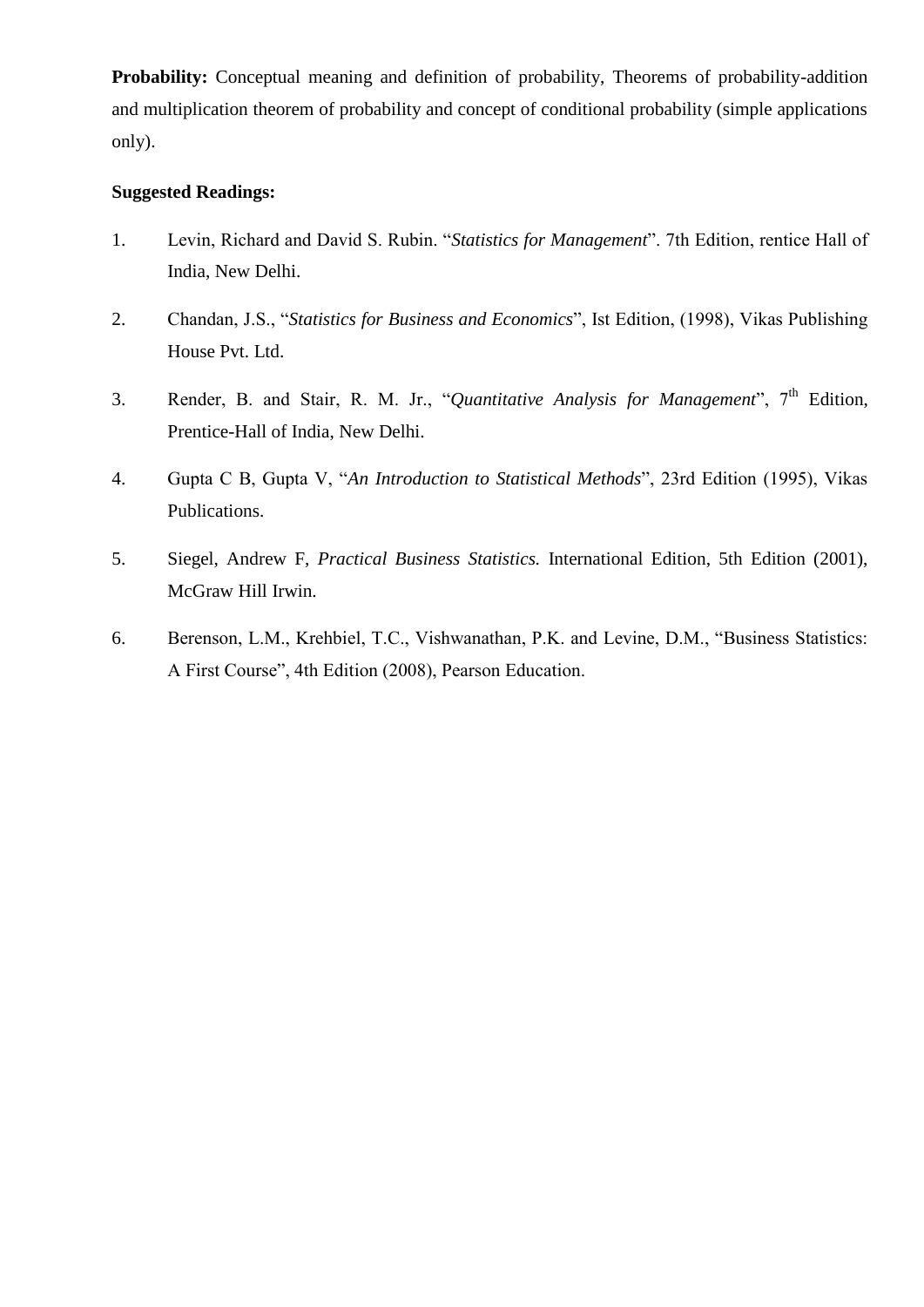**Probability:** Conceptual meaning and definition of probability, Theorems of probability-addition and multiplication theorem of probability and concept of conditional probability (simple applications only).

**Suggested Readings:**

1. Levin, Richard and David S. Rubin. "*Statistics for Management*". 7th Edition, rentice Hall of India, New Delhi.

2. Chandan, J.S., "*Statistics for Business and Economics*", Ist Edition, (1998), Vikas Publishing House Pvt. Ltd.

3. Render, B. and Stair, R. M. Jr., "*Quantitative Analysis for Management*", 7th Edition, Prentice-Hall of India, New Delhi.

4. Gupta C B, Gupta V, "*An Introduction to Statistical Methods*", 23rd Edition (1995), Vikas Publications.

5. Siegel, Andrew F, *Practical Business Statistics.* International Edition, 5th Edition (2001), McGraw Hill Irwin.

6. Berenson, L.M., Krehbiel, T.C., Vishwanathan, P.K. and Levine, D.M., "Business Statistics: A First Course", 4th Edition (2008), Pearson Education.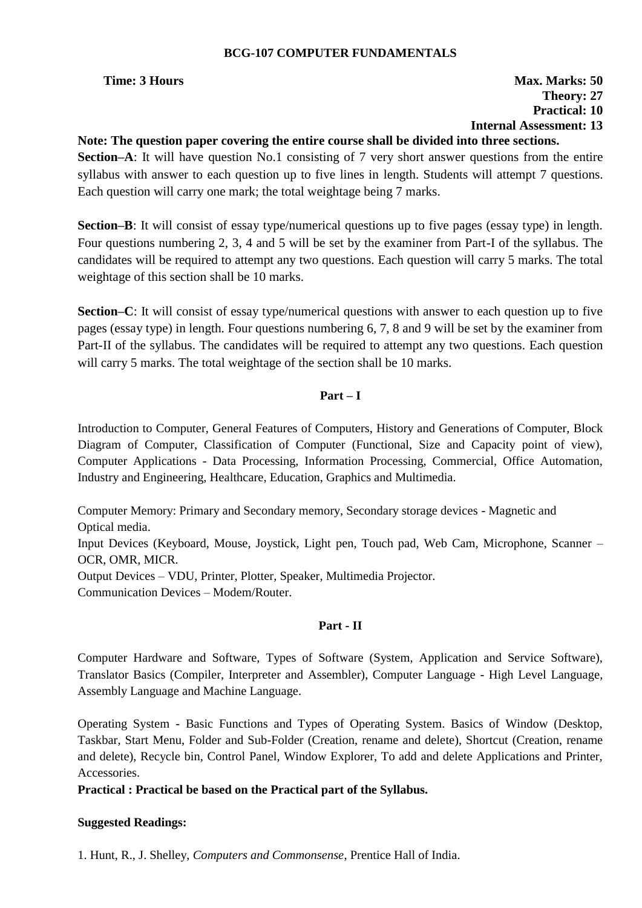## BCG-107 COMPUTER FUNDAMENTALS

**Time: 3 Hours**

**Max. Marks: 50**
**Theory: 27**
**Practical: 10**
**Internal Assessment: 13**

**Note: The question paper covering the entire course shall be divided into three sections.**

**Section–A**: It will have question No.1 consisting of 7 very short answer questions from the entire syllabus with answer to each question up to five lines in length. Students will attempt 7 questions. Each question will carry one mark; the total weightage being 7 marks.

**Section–B**: It will consist of essay type/numerical questions up to five pages (essay type) in length. Four questions numbering 2, 3, 4 and 5 will be set by the examiner from Part-I of the syllabus. The candidates will be required to attempt any two questions. Each question will carry 5 marks. The total weightage of this section shall be 10 marks.

**Section–C**: It will consist of essay type/numerical questions with answer to each question up to five pages (essay type) in length. Four questions numbering 6, 7, 8 and 9 will be set by the examiner from Part-II of the syllabus. The candidates will be required to attempt any two questions. Each question will carry 5 marks. The total weightage of the section shall be 10 marks.

### Part – I

Introduction to Computer, General Features of Computers, History and Generations of Computer, Block Diagram of Computer, Classification of Computer (Functional, Size and Capacity point of view), Computer Applications - Data Processing, Information Processing, Commercial, Office Automation, Industry and Engineering, Healthcare, Education, Graphics and Multimedia.

Computer Memory: Primary and Secondary memory, Secondary storage devices - Magnetic and Optical media.
Input Devices (Keyboard, Mouse, Joystick, Light pen, Touch pad, Web Cam, Microphone, Scanner – OCR, OMR, MICR.
Output Devices – VDU, Printer, Plotter, Speaker, Multimedia Projector.
Communication Devices – Modem/Router.

### Part - II

Computer Hardware and Software, Types of Software (System, Application and Service Software), Translator Basics (Compiler, Interpreter and Assembler), Computer Language - High Level Language, Assembly Language and Machine Language.

Operating System - Basic Functions and Types of Operating System. Basics of Window (Desktop, Taskbar, Start Menu, Folder and Sub-Folder (Creation, rename and delete), Shortcut (Creation, rename and delete), Recycle bin, Control Panel, Window Explorer, To add and delete Applications and Printer, Accessories.

**Practical : Practical be based on the Practical part of the Syllabus.**

**Suggested Readings:**

1. Hunt, R., J. Shelley, *Computers and Commonsense,* Prentice Hall of India.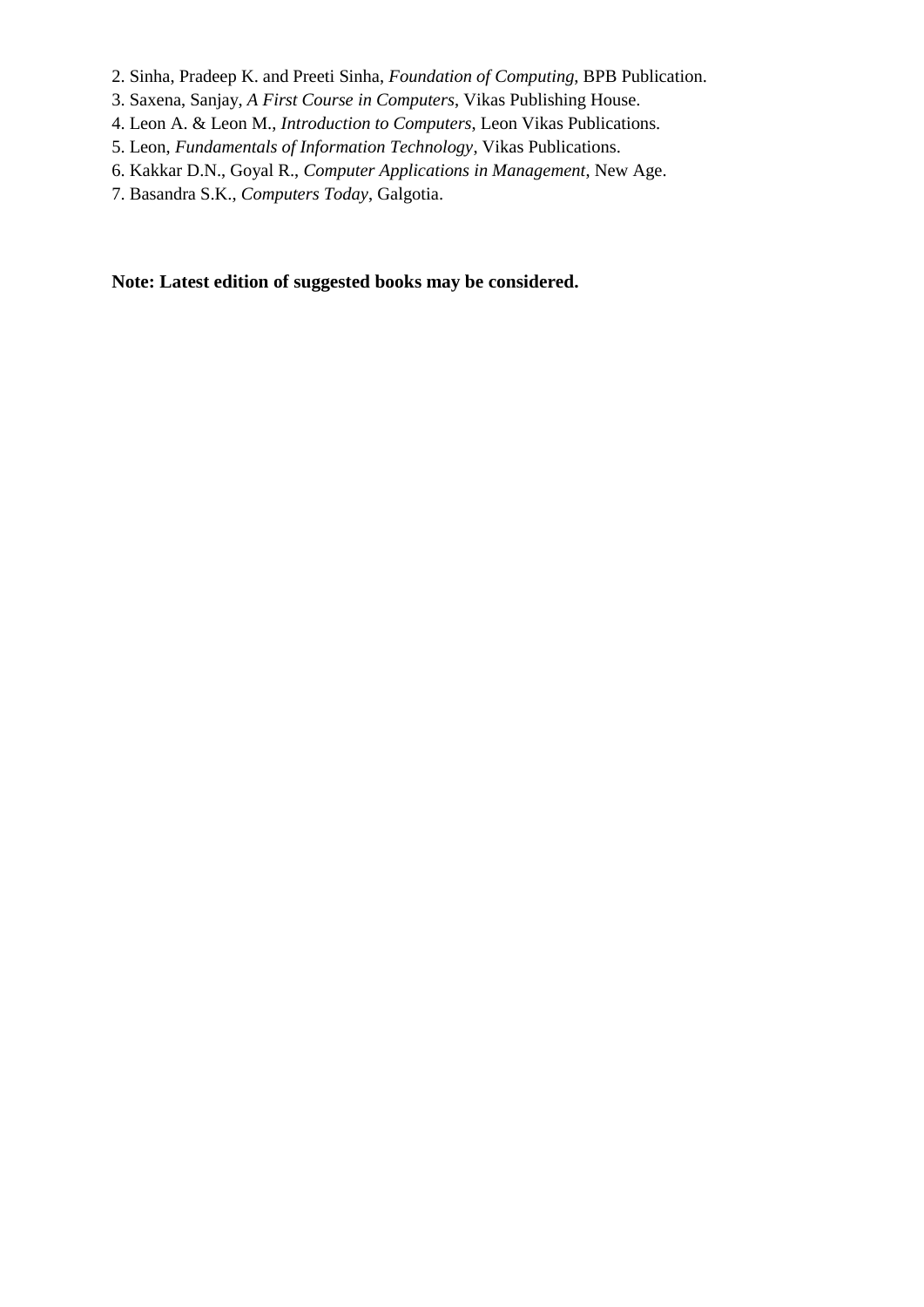2. Sinha, Pradeep K. and Preeti Sinha, *Foundation of Computing*, BPB Publication.
3. Saxena, Sanjay, *A First Course in Computers*, Vikas Publishing House.
4. Leon A. & Leon M., *Introduction to Computers*, Leon Vikas Publications.
5. Leon, *Fundamentals of Information Technology*, Vikas Publications.
6. Kakkar D.N., Goyal R., *Computer Applications in Management*, New Age.
7. Basandra S.K., *Computers Today*, Galgotia.

**Note: Latest edition of suggested books may be considered.**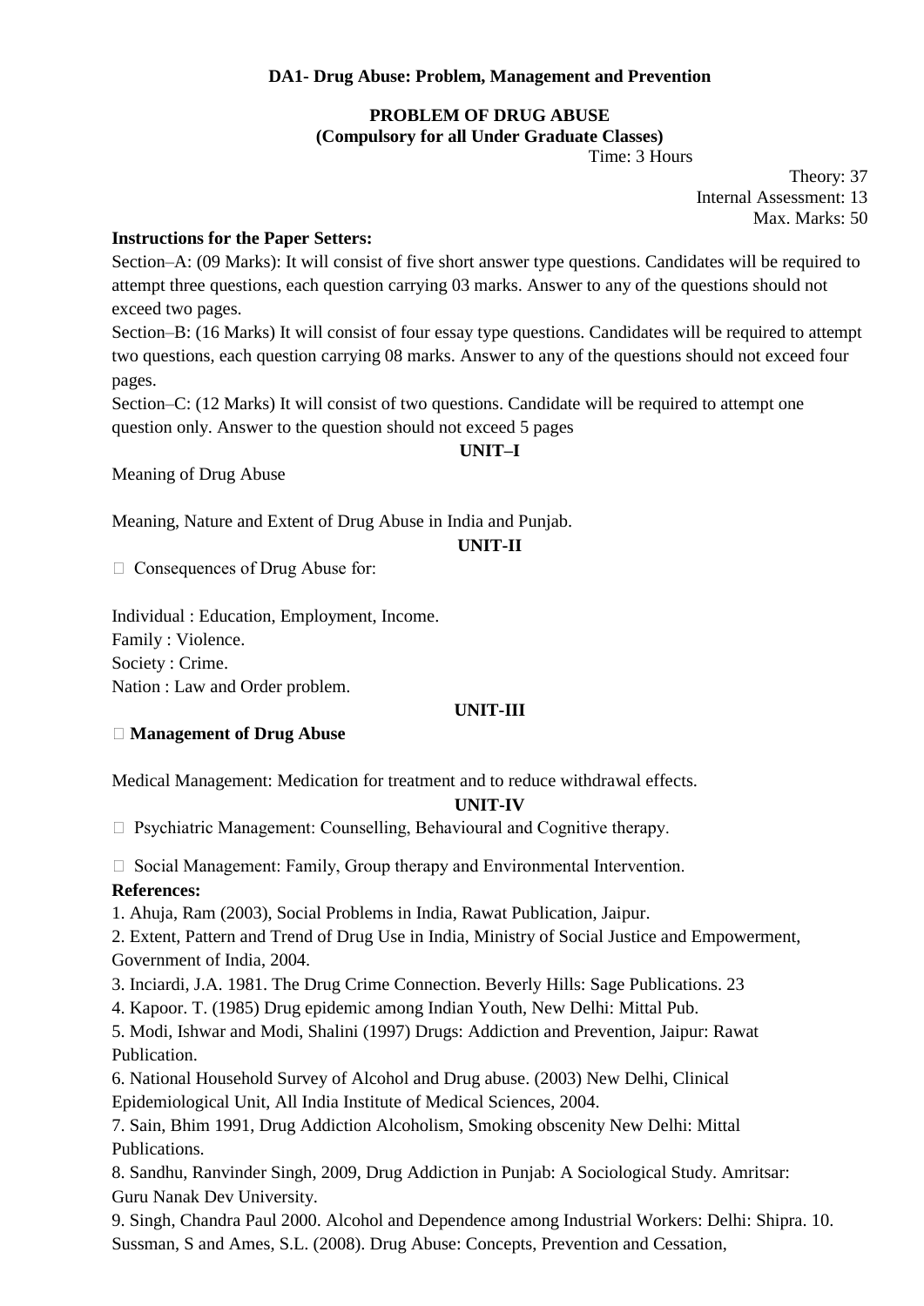**DA1- Drug Abuse: Problem, Management and Prevention**

**PROBLEM OF DRUG ABUSE**
**(Compulsory for all Under Graduate Classes)**

Time: 3 Hours

Theory: 37
Internal Assessment: 13
Max. Marks: 50

**Instructions for the Paper Setters:**

Section–A: (09 Marks): It will consist of five short answer type questions. Candidates will be required to attempt three questions, each question carrying 03 marks. Answer to any of the questions should not exceed two pages.

Section–B: (16 Marks) It will consist of four essay type questions. Candidates will be required to attempt two questions, each question carrying 08 marks. Answer to any of the questions should not exceed four pages.

Section–C: (12 Marks) It will consist of two questions. Candidate will be required to attempt one question only. Answer to the question should not exceed 5 pages

**UNIT–I**

Meaning of Drug Abuse

Meaning, Nature and Extent of Drug Abuse in India and Punjab.

**UNIT-II**

- Consequences of Drug Abuse for:

Individual : Education, Employment, Income.
Family : Violence.
Society : Crime.
Nation : Law and Order problem.

**UNIT-III**

- **Management of Drug Abuse**

Medical Management: Medication for treatment and to reduce withdrawal effects.

**UNIT-IV**

- Psychiatric Management: Counselling, Behavioural and Cognitive therapy.
- Social Management: Family, Group therapy and Environmental Intervention.

**References:**

1. Ahuja, Ram (2003), Social Problems in India, Rawat Publication, Jaipur.
2. Extent, Pattern and Trend of Drug Use in India, Ministry of Social Justice and Empowerment, Government of India, 2004.
3. Inciardi, J.A. 1981. The Drug Crime Connection. Beverly Hills: Sage Publications. 23
4. Kapoor. T. (1985) Drug epidemic among Indian Youth, New Delhi: Mittal Pub.
5. Modi, Ishwar and Modi, Shalini (1997) Drugs: Addiction and Prevention, Jaipur: Rawat Publication.
6. National Household Survey of Alcohol and Drug abuse. (2003) New Delhi, Clinical Epidemiological Unit, All India Institute of Medical Sciences, 2004.
7. Sain, Bhim 1991, Drug Addiction Alcoholism, Smoking obscenity New Delhi: Mittal Publications.
8. Sandhu, Ranvinder Singh, 2009, Drug Addiction in Punjab: A Sociological Study. Amritsar: Guru Nanak Dev University.
9. Singh, Chandra Paul 2000. Alcohol and Dependence among Industrial Workers: Delhi: Shipra.
10. Sussman, S and Ames, S.L. (2008). Drug Abuse: Concepts, Prevention and Cessation,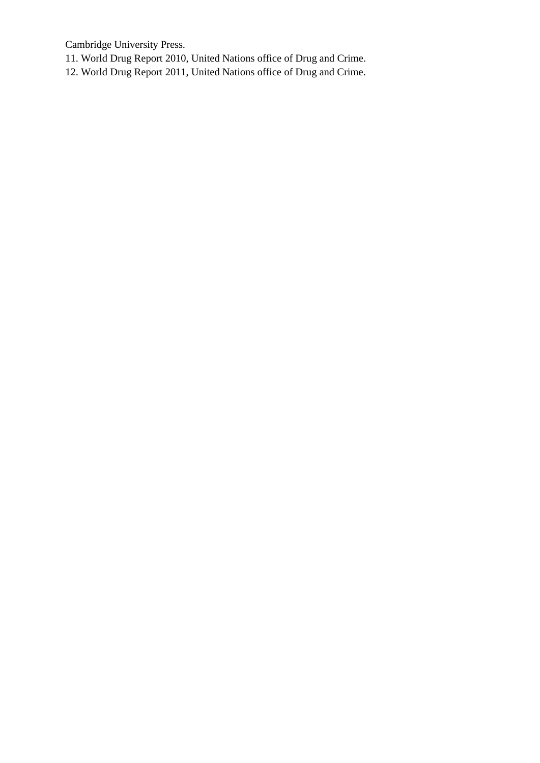Cambridge University Press.

11. World Drug Report 2010, United Nations office of Drug and Crime.
12. World Drug Report 2011, United Nations office of Drug and Crime.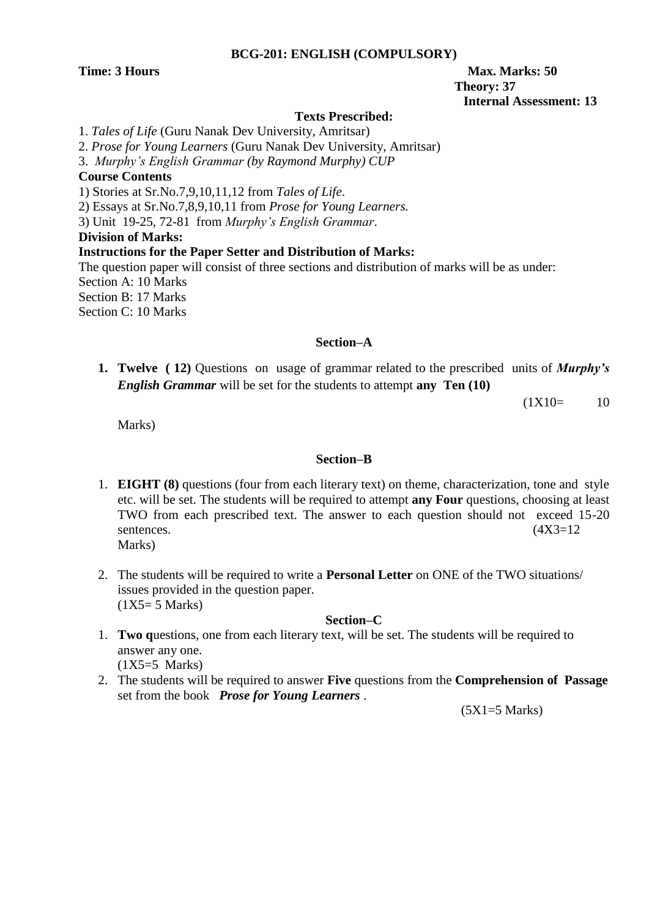## BCG-201: ENGLISH (COMPULSORY)

**Time: 3 Hours** **Max. Marks: 50**

**Theory: 37**

**Internal Assessment: 13**

**Texts Prescribed:**

1. *Tales of Life* (Guru Nanak Dev University, Amritsar)
2. *Prose for Young Learners* (Guru Nanak Dev University, Amritsar)
3. *Murphy's English Grammar (by Raymond Murphy) CUP*

**Course Contents**

1) Stories at Sr.No.7,9,10,11,12 from *Tales of Life*.
2) Essays at Sr.No.7,8,9,10,11 from *Prose for Young Learners.*
3) Unit 19-25, 72-81 from *Murphy's English Grammar*.

**Division of Marks:**

**Instructions for the Paper Setter and Distribution of Marks:**

The question paper will consist of three sections and distribution of marks will be as under:

Section A: 10 Marks
Section B: 17 Marks
Section C: 10 Marks

### Section–A

1. **Twelve (12)** Questions on usage of grammar related to the prescribed units of ***Murphy's English Grammar*** will be set for the students to attempt **any Ten (10)**

(1X10= 10 Marks)

### Section–B

1. **EIGHT (8)** questions (four from each literary text) on theme, characterization, tone and style etc. will be set. The students will be required to attempt **any Four** questions, choosing at least TWO from each prescribed text. The answer to each question should not exceed 15-20 sentences. (4X3=12 Marks)

2. The students will be required to write a **Personal Letter** on ONE of the TWO situations/ issues provided in the question paper.
(1X5= 5 Marks)

### Section–C

1. **Two q**uestions, one from each literary text, will be set. The students will be required to answer any one.
(1X5=5 Marks)
2. The students will be required to answer **Five** questions from the **Comprehension of Passage** set from the book ***Prose for Young Learners*** .

(5X1=5 Marks)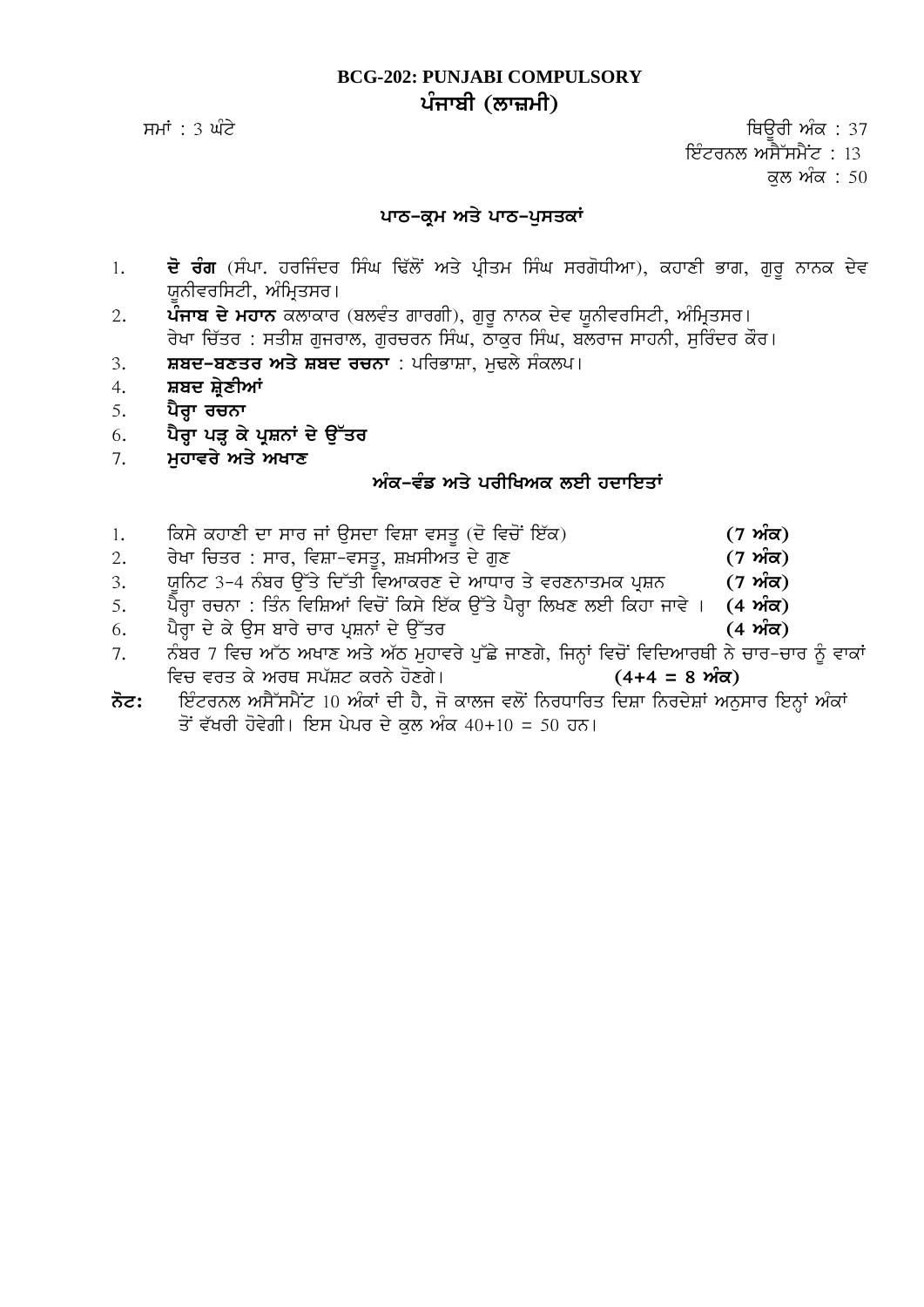## BCG-202: PUNJABI COMPULSORY
## ਪੰਜਾਬੀ (ਲਾਜ਼ਮੀ)

ਸਮਾਂ : 3 ਘੰਟੇ

ਥਿਊਰੀ ਅੰਕ : 37
ਇੰਟਰਨਲ ਅਸੈੱਸਮੈਂਟ : 13
ਕੁਲ ਅੰਕ : 50

### ਪਾਠ-ਕ੍ਰਮ ਅਤੇ ਪਾਠ-ਪੁਸਤਕਾਂ

1. **ਦੋ ਰੰਗ** (ਸੰਪਾ. ਹਰਜਿੰਦਰ ਸਿੰਘ ਢਿੱਲੋਂ ਅਤੇ ਪ੍ਰੀਤਮ ਸਿੰਘ ਸਰਗੋਧੀਆ), ਕਹਾਣੀ ਭਾਗ, ਗੁਰੂ ਨਾਨਕ ਦੇਵ ਯੂਨੀਵਰਸਿਟੀ, ਅੰਮ੍ਰਿਤਸਰ।
2. **ਪੰਜਾਬ ਦੇ ਮਹਾਨ** ਕਲਾਕਾਰ (ਬਲਵੰਤ ਗਾਰਗੀ), ਗੁਰੂ ਨਾਨਕ ਦੇਵ ਯੂਨੀਵਰਸਿਟੀ, ਅੰਮ੍ਰਿਤਸਰ।
   ਰੇਖਾ ਚਿੱਤਰ : ਸਤੀਸ਼ ਗੁਜਰਾਲ, ਗੁਰਚਰਨ ਸਿੰਘ, ਠਾਕੁਰ ਸਿੰਘ, ਬਲਰਾਜ ਸਾਹਨੀ, ਸੁਰਿੰਦਰ ਕੌਰ।
3. **ਸ਼ਬਦ-ਬਣਤਰ ਅਤੇ ਸ਼ਬਦ ਰਚਨਾ** : ਪਰਿਭਾਸ਼ਾ, ਮੁਢਲੇ ਸੰਕਲਪ।
4. **ਸ਼ਬਦ ਸ਼੍ਰੇਣੀਆਂ**
5. **ਪੈਰ੍ਹਾ ਰਚਨਾ**
6. **ਪੈਰ੍ਹਾ ਪੜ੍ਹ ਕੇ ਪ੍ਰਸ਼ਨਾਂ ਦੇ ਉੱਤਰ**
7. **ਮੁਹਾਵਰੇ ਅਤੇ ਅਖਾਣ**

### ਅੰਕ-ਵੰਡ ਅਤੇ ਪਰੀਖਿਅਕ ਲਈ ਹਦਾਇਤਾਂ

1. ਕਿਸੇ ਕਹਾਣੀ ਦਾ ਸਾਰ ਜਾਂ ਉਸਦਾ ਵਿਸ਼ਾ ਵਸਤੂ (ਦੋ ਵਿਚੋਂ ਇੱਕ) **(7 ਅੰਕ)**
2. ਰੇਖਾ ਚਿਤਰ : ਸਾਰ, ਵਿਸ਼ਾ-ਵਸਤੂ, ਸ਼ਖ਼ਸੀਅਤ ਦੇ ਗੁਣ **(7 ਅੰਕ)**
3. ਯੂਨਿਟ 3-4 ਨੰਬਰ ਉੱਤੇ ਦਿੱਤੀ ਵਿਆਕਰਣ ਦੇ ਆਧਾਰ ਤੇ ਵਰਣਨਾਤਮਕ ਪ੍ਰਸ਼ਨ **(7 ਅੰਕ)**
5. ਪੈਰ੍ਹਾ ਰਚਨਾ : ਤਿੰਨ ਵਿਸ਼ਿਆਂ ਵਿਚੋਂ ਕਿਸੇ ਇੱਕ ਉੱਤੇ ਪੈਰ੍ਹਾ ਲਿਖਣ ਲਈ ਕਿਹਾ ਜਾਵੇ । **(4 ਅੰਕ)**
6. ਪੈਰ੍ਹਾ ਦੇ ਕੇ ਉਸ ਬਾਰੇ ਚਾਰ ਪ੍ਰਸ਼ਨਾਂ ਦੇ ਉੱਤਰ **(4 ਅੰਕ)**
7. ਨੰਬਰ 7 ਵਿਚ ਅੱਠ ਅਖਾਣ ਅਤੇ ਅੱਠ ਮੁਹਾਵਰੇ ਪੁੱਛੇ ਜਾਣਗੇ, ਜਿਨ੍ਹਾਂ ਵਿਚੋਂ ਵਿਦਿਆਰਥੀ ਨੇ ਚਾਰ-ਚਾਰ ਨੂੰ ਵਾਕਾਂ ਵਿਚ ਵਰਤ ਕੇ ਅਰਥ ਸਪੱਸ਼ਟ ਕਰਨੇ ਹੋਣਗੇ। **(4+4 = 8 ਅੰਕ)**

**ਨੋਟ:** ਇੰਟਰਨਲ ਅਸੈੱਸਮੈਂਟ 10 ਅੰਕਾਂ ਦੀ ਹੈ, ਜੋ ਕਾਲਜ ਵਲੋਂ ਨਿਰਧਾਰਿਤ ਦਿਸ਼ਾ ਨਿਰਦੇਸ਼ਾਂ ਅਨੁਸਾਰ ਇਨ੍ਹਾਂ ਅੰਕਾਂ ਤੋਂ ਵੱਖਰੀ ਹੋਵੇਗੀ। ਇਸ ਪੇਪਰ ਦੇ ਕੁਲ ਅੰਕ 40+10 = 50 ਹਨ।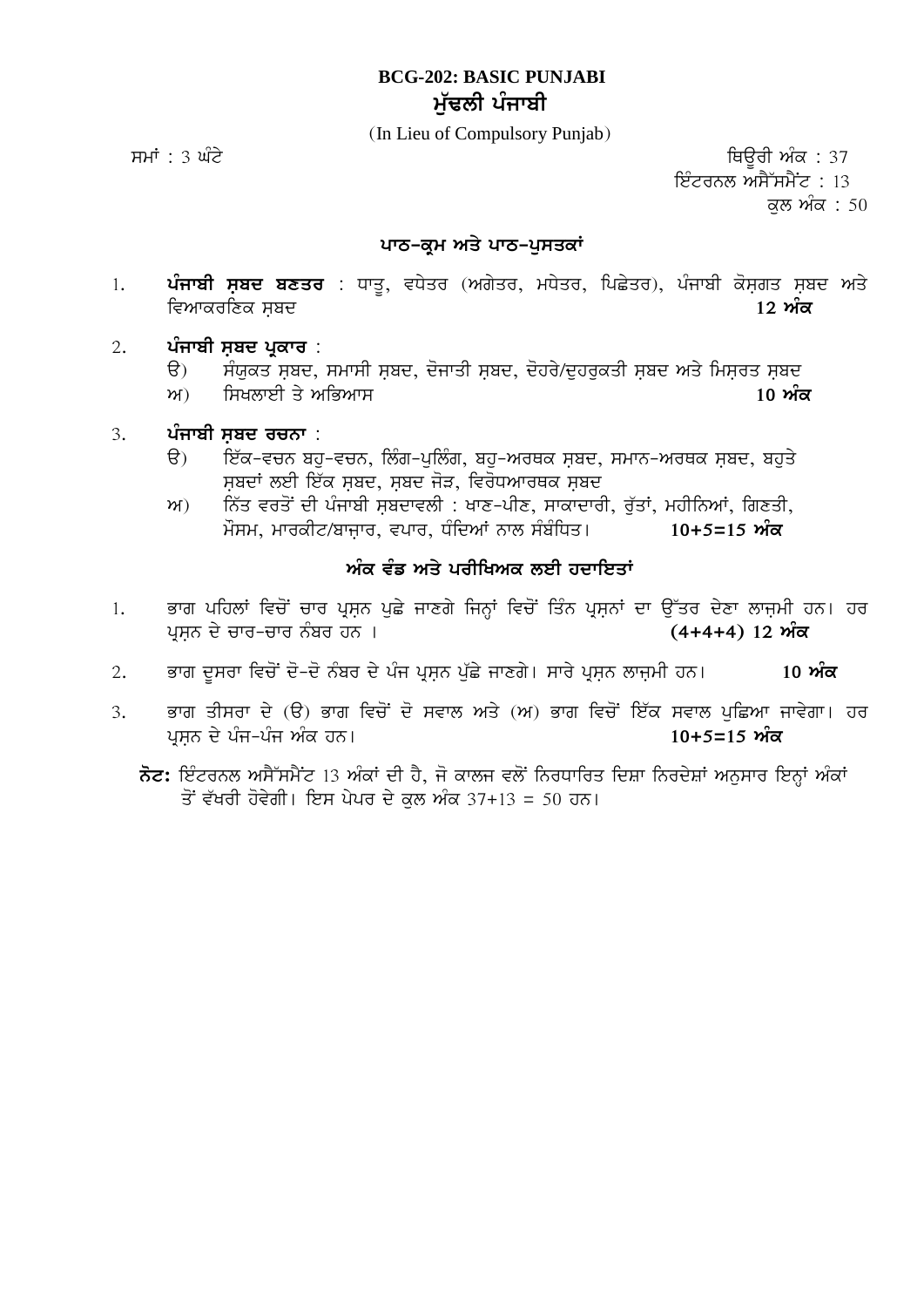**BCG-202: BASIC PUNJABI**

**ਮੁੱਢਲੀ ਪੰਜਾਬੀ**

(In Lieu of Compulsory Punjab)

ਸਮਾਂ : 3 ਘੰਟੇ

ਥਿਊਰੀ ਅੰਕ : 37

ਇੰਟਰਨਲ ਅਸੈੱਸਮੈਂਟ : 13

ਕੁਲ ਅੰਕ : 50

## ਪਾਠ-ਕ੍ਰਮ ਅਤੇ ਪਾਠ-ਪੁਸਤਕਾਂ

1. **ਪੰਜਾਬੀ ਸ਼ਬਦ ਬਣਤਰ** : ਧਾਤੂ, ਵਧੇਤਰ (ਅਗੇਤਰ, ਮਧੇਤਰ, ਪਿਛੇਤਰ), ਪੰਜਾਬੀ ਕੋਸ਼ਗਤ ਸ਼ਬਦ ਅਤੇ ਵਿਆਕਰਣਿਕ ਸ਼ਬਦ **12 ਅੰਕ**

2. **ਪੰਜਾਬੀ ਸ਼ਬਦ ਪ੍ਰਕਾਰ** :
   - ੳ) ਸੰਯੁਕਤ ਸ਼ਬਦ, ਸਮਾਸੀ ਸ਼ਬਦ, ਦੋਜਾਤੀ ਸ਼ਬਦ, ਦੋਹਰੇ/ਦੁਹਰੁਕਤੀ ਸ਼ਬਦ ਅਤੇ ਮਿਸ਼ਰਤ ਸ਼ਬਦ
   - ਅ) ਸਿਖਲਾਈ ਤੇ ਅਭਿਆਸ **10 ਅੰਕ**

3. **ਪੰਜਾਬੀ ਸ਼ਬਦ ਰਚਨਾ** :
   - ੳ) ਇੱਕ-ਵਚਨ ਬਹੁ-ਵਚਨ, ਲਿੰਗ-ਪੁਲਿੰਗ, ਬਹੁ-ਅਰਥਕ ਸ਼ਬਦ, ਸਮਾਨ-ਅਰਥਕ ਸ਼ਬਦ, ਬਹੁਤੇ ਸ਼ਬਦਾਂ ਲਈ ਇੱਕ ਸ਼ਬਦ, ਸ਼ਬਦ ਜੋੜ, ਵਿਰੋਧਆਰਥਕ ਸ਼ਬਦ
   - ਅ) ਨਿੱਤ ਵਰਤੋਂ ਦੀ ਪੰਜਾਬੀ ਸ਼ਬਦਾਵਲੀ : ਖਾਣ-ਪੀਣ, ਸਾਕਾਦਾਰੀ, ਰੁੱਤਾਂ, ਮਹੀਨਿਆਂ, ਗਿਣਤੀ, ਮੌਸਮ, ਮਾਰਕੀਟ/ਬਾਜ਼ਾਰ, ਵਪਾਰ, ਧੰਦਿਆਂ ਨਾਲ ਸੰਬੰਧਿਤ। **10+5=15 ਅੰਕ**

## ਅੰਕ ਵੰਡ ਅਤੇ ਪਰੀਖਿਅਕ ਲਈ ਹਦਾਇਤਾਂ

1. ਭਾਗ ਪਹਿਲਾਂ ਵਿਚੋਂ ਚਾਰ ਪ੍ਰਸ਼ਨ ਪੁਛੇ ਜਾਣਗੇ ਜਿਨ੍ਹਾਂ ਵਿਚੋਂ ਤਿੰਨ ਪ੍ਰਸ਼ਨਾਂ ਦਾ ਉੱਤਰ ਦੇਣਾ ਲਾਜ਼ਮੀ ਹਨ। ਹਰ ਪ੍ਰਸ਼ਨ ਦੇ ਚਾਰ-ਚਾਰ ਨੰਬਰ ਹਨ । **(4+4+4) 12 ਅੰਕ**

2. ਭਾਗ ਦੂਸਰਾ ਵਿਚੋਂ ਦੋ-ਦੋ ਨੰਬਰ ਦੇ ਪੰਜ ਪ੍ਰਸ਼ਨ ਪੁੱਛੇ ਜਾਣਗੇ। ਸਾਰੇ ਪ੍ਰਸ਼ਨ ਲਾਜ਼ਮੀ ਹਨ। **10 ਅੰਕ**

3. ਭਾਗ ਤੀਸਰਾ ਦੇ (ੳ) ਭਾਗ ਵਿਚੋਂ ਦੋ ਸਵਾਲ ਅਤੇ (ਅ) ਭਾਗ ਵਿਚੋਂ ਇੱਕ ਸਵਾਲ ਪੁਛਿਆ ਜਾਵੇਗਾ। ਹਰ ਪ੍ਰਸ਼ਨ ਦੇ ਪੰਜ-ਪੰਜ ਅੰਕ ਹਨ। **10+5=15 ਅੰਕ**

**ਨੋਟ:** ਇੰਟਰਨਲ ਅਸੈੱਸਮੈਂਟ 13 ਅੰਕਾਂ ਦੀ ਹੈ, ਜੋ ਕਾਲਜ ਵਲੋਂ ਨਿਰਧਾਰਿਤ ਦਿਸ਼ਾ ਨਿਰਦੇਸ਼ਾਂ ਅਨੁਸਾਰ ਇਨ੍ਹਾਂ ਅੰਕਾਂ ਤੋਂ ਵੱਖਰੀ ਹੋਵੇਗੀ। ਇਸ ਪੇਪਰ ਦੇ ਕੁਲ ਅੰਕ 37+13 = 50 ਹਨ।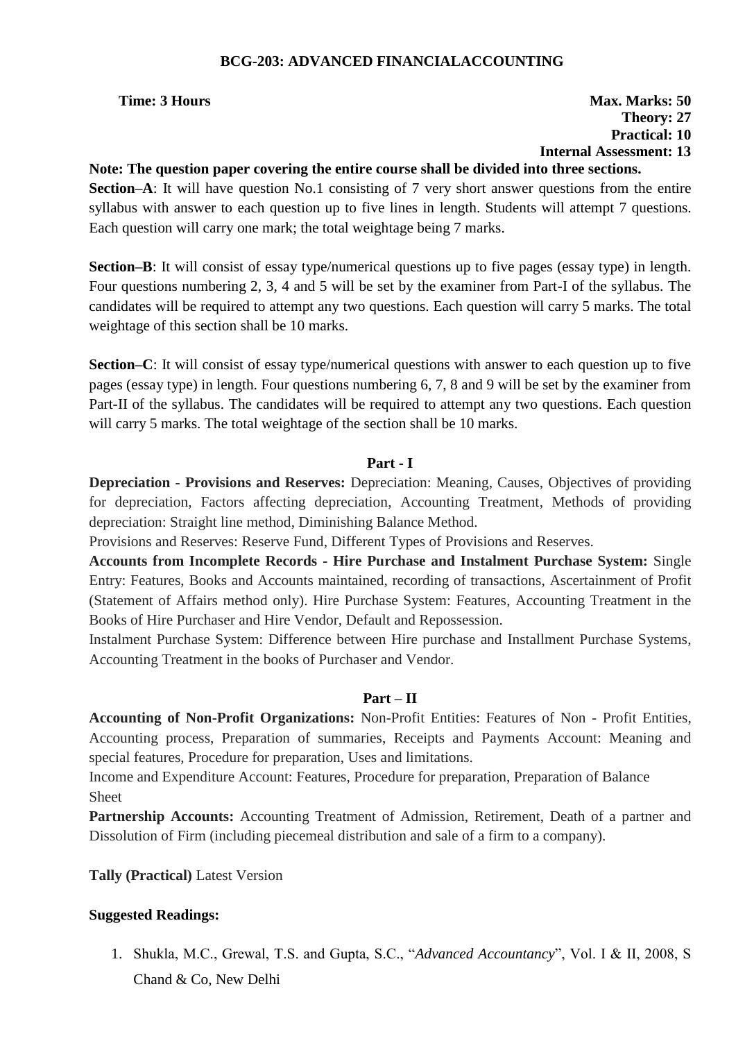## BCG-203: ADVANCED FINANCIALACCOUNTING

**Time: 3 Hours** **Max. Marks: 50**
**Theory: 27**
**Practical: 10**
**Internal Assessment: 13**

**Note: The question paper covering the entire course shall be divided into three sections.**

**Section–A**: It will have question No.1 consisting of 7 very short answer questions from the entire syllabus with answer to each question up to five lines in length. Students will attempt 7 questions. Each question will carry one mark; the total weightage being 7 marks.

**Section–B**: It will consist of essay type/numerical questions up to five pages (essay type) in length. Four questions numbering 2, 3, 4 and 5 will be set by the examiner from Part-I of the syllabus. The candidates will be required to attempt any two questions. Each question will carry 5 marks. The total weightage of this section shall be 10 marks.

**Section–C**: It will consist of essay type/numerical questions with answer to each question up to five pages (essay type) in length. Four questions numbering 6, 7, 8 and 9 will be set by the examiner from Part-II of the syllabus. The candidates will be required to attempt any two questions. Each question will carry 5 marks. The total weightage of the section shall be 10 marks.

### Part - I

**Depreciation - Provisions and Reserves:** Depreciation: Meaning, Causes, Objectives of providing for depreciation, Factors affecting depreciation, Accounting Treatment, Methods of providing depreciation: Straight line method, Diminishing Balance Method.

Provisions and Reserves: Reserve Fund, Different Types of Provisions and Reserves.

**Accounts from Incomplete Records - Hire Purchase and Instalment Purchase System:** Single Entry: Features, Books and Accounts maintained, recording of transactions, Ascertainment of Profit (Statement of Affairs method only). Hire Purchase System: Features, Accounting Treatment in the Books of Hire Purchaser and Hire Vendor, Default and Repossession.

Instalment Purchase System: Difference between Hire purchase and Installment Purchase Systems, Accounting Treatment in the books of Purchaser and Vendor.

### Part – II

**Accounting of Non-Profit Organizations:** Non-Profit Entities: Features of Non - Profit Entities, Accounting process, Preparation of summaries, Receipts and Payments Account: Meaning and special features, Procedure for preparation, Uses and limitations.

Income and Expenditure Account: Features, Procedure for preparation, Preparation of Balance Sheet

**Partnership Accounts:** Accounting Treatment of Admission, Retirement, Death of a partner and Dissolution of Firm (including piecemeal distribution and sale of a firm to a company).

**Tally (Practical)** Latest Version

**Suggested Readings:**

1. Shukla, M.C., Grewal, T.S. and Gupta, S.C., "*Advanced Accountancy*", Vol. I & II, 2008, S Chand & Co, New Delhi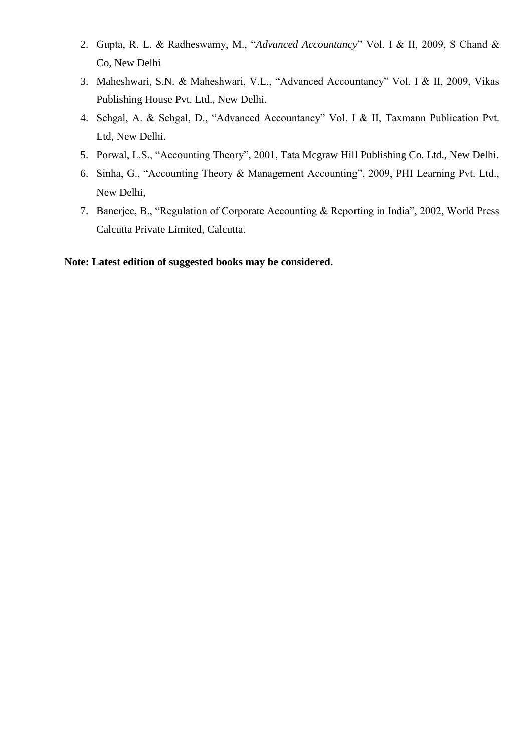2. Gupta, R. L. & Radheswamy, M., "*Advanced Accountancy*" Vol. I & II, 2009, S Chand & Co, New Delhi
3. Maheshwari, S.N. & Maheshwari, V.L., "Advanced Accountancy" Vol. I & II, 2009, Vikas Publishing House Pvt. Ltd., New Delhi.
4. Sehgal, A. & Sehgal, D., "Advanced Accountancy" Vol. I & II, Taxmann Publication Pvt. Ltd, New Delhi.
5. Porwal, L.S., "Accounting Theory", 2001, Tata Mcgraw Hill Publishing Co. Ltd., New Delhi.
6. Sinha, G., "Accounting Theory & Management Accounting", 2009, PHI Learning Pvt. Ltd., New Delhi,
7. Banerjee, B., "Regulation of Corporate Accounting & Reporting in India", 2002, World Press Calcutta Private Limited, Calcutta.

**Note: Latest edition of suggested books may be considered.**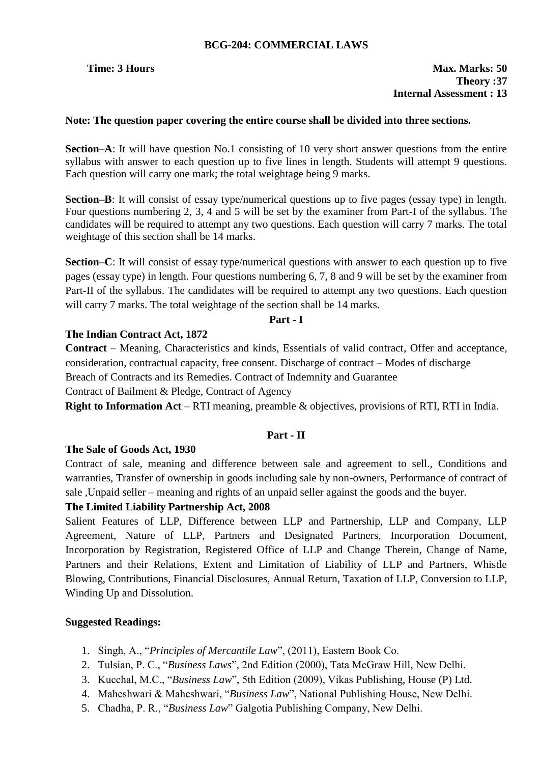# BCG-204: COMMERCIAL LAWS

**Time: 3 Hours** **Max. Marks: 50**
**Theory :37**
**Internal Assessment : 13**

**Note: The question paper covering the entire course shall be divided into three sections.**

**Section–A**: It will have question No.1 consisting of 10 very short answer questions from the entire syllabus with answer to each question up to five lines in length. Students will attempt 9 questions. Each question will carry one mark; the total weightage being 9 marks.

**Section–B**: It will consist of essay type/numerical questions up to five pages (essay type) in length. Four questions numbering 2, 3, 4 and 5 will be set by the examiner from Part-I of the syllabus. The candidates will be required to attempt any two questions. Each question will carry 7 marks. The total weightage of this section shall be 14 marks.

**Section–C**: It will consist of essay type/numerical questions with answer to each question up to five pages (essay type) in length. Four questions numbering 6, 7, 8 and 9 will be set by the examiner from Part-II of the syllabus. The candidates will be required to attempt any two questions. Each question will carry 7 marks. The total weightage of the section shall be 14 marks.

## Part - I

**The Indian Contract Act, 1872**

**Contract** – Meaning, Characteristics and kinds, Essentials of valid contract, Offer and acceptance, consideration, contractual capacity, free consent. Discharge of contract – Modes of discharge
Breach of Contracts and its Remedies. Contract of Indemnity and Guarantee
Contract of Bailment & Pledge, Contract of Agency

**Right to Information Act** – RTI meaning, preamble & objectives, provisions of RTI, RTI in India.

## Part - II

**The Sale of Goods Act, 1930**

Contract of sale, meaning and difference between sale and agreement to sell., Conditions and warranties, Transfer of ownership in goods including sale by non-owners, Performance of contract of sale ,Unpaid seller – meaning and rights of an unpaid seller against the goods and the buyer.

**The Limited Liability Partnership Act, 2008**

Salient Features of LLP, Difference between LLP and Partnership, LLP and Company, LLP Agreement, Nature of LLP, Partners and Designated Partners, Incorporation Document, Incorporation by Registration, Registered Office of LLP and Change Therein, Change of Name, Partners and their Relations, Extent and Limitation of Liability of LLP and Partners, Whistle Blowing, Contributions, Financial Disclosures, Annual Return, Taxation of LLP, Conversion to LLP, Winding Up and Dissolution.

**Suggested Readings:**

1. Singh, A., "*Principles of Mercantile Law*", (2011), Eastern Book Co.
2. Tulsian, P. C., "*Business Laws*", 2nd Edition (2000), Tata McGraw Hill, New Delhi.
3. Kucchal, M.C., "*Business Law*", 5th Edition (2009), Vikas Publishing, House (P) Ltd.
4. Maheshwari & Maheshwari, "*Business Law*", National Publishing House, New Delhi.
5. Chadha, P. R., "*Business Law*" Galgotia Publishing Company, New Delhi.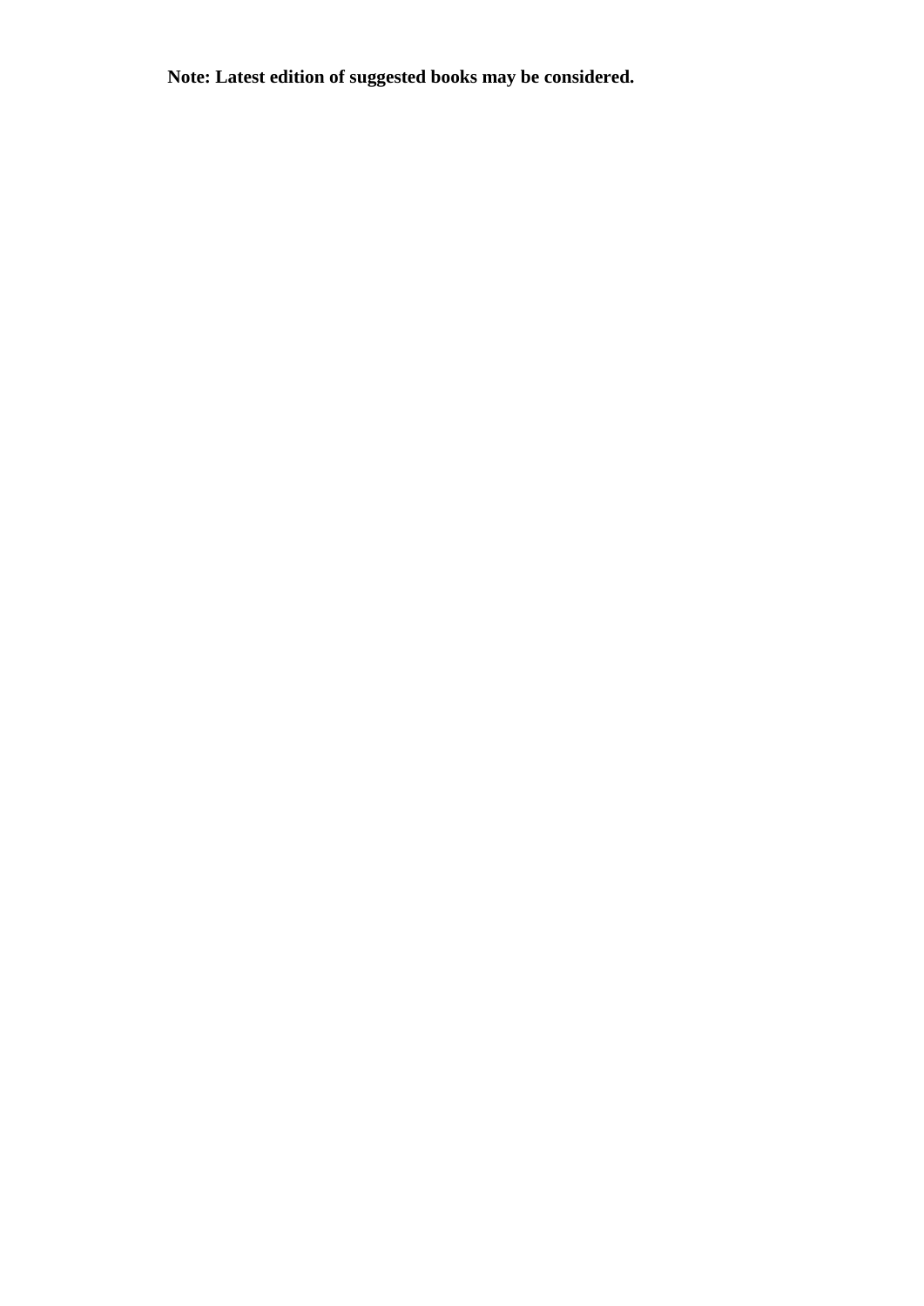**Note: Latest edition of suggested books may be considered.**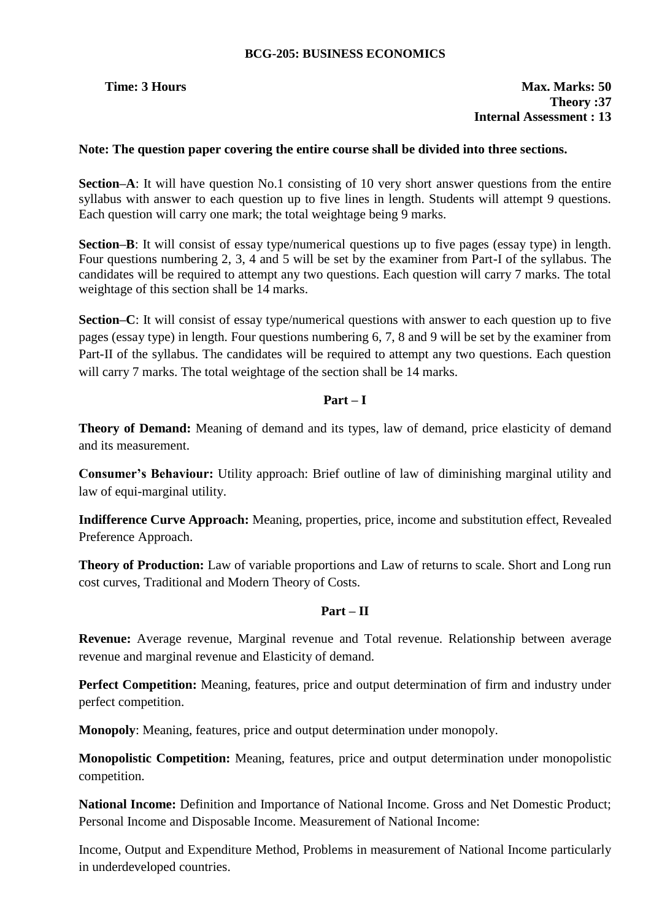## BCG-205: BUSINESS ECONOMICS

**Time: 3 Hours** **Max. Marks: 50**
**Theory :37**
**Internal Assessment : 13**

**Note: The question paper covering the entire course shall be divided into three sections.**

**Section–A**: It will have question No.1 consisting of 10 very short answer questions from the entire syllabus with answer to each question up to five lines in length. Students will attempt 9 questions. Each question will carry one mark; the total weightage being 9 marks.

**Section–B**: It will consist of essay type/numerical questions up to five pages (essay type) in length. Four questions numbering 2, 3, 4 and 5 will be set by the examiner from Part-I of the syllabus. The candidates will be required to attempt any two questions. Each question will carry 7 marks. The total weightage of this section shall be 14 marks.

**Section–C**: It will consist of essay type/numerical questions with answer to each question up to five pages (essay type) in length. Four questions numbering 6, 7, 8 and 9 will be set by the examiner from Part-II of the syllabus. The candidates will be required to attempt any two questions. Each question will carry 7 marks. The total weightage of the section shall be 14 marks.

### Part – I

**Theory of Demand:** Meaning of demand and its types, law of demand, price elasticity of demand and its measurement.

**Consumer's Behaviour:** Utility approach: Brief outline of law of diminishing marginal utility and law of equi-marginal utility.

**Indifference Curve Approach:** Meaning, properties, price, income and substitution effect, Revealed Preference Approach.

**Theory of Production:** Law of variable proportions and Law of returns to scale. Short and Long run cost curves, Traditional and Modern Theory of Costs.

### Part – II

**Revenue:** Average revenue, Marginal revenue and Total revenue. Relationship between average revenue and marginal revenue and Elasticity of demand.

**Perfect Competition:** Meaning, features, price and output determination of firm and industry under perfect competition.

**Monopoly**: Meaning, features, price and output determination under monopoly.

**Monopolistic Competition:** Meaning, features, price and output determination under monopolistic competition.

**National Income:** Definition and Importance of National Income. Gross and Net Domestic Product; Personal Income and Disposable Income. Measurement of National Income:

Income, Output and Expenditure Method, Problems in measurement of National Income particularly in underdeveloped countries.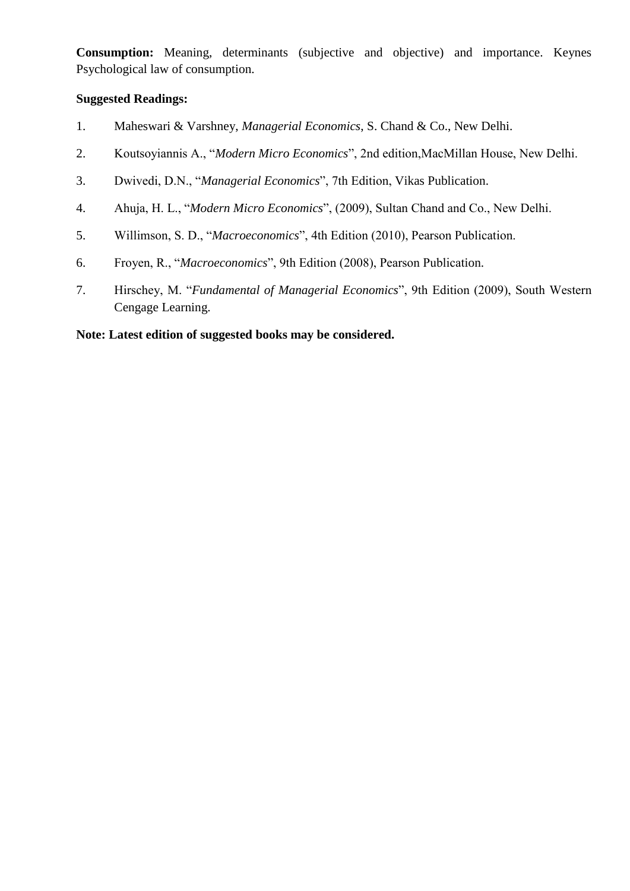**Consumption:** Meaning, determinants (subjective and objective) and importance. Keynes Psychological law of consumption.

**Suggested Readings:**

1. Maheswari & Varshney, *Managerial Economics*, S. Chand & Co., New Delhi.
2. Koutsoyiannis A., "*Modern Micro Economics*", 2nd edition,MacMillan House, New Delhi.
3. Dwivedi, D.N., "*Managerial Economics*", 7th Edition, Vikas Publication.
4. Ahuja, H. L., "*Modern Micro Economics*", (2009), Sultan Chand and Co., New Delhi.
5. Willimson, S. D., "*Macroeconomics*", 4th Edition (2010), Pearson Publication.
6. Froyen, R., "*Macroeconomics*", 9th Edition (2008), Pearson Publication.
7. Hirschey, M. "*Fundamental of Managerial Economics*", 9th Edition (2009), South Western Cengage Learning.

**Note: Latest edition of suggested books may be considered.**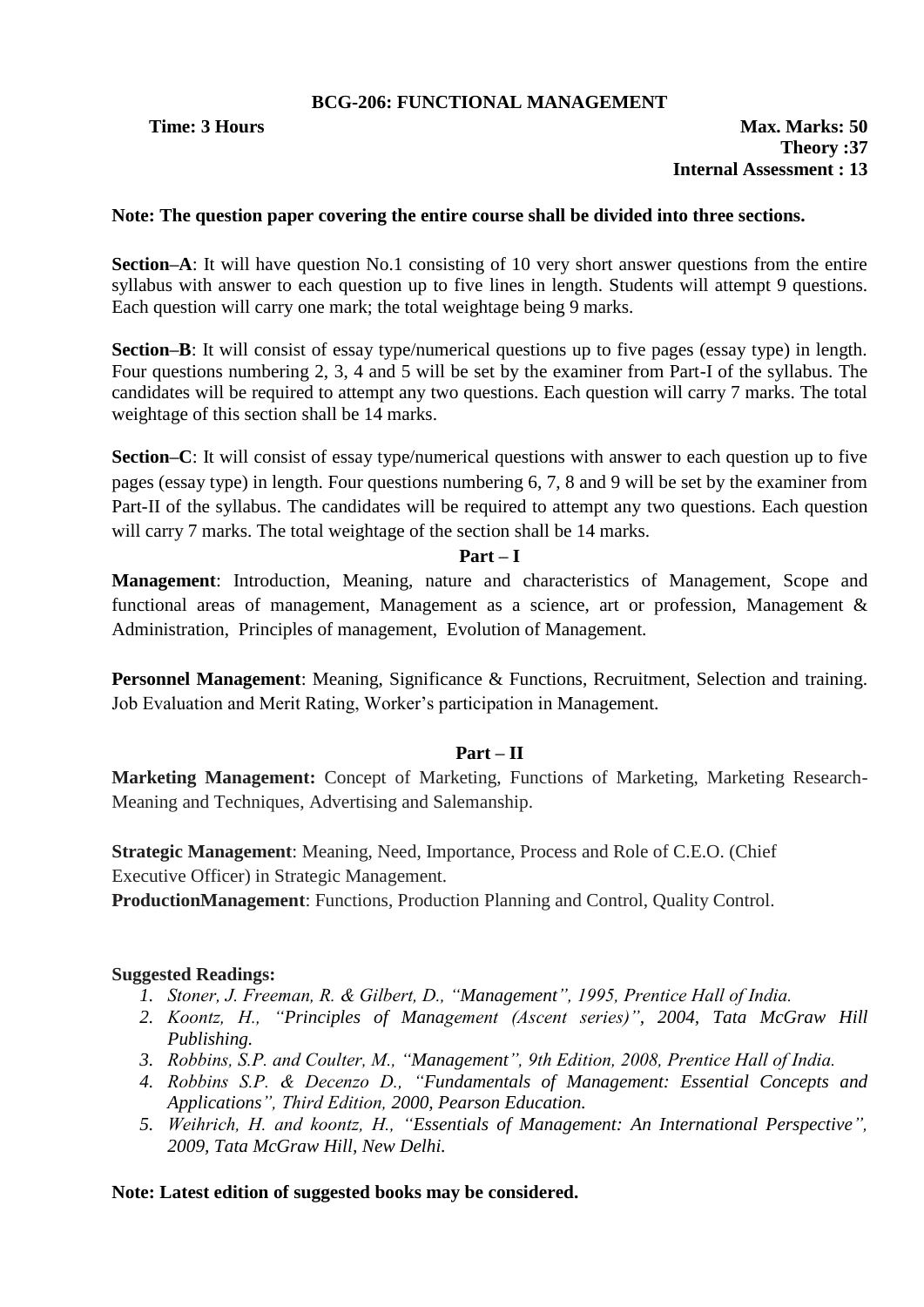**BCG-206: FUNCTIONAL MANAGEMENT**

**Time: 3 Hours** **Max. Marks: 50**

**Theory :37**

**Internal Assessment : 13**

**Note: The question paper covering the entire course shall be divided into three sections.**

**Section–A**: It will have question No.1 consisting of 10 very short answer questions from the entire syllabus with answer to each question up to five lines in length. Students will attempt 9 questions. Each question will carry one mark; the total weightage being 9 marks.

**Section–B**: It will consist of essay type/numerical questions up to five pages (essay type) in length. Four questions numbering 2, 3, 4 and 5 will be set by the examiner from Part-I of the syllabus. The candidates will be required to attempt any two questions. Each question will carry 7 marks. The total weightage of this section shall be 14 marks.

**Section–C**: It will consist of essay type/numerical questions with answer to each question up to five pages (essay type) in length. Four questions numbering 6, 7, 8 and 9 will be set by the examiner from Part-II of the syllabus. The candidates will be required to attempt any two questions. Each question will carry 7 marks. The total weightage of the section shall be 14 marks.

**Part – I**

**Management**: Introduction, Meaning, nature and characteristics of Management, Scope and functional areas of management, Management as a science, art or profession, Management & Administration, Principles of management, Evolution of Management.

**Personnel Management**: Meaning, Significance & Functions, Recruitment, Selection and training. Job Evaluation and Merit Rating, Worker's participation in Management.

**Part – II**

**Marketing Management:** Concept of Marketing, Functions of Marketing, Marketing Research-Meaning and Techniques, Advertising and Salemanship.

**Strategic Management**: Meaning, Need, Importance, Process and Role of C.E.O. (Chief Executive Officer) in Strategic Management.

**ProductionManagement**: Functions, Production Planning and Control, Quality Control.

**Suggested Readings:**

1. *Stoner, J. Freeman, R. & Gilbert, D., "Management", 1995, Prentice Hall of India.*
2. *Koontz, H., "Principles of Management (Ascent series)", 2004, Tata McGraw Hill Publishing.*
3. *Robbins, S.P. and Coulter, M., "Management", 9th Edition, 2008, Prentice Hall of India.*
4. *Robbins S.P. & Decenzo D., "Fundamentals of Management: Essential Concepts and Applications", Third Edition, 2000, Pearson Education.*
5. *Weihrich, H. and koontz, H., "Essentials of Management: An International Perspective", 2009, Tata McGraw Hill, New Delhi.*

**Note: Latest edition of suggested books may be considered.**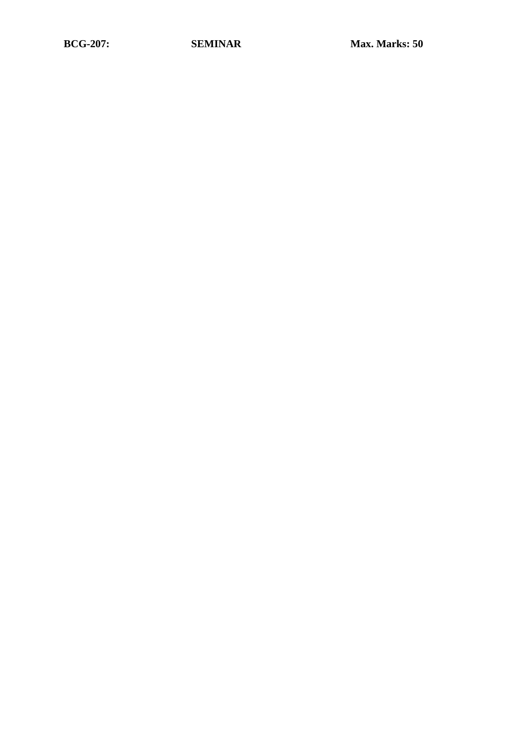**BCG-207: SEMINAR Max. Marks: 50**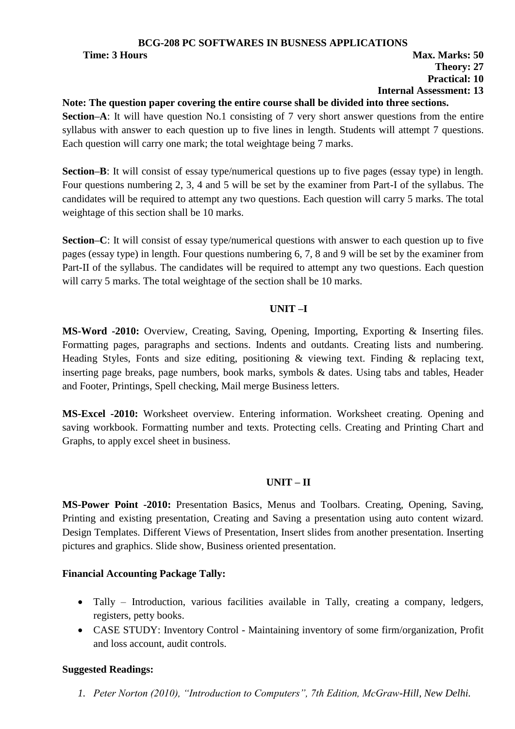# BCG-208 PC SOFTWARES IN BUSNESS APPLICATIONS

**Time: 3 Hours** **Max. Marks: 50**

**Theory: 27**

**Practical: 10**

**Internal Assessment: 13**

**Note: The question paper covering the entire course shall be divided into three sections.**

**Section–A**: It will have question No.1 consisting of 7 very short answer questions from the entire syllabus with answer to each question up to five lines in length. Students will attempt 7 questions. Each question will carry one mark; the total weightage being 7 marks.

**Section–B**: It will consist of essay type/numerical questions up to five pages (essay type) in length. Four questions numbering 2, 3, 4 and 5 will be set by the examiner from Part-I of the syllabus. The candidates will be required to attempt any two questions. Each question will carry 5 marks. The total weightage of this section shall be 10 marks.

**Section–C**: It will consist of essay type/numerical questions with answer to each question up to five pages (essay type) in length. Four questions numbering 6, 7, 8 and 9 will be set by the examiner from Part-II of the syllabus. The candidates will be required to attempt any two questions. Each question will carry 5 marks. The total weightage of the section shall be 10 marks.

## UNIT –I

**MS-Word -2010:** Overview, Creating, Saving, Opening, Importing, Exporting & Inserting files. Formatting pages, paragraphs and sections. Indents and outdants. Creating lists and numbering. Heading Styles, Fonts and size editing, positioning & viewing text. Finding & replacing text, inserting page breaks, page numbers, book marks, symbols & dates. Using tabs and tables, Header and Footer, Printings, Spell checking, Mail merge Business letters.

**MS-Excel -2010:** Worksheet overview. Entering information. Worksheet creating. Opening and saving workbook. Formatting number and texts. Protecting cells. Creating and Printing Chart and Graphs, to apply excel sheet in business.

## UNIT – II

**MS-Power Point -2010:** Presentation Basics, Menus and Toolbars. Creating, Opening, Saving, Printing and existing presentation, Creating and Saving a presentation using auto content wizard. Design Templates. Different Views of Presentation, Insert slides from another presentation. Inserting pictures and graphics. Slide show, Business oriented presentation.

**Financial Accounting Package Tally:**

- Tally – Introduction, various facilities available in Tally, creating a company, ledgers, registers, petty books.
- CASE STUDY: Inventory Control - Maintaining inventory of some firm/organization, Profit and loss account, audit controls.

**Suggested Readings:**

1. *Peter Norton (2010), "Introduction to Computers", 7th Edition, McGraw-Hill, New Delhi.*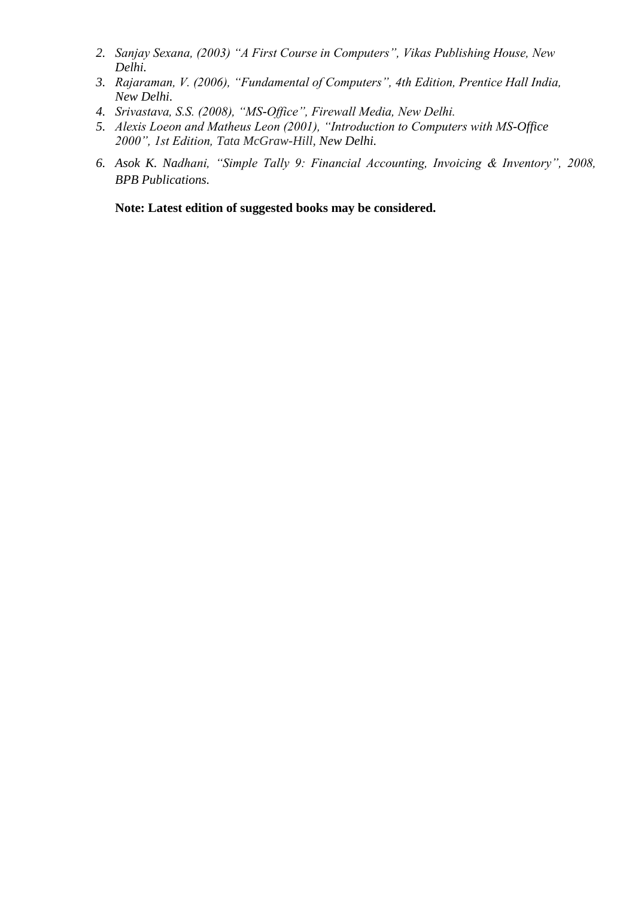2. *Sanjay Sexana, (2003) "A First Course in Computers", Vikas Publishing House, New Delhi.*
3. *Rajaraman, V. (2006), "Fundamental of Computers", 4th Edition, Prentice Hall India, New Delhi.*
4. *Srivastava, S.S. (2008), "MS-Office", Firewall Media, New Delhi.*
5. *Alexis Loeon and Matheus Leon (2001), "Introduction to Computers with MS-Office 2000", 1st Edition, Tata McGraw-Hill, New Delhi.*
6. *Asok K. Nadhani, "Simple Tally 9: Financial Accounting, Invoicing & Inventory", 2008, BPB Publications.*

**Note: Latest edition of suggested books may be considered.**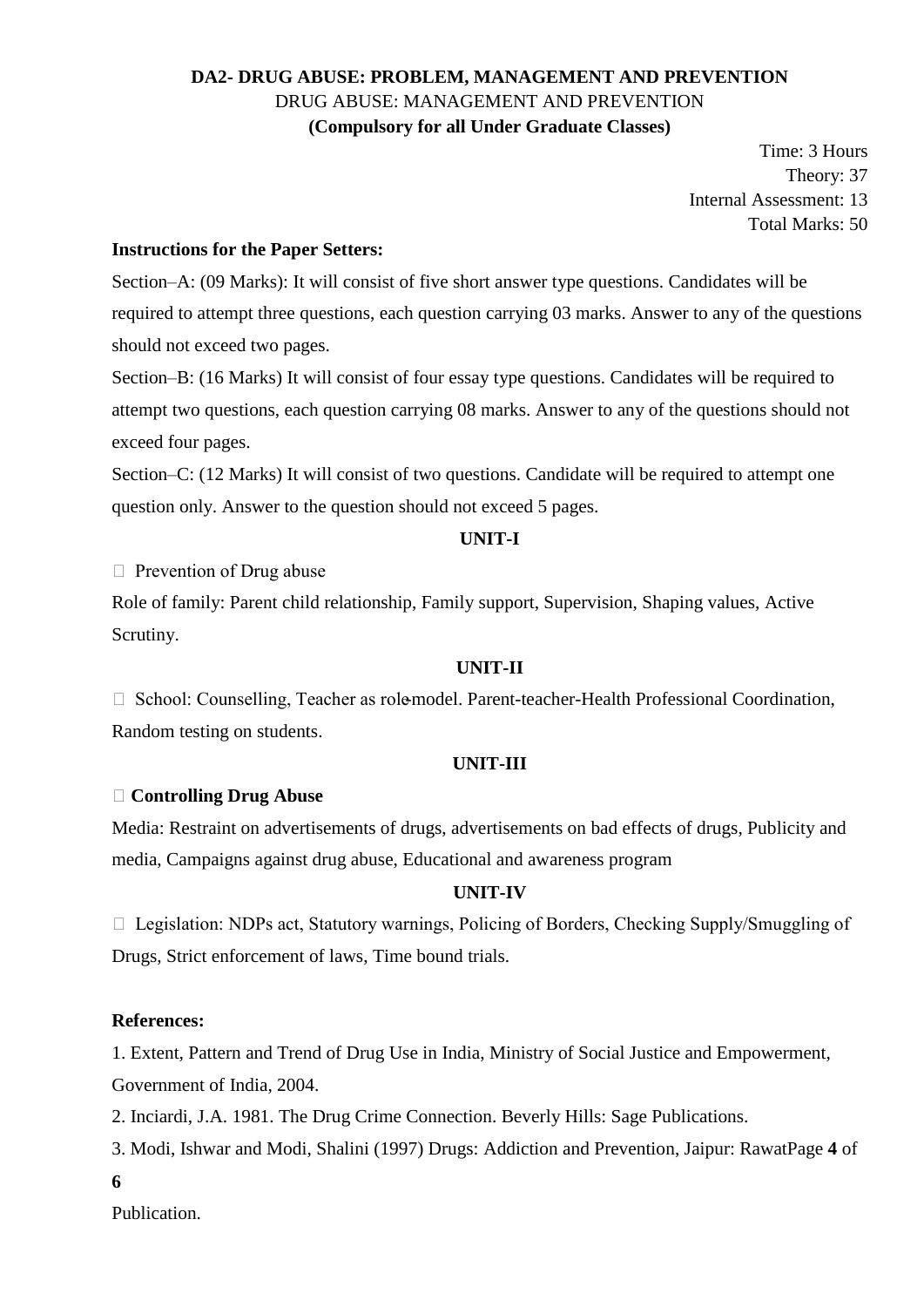**DA2- DRUG ABUSE: PROBLEM, MANAGEMENT AND PREVENTION**

DRUG ABUSE: MANAGEMENT AND PREVENTION

**(Compulsory for all Under Graduate Classes)**

Time: 3 Hours
Theory: 37
Internal Assessment: 13
Total Marks: 50

**Instructions for the Paper Setters:**

Section–A: (09 Marks): It will consist of five short answer type questions. Candidates will be required to attempt three questions, each question carrying 03 marks. Answer to any of the questions should not exceed two pages.

Section–B: (16 Marks) It will consist of four essay type questions. Candidates will be required to attempt two questions, each question carrying 08 marks. Answer to any of the questions should not exceed four pages.

Section–C: (12 Marks) It will consist of two questions. Candidate will be required to attempt one question only. Answer to the question should not exceed 5 pages.

**UNIT-I**

- Prevention of Drug abuse

Role of family: Parent child relationship, Family support, Supervision, Shaping values, Active Scrutiny.

**UNIT-II**

- School: Counselling, Teacher as role-model. Parent-teacher-Health Professional Coordination, Random testing on students.

**UNIT-III**

- **Controlling Drug Abuse**

Media: Restraint on advertisements of drugs, advertisements on bad effects of drugs, Publicity and media, Campaigns against drug abuse, Educational and awareness program

**UNIT-IV**

- Legislation: NDPs act, Statutory warnings, Policing of Borders, Checking Supply/Smuggling of Drugs, Strict enforcement of laws, Time bound trials.

**References:**

1. Extent, Pattern and Trend of Drug Use in India, Ministry of Social Justice and Empowerment, Government of India, 2004.
2. Inciardi, J.A. 1981. The Drug Crime Connection. Beverly Hills: Sage Publications.
3. Modi, Ishwar and Modi, Shalini (1997) Drugs: Addiction and Prevention, Jaipur: Rawat Publication.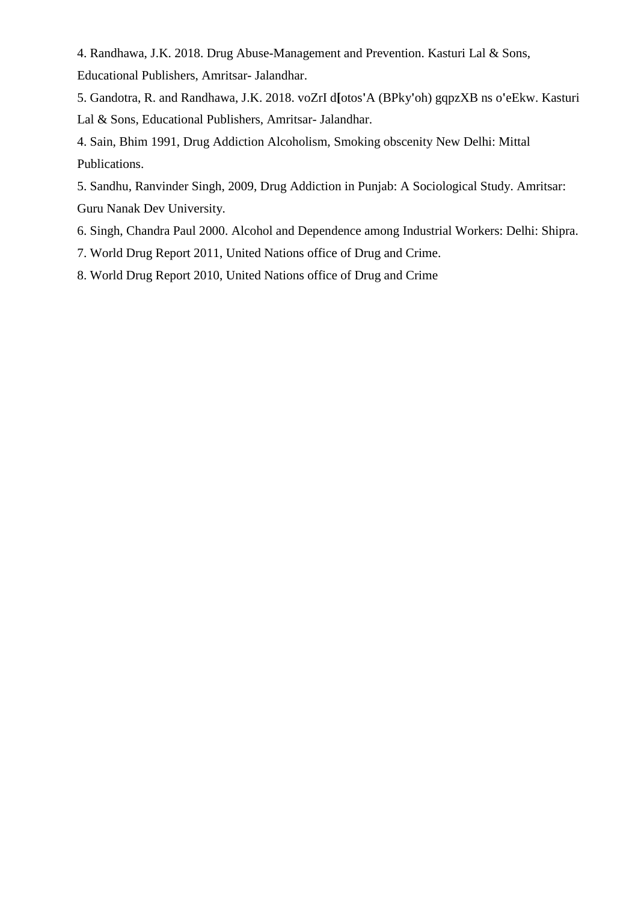4. Randhawa, J.K. 2018. Drug Abuse-Management and Prevention. Kasturi Lal & Sons, Educational Publishers, Amritsar- Jalandhar.

5. Gandotra, R. and Randhawa, J.K. 2018. voZrI d[otos'A (BPky'oh) gqpzXB ns o'eEkw. Kasturi Lal & Sons, Educational Publishers, Amritsar- Jalandhar.

4. Sain, Bhim 1991, Drug Addiction Alcoholism, Smoking obscenity New Delhi: Mittal Publications.

5. Sandhu, Ranvinder Singh, 2009, Drug Addiction in Punjab: A Sociological Study. Amritsar: Guru Nanak Dev University.

6. Singh, Chandra Paul 2000. Alcohol and Dependence among Industrial Workers: Delhi: Shipra.

7. World Drug Report 2011, United Nations office of Drug and Crime.

8. World Drug Report 2010, United Nations office of Drug and Crime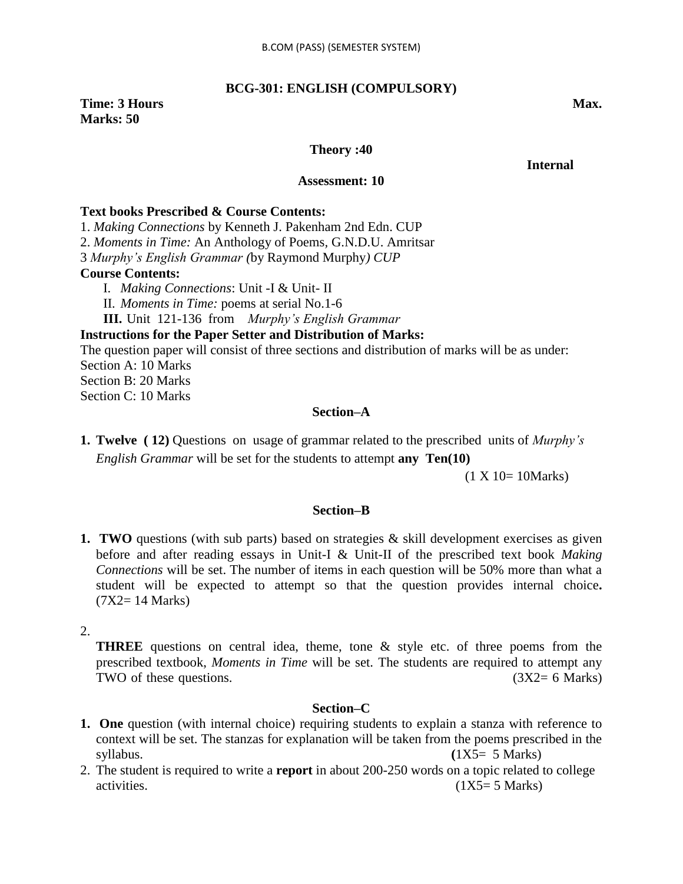B.COM (PASS) (SEMESTER SYSTEM)

## BCG-301: ENGLISH (COMPULSORY)

**Time: 3 Hours** **Max. Marks: 50**

**Theory :40**

**Internal Assessment: 10**

**Text books Prescribed & Course Contents:**

1. *Making Connections* by Kenneth J. Pakenham 2nd Edn. CUP
2. *Moments in Time:* An Anthology of Poems, G.N.D.U. Amritsar
3 *Murphy's English Grammar (*by Raymond Murphy*) CUP*

**Course Contents:**

I. *Making Connections*: Unit -I & Unit- II
II. *Moments in Time:* poems at serial No.1-6
**III.** Unit 121-136 from *Murphy's English Grammar*

**Instructions for the Paper Setter and Distribution of Marks:**

The question paper will consist of three sections and distribution of marks will be as under:
Section A: 10 Marks
Section B: 20 Marks
Section C: 10 Marks

### Section–A

1. **Twelve ( 12)** Questions on usage of grammar related to the prescribed units of *Murphy's English Grammar* will be set for the students to attempt **any Ten(10)** (1 X 10= 10Marks)

### Section–B

1. **TWO** questions (with sub parts) based on strategies & skill development exercises as given before and after reading essays in Unit-I & Unit-II of the prescribed text book *Making Connections* will be set. The number of items in each question will be 50% more than what a student will be expected to attempt so that the question provides internal choice**.** (7X2= 14 Marks)

2. **THREE** questions on central idea, theme, tone & style etc. of three poems from the prescribed textbook, *Moments in Time* will be set. The students are required to attempt any TWO of these questions. (3X2= 6 Marks)

### Section–C

1. **One** question (with internal choice) requiring students to explain a stanza with reference to context will be set. The stanzas for explanation will be taken from the poems prescribed in the syllabus. **(**1X5= 5 Marks)
2. The student is required to write a **report** in about 200-250 words on a topic related to college activities. (1X5= 5 Marks)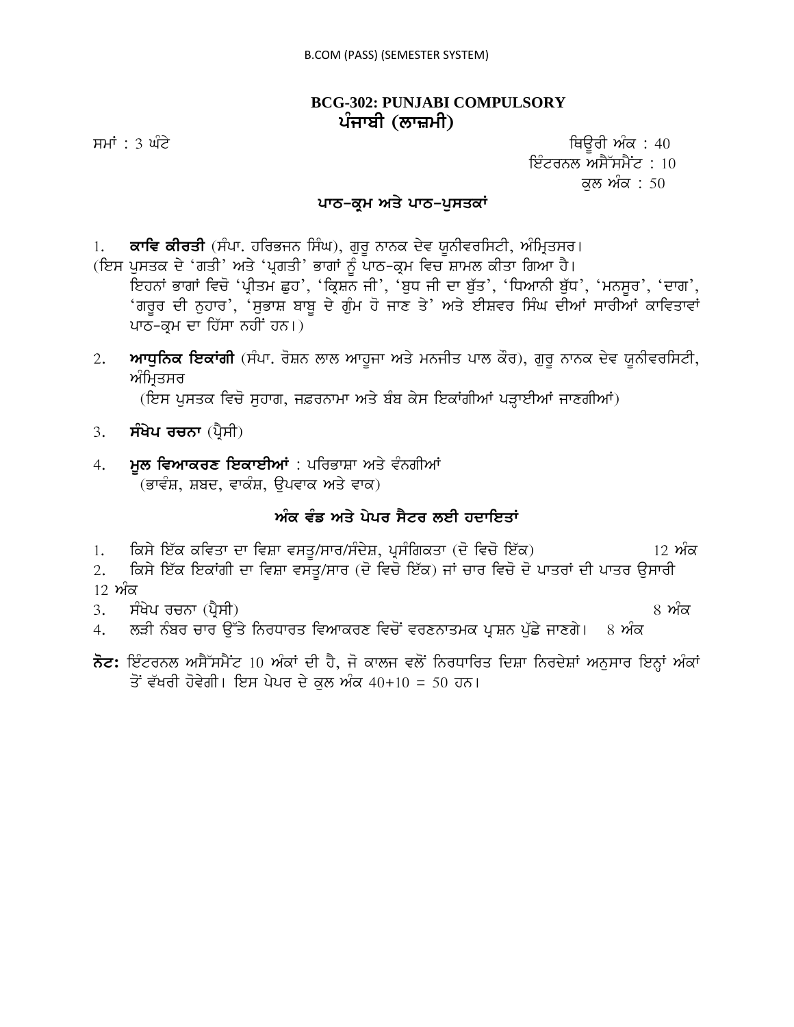## BCG-302: PUNJABI COMPULSORY
## ਪੰਜਾਬੀ (ਲਾਜ਼ਮੀ)

ਸਮਾਂ : 3 ਘੰਟੇ

ਥਿਊਰੀ ਅੰਕ : 40
ਇੰਟਰਨਲ ਅਸੈੱਸਮੈਂਟ : 10
ਕੁਲ ਅੰਕ : 50

### ਪਾਠ-ਕ੍ਰਮ ਅਤੇ ਪਾਠ-ਪੁਸਤਕਾਂ

1. **ਕਾਵਿ ਕੀਰਤੀ** (ਸੰਪਾ. ਹਰਿਭਜਨ ਸਿੰਘ), ਗੁਰੂ ਨਾਨਕ ਦੇਵ ਯੂਨੀਵਰਸਿਟੀ, ਅੰਮ੍ਰਿਤਸਰ।
(ਇਸ ਪੁਸਤਕ ਦੇ 'ਗਤੀ' ਅਤੇ 'ਪ੍ਰਗਤੀ' ਭਾਗਾਂ ਨੂੰ ਪਾਠ-ਕ੍ਰਮ ਵਿਚ ਸ਼ਾਮਲ ਕੀਤਾ ਗਿਆ ਹੈ।
ਇਹਨਾਂ ਭਾਗਾਂ ਵਿਚੋ 'ਪ੍ਰੀਤਮ ਛੁਹ', 'ਕ੍ਰਿਸ਼ਨ ਜੀ', 'ਬੁਧ ਜੀ ਦਾ ਬੁੱਤ', 'ਧਿਆਨੀ ਬੁੱਧ', 'ਮਨਸੂਰ', 'ਦਾਗ', 'ਗਰੂਰ ਦੀ ਨੁਹਾਰ', 'ਸੁਭਾਸ਼ ਬਾਬੂ ਦੇ ਗੁੰਮ ਹੋ ਜਾਣ ਤੇ' ਅਤੇ ਈਸ਼ਵਰ ਸਿੰਘ ਦੀਆਂ ਸਾਰੀਆਂ ਕਾਵਿਤਾਵਾਂ ਪਾਠ-ਕ੍ਰਮ ਦਾ ਹਿੱਸਾ ਨਹੀਂ ਹਨ।)

2. **ਆਧੁਨਿਕ ਇਕਾਂਗੀ** (ਸੰਪਾ. ਰੋਸ਼ਨ ਲਾਲ ਆਹੂਜਾ ਅਤੇ ਮਨਜੀਤ ਪਾਲ ਕੌਰ), ਗੁਰੂ ਨਾਨਕ ਦੇਵ ਯੂਨੀਵਰਸਿਟੀ, ਅੰਮ੍ਰਿਤਸਰ
(ਇਸ ਪੁਸਤਕ ਵਿਚੋ ਸੁਹਾਗ, ਜ਼ਫ਼ਰਨਾਮਾ ਅਤੇ ਬੰਬ ਕੇਸ ਇਕਾਂਗੀਆਂ ਪੜ੍ਹਾਈਆਂ ਜਾਣਗੀਆਂ)

3. **ਸੰਖੇਪ ਰਚਨਾ** (ਪ੍ਰੈਸੀ)

4. **ਮੂਲ ਵਿਆਕਰਣ ਇਕਾਈਆਂ** : ਪਰਿਭਾਸ਼ਾ ਅਤੇ ਵੰਨਗੀਆਂ
(ਭਾਵੰਸ਼, ਸ਼ਬਦ, ਵਾਕੰਸ਼, ਉਪਵਾਕ ਅਤੇ ਵਾਕ)

### ਅੰਕ ਵੰਡ ਅਤੇ ਪੇਪਰ ਸੈਟਰ ਲਈ ਹਦਾਇਤਾਂ

1. ਕਿਸੇ ਇੱਕ ਕਵਿਤਾ ਦਾ ਵਿਸ਼ਾ ਵਸਤੂ/ਸਾਰ/ਸੰਦੇਸ਼, ਪ੍ਰਸੰਗਿਕਤਾ (ਦੋ ਵਿਚੋ ਇੱਕ) — 12 ਅੰਕ
2. ਕਿਸੇ ਇੱਕ ਇਕਾਂਗੀ ਦਾ ਵਿਸ਼ਾ ਵਸਤੂ/ਸਾਰ (ਦੋ ਵਿਚੋ ਇੱਕ) ਜਾਂ ਚਾਰ ਵਿਚੋ ਦੋ ਪਾਤਰਾਂ ਦੀ ਪਾਤਰ ਉਸਾਰੀ — 12 ਅੰਕ
3. ਸੰਖੇਪ ਰਚਨਾ (ਪ੍ਰੈਸੀ) — 8 ਅੰਕ
4. ਲੜੀ ਨੰਬਰ ਚਾਰ ਉੱਤੇ ਨਿਰਧਾਰਤ ਵਿਆਕਰਣ ਵਿਚੋਂ ਵਰਣਨਾਤਮਕ ਪ੍ਰਸ਼ਨ ਪੁੱਛੇ ਜਾਣਗੇ। — 8 ਅੰਕ

**ਨੋਟ:** ਇੰਟਰਨਲ ਅਸੈੱਸਮੈਂਟ 10 ਅੰਕਾਂ ਦੀ ਹੈ, ਜੋ ਕਾਲਜ ਵਲੋਂ ਨਿਰਧਾਰਿਤ ਦਿਸ਼ਾ ਨਿਰਦੇਸ਼ਾਂ ਅਨੁਸਾਰ ਇਨ੍ਹਾਂ ਅੰਕਾਂ ਤੋਂ ਵੱਖਰੀ ਹੋਵੇਗੀ। ਇਸ ਪੇਪਰ ਦੇ ਕੁਲ ਅੰਕ 40+10 = 50 ਹਨ।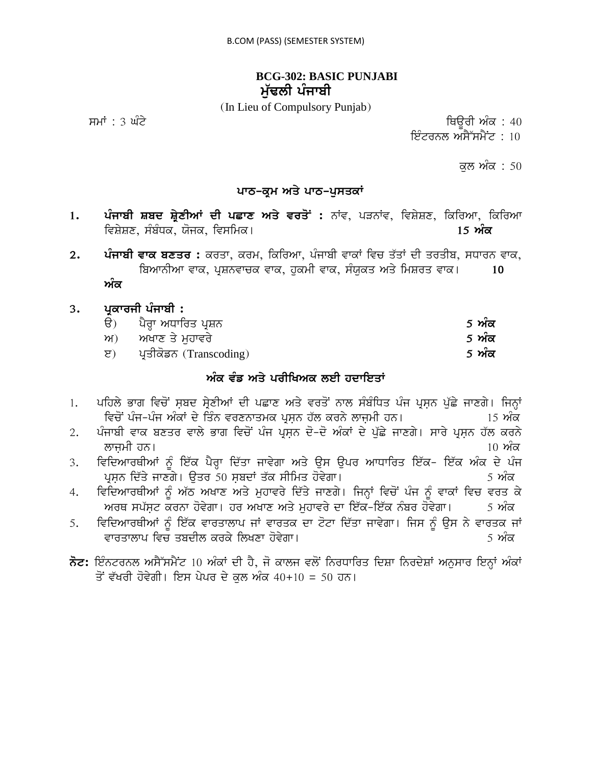B.COM (PASS) (SEMESTER SYSTEM)

# BCG-302: BASIC PUNJABI
## ਮੁੱਢਲੀ ਪੰਜਾਬੀ

(In Lieu of Compulsory Punjab)

ਸਮਾਂ : 3 ਘੰਟੇ

ਥਿਊਰੀ ਅੰਕ : 40
ਇੰਟਰਨਲ ਅਸੈੱਸਮੈਂਟ : 10

ਕੁਲ ਅੰਕ : 50

## ਪਾਠ-ਕ੍ਰਮ ਅਤੇ ਪਾਠ-ਪੁਸਤਕਾਂ

1. **ਪੰਜਾਬੀ ਸ਼ਬਦ ਸ਼੍ਰੇਣੀਆਂ ਦੀ ਪਛਾਣ ਅਤੇ ਵਰਤੋਂ :** ਨਾਂਵ, ਪੜਨਾਂਵ, ਵਿਸ਼ੇਸ਼ਣ, ਕਿਰਿਆ, ਕਿਰਿਆ ਵਿਸ਼ੇਸ਼ਣ, ਸੰਬੰਧਕ, ਯੋਜਕ, ਵਿਸਮਿਕ। **15 ਅੰਕ**

2. **ਪੰਜਾਬੀ ਵਾਕ ਬਣਤਰ :** ਕਰਤਾ, ਕਰਮ, ਕਿਰਿਆ, ਪੰਜਾਬੀ ਵਾਕਾਂ ਵਿਚ ਤੱਤਾਂ ਦੀ ਤਰਤੀਬ, ਸਧਾਰਨ ਵਾਕ, ਬਿਆਨੀਆ ਵਾਕ, ਪ੍ਰਸ਼ਨਵਾਚਕ ਵਾਕ, ਹੁਕਮੀ ਵਾਕ, ਸੰਯੁਕਤ ਅਤੇ ਮਿਸ਼ਰਤ ਵਾਕ। **10 ਅੰਕ**

3. **ਪ੍ਰਕਾਰਜੀ ਪੰਜਾਬੀ :**
   - ੳ) ਪੈਰ੍ਹਾ ਅਧਾਰਿਤ ਪ੍ਰਸ਼ਨ **5 ਅੰਕ**
   - ਅ) ਅਖਾਣ ਤੇ ਮੁਹਾਵਰੇ **5 ਅੰਕ**
   - ੲ) ਪ੍ਰਤੀਕੋਡਨ (Transcoding) **5 ਅੰਕ**

## ਅੰਕ ਵੰਡ ਅਤੇ ਪਰੀਖਿਅਕ ਲਈ ਹਦਾਇਤਾਂ

1. ਪਹਿਲੇ ਭਾਗ ਵਿਚੋਂ ਸ਼ਬਦ ਸ਼੍ਰੇਣੀਆਂ ਦੀ ਪਛਾਣ ਅਤੇ ਵਰਤੋਂ ਨਾਲ ਸੰਬੰਧਿਤ ਪੰਜ ਪ੍ਰਸ਼ਨ ਪੁੱਛੇ ਜਾਣਗੇ। ਜਿਨ੍ਹਾਂ ਵਿਚੋਂ ਪੰਜ-ਪੰਜ ਅੰਕਾਂ ਦੇ ਤਿੰਨ ਵਰਣਨਾਤਮਕ ਪ੍ਰਸ਼ਨ ਹੱਲ ਕਰਨੇ ਲਾਜ਼ਮੀ ਹਨ। 15 ਅੰਕ
2. ਪੰਜਾਬੀ ਵਾਕ ਬਣਤਰ ਵਾਲੇ ਭਾਗ ਵਿਚੋਂ ਪੰਜ ਪ੍ਰਸ਼ਨ ਦੋ-ਦੋ ਅੰਕਾਂ ਦੇ ਪੁੱਛੇ ਜਾਣਗੇ। ਸਾਰੇ ਪ੍ਰਸ਼ਨ ਹੱਲ ਕਰਨੇ ਲਾਜ਼ਮੀ ਹਨ। 10 ਅੰਕ
3. ਵਿਦਿਆਰਥੀਆਂ ਨੂੰ ਇੱਕ ਪੈਰ੍ਹਾ ਦਿੱਤਾ ਜਾਵੇਗਾ ਅਤੇ ਉਸ ਉਪਰ ਆਧਾਰਿਤ ਇੱਕ- ਇੱਕ ਅੰਕ ਦੇ ਪੰਜ ਪ੍ਰਸ਼ਨ ਦਿੱਤੇ ਜਾਣਗੇ। ਉਤਰ 50 ਸ਼ਬਦਾਂ ਤੱਕ ਸੀਮਿਤ ਹੋਵੇਗਾ। 5 ਅੰਕ
4. ਵਿਦਿਆਰਥੀਆਂ ਨੂੰ ਅੱਠ ਅਖਾਣ ਅਤੇ ਮੁਹਾਵਰੇ ਦਿੱਤੇ ਜਾਣਗੇ। ਜਿਨ੍ਹਾਂ ਵਿਚੋਂ ਪੰਜ ਨੂੰ ਵਾਕਾਂ ਵਿਚ ਵਰਤ ਕੇ ਅਰਥ ਸਪੱਸ਼ਟ ਕਰਨਾ ਹੋਵੇਗਾ। ਹਰ ਅਖਾਣ ਅਤੇ ਮੁਹਾਵਰੇ ਦਾ ਇੱਕ-ਇੱਕ ਨੰਬਰ ਹੋਵੇਗਾ। 5 ਅੰਕ
5. ਵਿਦਿਆਰਥੀਆਂ ਨੂੰ ਇੱਕ ਵਾਰਤਾਲਾਪ ਜਾਂ ਵਾਰਤਕ ਦਾ ਟੋਟਾ ਦਿੱਤਾ ਜਾਵੇਗਾ। ਜਿਸ ਨੂੰ ਉਸ ਨੇ ਵਾਰਤਕ ਜਾਂ ਵਾਰਤਾਲਾਪ ਵਿਚ ਤਬਦੀਲ ਕਰਕੇ ਲਿਖਣਾ ਹੋਵੇਗਾ। 5 ਅੰਕ

**ਨੋਟ:** ਇੰਨਟਰਨਲ ਅਸੈੱਸਮੈਂਟ 10 ਅੰਕਾਂ ਦੀ ਹੈ, ਜੋ ਕਾਲਜ ਵਲੋਂ ਨਿਰਧਾਰਿਤ ਦਿਸ਼ਾ ਨਿਰਦੇਸ਼ਾਂ ਅਨੁਸਾਰ ਇਨ੍ਹਾਂ ਅੰਕਾਂ ਤੋਂ ਵੱਖਰੀ ਹੋਵੇਗੀ। ਇਸ ਪੇਪਰ ਦੇ ਕੁਲ ਅੰਕ 40+10 = 50 ਹਨ।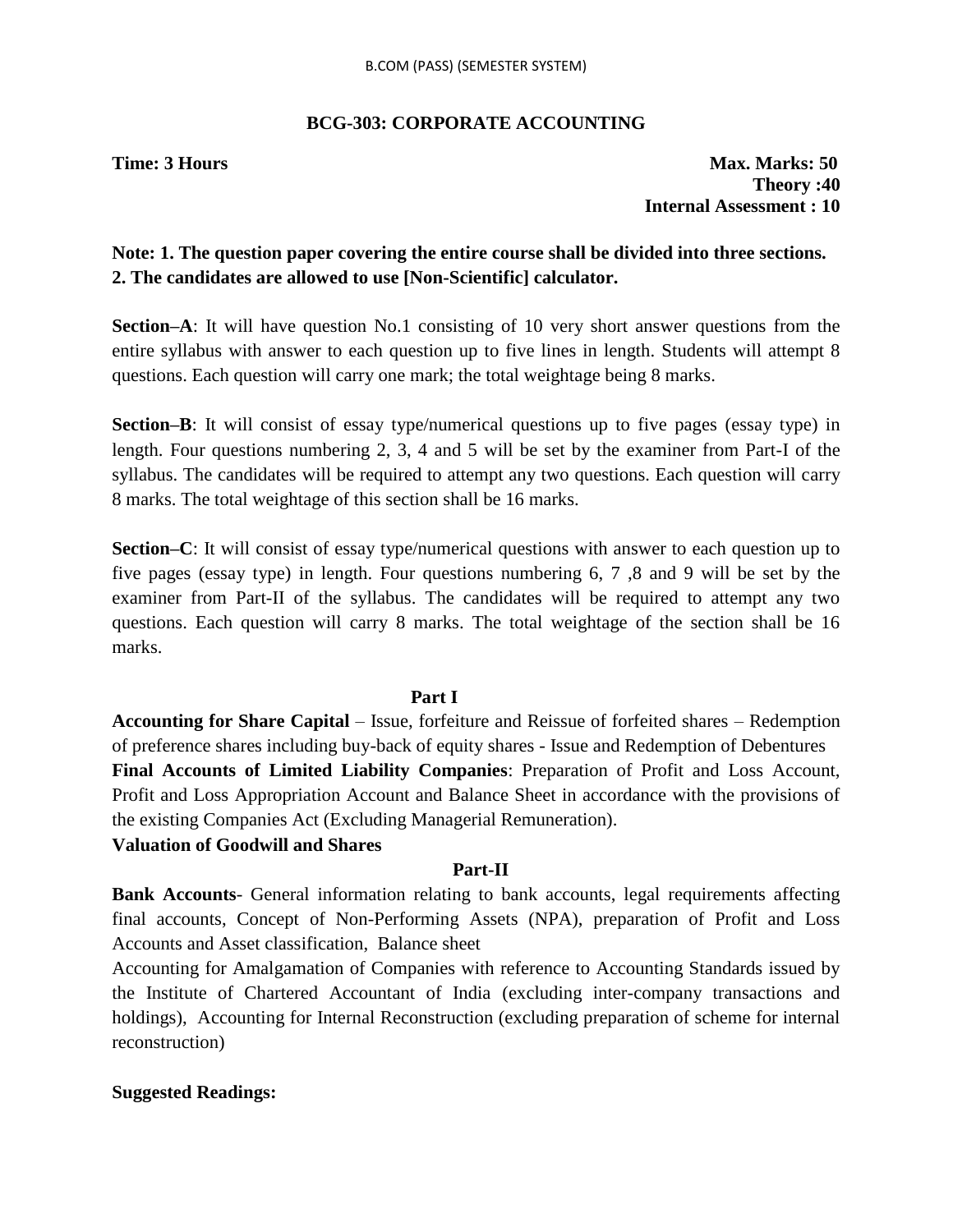## BCG-303: CORPORATE ACCOUNTING

**Time: 3 Hours** **Max. Marks: 50**
**Theory :40**
**Internal Assessment : 10**

**Note: 1. The question paper covering the entire course shall be divided into three sections.**
**2. The candidates are allowed to use [Non-Scientific] calculator.**

**Section–A**: It will have question No.1 consisting of 10 very short answer questions from the entire syllabus with answer to each question up to five lines in length. Students will attempt 8 questions. Each question will carry one mark; the total weightage being 8 marks.

**Section–B**: It will consist of essay type/numerical questions up to five pages (essay type) in length. Four questions numbering 2, 3, 4 and 5 will be set by the examiner from Part-I of the syllabus. The candidates will be required to attempt any two questions. Each question will carry 8 marks. The total weightage of this section shall be 16 marks.

**Section–C**: It will consist of essay type/numerical questions with answer to each question up to five pages (essay type) in length. Four questions numbering 6, 7 ,8 and 9 will be set by the examiner from Part-II of the syllabus. The candidates will be required to attempt any two questions. Each question will carry 8 marks. The total weightage of the section shall be 16 marks.

### Part I

**Accounting for Share Capital** – Issue, forfeiture and Reissue of forfeited shares – Redemption of preference shares including buy-back of equity shares - Issue and Redemption of Debentures
**Final Accounts of Limited Liability Companies**: Preparation of Profit and Loss Account, Profit and Loss Appropriation Account and Balance Sheet in accordance with the provisions of the existing Companies Act (Excluding Managerial Remuneration).
**Valuation of Goodwill and Shares**

### Part-II

**Bank Accounts**- General information relating to bank accounts, legal requirements affecting final accounts, Concept of Non-Performing Assets (NPA), preparation of Profit and Loss Accounts and Asset classification, Balance sheet
Accounting for Amalgamation of Companies with reference to Accounting Standards issued by the Institute of Chartered Accountant of India (excluding inter-company transactions and holdings), Accounting for Internal Reconstruction (excluding preparation of scheme for internal reconstruction)

**Suggested Readings:**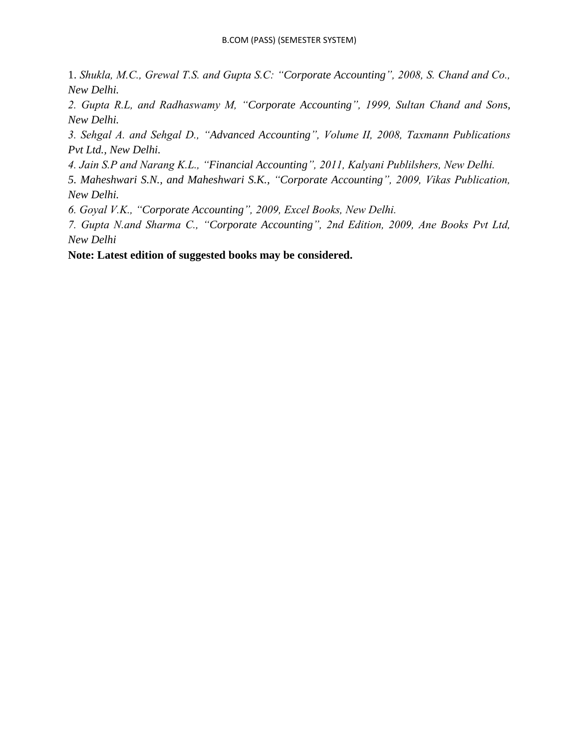1. *Shukla, M.C., Grewal T.S. and Gupta S.C: "Corporate Accounting", 2008, S. Chand and Co., New Delhi.*

2. *Gupta R.L, and Radhaswamy M, "Corporate Accounting", 1999, Sultan Chand and Sons, New Delhi.*

3. *Sehgal A. and Sehgal D., "Advanced Accounting", Volume II, 2008, Taxmann Publications Pvt Ltd., New Delhi.*

4. *Jain S.P and Narang K.L., "Financial Accounting", 2011, Kalyani Publilshers, New Delhi.*

5. *Maheshwari S.N., and Maheshwari S.K., "Corporate Accounting", 2009, Vikas Publication, New Delhi.*

6. *Goyal V.K., "Corporate Accounting", 2009, Excel Books, New Delhi.*

7. *Gupta N.and Sharma C., "Corporate Accounting", 2nd Edition, 2009, Ane Books Pvt Ltd, New Delhi*

**Note: Latest edition of suggested books may be considered.**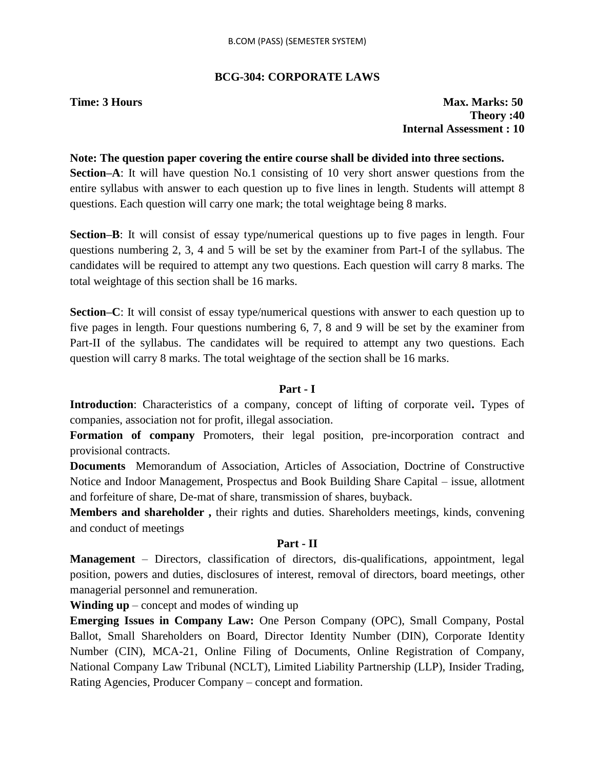## BCG-304: CORPORATE LAWS

**Time: 3 Hours**

**Max. Marks: 50**
**Theory :40**
**Internal Assessment : 10**

**Note: The question paper covering the entire course shall be divided into three sections.**

**Section–A**: It will have question No.1 consisting of 10 very short answer questions from the entire syllabus with answer to each question up to five lines in length. Students will attempt 8 questions. Each question will carry one mark; the total weightage being 8 marks.

**Section–B**: It will consist of essay type/numerical questions up to five pages in length. Four questions numbering 2, 3, 4 and 5 will be set by the examiner from Part-I of the syllabus. The candidates will be required to attempt any two questions. Each question will carry 8 marks. The total weightage of this section shall be 16 marks.

**Section–C**: It will consist of essay type/numerical questions with answer to each question up to five pages in length. Four questions numbering 6, 7, 8 and 9 will be set by the examiner from Part-II of the syllabus. The candidates will be required to attempt any two questions. Each question will carry 8 marks. The total weightage of the section shall be 16 marks.

### Part - I

**Introduction**: Characteristics of a company, concept of lifting of corporate veil**.** Types of companies, association not for profit, illegal association.

**Formation of company** Promoters, their legal position, pre-incorporation contract and provisional contracts.

**Documents** Memorandum of Association, Articles of Association, Doctrine of Constructive Notice and Indoor Management, Prospectus and Book Building Share Capital – issue, allotment and forfeiture of share, De-mat of share, transmission of shares, buyback.

**Members and shareholder ,** their rights and duties. Shareholders meetings, kinds, convening and conduct of meetings

### Part - II

**Management** – Directors, classification of directors, dis-qualifications, appointment, legal position, powers and duties, disclosures of interest, removal of directors, board meetings, other managerial personnel and remuneration.

**Winding up** – concept and modes of winding up

**Emerging Issues in Company Law:** One Person Company (OPC), Small Company, Postal Ballot, Small Shareholders on Board, Director Identity Number (DIN), Corporate Identity Number (CIN), MCA-21, Online Filing of Documents, Online Registration of Company, National Company Law Tribunal (NCLT), Limited Liability Partnership (LLP), Insider Trading, Rating Agencies, Producer Company – concept and formation.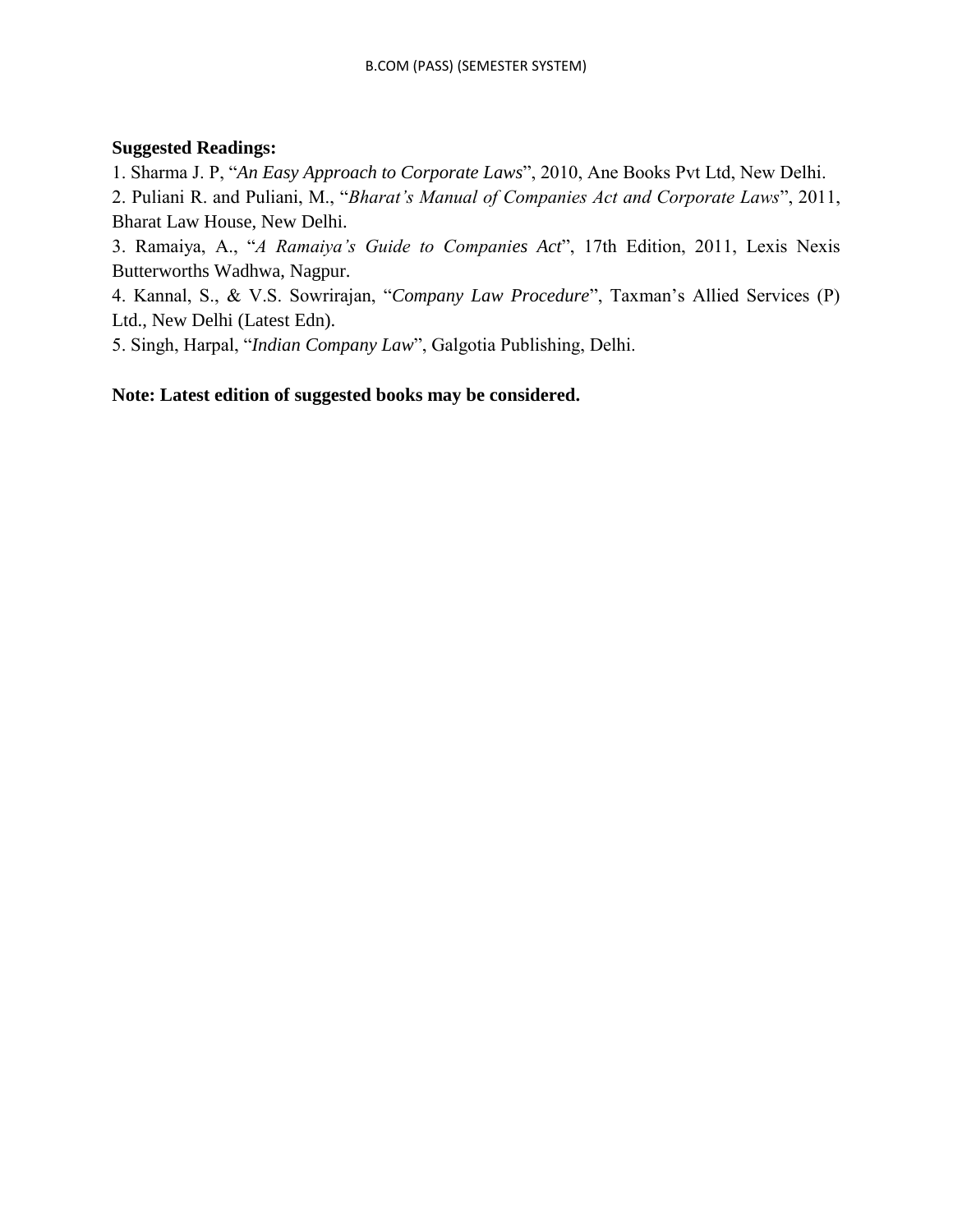**Suggested Readings:**

1. Sharma J. P, "*An Easy Approach to Corporate Laws*", 2010, Ane Books Pvt Ltd, New Delhi.
2. Puliani R. and Puliani, M., "*Bharat's Manual of Companies Act and Corporate Laws*", 2011, Bharat Law House, New Delhi.
3. Ramaiya, A., "*A Ramaiya's Guide to Companies Act*", 17th Edition, 2011, Lexis Nexis Butterworths Wadhwa, Nagpur.
4. Kannal, S., & V.S. Sowrirajan, "*Company Law Procedure*", Taxman's Allied Services (P) Ltd., New Delhi (Latest Edn).
5. Singh, Harpal, "*Indian Company Law*", Galgotia Publishing, Delhi.

**Note: Latest edition of suggested books may be considered.**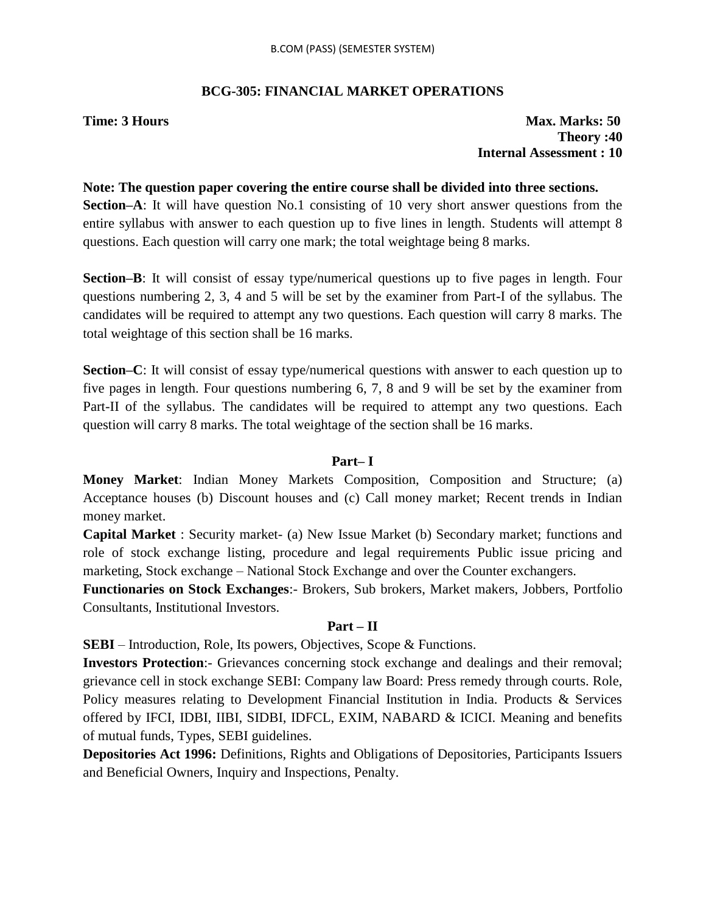## BCG-305: FINANCIAL MARKET OPERATIONS

**Time: 3 Hours** **Max. Marks: 50**
**Theory :40**
**Internal Assessment : 10**

**Note: The question paper covering the entire course shall be divided into three sections.**
**Section–A**: It will have question No.1 consisting of 10 very short answer questions from the entire syllabus with answer to each question up to five lines in length. Students will attempt 8 questions. Each question will carry one mark; the total weightage being 8 marks.

**Section–B**: It will consist of essay type/numerical questions up to five pages in length. Four questions numbering 2, 3, 4 and 5 will be set by the examiner from Part-I of the syllabus. The candidates will be required to attempt any two questions. Each question will carry 8 marks. The total weightage of this section shall be 16 marks.

**Section–C**: It will consist of essay type/numerical questions with answer to each question up to five pages in length. Four questions numbering 6, 7, 8 and 9 will be set by the examiner from Part-II of the syllabus. The candidates will be required to attempt any two questions. Each question will carry 8 marks. The total weightage of the section shall be 16 marks.

### Part– I

**Money Market**: Indian Money Markets Composition, Composition and Structure; (a) Acceptance houses (b) Discount houses and (c) Call money market; Recent trends in Indian money market.

**Capital Market** : Security market- (a) New Issue Market (b) Secondary market; functions and role of stock exchange listing, procedure and legal requirements Public issue pricing and marketing, Stock exchange – National Stock Exchange and over the Counter exchangers.

**Functionaries on Stock Exchanges**:- Brokers, Sub brokers, Market makers, Jobbers, Portfolio Consultants, Institutional Investors.

### Part – II

**SEBI** – Introduction, Role, Its powers, Objectives, Scope & Functions.

**Investors Protection**:- Grievances concerning stock exchange and dealings and their removal; grievance cell in stock exchange SEBI: Company law Board: Press remedy through courts. Role, Policy measures relating to Development Financial Institution in India. Products & Services offered by IFCI, IDBI, IIBI, SIDBI, IDFCL, EXIM, NABARD & ICICI. Meaning and benefits of mutual funds, Types, SEBI guidelines.

**Depositories Act 1996:** Definitions, Rights and Obligations of Depositories, Participants Issuers and Beneficial Owners, Inquiry and Inspections, Penalty.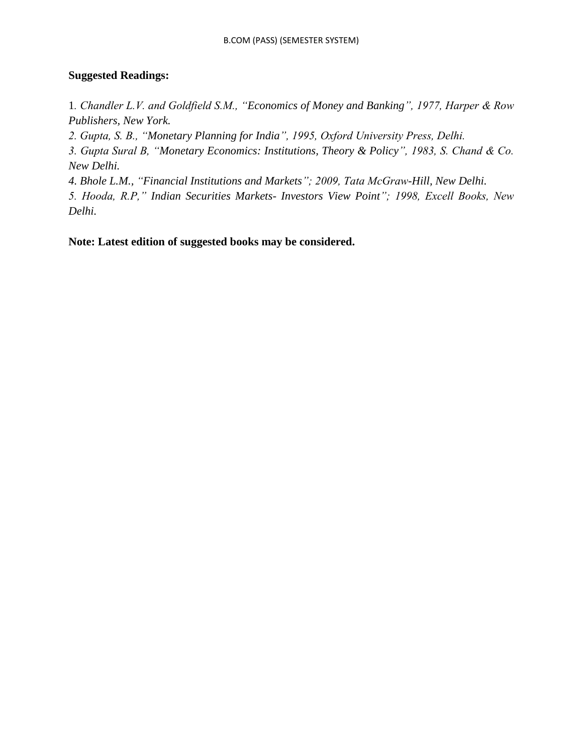**Suggested Readings:**

1. *Chandler L.V. and Goldfield S.M., "Economics of Money and Banking", 1977, Harper & Row Publishers, New York.*
2. *Gupta, S. B., "Monetary Planning for India", 1995, Oxford University Press, Delhi.*
3. *Gupta Sural B, "Monetary Economics: Institutions, Theory & Policy", 1983, S. Chand & Co. New Delhi.*
4. *Bhole L.M., "Financial Institutions and Markets"; 2009, Tata McGraw-Hill, New Delhi.*
5. *Hooda, R.P," Indian Securities Markets- Investors View Point"; 1998, Excell Books, New Delhi.*

**Note: Latest edition of suggested books may be considered.**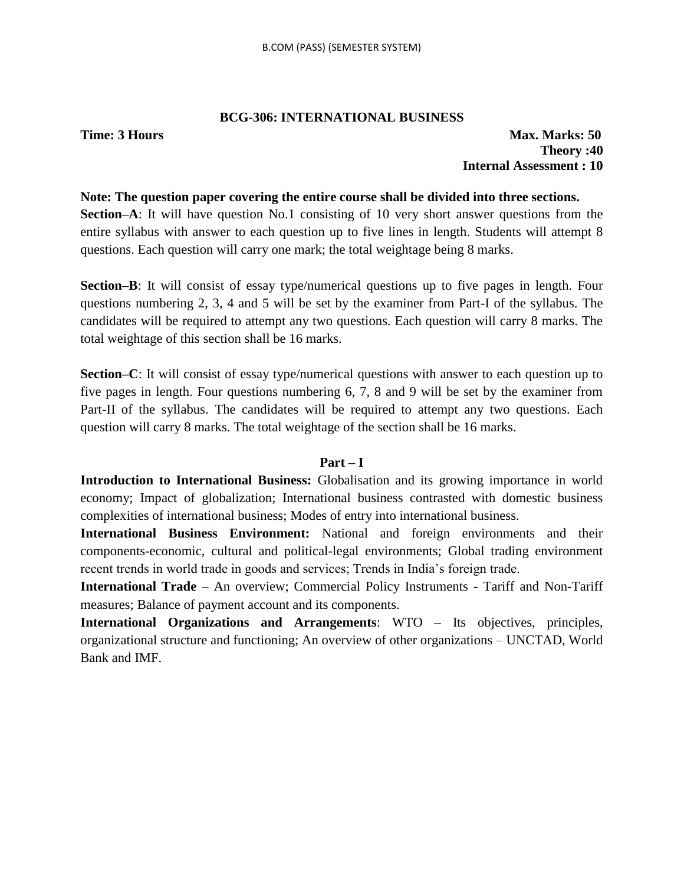## BCG-306: INTERNATIONAL BUSINESS

**Time: 3 Hours** **Max. Marks: 50**
**Theory :40**
**Internal Assessment : 10**

**Note: The question paper covering the entire course shall be divided into three sections.**

**Section–A**: It will have question No.1 consisting of 10 very short answer questions from the entire syllabus with answer to each question up to five lines in length. Students will attempt 8 questions. Each question will carry one mark; the total weightage being 8 marks.

**Section–B**: It will consist of essay type/numerical questions up to five pages in length. Four questions numbering 2, 3, 4 and 5 will be set by the examiner from Part-I of the syllabus. The candidates will be required to attempt any two questions. Each question will carry 8 marks. The total weightage of this section shall be 16 marks.

**Section–C**: It will consist of essay type/numerical questions with answer to each question up to five pages in length. Four questions numbering 6, 7, 8 and 9 will be set by the examiner from Part-II of the syllabus. The candidates will be required to attempt any two questions. Each question will carry 8 marks. The total weightage of the section shall be 16 marks.

### Part – I

**Introduction to International Business:** Globalisation and its growing importance in world economy; Impact of globalization; International business contrasted with domestic business complexities of international business; Modes of entry into international business.

**International Business Environment:** National and foreign environments and their components-economic, cultural and political-legal environments; Global trading environment recent trends in world trade in goods and services; Trends in India's foreign trade.

**International Trade** – An overview; Commercial Policy Instruments - Tariff and Non-Tariff measures; Balance of payment account and its components.

**International Organizations and Arrangements**: WTO – Its objectives, principles, organizational structure and functioning; An overview of other organizations – UNCTAD, World Bank and IMF.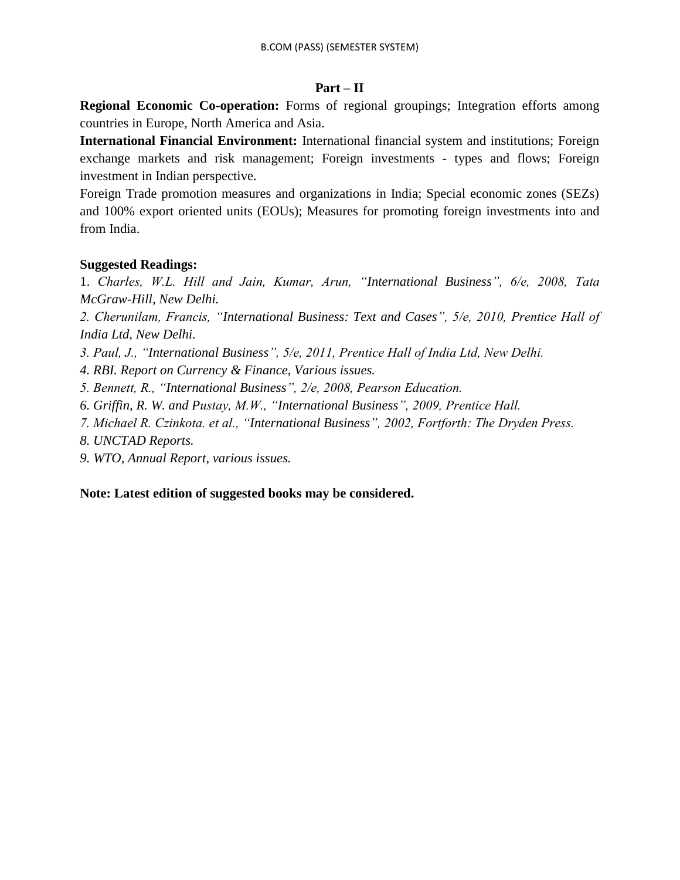### Part – II

**Regional Economic Co-operation:** Forms of regional groupings; Integration efforts among countries in Europe, North America and Asia.

**International Financial Environment:** International financial system and institutions; Foreign exchange markets and risk management; Foreign investments - types and flows; Foreign investment in Indian perspective.

Foreign Trade promotion measures and organizations in India; Special economic zones (SEZs) and 100% export oriented units (EOUs); Measures for promoting foreign investments into and from India.

**Suggested Readings:**

1. *Charles, W.L. Hill and Jain, Kumar, Arun, "International Business", 6/e, 2008, Tata McGraw-Hill, New Delhi.*
2. *Cherunilam, Francis, "International Business: Text and Cases", 5/e, 2010, Prentice Hall of India Ltd, New Delhi.*
3. *Paul, J., "International Business", 5/e, 2011, Prentice Hall of India Ltd, New Delhi.*
4. *RBI. Report on Currency & Finance, Various issues.*
5. *Bennett, R., "International Business", 2/e, 2008, Pearson Education.*
6. *Griffin, R. W. and Pustay, M.W., "International Business", 2009, Prentice Hall.*
7. *Michael R. Czinkota. et al., "International Business", 2002, Fortforth: The Dryden Press.*
8. *UNCTAD Reports.*
9. *WTO, Annual Report, various issues.*

**Note: Latest edition of suggested books may be considered.**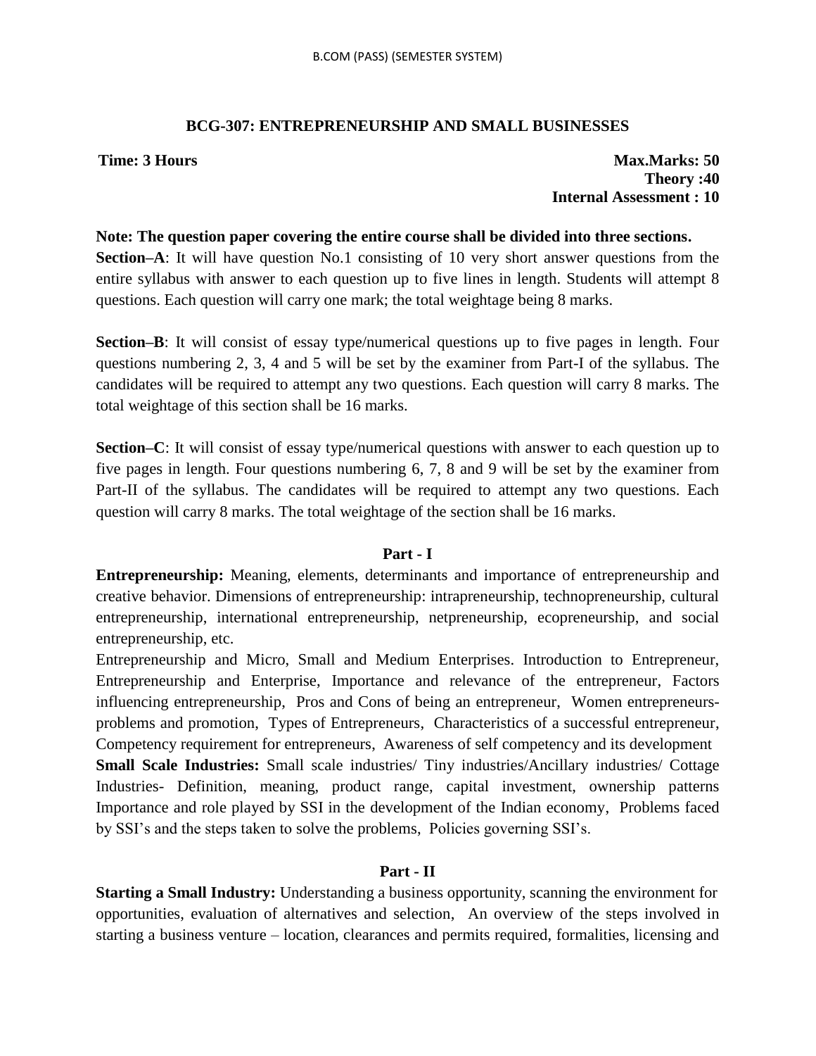## BCG-307: ENTREPRENEURSHIP AND SMALL BUSINESSES

**Time: 3 Hours**

**Max.Marks: 50**
**Theory :40**
**Internal Assessment : 10**

**Note: The question paper covering the entire course shall be divided into three sections.**

**Section–A**: It will have question No.1 consisting of 10 very short answer questions from the entire syllabus with answer to each question up to five lines in length. Students will attempt 8 questions. Each question will carry one mark; the total weightage being 8 marks.

**Section–B**: It will consist of essay type/numerical questions up to five pages in length. Four questions numbering 2, 3, 4 and 5 will be set by the examiner from Part-I of the syllabus. The candidates will be required to attempt any two questions. Each question will carry 8 marks. The total weightage of this section shall be 16 marks.

**Section–C**: It will consist of essay type/numerical questions with answer to each question up to five pages in length. Four questions numbering 6, 7, 8 and 9 will be set by the examiner from Part-II of the syllabus. The candidates will be required to attempt any two questions. Each question will carry 8 marks. The total weightage of the section shall be 16 marks.

### Part - I

**Entrepreneurship:** Meaning, elements, determinants and importance of entrepreneurship and creative behavior. Dimensions of entrepreneurship: intrapreneurship, technopreneurship, cultural entrepreneurship, international entrepreneurship, netpreneurship, ecopreneurship, and social entrepreneurship, etc.

Entrepreneurship and Micro, Small and Medium Enterprises. Introduction to Entrepreneur, Entrepreneurship and Enterprise, Importance and relevance of the entrepreneur, Factors influencing entrepreneurship, Pros and Cons of being an entrepreneur, Women entrepreneurs- problems and promotion, Types of Entrepreneurs, Characteristics of a successful entrepreneur, Competency requirement for entrepreneurs, Awareness of self competency and its development

**Small Scale Industries:** Small scale industries/ Tiny industries/Ancillary industries/ Cottage Industries- Definition, meaning, product range, capital investment, ownership patterns Importance and role played by SSI in the development of the Indian economy, Problems faced by SSI's and the steps taken to solve the problems, Policies governing SSI's.

### Part - II

**Starting a Small Industry:** Understanding a business opportunity, scanning the environment for opportunities, evaluation of alternatives and selection, An overview of the steps involved in starting a business venture – location, clearances and permits required, formalities, licensing and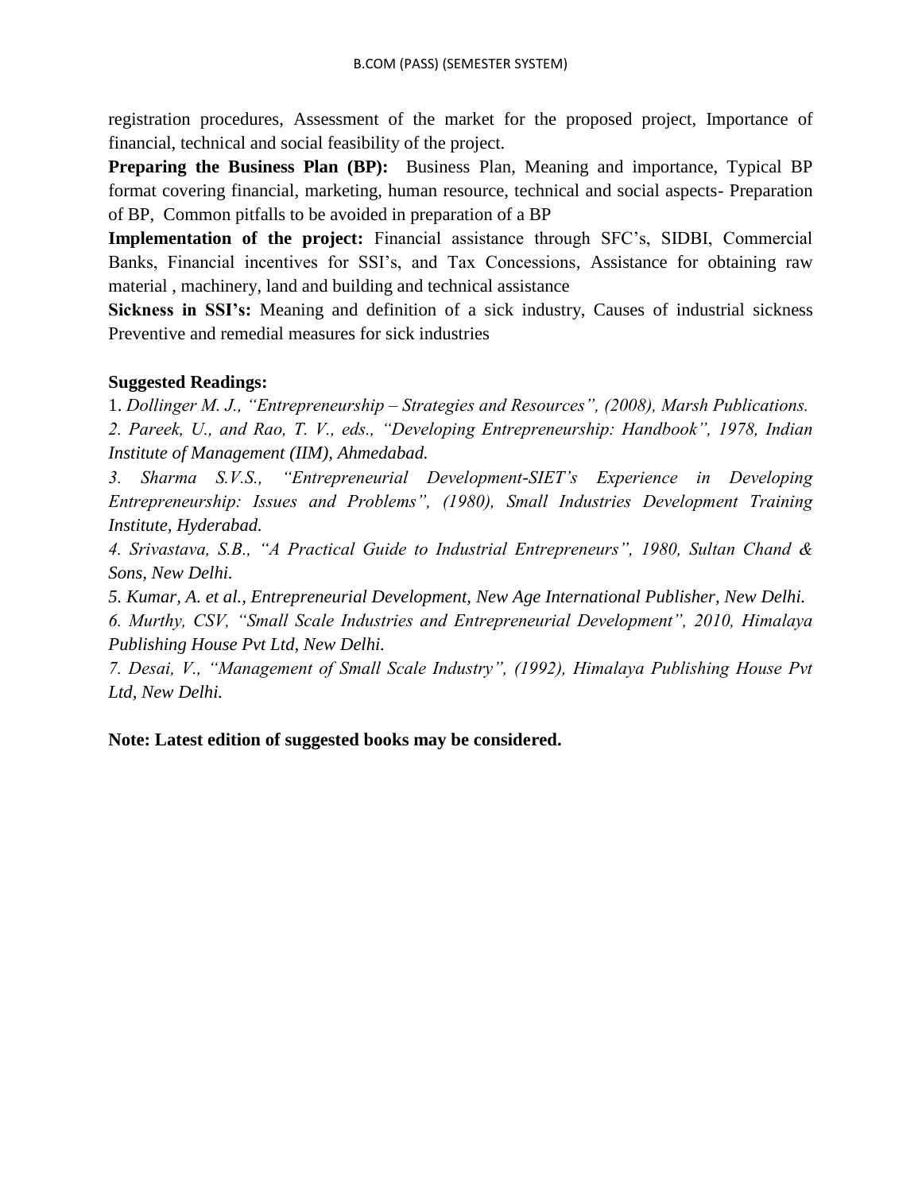registration procedures, Assessment of the market for the proposed project, Importance of financial, technical and social feasibility of the project.

**Preparing the Business Plan (BP):** Business Plan, Meaning and importance, Typical BP format covering financial, marketing, human resource, technical and social aspects- Preparation of BP, Common pitfalls to be avoided in preparation of a BP

**Implementation of the project:** Financial assistance through SFC's, SIDBI, Commercial Banks, Financial incentives for SSI's, and Tax Concessions, Assistance for obtaining raw material , machinery, land and building and technical assistance

**Sickness in SSI's:** Meaning and definition of a sick industry, Causes of industrial sickness Preventive and remedial measures for sick industries

**Suggested Readings:**

1. *Dollinger M. J., "Entrepreneurship – Strategies and Resources", (2008), Marsh Publications.*
2. *Pareek, U., and Rao, T. V., eds., "Developing Entrepreneurship: Handbook", 1978, Indian Institute of Management (IIM), Ahmedabad.*
3. *Sharma S.V.S., "Entrepreneurial Development-SIET's Experience in Developing Entrepreneurship: Issues and Problems", (1980), Small Industries Development Training Institute, Hyderabad.*
4. *Srivastava, S.B., "A Practical Guide to Industrial Entrepreneurs", 1980, Sultan Chand & Sons, New Delhi.*
5. *Kumar, A. et al., Entrepreneurial Development, New Age International Publisher, New Delhi.*
6. *Murthy, CSV, "Small Scale Industries and Entrepreneurial Development", 2010, Himalaya Publishing House Pvt Ltd, New Delhi.*
7. *Desai, V., "Management of Small Scale Industry", (1992), Himalaya Publishing House Pvt Ltd, New Delhi.*

**Note: Latest edition of suggested books may be considered.**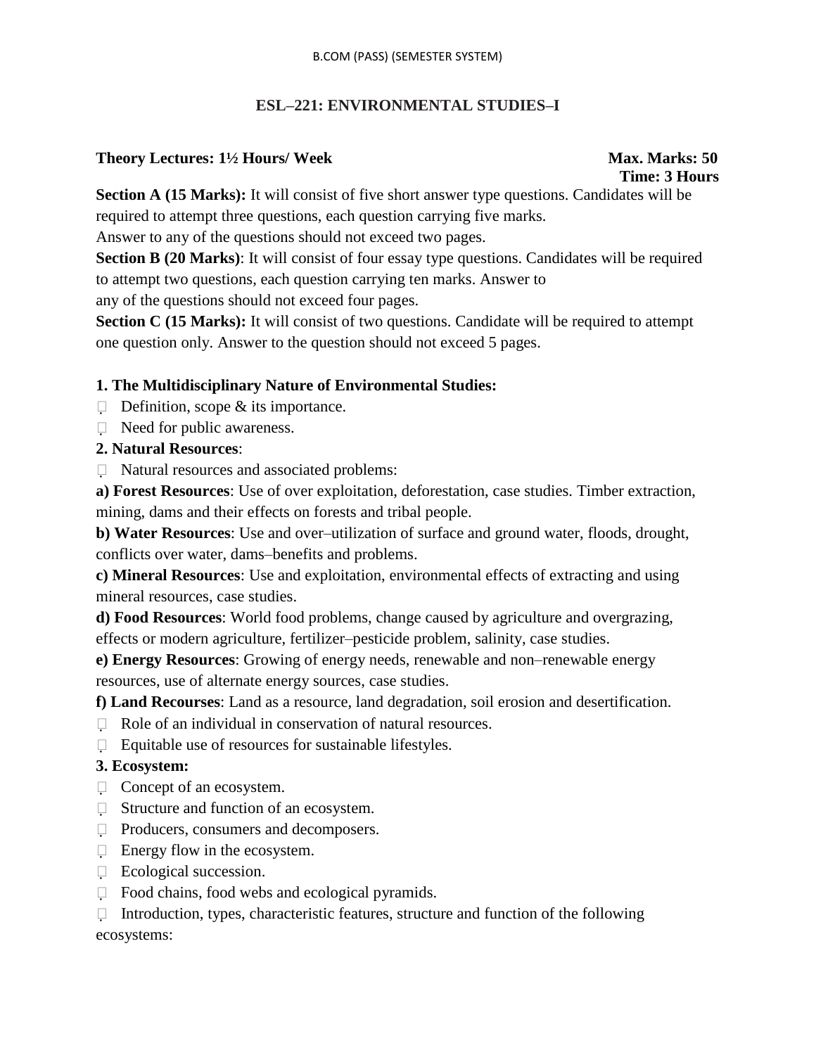## ESL–221: ENVIRONMENTAL STUDIES–I

**Theory Lectures: 1½ Hours/ Week** **Max. Marks: 50**
**Time: 3 Hours**

**Section A (15 Marks):** It will consist of five short answer type questions. Candidates will be required to attempt three questions, each question carrying five marks.
Answer to any of the questions should not exceed two pages.

**Section B (20 Marks)**: It will consist of four essay type questions. Candidates will be required to attempt two questions, each question carrying ten marks. Answer to any of the questions should not exceed four pages.

**Section C (15 Marks):** It will consist of two questions. Candidate will be required to attempt one question only. Answer to the question should not exceed 5 pages.

**1. The Multidisciplinary Nature of Environmental Studies:**

- Definition, scope & its importance.
- Need for public awareness.

**2. Natural Resources**:

- Natural resources and associated problems:

**a) Forest Resources**: Use of over exploitation, deforestation, case studies. Timber extraction, mining, dams and their effects on forests and tribal people.

**b) Water Resources**: Use and over–utilization of surface and ground water, floods, drought, conflicts over water, dams–benefits and problems.

**c) Mineral Resources**: Use and exploitation, environmental effects of extracting and using mineral resources, case studies.

**d) Food Resources**: World food problems, change caused by agriculture and overgrazing, effects or modern agriculture, fertilizer–pesticide problem, salinity, case studies.

**e) Energy Resources**: Growing of energy needs, renewable and non–renewable energy resources, use of alternate energy sources, case studies.

**f) Land Recourses**: Land as a resource, land degradation, soil erosion and desertification.

- Role of an individual in conservation of natural resources.
- Equitable use of resources for sustainable lifestyles.

**3. Ecosystem:**

- Concept of an ecosystem.
- Structure and function of an ecosystem.
- Producers, consumers and decomposers.
- Energy flow in the ecosystem.
- Ecological succession.
- Food chains, food webs and ecological pyramids.
- Introduction, types, characteristic features, structure and function of the following ecosystems: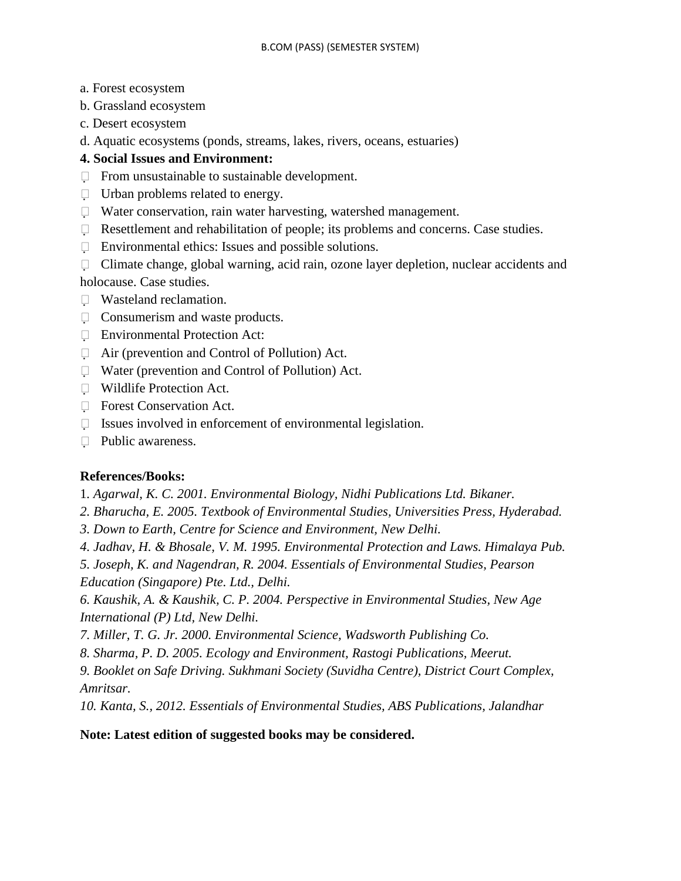a. Forest ecosystem

b. Grassland ecosystem

c. Desert ecosystem

d. Aquatic ecosystems (ponds, streams, lakes, rivers, oceans, estuaries)

**4. Social Issues and Environment:**

- From unsustainable to sustainable development.
- Urban problems related to energy.
- Water conservation, rain water harvesting, watershed management.
- Resettlement and rehabilitation of people; its problems and concerns. Case studies.
- Environmental ethics: Issues and possible solutions.
- Climate change, global warning, acid rain, ozone layer depletion, nuclear accidents and holocause. Case studies.
- Wasteland reclamation.
- Consumerism and waste products.
- Environmental Protection Act:
- Air (prevention and Control of Pollution) Act.
- Water (prevention and Control of Pollution) Act.
- Wildlife Protection Act.
- Forest Conservation Act.
- Issues involved in enforcement of environmental legislation.
- Public awareness.

**References/Books:**

1. *Agarwal, K. C. 2001. Environmental Biology, Nidhi Publications Ltd. Bikaner.*
2. *Bharucha, E. 2005. Textbook of Environmental Studies, Universities Press, Hyderabad.*
3. *Down to Earth, Centre for Science and Environment, New Delhi.*
4. *Jadhav, H. & Bhosale, V. M. 1995. Environmental Protection and Laws. Himalaya Pub.*
5. *Joseph, K. and Nagendran, R. 2004. Essentials of Environmental Studies, Pearson Education (Singapore) Pte. Ltd., Delhi.*
6. *Kaushik, A. & Kaushik, C. P. 2004. Perspective in Environmental Studies, New Age International (P) Ltd, New Delhi.*
7. *Miller, T. G. Jr. 2000. Environmental Science, Wadsworth Publishing Co.*
8. *Sharma, P. D. 2005. Ecology and Environment, Rastogi Publications, Meerut.*
9. *Booklet on Safe Driving. Sukhmani Society (Suvidha Centre), District Court Complex, Amritsar.*
10. *Kanta, S., 2012. Essentials of Environmental Studies, ABS Publications, Jalandhar*

**Note: Latest edition of suggested books may be considered.**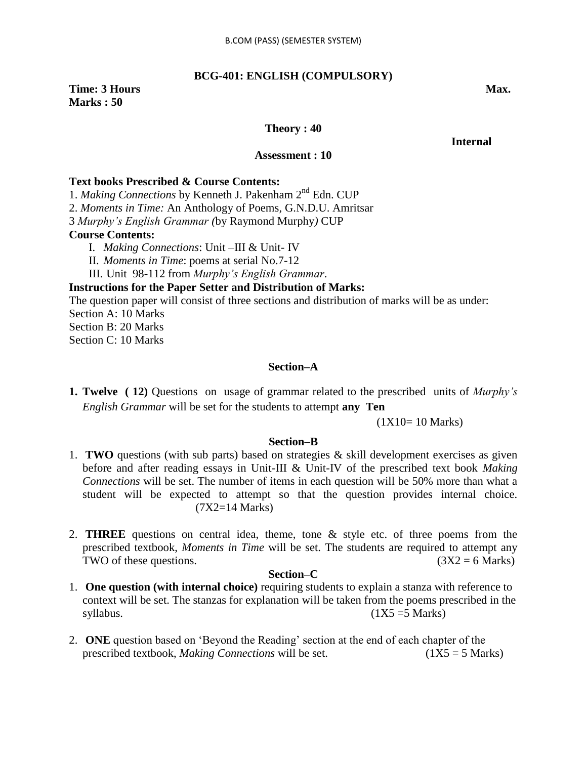## BCG-401: ENGLISH (COMPULSORY)

**Time: 3 Hours** **Max. Marks : 50**

**Theory : 40**

**Internal Assessment : 10**

**Text books Prescribed & Course Contents:**

1. *Making Connections* by Kenneth J. Pakenham 2nd Edn. CUP
2. *Moments in Time:* An Anthology of Poems, G.N.D.U. Amritsar
3 *Murphy's English Grammar (*by Raymond Murphy*)* CUP

**Course Contents:**

I. *Making Connections*: Unit –III & Unit- IV
II. *Moments in Time*: poems at serial No.7-12
III. Unit 98-112 from *Murphy's English Grammar*.

**Instructions for the Paper Setter and Distribution of Marks:**

The question paper will consist of three sections and distribution of marks will be as under:

Section A: 10 Marks
Section B: 20 Marks
Section C: 10 Marks

### Section–A

1. **Twelve ( 12)** Questions on usage of grammar related to the prescribed units of *Murphy's English Grammar* will be set for the students to attempt **any Ten** (1X10= 10 Marks)

### Section–B

1. **TWO** questions (with sub parts) based on strategies & skill development exercises as given before and after reading essays in Unit-III & Unit-IV of the prescribed text book *Making Connections* will be set. The number of items in each question will be 50% more than what a student will be expected to attempt so that the question provides internal choice. (7X2=14 Marks)

2. **THREE** questions on central idea, theme, tone & style etc. of three poems from the prescribed textbook, *Moments in Time* will be set. The students are required to attempt any TWO of these questions. (3X2 = 6 Marks)

### Section–C

1. **One question (with internal choice)** requiring students to explain a stanza with reference to context will be set. The stanzas for explanation will be taken from the poems prescribed in the syllabus. (1X5 =5 Marks)

2. **ONE** question based on 'Beyond the Reading' section at the end of each chapter of the prescribed textbook, *Making Connections* will be set. (1X5 = 5 Marks)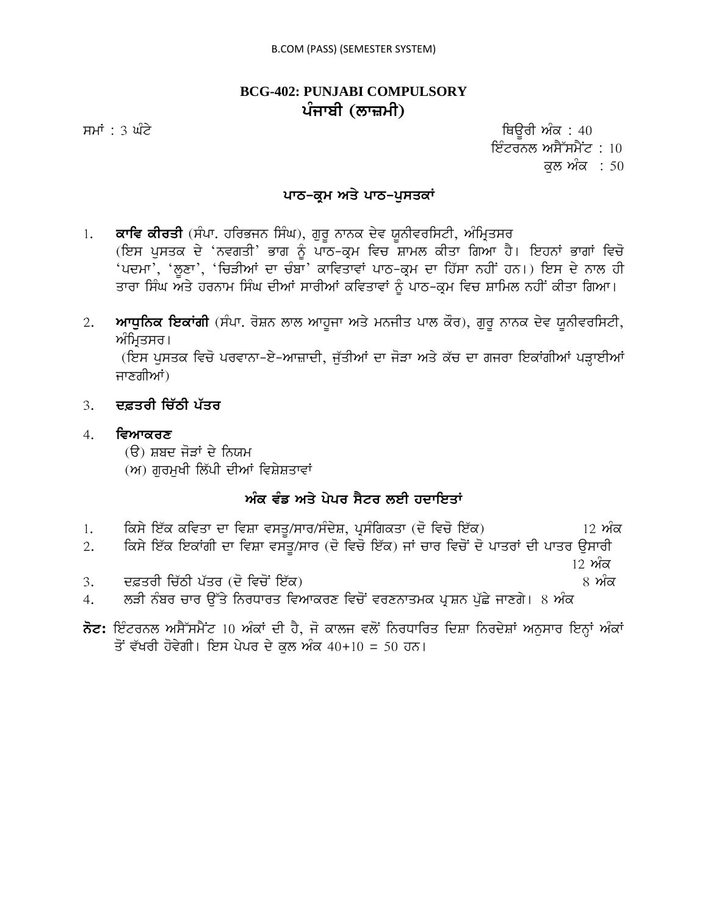B.COM (PASS) (SEMESTER SYSTEM)

# BCG-402: PUNJABI COMPULSORY
# ਪੰਜਾਬੀ (ਲਾਜ਼ਮੀ)

ਸਮਾਂ : 3 ਘੰਟੇ

ਥਿਊਰੀ ਅੰਕ : 40
ਇੰਟਰਨਲ ਅਸੈੱਸਮੈਂਟ : 10
ਕੁਲ ਅੰਕ : 50

## ਪਾਠ-ਕ੍ਰਮ ਅਤੇ ਪਾਠ-ਪੁਸਤਕਾਂ

1. **ਕਾਵਿ ਕੀਰਤੀ** (ਸੰਪਾ. ਹਰਿਭਜਨ ਸਿੰਘ), ਗੁਰੂ ਨਾਨਕ ਦੇਵ ਯੂਨੀਵਰਸਿਟੀ, ਅੰਮ੍ਰਿਤਸਰ
   (ਇਸ ਪੁਸਤਕ ਦੇ 'ਨਵਗਤੀ' ਭਾਗ ਨੂੰ ਪਾਠ-ਕ੍ਰਮ ਵਿਚ ਸ਼ਾਮਲ ਕੀਤਾ ਗਿਆ ਹੈ। ਇਹਨਾਂ ਭਾਗਾਂ ਵਿਚੋ 'ਪਦਮਾ', 'ਲੂਣਾ', 'ਚਿੜੀਆਂ ਦਾ ਚੰਬਾ' ਕਾਵਿਤਾਵਾਂ ਪਾਠ-ਕ੍ਰਮ ਦਾ ਹਿੱਸਾ ਨਹੀਂ ਹਨ।) ਇਸ ਦੇ ਨਾਲ ਹੀ ਤਾਰਾ ਸਿੰਘ ਅਤੇ ਹਰਨਾਮ ਸਿੰਘ ਦੀਆਂ ਸਾਰੀਆਂ ਕਵਿਤਾਵਾਂ ਨੂੰ ਪਾਠ-ਕ੍ਰਮ ਵਿਚ ਸ਼ਾਮਿਲ ਨਹੀਂ ਕੀਤਾ ਗਿਆ।

2. **ਆਧੁਨਿਕ ਇਕਾਂਗੀ** (ਸੰਪਾ. ਰੋਸ਼ਨ ਲਾਲ ਆਹੂਜਾ ਅਤੇ ਮਨਜੀਤ ਪਾਲ ਕੌਰ), ਗੁਰੂ ਨਾਨਕ ਦੇਵ ਯੂਨੀਵਰਸਿਟੀ, ਅੰਮ੍ਰਿਤਸਰ।
   (ਇਸ ਪੁਸਤਕ ਵਿਚੋ ਪਰਵਾਨਾ-ਏ-ਆਜ਼ਾਦੀ, ਜੁੱਤੀਆਂ ਦਾ ਜੋੜਾ ਅਤੇ ਕੱਚ ਦਾ ਗਜਰਾ ਇਕਾਂਗੀਆਂ ਪੜ੍ਹਾਈਆਂ ਜਾਣਗੀਆਂ)

3. **ਦਫ਼ਤਰੀ ਚਿੱਠੀ ਪੱਤਰ**

4. **ਵਿਆਕਰਣ**
   (ੳ) ਸ਼ਬਦ ਜੋੜਾਂ ਦੇ ਨਿਯਮ
   (ਅ) ਗੁਰਮੁਖੀ ਲਿੱਪੀ ਦੀਆਂ ਵਿਸ਼ੇਸ਼ਤਾਵਾਂ

## ਅੰਕ ਵੰਡ ਅਤੇ ਪੇਪਰ ਸੈਟਰ ਲਈ ਹਦਾਇਤਾਂ

1. ਕਿਸੇ ਇੱਕ ਕਵਿਤਾ ਦਾ ਵਿਸ਼ਾ ਵਸਤੂ/ਸਾਰ/ਸੰਦੇਸ਼, ਪ੍ਰਸੰਗਿਕਤਾ (ਦੋ ਵਿਚੋ ਇੱਕ) 12 ਅੰਕ
2. ਕਿਸੇ ਇੱਕ ਇਕਾਂਗੀ ਦਾ ਵਿਸ਼ਾ ਵਸਤੂ/ਸਾਰ (ਦੋ ਵਿਚੋ ਇੱਕ) ਜਾਂ ਚਾਰ ਵਿਚੋਂ ਦੋ ਪਾਤਰਾਂ ਦੀ ਪਾਤਰ ਉਸਾਰੀ 12 ਅੰਕ
3. ਦਫ਼ਤਰੀ ਚਿੱਠੀ ਪੱਤਰ (ਦੋ ਵਿਚੋਂ ਇੱਕ) 8 ਅੰਕ
4. ਲੜੀ ਨੰਬਰ ਚਾਰ ਉੱਤੇ ਨਿਰਧਾਰਤ ਵਿਆਕਰਣ ਵਿਚੋਂ ਵਰਣਨਾਤਮਕ ਪ੍ਰਸ਼ਨ ਪੁੱਛੇ ਜਾਣਗੇ। 8 ਅੰਕ

**ਨੋਟ:** ਇੰਟਰਨਲ ਅਸੈੱਸਮੈਂਟ 10 ਅੰਕਾਂ ਦੀ ਹੈ, ਜੋ ਕਾਲਜ ਵਲੋਂ ਨਿਰਧਾਰਿਤ ਦਿਸ਼ਾ ਨਿਰਦੇਸ਼ਾਂ ਅਨੁਸਾਰ ਇਨ੍ਹਾਂ ਅੰਕਾਂ ਤੋਂ ਵੱਖਰੀ ਹੋਵੇਗੀ। ਇਸ ਪੇਪਰ ਦੇ ਕੁਲ ਅੰਕ 40+10 = 50 ਹਨ।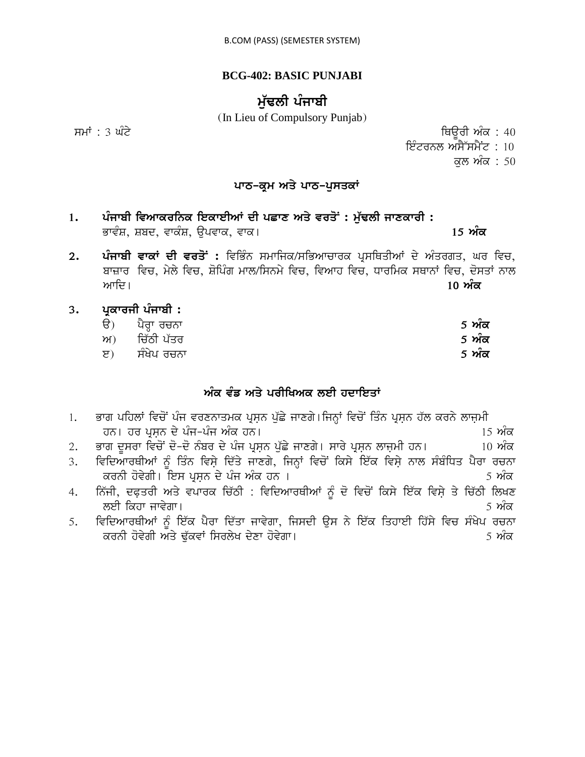B.COM (PASS) (SEMESTER SYSTEM)

## BCG-402: BASIC PUNJABI

## ਮੁੱਢਲੀ ਪੰਜਾਬੀ

(In Lieu of Compulsory Punjab)

ਸਮਾਂ : 3 ਘੰਟੇ

ਥਿਊਰੀ ਅੰਕ : 40
ਇੰਟਰਨਲ ਅਸੈੱਸਮੈਂਟ : 10
ਕੁਲ ਅੰਕ : 50

### ਪਾਠ-ਕ੍ਰਮ ਅਤੇ ਪਾਠ-ਪੁਸਤਕਾਂ

1. **ਪੰਜਾਬੀ ਵਿਆਕਰਨਿਕ ਇਕਾਈਆਂ ਦੀ ਪਛਾਣ ਅਤੇ ਵਰਤੋਂ : ਮੁੱਢਲੀ ਜਾਣਕਾਰੀ :**
   ਭਾਵੰਸ਼, ਸ਼ਬਦ, ਵਾਕੰਸ਼, ਉਪਵਾਕ, ਵਾਕ। **15 ਅੰਕ**

2. **ਪੰਜਾਬੀ ਵਾਕਾਂ ਦੀ ਵਰਤੋਂ :** ਵਿਭਿੰਨ ਸਮਾਜਿਕ/ਸਭਿਆਚਾਰਕ ਪ੍ਰਸਥਿਤੀਆਂ ਦੇ ਅੰਤਰਗਤ, ਘਰ ਵਿਚ, ਬਾਜ਼ਾਰ ਵਿਚ, ਮੇਲੇ ਵਿਚ, ਸ਼ੋਪਿੰਗ ਮਾਲ/ਸਿਨਮੇ ਵਿਚ, ਵਿਆਹ ਵਿਚ, ਧਾਰਮਿਕ ਸਥਾਨਾਂ ਵਿਚ, ਦੋਸਤਾਂ ਨਾਲ ਆਦਿ। **10 ਅੰਕ**

3. **ਪ੍ਰਕਾਰਜੀ ਪੰਜਾਬੀ :**
   ੳ) ਪੈਰ੍ਹਾ ਰਚਨਾ **5 ਅੰਕ**
   ਅ) ਚਿੱਠੀ ਪੱਤਰ **5 ਅੰਕ**
   ੲ) ਸੰਖੇਪ ਰਚਨਾ **5 ਅੰਕ**

### ਅੰਕ ਵੰਡ ਅਤੇ ਪਰੀਖਿਅਕ ਲਈ ਹਦਾਇਤਾਂ

1. ਭਾਗ ਪਹਿਲਾਂ ਵਿਚੋਂ ਪੰਜ ਵਰਣਨਾਤਮਕ ਪ੍ਰਸ਼ਨ ਪੁੱਛੇ ਜਾਣਗੇ।ਜਿਨ੍ਹਾਂ ਵਿਚੋਂ ਤਿੰਨ ਪ੍ਰਸ਼ਨ ਹੱਲ ਕਰਨੇ ਲਾਜ਼ਮੀ ਹਨ। ਹਰ ਪ੍ਰਸ਼ਨ ਦੇ ਪੰਜ-ਪੰਜ ਅੰਕ ਹਨ। 15 ਅੰਕ
2. ਭਾਗ ਦੂਸਰਾ ਵਿਚੋਂ ਦੋ-ਦੋ ਨੰਬਰ ਦੇ ਪੰਜ ਪ੍ਰਸ਼ਨ ਪੁੱਛੇ ਜਾਣਗੇ। ਸਾਰੇ ਪ੍ਰਸ਼ਨ ਲਾਜ਼ਮੀ ਹਨ। 10 ਅੰਕ
3. ਵਿਦਿਆਰਥੀਆਂ ਨੂੰ ਤਿੰਨ ਵਿਸ਼ੇ ਦਿੱਤੇ ਜਾਣਗੇ, ਜਿਨ੍ਹਾਂ ਵਿਚੋਂ ਕਿਸੇ ਇੱਕ ਵਿਸ਼ੇ ਨਾਲ ਸੰਬੰਧਿਤ ਪੈਰਾ ਰਚਨਾ ਕਰਨੀ ਹੋਵੇਗੀ। ਇਸ ਪ੍ਰਸ਼ਨ ਦੇ ਪੰਜ ਅੰਕ ਹਨ । 5 ਅੰਕ
4. ਨਿੱਜੀ, ਦਫ਼ਤਰੀ ਅਤੇ ਵਪਾਰਕ ਚਿੱਠੀ : ਵਿਦਿਆਰਥੀਆਂ ਨੂੰ ਦੋ ਵਿਚੋਂ ਕਿਸੇ ਇੱਕ ਵਿਸ਼ੇ ਤੇ ਚਿੱਠੀ ਲਿਖਣ ਲਈ ਕਿਹਾ ਜਾਵੇਗਾ। 5 ਅੰਕ
5. ਵਿਦਿਆਰਥੀਆਂ ਨੂੰ ਇੱਕ ਪੈਰਾ ਦਿੱਤਾ ਜਾਵੇਗਾ, ਜਿਸਦੀ ਉਸ ਨੇ ਇੱਕ ਤਿਹਾਈ ਹਿੱਸੇ ਵਿਚ ਸੰਖੇਪ ਰਚਨਾ ਕਰਨੀ ਹੋਵੇਗੀ ਅਤੇ ਢੁੱਕਵਾਂ ਸਿਰਲੇਖ ਦੇਣਾ ਹੋਵੇਗਾ। 5 ਅੰਕ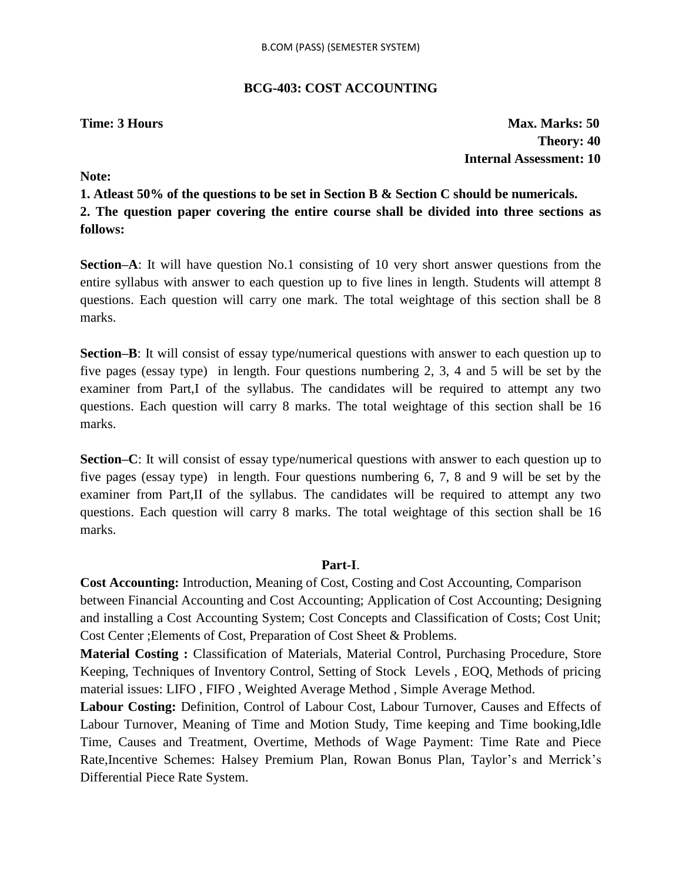## BCG-403: COST ACCOUNTING

**Time: 3 Hours**

**Max. Marks: 50**
**Theory: 40**
**Internal Assessment: 10**

**Note:**

**1. Atleast 50% of the questions to be set in Section B & Section C should be numericals.**
**2. The question paper covering the entire course shall be divided into three sections as follows:**

**Section–A**: It will have question No.1 consisting of 10 very short answer questions from the entire syllabus with answer to each question up to five lines in length. Students will attempt 8 questions. Each question will carry one mark. The total weightage of this section shall be 8 marks.

**Section–B**: It will consist of essay type/numerical questions with answer to each question up to five pages (essay type) in length. Four questions numbering 2, 3, 4 and 5 will be set by the examiner from Part,I of the syllabus. The candidates will be required to attempt any two questions. Each question will carry 8 marks. The total weightage of this section shall be 16 marks.

**Section–C**: It will consist of essay type/numerical questions with answer to each question up to five pages (essay type) in length. Four questions numbering 6, 7, 8 and 9 will be set by the examiner from Part,II of the syllabus. The candidates will be required to attempt any two questions. Each question will carry 8 marks. The total weightage of this section shall be 16 marks.

### Part-I.

**Cost Accounting:** Introduction, Meaning of Cost, Costing and Cost Accounting, Comparison between Financial Accounting and Cost Accounting; Application of Cost Accounting; Designing and installing a Cost Accounting System; Cost Concepts and Classification of Costs; Cost Unit; Cost Center ;Elements of Cost, Preparation of Cost Sheet & Problems.

**Material Costing :** Classification of Materials, Material Control, Purchasing Procedure, Store Keeping, Techniques of Inventory Control, Setting of Stock Levels , EOQ, Methods of pricing material issues: LIFO , FIFO , Weighted Average Method , Simple Average Method.

**Labour Costing:** Definition, Control of Labour Cost, Labour Turnover, Causes and Effects of Labour Turnover, Meaning of Time and Motion Study, Time keeping and Time booking,Idle Time, Causes and Treatment, Overtime, Methods of Wage Payment: Time Rate and Piece Rate,Incentive Schemes: Halsey Premium Plan, Rowan Bonus Plan, Taylor's and Merrick's Differential Piece Rate System.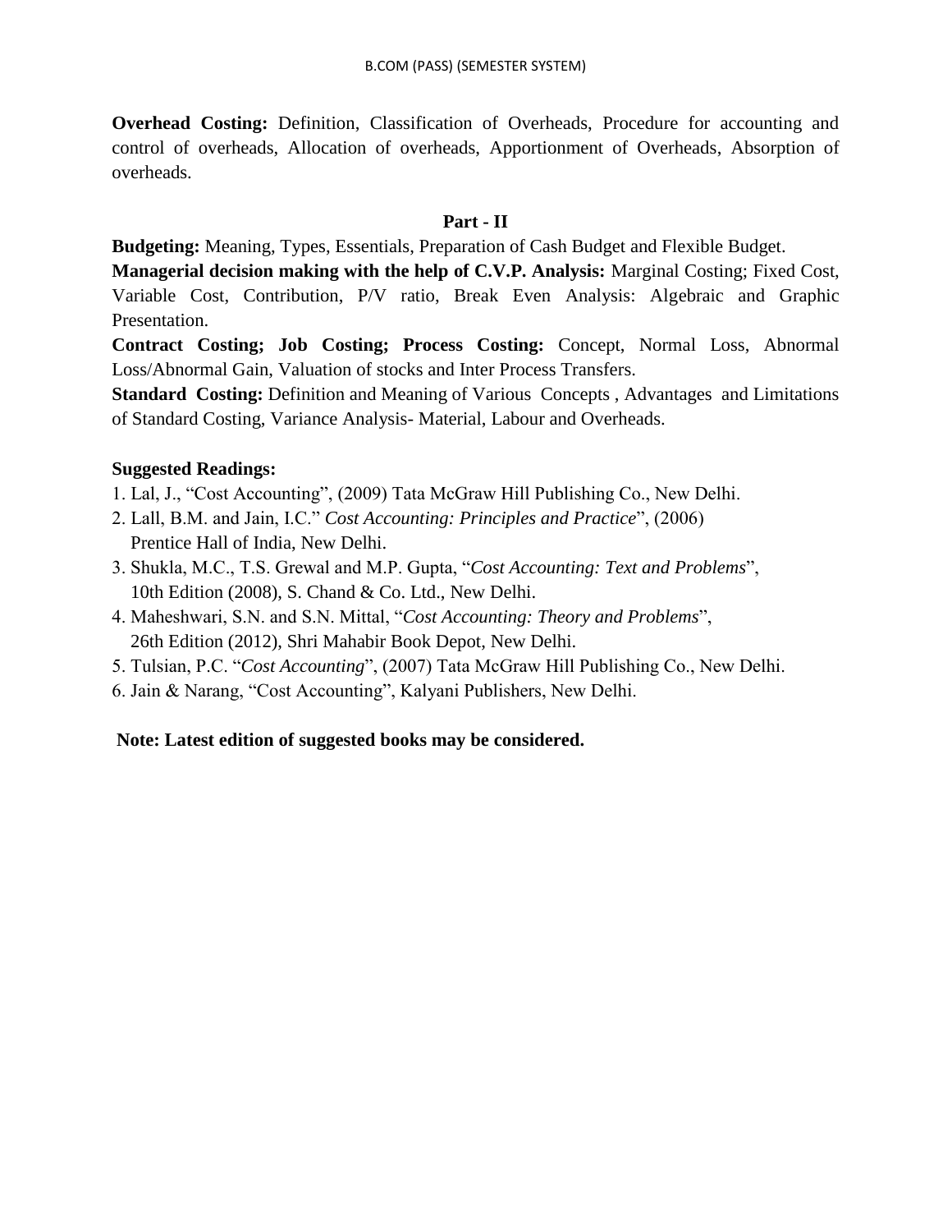**Overhead Costing:** Definition, Classification of Overheads, Procedure for accounting and control of overheads, Allocation of overheads, Apportionment of Overheads, Absorption of overheads.

## Part - II

**Budgeting:** Meaning, Types, Essentials, Preparation of Cash Budget and Flexible Budget.

**Managerial decision making with the help of C.V.P. Analysis:** Marginal Costing; Fixed Cost, Variable Cost, Contribution, P/V ratio, Break Even Analysis: Algebraic and Graphic Presentation.

**Contract Costing; Job Costing; Process Costing:** Concept, Normal Loss, Abnormal Loss/Abnormal Gain, Valuation of stocks and Inter Process Transfers.

**Standard Costing:** Definition and Meaning of Various Concepts , Advantages and Limitations of Standard Costing, Variance Analysis- Material, Labour and Overheads.

**Suggested Readings:**

1. Lal, J., "Cost Accounting", (2009) Tata McGraw Hill Publishing Co., New Delhi.
2. Lall, B.M. and Jain, I.C." *Cost Accounting: Principles and Practice*", (2006) Prentice Hall of India, New Delhi.
3. Shukla, M.C., T.S. Grewal and M.P. Gupta, "*Cost Accounting: Text and Problems*", 10th Edition (2008), S. Chand & Co. Ltd., New Delhi.
4. Maheshwari, S.N. and S.N. Mittal, "*Cost Accounting: Theory and Problems*", 26th Edition (2012), Shri Mahabir Book Depot, New Delhi.
5. Tulsian, P.C. "*Cost Accounting*", (2007) Tata McGraw Hill Publishing Co., New Delhi.
6. Jain & Narang, "Cost Accounting", Kalyani Publishers, New Delhi.

**Note: Latest edition of suggested books may be considered.**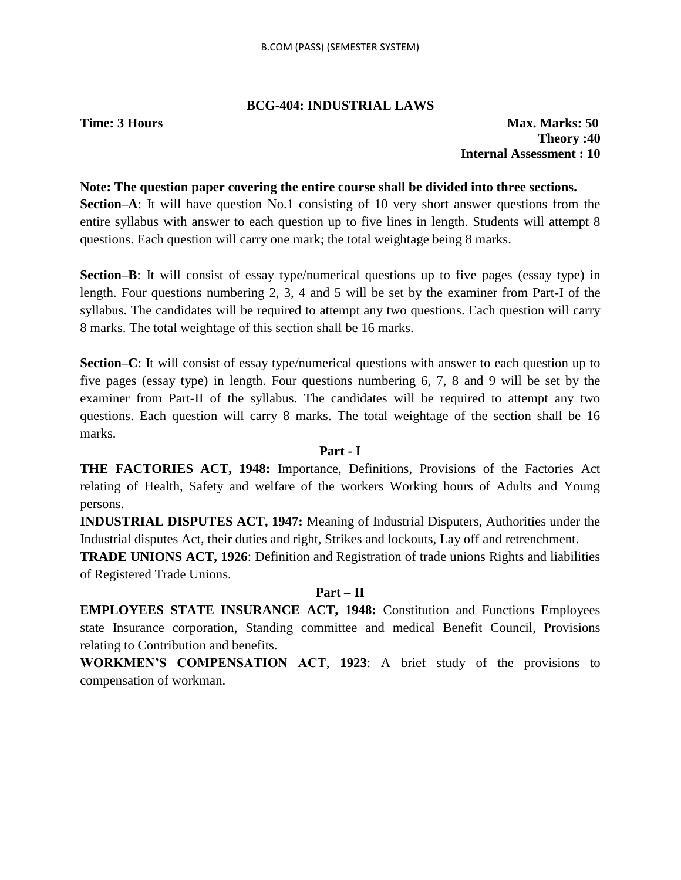## BCG-404: INDUSTRIAL LAWS

**Time: 3 Hours** 

**Max. Marks: 50**
**Theory :40**
**Internal Assessment : 10**

**Note: The question paper covering the entire course shall be divided into three sections.**

**Section–A**: It will have question No.1 consisting of 10 very short answer questions from the entire syllabus with answer to each question up to five lines in length. Students will attempt 8 questions. Each question will carry one mark; the total weightage being 8 marks.

**Section–B**: It will consist of essay type/numerical questions up to five pages (essay type) in length. Four questions numbering 2, 3, 4 and 5 will be set by the examiner from Part-I of the syllabus. The candidates will be required to attempt any two questions. Each question will carry 8 marks. The total weightage of this section shall be 16 marks.

**Section–C**: It will consist of essay type/numerical questions with answer to each question up to five pages (essay type) in length. Four questions numbering 6, 7, 8 and 9 will be set by the examiner from Part-II of the syllabus. The candidates will be required to attempt any two questions. Each question will carry 8 marks. The total weightage of the section shall be 16 marks.

### Part - I

**THE FACTORIES ACT, 1948:** Importance, Definitions, Provisions of the Factories Act relating of Health, Safety and welfare of the workers Working hours of Adults and Young persons.

**INDUSTRIAL DISPUTES ACT, 1947:** Meaning of Industrial Disputers, Authorities under the Industrial disputes Act, their duties and right, Strikes and lockouts, Lay off and retrenchment.

**TRADE UNIONS ACT, 1926**: Definition and Registration of trade unions Rights and liabilities of Registered Trade Unions.

### Part – II

**EMPLOYEES STATE INSURANCE ACT, 1948:** Constitution and Functions Employees state Insurance corporation, Standing committee and medical Benefit Council, Provisions relating to Contribution and benefits.

**WORKMEN'S COMPENSATION ACT**, **1923**: A brief study of the provisions to compensation of workman.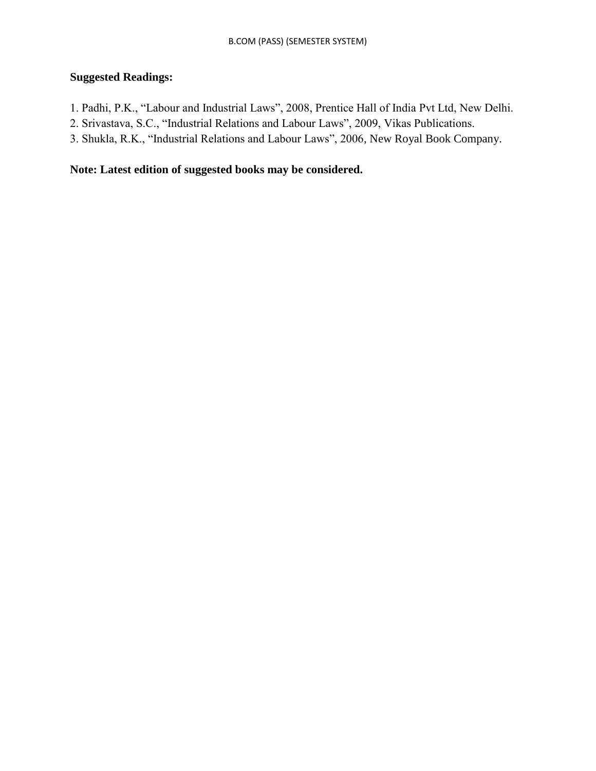**Suggested Readings:**

1. Padhi, P.K., “Labour and Industrial Laws”, 2008, Prentice Hall of India Pvt Ltd, New Delhi.
2. Srivastava, S.C., “Industrial Relations and Labour Laws”, 2009, Vikas Publications.
3. Shukla, R.K., “Industrial Relations and Labour Laws”, 2006, New Royal Book Company.

**Note: Latest edition of suggested books may be considered.**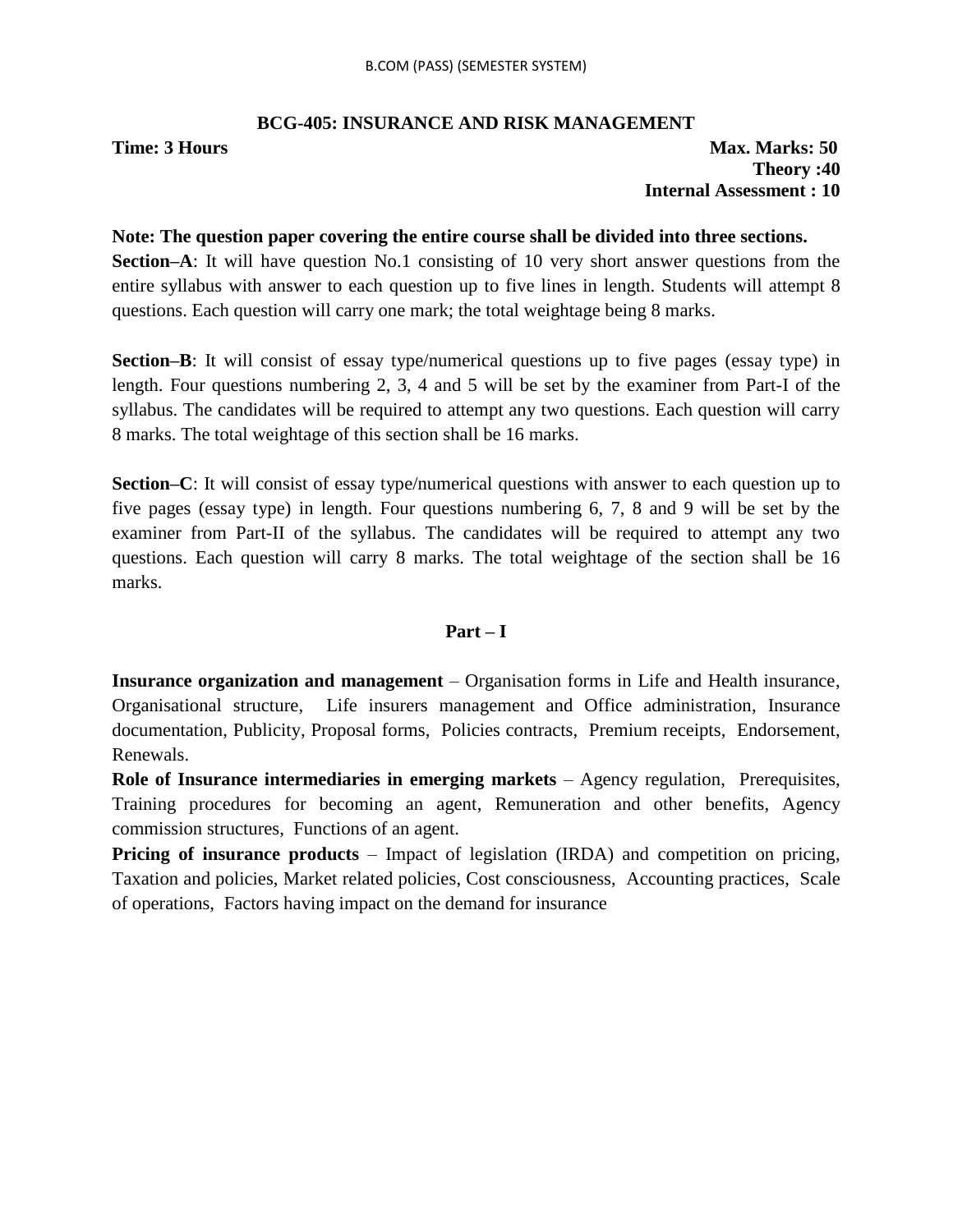## BCG-405: INSURANCE AND RISK MANAGEMENT

**Time: 3 Hours** **Max. Marks: 50**
**Theory :40**
**Internal Assessment : 10**

**Note: The question paper covering the entire course shall be divided into three sections.**

**Section–A**: It will have question No.1 consisting of 10 very short answer questions from the entire syllabus with answer to each question up to five lines in length. Students will attempt 8 questions. Each question will carry one mark; the total weightage being 8 marks.

**Section–B**: It will consist of essay type/numerical questions up to five pages (essay type) in length. Four questions numbering 2, 3, 4 and 5 will be set by the examiner from Part-I of the syllabus. The candidates will be required to attempt any two questions. Each question will carry 8 marks. The total weightage of this section shall be 16 marks.

**Section–C**: It will consist of essay type/numerical questions with answer to each question up to five pages (essay type) in length. Four questions numbering 6, 7, 8 and 9 will be set by the examiner from Part-II of the syllabus. The candidates will be required to attempt any two questions. Each question will carry 8 marks. The total weightage of the section shall be 16 marks.

### Part – I

**Insurance organization and management** – Organisation forms in Life and Health insurance, Organisational structure, Life insurers management and Office administration, Insurance documentation, Publicity, Proposal forms, Policies contracts, Premium receipts, Endorsement, Renewals.

**Role of Insurance intermediaries in emerging markets** – Agency regulation, Prerequisites, Training procedures for becoming an agent, Remuneration and other benefits, Agency commission structures, Functions of an agent.

**Pricing of insurance products** – Impact of legislation (IRDA) and competition on pricing, Taxation and policies, Market related policies, Cost consciousness, Accounting practices, Scale of operations, Factors having impact on the demand for insurance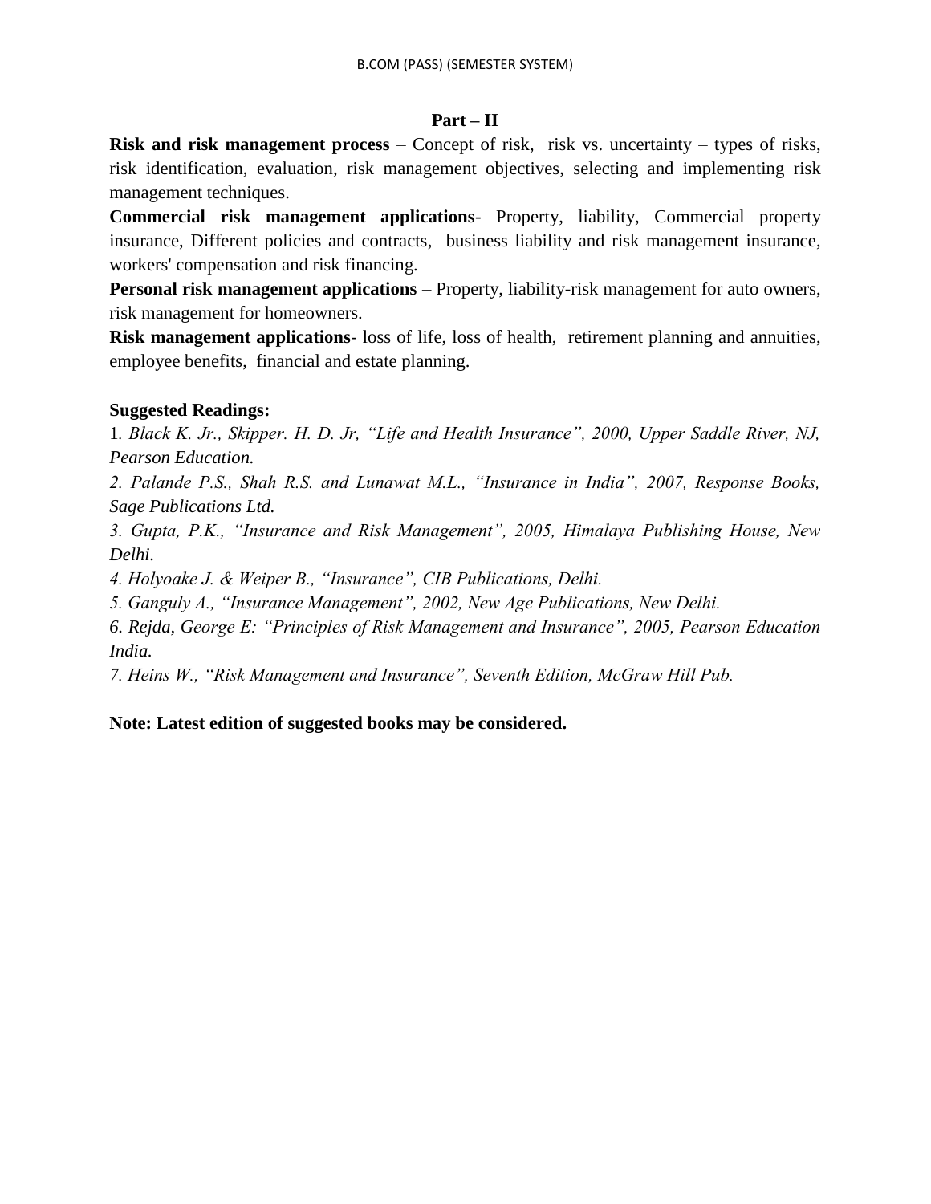## Part – II

**Risk and risk management process** – Concept of risk, risk vs. uncertainty – types of risks, risk identification, evaluation, risk management objectives, selecting and implementing risk management techniques.

**Commercial risk management applications**- Property, liability, Commercial property insurance, Different policies and contracts, business liability and risk management insurance, workers' compensation and risk financing.

**Personal risk management applications** – Property, liability-risk management for auto owners, risk management for homeowners.

**Risk management applications**- loss of life, loss of health, retirement planning and annuities, employee benefits, financial and estate planning.

**Suggested Readings:**

1. *Black K. Jr., Skipper. H. D. Jr, "Life and Health Insurance", 2000, Upper Saddle River, NJ, Pearson Education.*
2. *Palande P.S., Shah R.S. and Lunawat M.L., "Insurance in India", 2007, Response Books, Sage Publications Ltd.*
3. *Gupta, P.K., "Insurance and Risk Management", 2005, Himalaya Publishing House, New Delhi.*
4. *Holyoake J. & Weiper B., "Insurance", CIB Publications, Delhi.*
5. *Ganguly A., "Insurance Management", 2002, New Age Publications, New Delhi.*
6. *Rejda, George E: "Principles of Risk Management and Insurance", 2005, Pearson Education India.*
7. *Heins W., "Risk Management and Insurance", Seventh Edition, McGraw Hill Pub.*

**Note: Latest edition of suggested books may be considered.**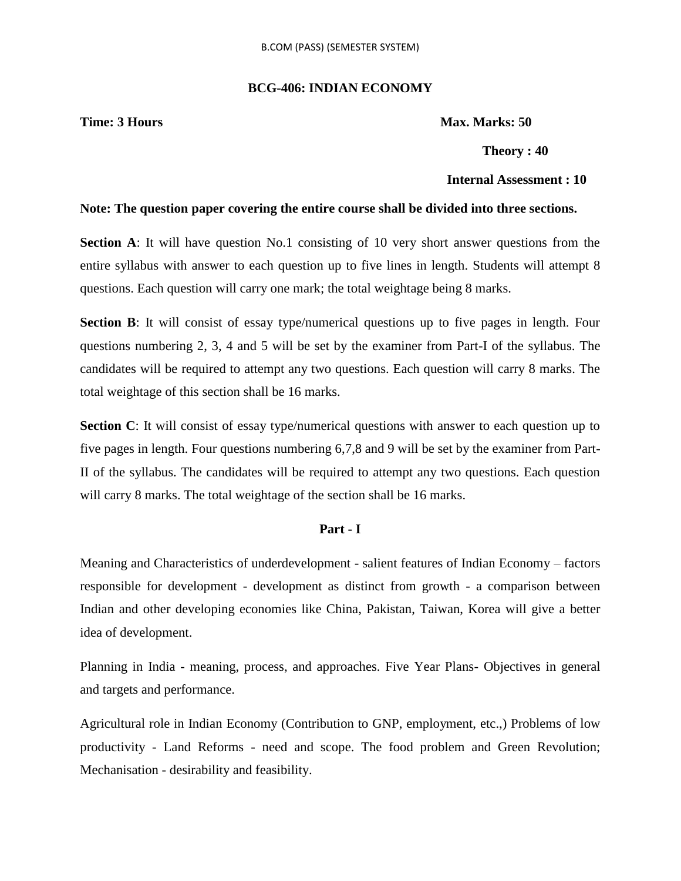## BCG-406: INDIAN ECONOMY

**Time: 3 Hours** **Max. Marks: 50**

**Theory : 40**

**Internal Assessment : 10**

**Note: The question paper covering the entire course shall be divided into three sections.**

**Section A**: It will have question No.1 consisting of 10 very short answer questions from the entire syllabus with answer to each question up to five lines in length. Students will attempt 8 questions. Each question will carry one mark; the total weightage being 8 marks.

**Section B**: It will consist of essay type/numerical questions up to five pages in length. Four questions numbering 2, 3, 4 and 5 will be set by the examiner from Part-I of the syllabus. The candidates will be required to attempt any two questions. Each question will carry 8 marks. The total weightage of this section shall be 16 marks.

**Section C**: It will consist of essay type/numerical questions with answer to each question up to five pages in length. Four questions numbering 6,7,8 and 9 will be set by the examiner from Part-II of the syllabus. The candidates will be required to attempt any two questions. Each question will carry 8 marks. The total weightage of the section shall be 16 marks.

### Part - I

Meaning and Characteristics of underdevelopment - salient features of Indian Economy – factors responsible for development - development as distinct from growth - a comparison between Indian and other developing economies like China, Pakistan, Taiwan, Korea will give a better idea of development.

Planning in India - meaning, process, and approaches. Five Year Plans- Objectives in general and targets and performance.

Agricultural role in Indian Economy (Contribution to GNP, employment, etc.,) Problems of low productivity - Land Reforms - need and scope. The food problem and Green Revolution; Mechanisation - desirability and feasibility.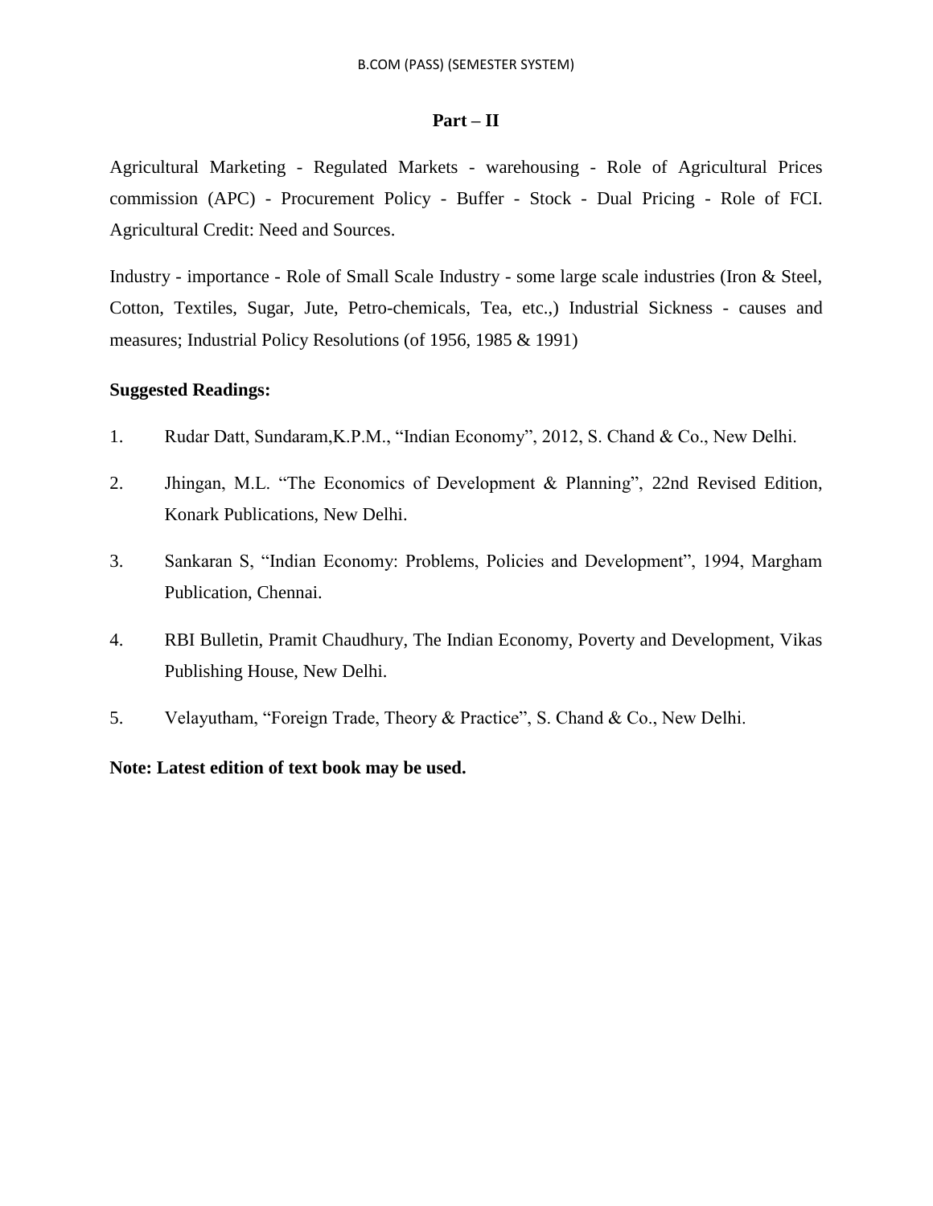## Part – II

Agricultural Marketing - Regulated Markets - warehousing - Role of Agricultural Prices commission (APC) - Procurement Policy - Buffer - Stock - Dual Pricing - Role of FCI. Agricultural Credit: Need and Sources.

Industry - importance - Role of Small Scale Industry - some large scale industries (Iron & Steel, Cotton, Textiles, Sugar, Jute, Petro-chemicals, Tea, etc.,) Industrial Sickness - causes and measures; Industrial Policy Resolutions (of 1956, 1985 & 1991)

**Suggested Readings:**

1. Rudar Datt, Sundaram,K.P.M., "Indian Economy", 2012, S. Chand & Co., New Delhi.
2. Jhingan, M.L. "The Economics of Development & Planning", 22nd Revised Edition, Konark Publications, New Delhi.
3. Sankaran S, "Indian Economy: Problems, Policies and Development", 1994, Margham Publication, Chennai.
4. RBI Bulletin, Pramit Chaudhury, The Indian Economy, Poverty and Development, Vikas Publishing House, New Delhi.
5. Velayutham, "Foreign Trade, Theory & Practice", S. Chand & Co., New Delhi.

**Note: Latest edition of text book may be used.**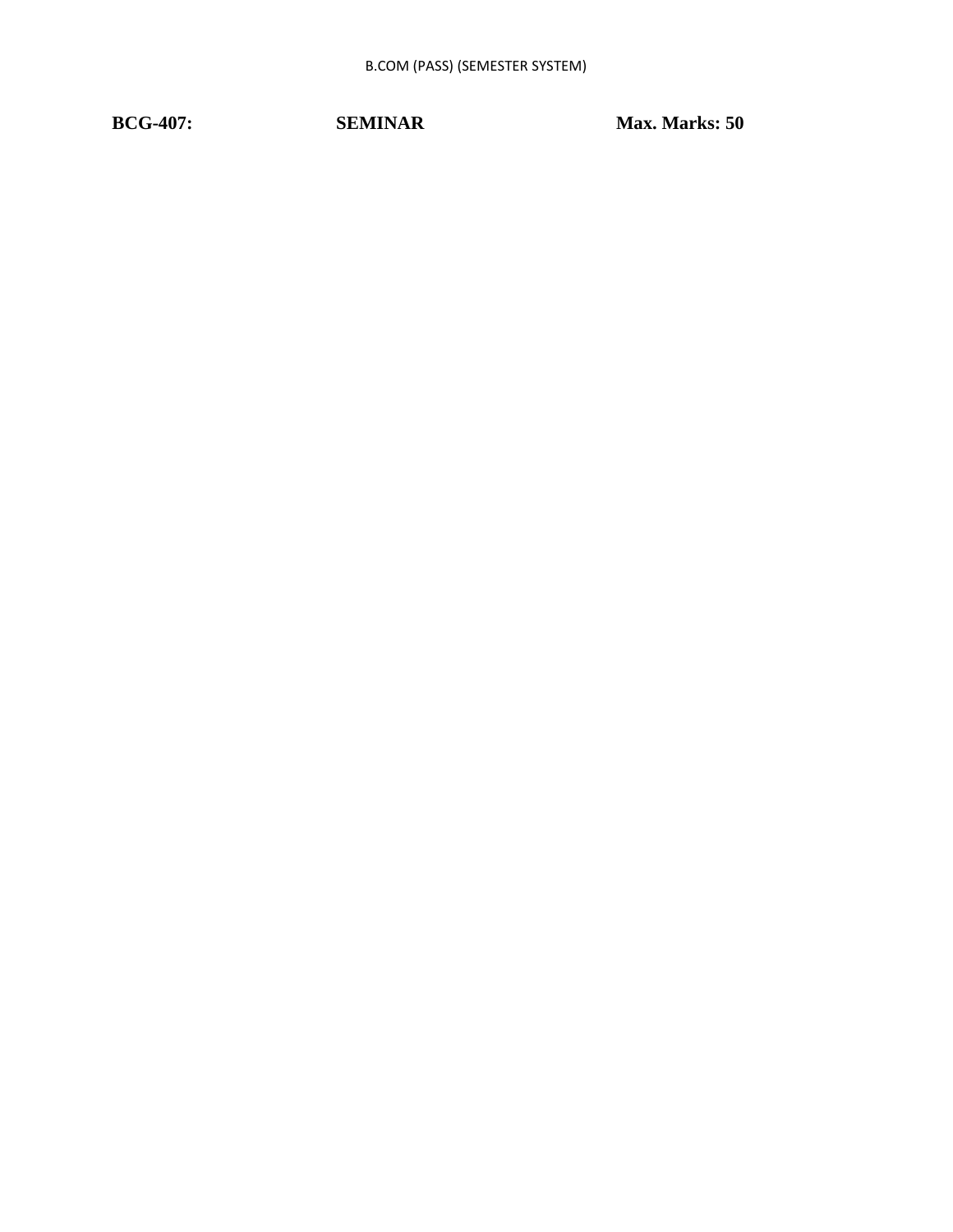**BCG-407: SEMINAR Max. Marks: 50**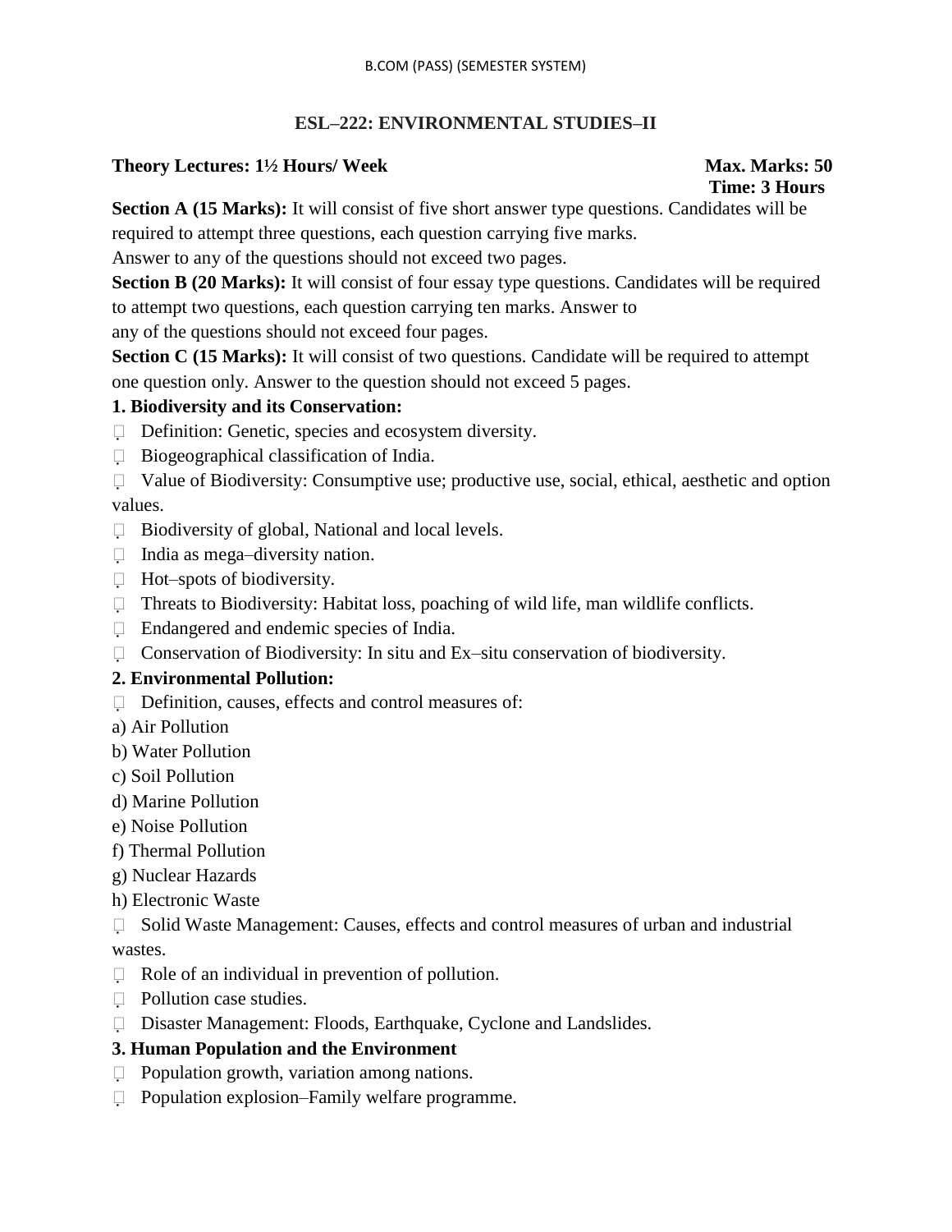B.COM (PASS) (SEMESTER SYSTEM)

## ESL–222: ENVIRONMENTAL STUDIES–II

**Theory Lectures: 1½ Hours/ Week** **Max. Marks: 50**
**Time: 3 Hours**

**Section A (15 Marks):** It will consist of five short answer type questions. Candidates will be required to attempt three questions, each question carrying five marks.
Answer to any of the questions should not exceed two pages.

**Section B (20 Marks):** It will consist of four essay type questions. Candidates will be required to attempt two questions, each question carrying ten marks. Answer to any of the questions should not exceed four pages.

**Section C (15 Marks):** It will consist of two questions. Candidate will be required to attempt one question only. Answer to the question should not exceed 5 pages.

### 1. Biodiversity and its Conservation:

- Definition: Genetic, species and ecosystem diversity.
- Biogeographical classification of India.
- Value of Biodiversity: Consumptive use; productive use, social, ethical, aesthetic and option values.
- Biodiversity of global, National and local levels.
- India as mega–diversity nation.
- Hot–spots of biodiversity.
- Threats to Biodiversity: Habitat loss, poaching of wild life, man wildlife conflicts.
- Endangered and endemic species of India.
- Conservation of Biodiversity: In situ and Ex–situ conservation of biodiversity.

### 2. Environmental Pollution:

- Definition, causes, effects and control measures of:

a) Air Pollution
b) Water Pollution
c) Soil Pollution
d) Marine Pollution
e) Noise Pollution
f) Thermal Pollution
g) Nuclear Hazards
h) Electronic Waste

- Solid Waste Management: Causes, effects and control measures of urban and industrial wastes.
- Role of an individual in prevention of pollution.
- Pollution case studies.
- Disaster Management: Floods, Earthquake, Cyclone and Landslides.

### 3. Human Population and the Environment

- Population growth, variation among nations.
- Population explosion–Family welfare programme.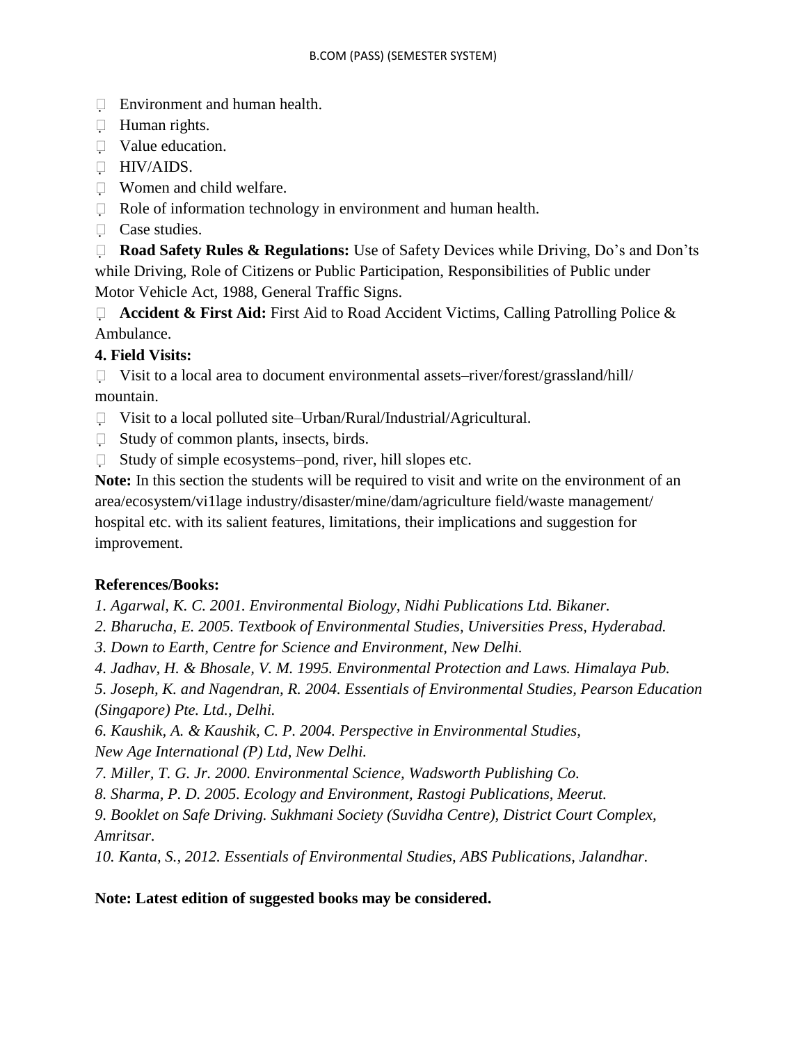- Environment and human health.
- Human rights.
- Value education.
- HIV/AIDS.
- Women and child welfare.
- Role of information technology in environment and human health.
- Case studies.
- **Road Safety Rules & Regulations:** Use of Safety Devices while Driving, Do's and Don'ts while Driving, Role of Citizens or Public Participation, Responsibilities of Public under Motor Vehicle Act, 1988, General Traffic Signs.
- **Accident & First Aid:** First Aid to Road Accident Victims, Calling Patrolling Police & Ambulance.

**4. Field Visits:**

- Visit to a local area to document environmental assets–river/forest/grassland/hill/ mountain.
- Visit to a local polluted site–Urban/Rural/Industrial/Agricultural.
- Study of common plants, insects, birds.
- Study of simple ecosystems–pond, river, hill slopes etc.

**Note:** In this section the students will be required to visit and write on the environment of an area/ecosystem/vi1lage industry/disaster/mine/dam/agriculture field/waste management/ hospital etc. with its salient features, limitations, their implications and suggestion for improvement.

**References/Books:**

*1. Agarwal, K. C. 2001. Environmental Biology, Nidhi Publications Ltd. Bikaner.*

*2. Bharucha, E. 2005. Textbook of Environmental Studies, Universities Press, Hyderabad.*

*3. Down to Earth, Centre for Science and Environment, New Delhi.*

*4. Jadhav, H. & Bhosale, V. M. 1995. Environmental Protection and Laws. Himalaya Pub.*

*5. Joseph, K. and Nagendran, R. 2004. Essentials of Environmental Studies, Pearson Education (Singapore) Pte. Ltd., Delhi.*

*6. Kaushik, A. & Kaushik, C. P. 2004. Perspective in Environmental Studies, New Age International (P) Ltd, New Delhi.*

*7. Miller, T. G. Jr. 2000. Environmental Science, Wadsworth Publishing Co.*

*8. Sharma, P. D. 2005. Ecology and Environment, Rastogi Publications, Meerut.*

*9. Booklet on Safe Driving. Sukhmani Society (Suvidha Centre), District Court Complex, Amritsar.*

*10. Kanta, S., 2012. Essentials of Environmental Studies, ABS Publications, Jalandhar.*

**Note: Latest edition of suggested books may be considered.**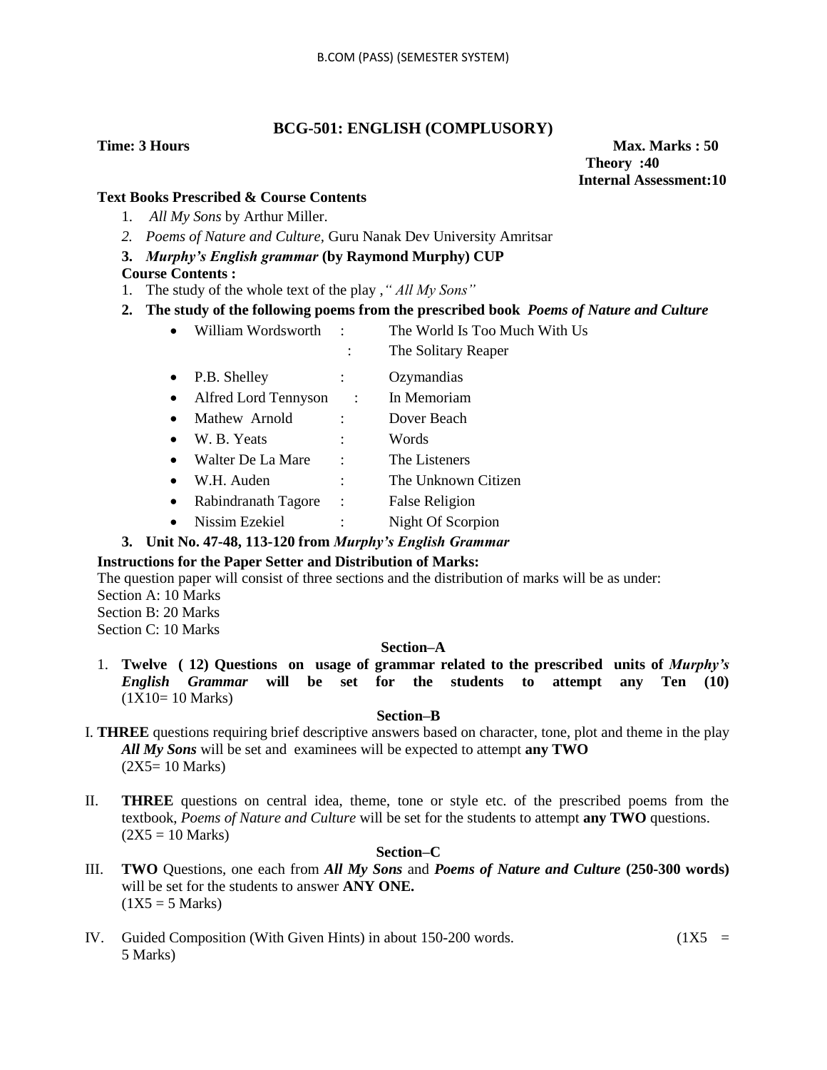## BCG-501: ENGLISH (COMPLUSORY)

**Time: 3 Hours** **Max. Marks : 50**

**Theory :40**

**Internal Assessment:10**

**Text Books Prescribed & Course Contents**

1. *All My Sons* by Arthur Miller.
2. *Poems of Nature and Culture,* Guru Nanak Dev University Amritsar
3. ***Murphy's English grammar*** **(by Raymond Murphy) CUP**

**Course Contents :**

1. The study of the whole text of the play ,*" All My Sons"*
2. **The study of the following poems from the prescribed book** ***Poems of Nature and Culture***
   - William Wordsworth : The World Is Too Much With Us
     : The Solitary Reaper
   - P.B. Shelley : Ozymandias
   - Alfred Lord Tennyson : In Memoriam
   - Mathew Arnold : Dover Beach
   - W. B. Yeats : Words
   - Walter De La Mare : The Listeners
   - W.H. Auden : The Unknown Citizen
   - Rabindranath Tagore : False Religion
   - Nissim Ezekiel : Night Of Scorpion
3. **Unit No. 47-48, 113-120 from** ***Murphy's English Grammar***

**Instructions for the Paper Setter and Distribution of Marks:**

The question paper will consist of three sections and the distribution of marks will be as under:

Section A: 10 Marks

Section B: 20 Marks

Section C: 10 Marks

**Section–A**

1. **Twelve ( 12) Questions on usage of grammar related to the prescribed units of** ***Murphy's English Grammar*** **will be set for the students to attempt any Ten (10)** (1X10= 10 Marks)

**Section–B**

I. **THREE** questions requiring brief descriptive answers based on character, tone, plot and theme in the play ***All My Sons*** will be set and examinees will be expected to attempt **any TWO**
(2X5= 10 Marks)

II. **THREE** questions on central idea, theme, tone or style etc. of the prescribed poems from the textbook, *Poems of Nature and Culture* will be set for the students to attempt **any TWO** questions.
(2X5 = 10 Marks)

**Section–C**

III. **TWO** Questions, one each from ***All My Sons*** and ***Poems of Nature and Culture*** **(250-300 words)** will be set for the students to answer **ANY ONE.**
(1X5 = 5 Marks)

IV. Guided Composition (With Given Hints) in about 150-200 words. (1X5 = 5 Marks)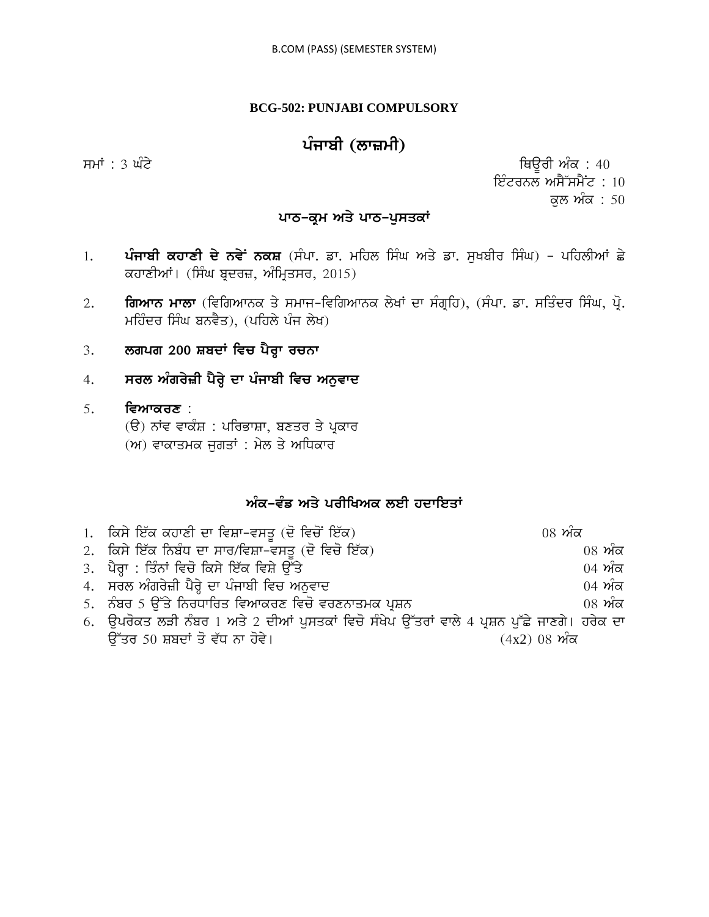## BCG-502: PUNJABI COMPULSORY

## ਪੰਜਾਬੀ (ਲਾਜ਼ਮੀ)

ਸਮਾਂ : 3 ਘੰਟੇ

ਥਿਊਰੀ ਅੰਕ : 40
ਇੰਟਰਨਲ ਅਸੈੱਸਮੈਂਟ : 10
ਕੁਲ ਅੰਕ : 50

### ਪਾਠ-ਕ੍ਰਮ ਅਤੇ ਪਾਠ-ਪੁਸਤਕਾਂ

1. **ਪੰਜਾਬੀ ਕਹਾਣੀ ਦੇ ਨਵੇਂ ਨਕਸ਼** (ਸੰਪਾ. ਡਾ. ਮਹਿਲ ਸਿੰਘ ਅਤੇ ਡਾ. ਸੁਖਬੀਰ ਸਿੰਘ) - ਪਹਿਲੀਆਂ ਛੇ ਕਹਾਣੀਆਂ। (ਸਿੰਘ ਬ੍ਰਦਰਜ਼, ਅੰਮ੍ਰਿਤਸਰ, 2015)
2. **ਗਿਆਨ ਮਾਲਾ** (ਵਿਗਿਆਨਕ ਤੇ ਸਮਾਜ-ਵਿਗਿਆਨਕ ਲੇਖਾਂ ਦਾ ਸੰਗ੍ਰਹਿ), (ਸੰਪਾ. ਡਾ. ਸਤਿੰਦਰ ਸਿੰਘ, ਪ੍ਰੋ. ਮਹਿੰਦਰ ਸਿੰਘ ਬਨਵੈਤ), (ਪਹਿਲੇ ਪੰਜ ਲੇਖ)
3. **ਲਗਪਗ 200 ਸ਼ਬਦਾਂ ਵਿਚ ਪੈਰ੍ਹਾ ਰਚਨਾ**
4. **ਸਰਲ ਅੰਗਰੇਜ਼ੀ ਪੈਰ੍ਹੇ ਦਾ ਪੰਜਾਬੀ ਵਿਚ ਅਨੁਵਾਦ**
5. **ਵਿਆਕਰਣ** :
   (ੳ) ਨਾਂਵ ਵਾਕੰਸ਼ : ਪਰਿਭਾਸ਼ਾ, ਬਣਤਰ ਤੇ ਪ੍ਰਕਾਰ
   (ਅ) ਵਾਕਾਤਮਕ ਜੁਗਤਾਂ : ਮੇਲ ਤੇ ਅਧਿਕਾਰ

### ਅੰਕ-ਵੰਡ ਅਤੇ ਪਰੀਖਿਅਕ ਲਈ ਹਦਾਇਤਾਂ

1. ਕਿਸੇ ਇੱਕ ਕਹਾਣੀ ਦਾ ਵਿਸ਼ਾ-ਵਸਤੂ (ਦੋ ਵਿਚੋਂ ਇੱਕ) — 08 ਅੰਕ
2. ਕਿਸੇ ਇੱਕ ਨਿਬੰਧ ਦਾ ਸਾਰ/ਵਿਸ਼ਾ-ਵਸਤੂ (ਦੋ ਵਿਚੋ ਇੱਕ) — 08 ਅੰਕ
3. ਪੈਰ੍ਹਾ : ਤਿੰਨਾਂ ਵਿਚੋ ਕਿਸੇ ਇੱਕ ਵਿਸ਼ੇ ਉੱਤੇ — 04 ਅੰਕ
4. ਸਰਲ ਅੰਗਰੇਜ਼ੀ ਪੈਰ੍ਹੇ ਦਾ ਪੰਜਾਬੀ ਵਿਚ ਅਨੁਵਾਦ — 04 ਅੰਕ
5. ਨੰਬਰ 5 ਉੱਤੇ ਨਿਰਧਾਰਿਤ ਵਿਆਕਰਣ ਵਿਚੋ ਵਰਣਨਾਤਮਕ ਪ੍ਰਸ਼ਨ — 08 ਅੰਕ
6. ਉਪਰੋਕਤ ਲੜੀ ਨੰਬਰ 1 ਅਤੇ 2 ਦੀਆਂ ਪੁਸਤਕਾਂ ਵਿਚੋ ਸੰਖੇਪ ਉੱਤਰਾਂ ਵਾਲੇ 4 ਪ੍ਰਸ਼ਨ ਪੁੱਛੇ ਜਾਣਗੇ। ਹਰੇਕ ਦਾ ਉੱਤਰ 50 ਸ਼ਬਦਾਂ ਤੋ ਵੱਧ ਨਾ ਹੋਵੇ। — (4x2) 08 ਅੰਕ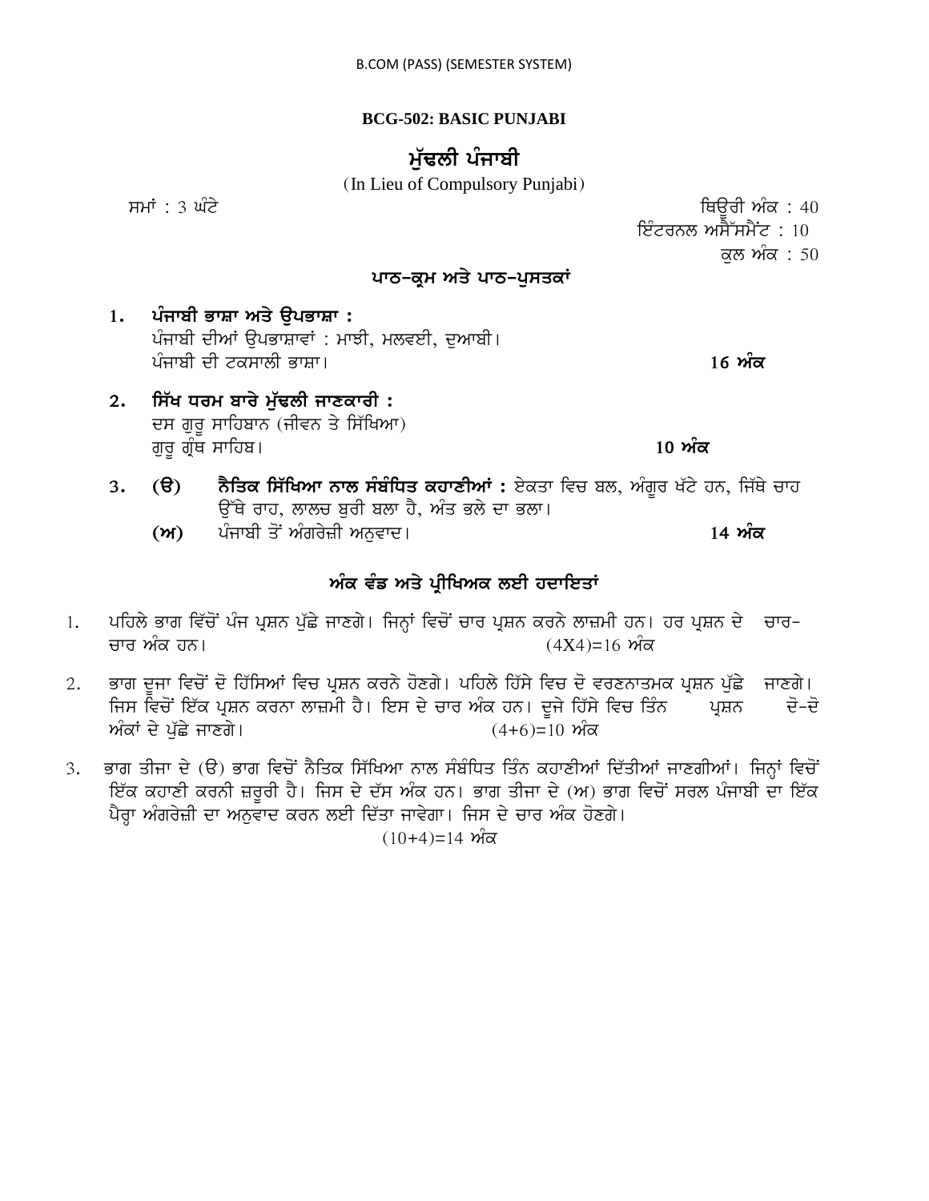B.COM (PASS) (SEMESTER SYSTEM)

## BCG-502: BASIC PUNJABI

## ਮੁੱਢਲੀ ਪੰਜਾਬੀ

(In Lieu of Compulsory Punjabi)

ਸਮਾਂ : 3 ਘੰਟੇ

ਥਿਊਰੀ ਅੰਕ : 40
ਇੰਟਰਨਲ ਅਸੈੱਸਮੈਂਟ : 10
ਕੁਲ ਅੰਕ : 50

### ਪਾਠ-ਕ੍ਰਮ ਅਤੇ ਪਾਠ-ਪੁਸਤਕਾਂ

1. **ਪੰਜਾਬੀ ਭਾਸ਼ਾ ਅਤੇ ਉਪਭਾਸ਼ਾ :**
   ਪੰਜਾਬੀ ਦੀਆਂ ਉਪਭਾਸ਼ਾਵਾਂ : ਮਾਝੀ, ਮਲਵਈ, ਦੁਆਬੀ।
   ਪੰਜਾਬੀ ਦੀ ਟਕਸਾਲੀ ਭਾਸ਼ਾ। **16 ਅੰਕ**

2. **ਸਿੱਖ ਧਰਮ ਬਾਰੇ ਮੁੱਢਲੀ ਜਾਣਕਾਰੀ :**
   ਦਸ ਗੁਰੂ ਸਾਹਿਬਾਨ (ਜੀਵਨ ਤੇ ਸਿੱਖਿਆ)
   ਗੁਰੂ ਗ੍ਰੰਥ ਸਾਹਿਬ। **10 ਅੰਕ**

3. **(ੳ)** **ਨੈਤਿਕ ਸਿੱਖਿਆ ਨਾਲ ਸੰਬੰਧਿਤ ਕਹਾਣੀਆਂ :** ਏਕਤਾ ਵਿਚ ਬਲ, ਅੰਗੂਰ ਖੱਟੇ ਹਨ, ਜਿੱਥੇ ਚਾਹ ਉੱਥੇ ਰਾਹ, ਲਾਲਚ ਬੁਰੀ ਬਲਾ ਹੈ, ਅੰਤ ਭਲੇ ਦਾ ਭਲਾ।
   **(ਅ)** ਪੰਜਾਬੀ ਤੋਂ ਅੰਗਰੇਜ਼ੀ ਅਨੁਵਾਦ। **14 ਅੰਕ**

### ਅੰਕ ਵੰਡ ਅਤੇ ਪ੍ਰੀਖਿਅਕ ਲਈ ਹਦਾਇਤਾਂ

1. ਪਹਿਲੇ ਭਾਗ ਵਿੱਚੋਂ ਪੰਜ ਪ੍ਰਸ਼ਨ ਪੁੱਛੇ ਜਾਣਗੇ। ਜਿਨ੍ਹਾਂ ਵਿਚੋਂ ਚਾਰ ਪ੍ਰਸ਼ਨ ਕਰਨੇ ਲਾਜ਼ਮੀ ਹਨ। ਹਰ ਪ੍ਰਸ਼ਨ ਦੇ ਚਾਰ-ਚਾਰ ਅੰਕ ਹਨ। (4X4)=16 ਅੰਕ

2. ਭਾਗ ਦੂਜਾ ਵਿਚੋਂ ਦੋ ਹਿੱਸਿਆਂ ਵਿਚ ਪ੍ਰਸ਼ਨ ਕਰਨੇ ਹੋਣਗੇ। ਪਹਿਲੇ ਹਿੱਸੇ ਵਿਚ ਦੋ ਵਰਣਨਾਤਮਕ ਪ੍ਰਸ਼ਨ ਪੁੱਛੇ ਜਾਣਗੇ। ਜਿਸ ਵਿਚੋਂ ਇੱਕ ਪ੍ਰਸ਼ਨ ਕਰਨਾ ਲਾਜ਼ਮੀ ਹੈ। ਇਸ ਦੇ ਚਾਰ ਅੰਕ ਹਨ। ਦੂਜੇ ਹਿੱਸੇ ਵਿਚ ਤਿੰਨ ਪ੍ਰਸ਼ਨ ਦੋ-ਦੋ ਅੰਕਾਂ ਦੇ ਪੁੱਛੇ ਜਾਣਗੇ। (4+6)=10 ਅੰਕ

3. ਭਾਗ ਤੀਜਾ ਦੇ (ੳ) ਭਾਗ ਵਿਚੋਂ ਨੈਤਿਕ ਸਿੱਖਿਆ ਨਾਲ ਸੰਬੰਧਿਤ ਤਿੰਨ ਕਹਾਣੀਆਂ ਦਿੱਤੀਆਂ ਜਾਣਗੀਆਂ। ਜਿਨ੍ਹਾਂ ਵਿਚੋਂ ਇੱਕ ਕਹਾਣੀ ਕਰਨੀ ਜ਼ਰੂਰੀ ਹੈ। ਜਿਸ ਦੇ ਦੱਸ ਅੰਕ ਹਨ। ਭਾਗ ਤੀਜਾ ਦੇ (ਅ) ਭਾਗ ਵਿਚੋਂ ਸਰਲ ਪੰਜਾਬੀ ਦਾ ਇੱਕ ਪੈਰ੍ਹਾ ਅੰਗਰੇਜ਼ੀ ਦਾ ਅਨੁਵਾਦ ਕਰਨ ਲਈ ਦਿੱਤਾ ਜਾਵੇਗਾ। ਜਿਸ ਦੇ ਚਾਰ ਅੰਕ ਹੋਣਗੇ। (10+4)=14 ਅੰਕ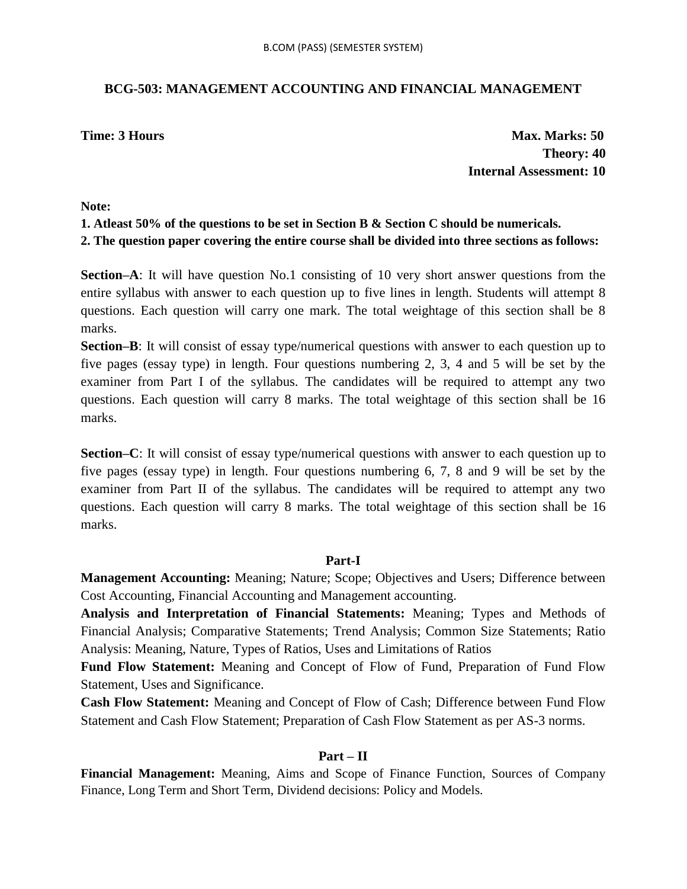## BCG-503: MANAGEMENT ACCOUNTING AND FINANCIAL MANAGEMENT

**Time: 3 Hours** **Max. Marks: 50**
**Theory: 40**
**Internal Assessment: 10**

**Note:**

**1. Atleast 50% of the questions to be set in Section B & Section C should be numericals.**

**2. The question paper covering the entire course shall be divided into three sections as follows:**

**Section–A**: It will have question No.1 consisting of 10 very short answer questions from the entire syllabus with answer to each question up to five lines in length. Students will attempt 8 questions. Each question will carry one mark. The total weightage of this section shall be 8 marks.

**Section–B**: It will consist of essay type/numerical questions with answer to each question up to five pages (essay type) in length. Four questions numbering 2, 3, 4 and 5 will be set by the examiner from Part I of the syllabus. The candidates will be required to attempt any two questions. Each question will carry 8 marks. The total weightage of this section shall be 16 marks.

**Section–C**: It will consist of essay type/numerical questions with answer to each question up to five pages (essay type) in length. Four questions numbering 6, 7, 8 and 9 will be set by the examiner from Part II of the syllabus. The candidates will be required to attempt any two questions. Each question will carry 8 marks. The total weightage of this section shall be 16 marks.

### Part-I

**Management Accounting:** Meaning; Nature; Scope; Objectives and Users; Difference between Cost Accounting, Financial Accounting and Management accounting.

**Analysis and Interpretation of Financial Statements:** Meaning; Types and Methods of Financial Analysis; Comparative Statements; Trend Analysis; Common Size Statements; Ratio Analysis: Meaning, Nature, Types of Ratios, Uses and Limitations of Ratios

**Fund Flow Statement:** Meaning and Concept of Flow of Fund, Preparation of Fund Flow Statement, Uses and Significance.

**Cash Flow Statement:** Meaning and Concept of Flow of Cash; Difference between Fund Flow Statement and Cash Flow Statement; Preparation of Cash Flow Statement as per AS-3 norms.

### Part – II

**Financial Management:** Meaning, Aims and Scope of Finance Function, Sources of Company Finance, Long Term and Short Term, Dividend decisions: Policy and Models.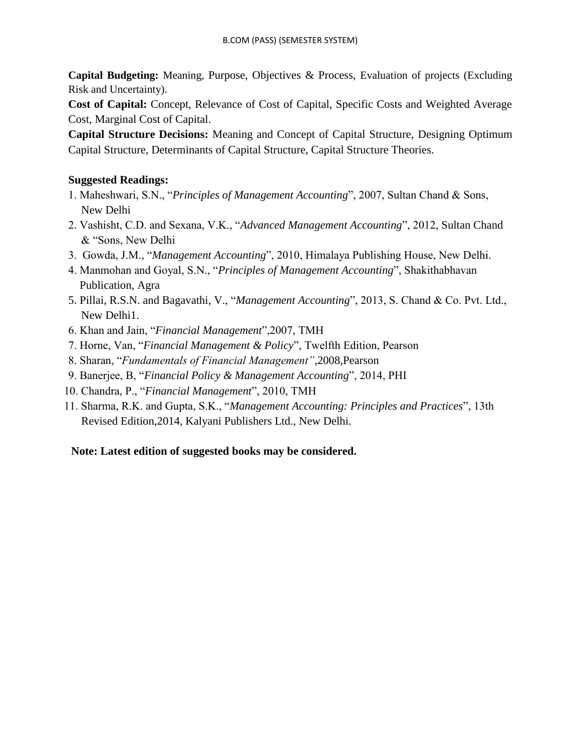**Capital Budgeting:** Meaning, Purpose, Objectives & Process, Evaluation of projects (Excluding Risk and Uncertainty).

**Cost of Capital:** Concept, Relevance of Cost of Capital, Specific Costs and Weighted Average Cost, Marginal Cost of Capital.

**Capital Structure Decisions:** Meaning and Concept of Capital Structure, Designing Optimum Capital Structure, Determinants of Capital Structure, Capital Structure Theories.

**Suggested Readings:**

1. Maheshwari, S.N., "*Principles of Management Accounting*", 2007, Sultan Chand & Sons, New Delhi
2. Vashisht, C.D. and Sexana, V.K., "*Advanced Management Accounting*", 2012, Sultan Chand & "Sons, New Delhi
3. Gowda, J.M., "*Management Accounting*", 2010, Himalaya Publishing House, New Delhi.
4. Manmohan and Goyal, S.N., "*Principles of Management Accounting*", Shakithabhavan Publication, Agra
5. Pillai, R.S.N. and Bagavathi, V., "*Management Accounting*", 2013, S. Chand & Co. Pvt. Ltd., New Delhi1.
6. Khan and Jain, "*Financial Management*",2007, TMH
7. Horne, Van, "*Financial Management & Policy*", Twelfth Edition, Pearson
8. Sharan, "*Fundamentals of Financial Management"*,2008,Pearson
9. Banerjee, B, "*Financial Policy & Management Accounting*", 2014, PHI
10. Chandra, P., "*Financial Management*", 2010, TMH
11. Sharma, R.K. and Gupta, S.K., "*Management Accounting: Principles and Practices*", 13th Revised Edition,2014, Kalyani Publishers Ltd., New Delhi.

**Note: Latest edition of suggested books may be considered.**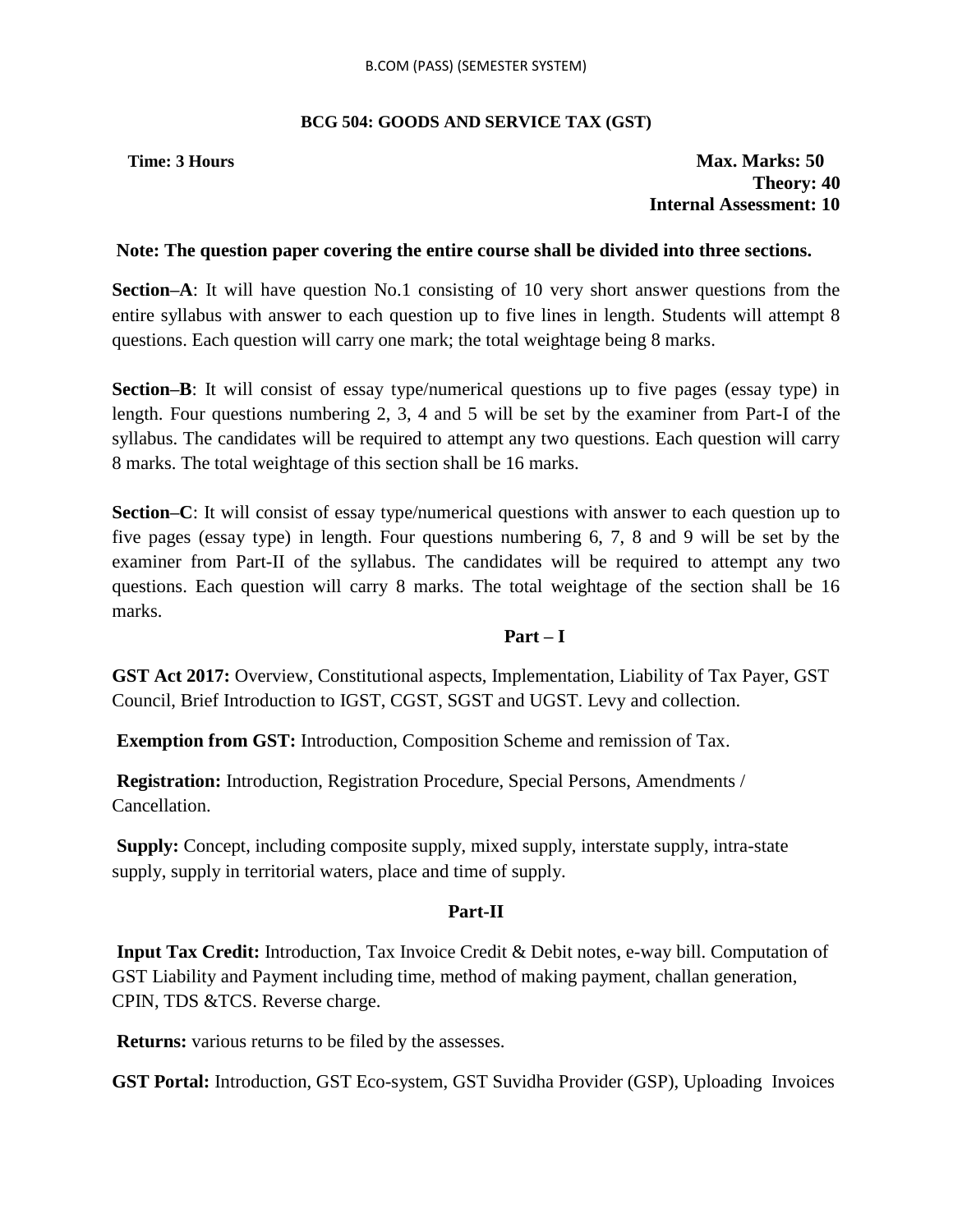## BCG 504: GOODS AND SERVICE TAX (GST)

**Time: 3 Hours**

**Max. Marks: 50**
**Theory: 40**
**Internal Assessment: 10**

**Note: The question paper covering the entire course shall be divided into three sections.**

**Section–A**: It will have question No.1 consisting of 10 very short answer questions from the entire syllabus with answer to each question up to five lines in length. Students will attempt 8 questions. Each question will carry one mark; the total weightage being 8 marks.

**Section–B**: It will consist of essay type/numerical questions up to five pages (essay type) in length. Four questions numbering 2, 3, 4 and 5 will be set by the examiner from Part-I of the syllabus. The candidates will be required to attempt any two questions. Each question will carry 8 marks. The total weightage of this section shall be 16 marks.

**Section–C**: It will consist of essay type/numerical questions with answer to each question up to five pages (essay type) in length. Four questions numbering 6, 7, 8 and 9 will be set by the examiner from Part-II of the syllabus. The candidates will be required to attempt any two questions. Each question will carry 8 marks. The total weightage of the section shall be 16 marks.

### Part – I

**GST Act 2017:** Overview, Constitutional aspects, Implementation, Liability of Tax Payer, GST Council, Brief Introduction to IGST, CGST, SGST and UGST. Levy and collection.

**Exemption from GST:** Introduction, Composition Scheme and remission of Tax.

**Registration:** Introduction, Registration Procedure, Special Persons, Amendments / Cancellation.

**Supply:** Concept, including composite supply, mixed supply, interstate supply, intra-state supply, supply in territorial waters, place and time of supply.

### Part-II

**Input Tax Credit:** Introduction, Tax Invoice Credit & Debit notes, e-way bill. Computation of GST Liability and Payment including time, method of making payment, challan generation, CPIN, TDS &TCS. Reverse charge.

**Returns:** various returns to be filed by the assesses.

**GST Portal:** Introduction, GST Eco-system, GST Suvidha Provider (GSP), Uploading Invoices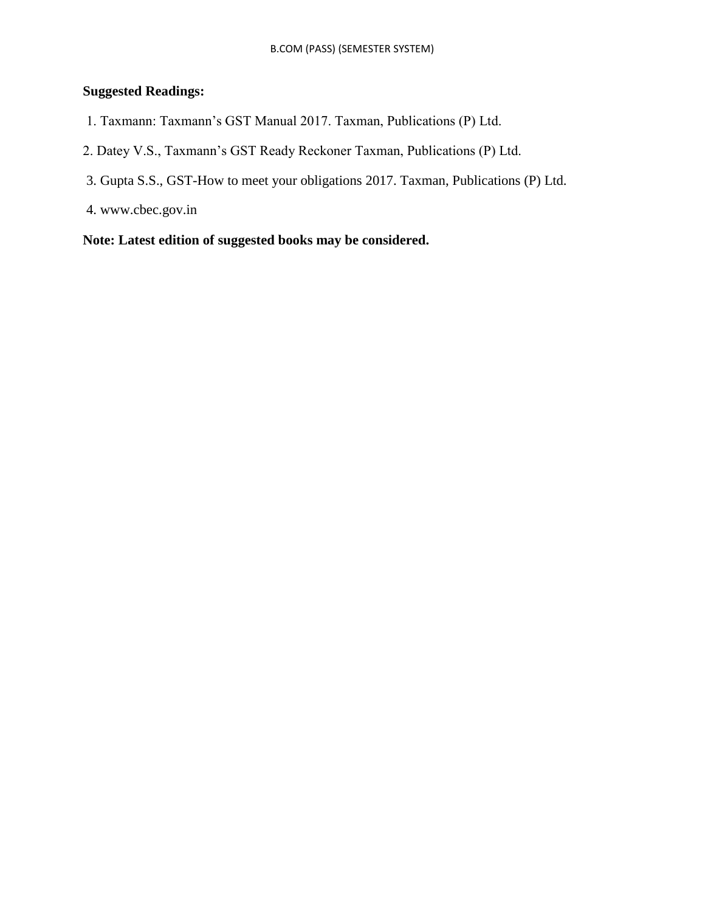**Suggested Readings:**

1. Taxmann: Taxmann's GST Manual 2017. Taxman, Publications (P) Ltd.
2. Datey V.S., Taxmann's GST Ready Reckoner Taxman, Publications (P) Ltd.
3. Gupta S.S., GST-How to meet your obligations 2017. Taxman, Publications (P) Ltd.
4. www.cbec.gov.in

**Note: Latest edition of suggested books may be considered.**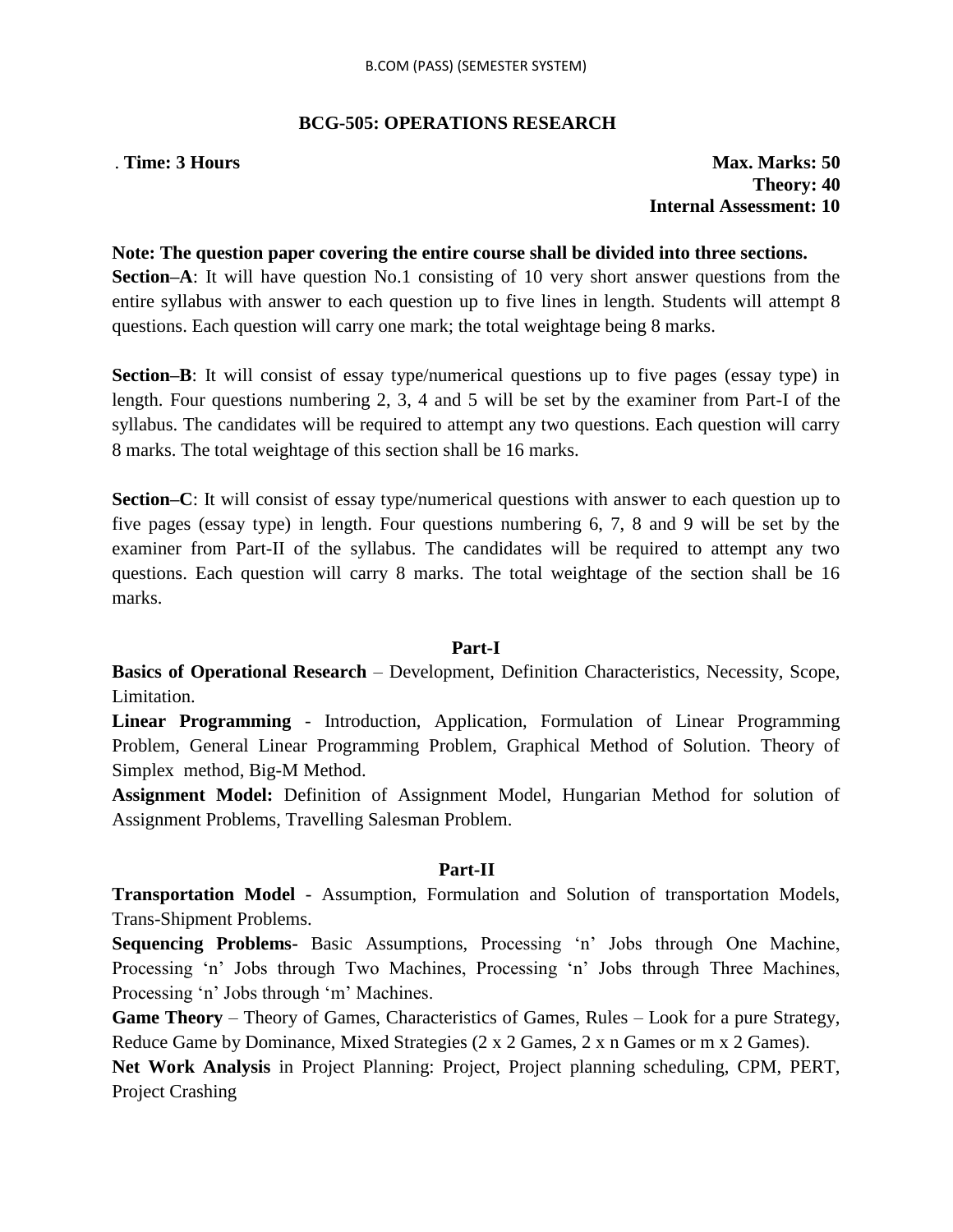## BCG-505: OPERATIONS RESEARCH

. **Time: 3 Hours** **Max. Marks: 50**
**Theory: 40**
**Internal Assessment: 10**

**Note: The question paper covering the entire course shall be divided into three sections.**

**Section–A**: It will have question No.1 consisting of 10 very short answer questions from the entire syllabus with answer to each question up to five lines in length. Students will attempt 8 questions. Each question will carry one mark; the total weightage being 8 marks.

**Section–B**: It will consist of essay type/numerical questions up to five pages (essay type) in length. Four questions numbering 2, 3, 4 and 5 will be set by the examiner from Part-I of the syllabus. The candidates will be required to attempt any two questions. Each question will carry 8 marks. The total weightage of this section shall be 16 marks.

**Section–C**: It will consist of essay type/numerical questions with answer to each question up to five pages (essay type) in length. Four questions numbering 6, 7, 8 and 9 will be set by the examiner from Part-II of the syllabus. The candidates will be required to attempt any two questions. Each question will carry 8 marks. The total weightage of the section shall be 16 marks.

### Part-I

**Basics of Operational Research** – Development, Definition Characteristics, Necessity, Scope, Limitation.

**Linear Programming** - Introduction, Application, Formulation of Linear Programming Problem, General Linear Programming Problem, Graphical Method of Solution. Theory of Simplex method, Big-M Method.

**Assignment Model:** Definition of Assignment Model, Hungarian Method for solution of Assignment Problems, Travelling Salesman Problem.

### Part-II

**Transportation Model** - Assumption, Formulation and Solution of transportation Models, Trans-Shipment Problems.

**Sequencing Problems-** Basic Assumptions, Processing 'n' Jobs through One Machine, Processing 'n' Jobs through Two Machines, Processing 'n' Jobs through Three Machines, Processing 'n' Jobs through 'm' Machines.

**Game Theory** – Theory of Games, Characteristics of Games, Rules – Look for a pure Strategy, Reduce Game by Dominance, Mixed Strategies (2 x 2 Games, 2 x n Games or m x 2 Games).

**Net Work Analysis** in Project Planning: Project, Project planning scheduling, CPM, PERT, Project Crashing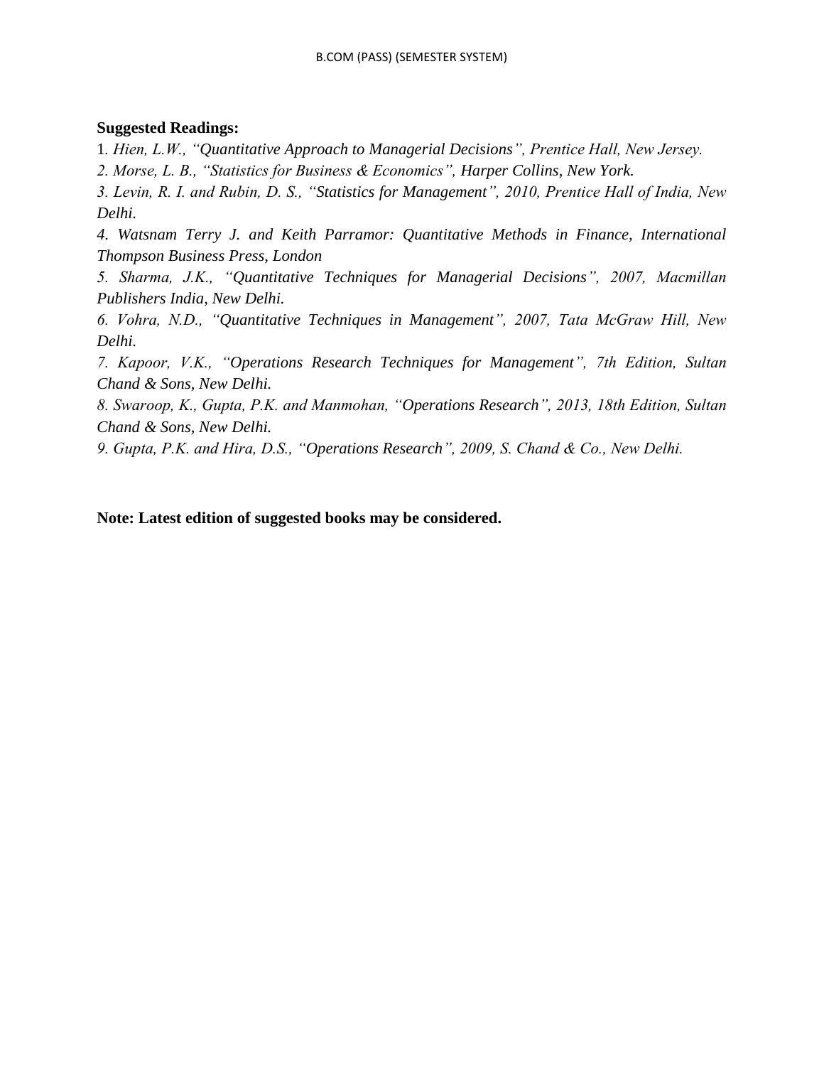**Suggested Readings:**

1. *Hien, L.W., "Quantitative Approach to Managerial Decisions", Prentice Hall, New Jersey.*
2. *Morse, L. B., "Statistics for Business & Economics", Harper Collins, New York.*
3. *Levin, R. I. and Rubin, D. S., "Statistics for Management", 2010, Prentice Hall of India, New Delhi.*
4. *Watsnam Terry J. and Keith Parramor: Quantitative Methods in Finance, International Thompson Business Press, London*
5. *Sharma, J.K., "Quantitative Techniques for Managerial Decisions", 2007, Macmillan Publishers India, New Delhi.*
6. *Vohra, N.D., "Quantitative Techniques in Management", 2007, Tata McGraw Hill, New Delhi.*
7. *Kapoor, V.K., "Operations Research Techniques for Management", 7th Edition, Sultan Chand & Sons, New Delhi.*
8. *Swaroop, K., Gupta, P.K. and Manmohan, "Operations Research", 2013, 18th Edition, Sultan Chand & Sons, New Delhi.*
9. *Gupta, P.K. and Hira, D.S., "Operations Research", 2009, S. Chand & Co., New Delhi.*

**Note: Latest edition of suggested books may be considered.**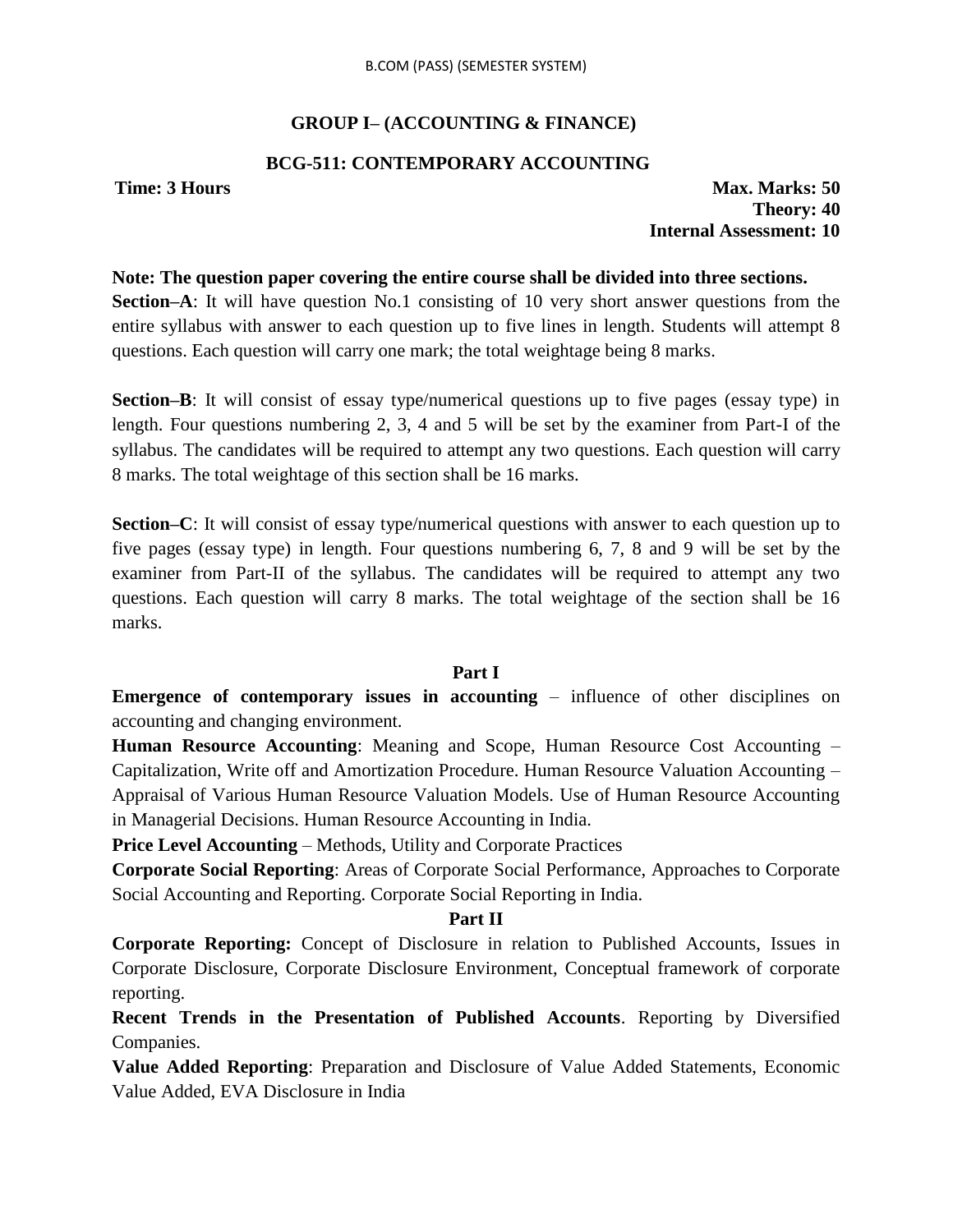## GROUP I– (ACCOUNTING & FINANCE)

### BCG-511: CONTEMPORARY ACCOUNTING

**Time: 3 Hours** **Max. Marks: 50**
**Theory: 40**
**Internal Assessment: 10**

**Note: The question paper covering the entire course shall be divided into three sections.**

**Section–A**: It will have question No.1 consisting of 10 very short answer questions from the entire syllabus with answer to each question up to five lines in length. Students will attempt 8 questions. Each question will carry one mark; the total weightage being 8 marks.

**Section–B**: It will consist of essay type/numerical questions up to five pages (essay type) in length. Four questions numbering 2, 3, 4 and 5 will be set by the examiner from Part-I of the syllabus. The candidates will be required to attempt any two questions. Each question will carry 8 marks. The total weightage of this section shall be 16 marks.

**Section–C**: It will consist of essay type/numerical questions with answer to each question up to five pages (essay type) in length. Four questions numbering 6, 7, 8 and 9 will be set by the examiner from Part-II of the syllabus. The candidates will be required to attempt any two questions. Each question will carry 8 marks. The total weightage of the section shall be 16 marks.

**Part I**

**Emergence of contemporary issues in accounting** – influence of other disciplines on accounting and changing environment.

**Human Resource Accounting**: Meaning and Scope, Human Resource Cost Accounting – Capitalization, Write off and Amortization Procedure. Human Resource Valuation Accounting – Appraisal of Various Human Resource Valuation Models. Use of Human Resource Accounting in Managerial Decisions. Human Resource Accounting in India.

**Price Level Accounting** – Methods, Utility and Corporate Practices

**Corporate Social Reporting**: Areas of Corporate Social Performance, Approaches to Corporate Social Accounting and Reporting. Corporate Social Reporting in India.

**Part II**

**Corporate Reporting:** Concept of Disclosure in relation to Published Accounts, Issues in Corporate Disclosure, Corporate Disclosure Environment, Conceptual framework of corporate reporting.

**Recent Trends in the Presentation of Published Accounts**. Reporting by Diversified Companies.

**Value Added Reporting**: Preparation and Disclosure of Value Added Statements, Economic Value Added, EVA Disclosure in India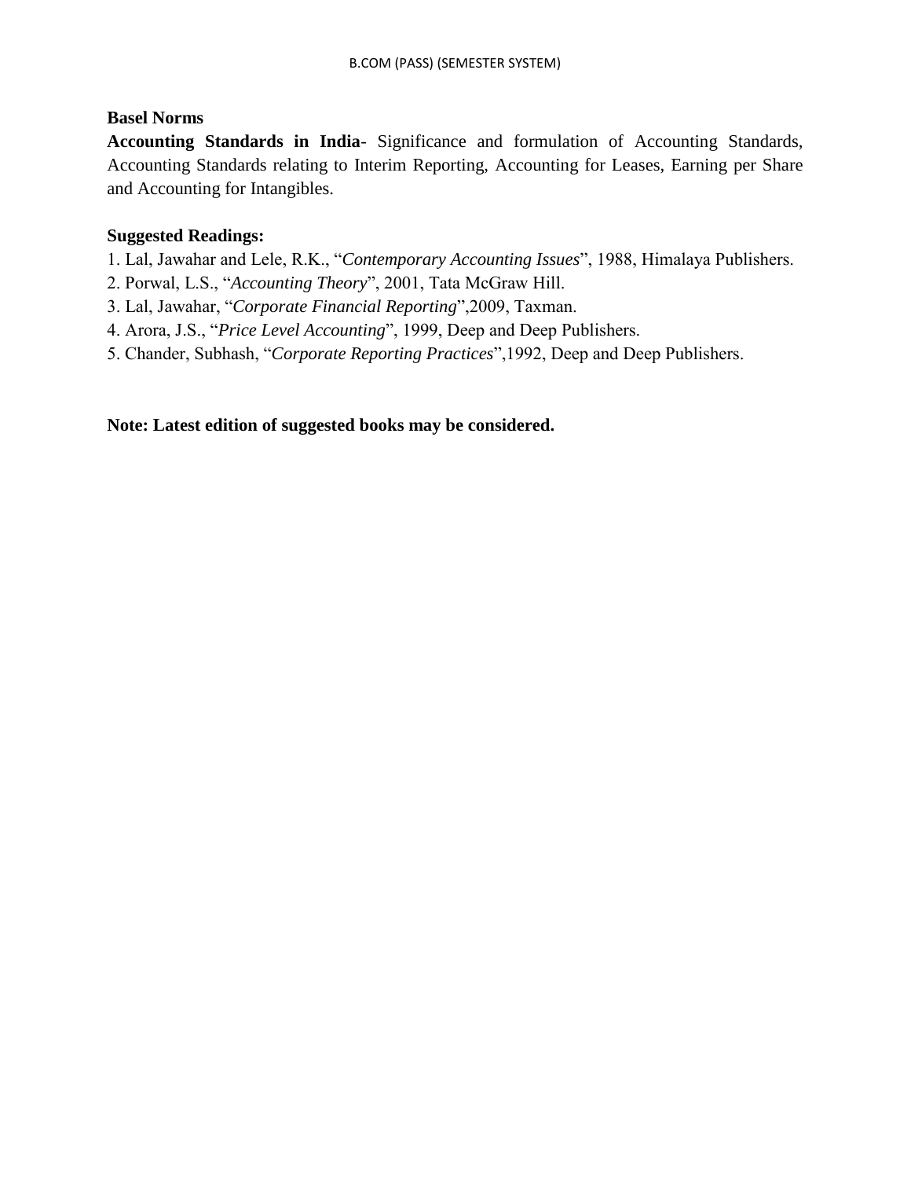**Basel Norms**

**Accounting Standards in India**- Significance and formulation of Accounting Standards, Accounting Standards relating to Interim Reporting, Accounting for Leases, Earning per Share and Accounting for Intangibles.

**Suggested Readings:**

1. Lal, Jawahar and Lele, R.K., "*Contemporary Accounting Issues*", 1988, Himalaya Publishers.
2. Porwal, L.S., "*Accounting Theory*", 2001, Tata McGraw Hill.
3. Lal, Jawahar, "*Corporate Financial Reporting*",2009, Taxman.
4. Arora, J.S., "*Price Level Accounting*", 1999, Deep and Deep Publishers.
5. Chander, Subhash, "*Corporate Reporting Practices*",1992, Deep and Deep Publishers.

**Note: Latest edition of suggested books may be considered.**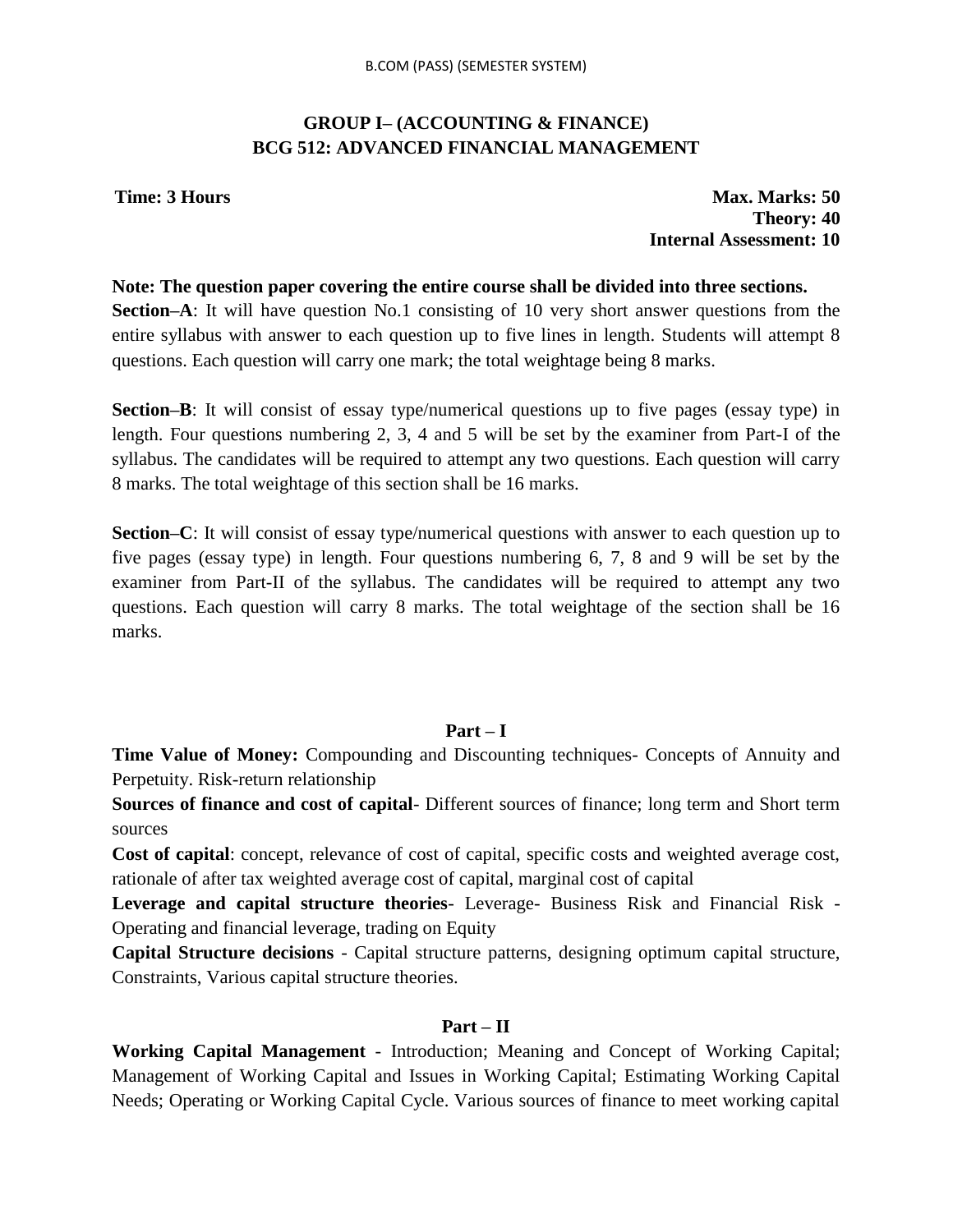## GROUP I– (ACCOUNTING & FINANCE)
## BCG 512: ADVANCED FINANCIAL MANAGEMENT

**Time: 3 Hours** 

**Max. Marks: 50**
**Theory: 40**
**Internal Assessment: 10**

**Note: The question paper covering the entire course shall be divided into three sections.**

**Section–A**: It will have question No.1 consisting of 10 very short answer questions from the entire syllabus with answer to each question up to five lines in length. Students will attempt 8 questions. Each question will carry one mark; the total weightage being 8 marks.

**Section–B**: It will consist of essay type/numerical questions up to five pages (essay type) in length. Four questions numbering 2, 3, 4 and 5 will be set by the examiner from Part-I of the syllabus. The candidates will be required to attempt any two questions. Each question will carry 8 marks. The total weightage of this section shall be 16 marks.

**Section–C**: It will consist of essay type/numerical questions with answer to each question up to five pages (essay type) in length. Four questions numbering 6, 7, 8 and 9 will be set by the examiner from Part-II of the syllabus. The candidates will be required to attempt any two questions. Each question will carry 8 marks. The total weightage of the section shall be 16 marks.

### Part – I

**Time Value of Money:** Compounding and Discounting techniques- Concepts of Annuity and Perpetuity. Risk-return relationship

**Sources of finance and cost of capital**- Different sources of finance; long term and Short term sources

**Cost of capital**: concept, relevance of cost of capital, specific costs and weighted average cost, rationale of after tax weighted average cost of capital, marginal cost of capital

**Leverage and capital structure theories**- Leverage- Business Risk and Financial Risk - Operating and financial leverage, trading on Equity

**Capital Structure decisions** - Capital structure patterns, designing optimum capital structure, Constraints, Various capital structure theories.

### Part – II

**Working Capital Management** - Introduction; Meaning and Concept of Working Capital; Management of Working Capital and Issues in Working Capital; Estimating Working Capital Needs; Operating or Working Capital Cycle. Various sources of finance to meet working capital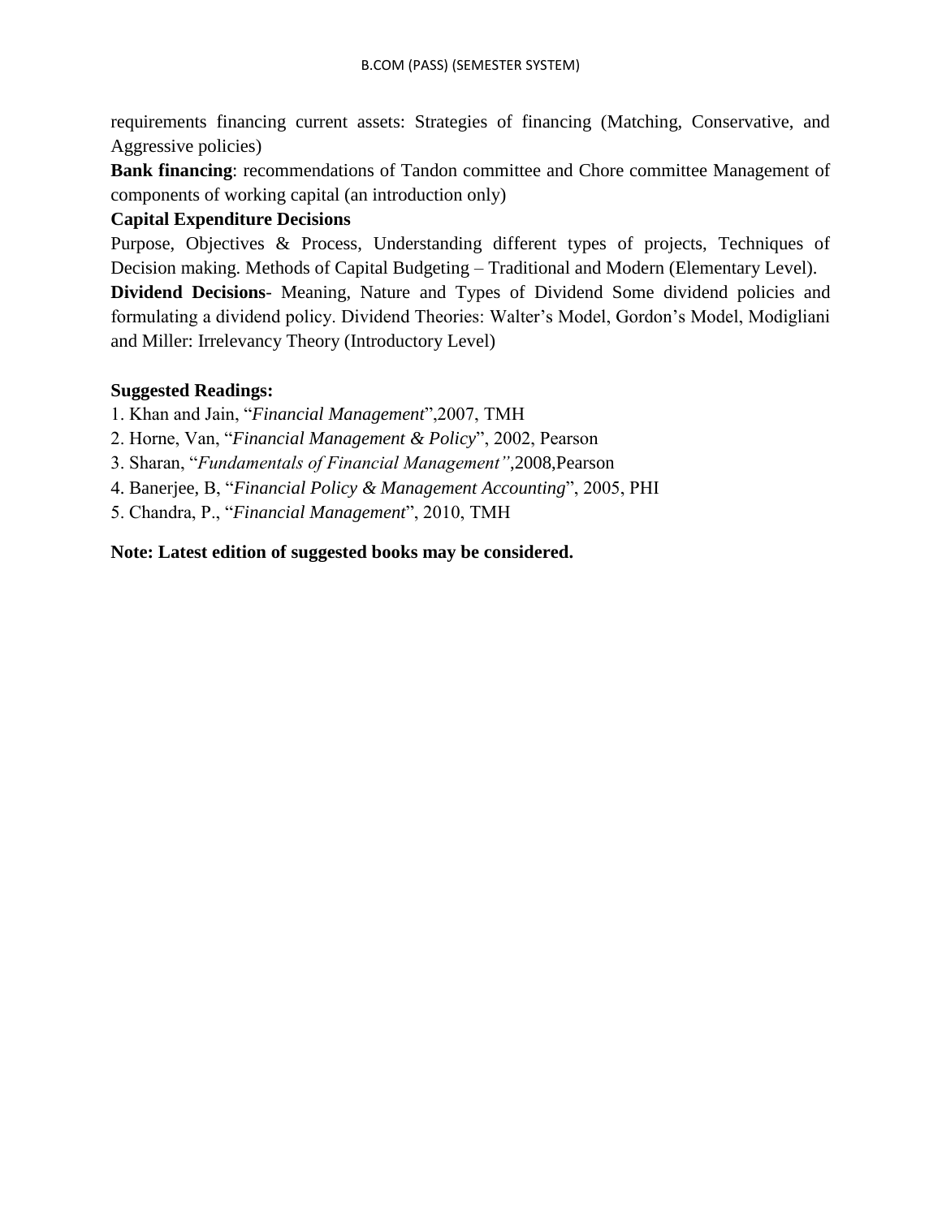requirements financing current assets: Strategies of financing (Matching, Conservative, and Aggressive policies)

**Bank financing**: recommendations of Tandon committee and Chore committee Management of components of working capital (an introduction only)

**Capital Expenditure Decisions**

Purpose, Objectives & Process, Understanding different types of projects, Techniques of Decision making. Methods of Capital Budgeting – Traditional and Modern (Elementary Level).

**Dividend Decisions**- Meaning, Nature and Types of Dividend Some dividend policies and formulating a dividend policy. Dividend Theories: Walter's Model, Gordon's Model, Modigliani and Miller: Irrelevancy Theory (Introductory Level)

**Suggested Readings:**

1. Khan and Jain, "*Financial Management*",2007, TMH
2. Horne, Van, "*Financial Management & Policy*", 2002, Pearson
3. Sharan, "*Fundamentals of Financial Management"*,2008,Pearson
4. Banerjee, B, "*Financial Policy & Management Accounting*", 2005, PHI
5. Chandra, P., "*Financial Management*", 2010, TMH

**Note: Latest edition of suggested books may be considered.**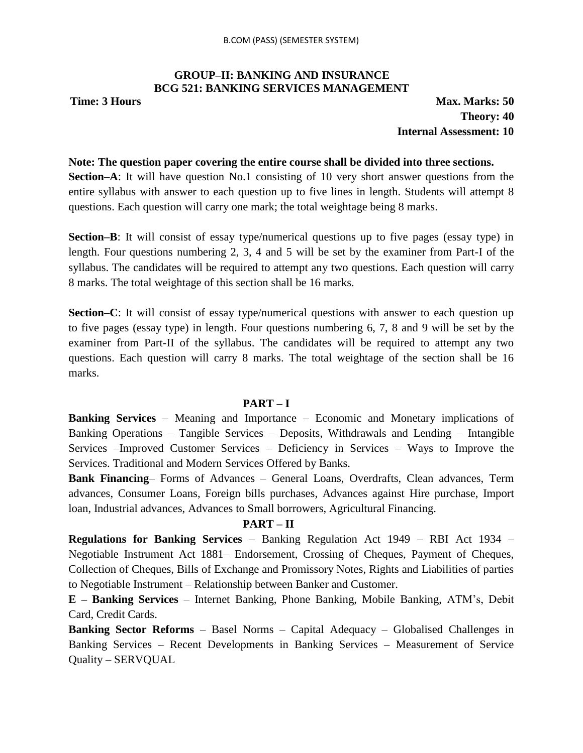## GROUP–II: BANKING AND INSURANCE
## BCG 521: BANKING SERVICES MANAGEMENT

**Time: 3 Hours** **Max. Marks: 50**

**Theory: 40**

**Internal Assessment: 10**

**Note: The question paper covering the entire course shall be divided into three sections.**

**Section–A**: It will have question No.1 consisting of 10 very short answer questions from the entire syllabus with answer to each question up to five lines in length. Students will attempt 8 questions. Each question will carry one mark; the total weightage being 8 marks.

**Section–B**: It will consist of essay type/numerical questions up to five pages (essay type) in length. Four questions numbering 2, 3, 4 and 5 will be set by the examiner from Part-I of the syllabus. The candidates will be required to attempt any two questions. Each question will carry 8 marks. The total weightage of this section shall be 16 marks.

**Section–C**: It will consist of essay type/numerical questions with answer to each question up to five pages (essay type) in length. Four questions numbering 6, 7, 8 and 9 will be set by the examiner from Part-II of the syllabus. The candidates will be required to attempt any two questions. Each question will carry 8 marks. The total weightage of the section shall be 16 marks.

### PART – I

**Banking Services** – Meaning and Importance – Economic and Monetary implications of Banking Operations – Tangible Services – Deposits, Withdrawals and Lending – Intangible Services –Improved Customer Services – Deficiency in Services – Ways to Improve the Services. Traditional and Modern Services Offered by Banks.

**Bank Financing**– Forms of Advances – General Loans, Overdrafts, Clean advances, Term advances, Consumer Loans, Foreign bills purchases, Advances against Hire purchase, Import loan, Industrial advances, Advances to Small borrowers, Agricultural Financing.

### PART – II

**Regulations for Banking Services** – Banking Regulation Act 1949 – RBI Act 1934 – Negotiable Instrument Act 1881– Endorsement, Crossing of Cheques, Payment of Cheques, Collection of Cheques, Bills of Exchange and Promissory Notes, Rights and Liabilities of parties to Negotiable Instrument – Relationship between Banker and Customer.

**E – Banking Services** – Internet Banking, Phone Banking, Mobile Banking, ATM's, Debit Card, Credit Cards.

**Banking Sector Reforms** – Basel Norms – Capital Adequacy – Globalised Challenges in Banking Services – Recent Developments in Banking Services – Measurement of Service Quality – SERVQUAL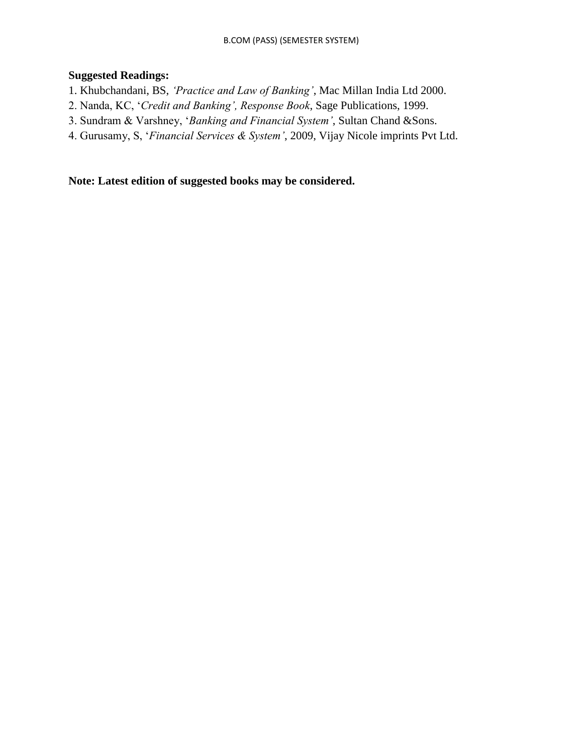**Suggested Readings:**

1. Khubchandani, BS, *'Practice and Law of Banking'*, Mac Millan India Ltd 2000.
2. Nanda, KC, '*Credit and Banking', Response Book*, Sage Publications, 1999.
3. Sundram & Varshney, '*Banking and Financial System'*, Sultan Chand &Sons.
4. Gurusamy, S, '*Financial Services & System'*, 2009, Vijay Nicole imprints Pvt Ltd.

**Note: Latest edition of suggested books may be considered.**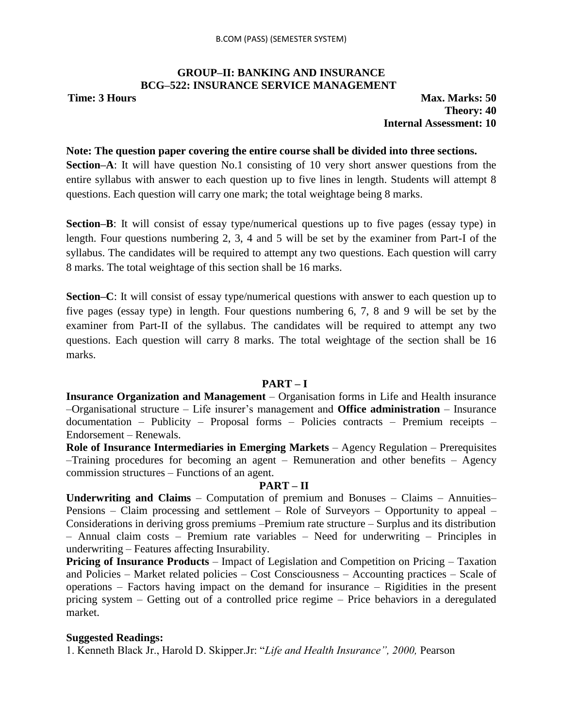## GROUP–II: BANKING AND INSURANCE
## BCG–522: INSURANCE SERVICE MANAGEMENT

**Time: 3 Hours** **Max. Marks: 50**
**Theory: 40**
**Internal Assessment: 10**

**Note: The question paper covering the entire course shall be divided into three sections.**

**Section–A**: It will have question No.1 consisting of 10 very short answer questions from the entire syllabus with answer to each question up to five lines in length. Students will attempt 8 questions. Each question will carry one mark; the total weightage being 8 marks.

**Section–B**: It will consist of essay type/numerical questions up to five pages (essay type) in length. Four questions numbering 2, 3, 4 and 5 will be set by the examiner from Part-I of the syllabus. The candidates will be required to attempt any two questions. Each question will carry 8 marks. The total weightage of this section shall be 16 marks.

**Section–C**: It will consist of essay type/numerical questions with answer to each question up to five pages (essay type) in length. Four questions numbering 6, 7, 8 and 9 will be set by the examiner from Part-II of the syllabus. The candidates will be required to attempt any two questions. Each question will carry 8 marks. The total weightage of the section shall be 16 marks.

### PART – I

**Insurance Organization and Management** – Organisation forms in Life and Health insurance –Organisational structure – Life insurer's management and **Office administration** – Insurance documentation – Publicity – Proposal forms – Policies contracts – Premium receipts – Endorsement – Renewals.

**Role of Insurance Intermediaries in Emerging Markets** – Agency Regulation – Prerequisites –Training procedures for becoming an agent – Remuneration and other benefits – Agency commission structures – Functions of an agent.

### PART – II

**Underwriting and Claims** – Computation of premium and Bonuses – Claims – Annuities– Pensions – Claim processing and settlement – Role of Surveyors – Opportunity to appeal – Considerations in deriving gross premiums –Premium rate structure – Surplus and its distribution – Annual claim costs – Premium rate variables – Need for underwriting – Principles in underwriting – Features affecting Insurability.

**Pricing of Insurance Products** – Impact of Legislation and Competition on Pricing – Taxation and Policies – Market related policies – Cost Consciousness – Accounting practices – Scale of operations – Factors having impact on the demand for insurance – Rigidities in the present pricing system – Getting out of a controlled price regime – Price behaviors in a deregulated market.

**Suggested Readings:**

1. Kenneth Black Jr., Harold D. Skipper.Jr: "*Life and Health Insurance", 2000,* Pearson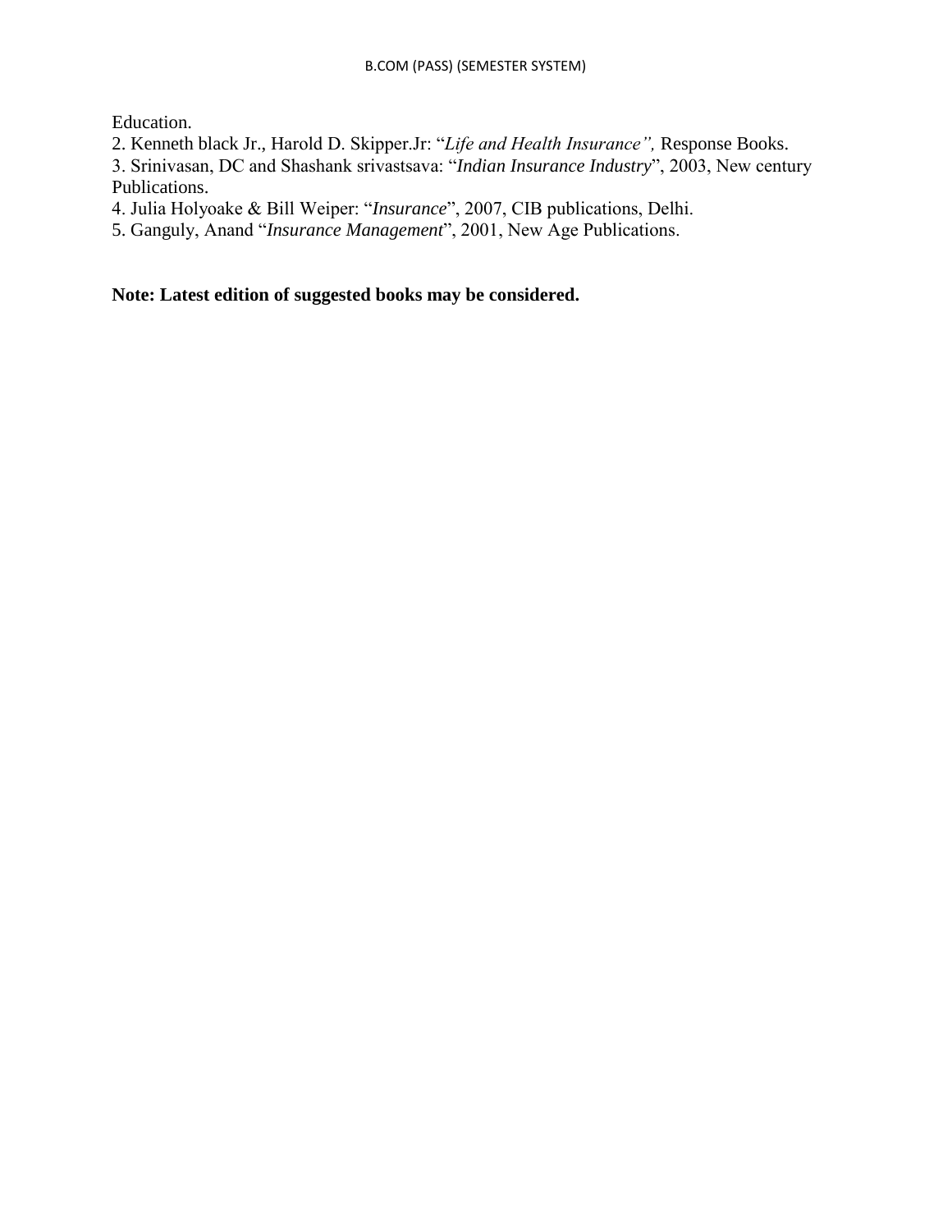Education.

2. Kenneth black Jr., Harold D. Skipper.Jr: "*Life and Health Insurance",* Response Books.
3. Srinivasan, DC and Shashank srivastsava: "*Indian Insurance Industry*", 2003, New century Publications.
4. Julia Holyoake & Bill Weiper: "*Insurance*", 2007, CIB publications, Delhi.
5. Ganguly, Anand "*Insurance Management*", 2001, New Age Publications.

**Note: Latest edition of suggested books may be considered.**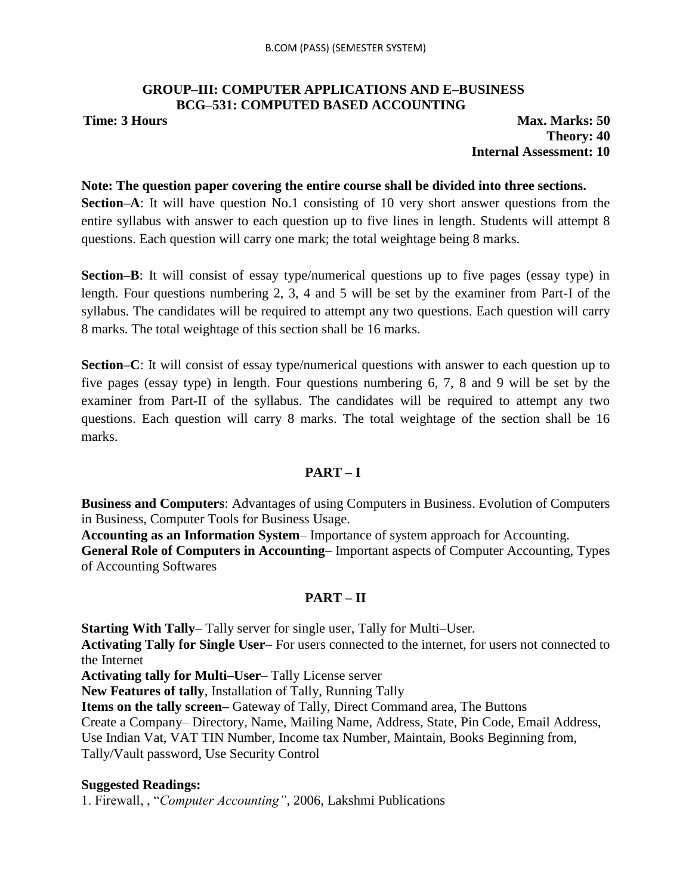## GROUP–III: COMPUTER APPLICATIONS AND E–BUSINESS
## BCG–531: COMPUTED BASED ACCOUNTING

**Time: 3 Hours** **Max. Marks: 50**
**Theory: 40**
**Internal Assessment: 10**

**Note: The question paper covering the entire course shall be divided into three sections.**

**Section–A**: It will have question No.1 consisting of 10 very short answer questions from the entire syllabus with answer to each question up to five lines in length. Students will attempt 8 questions. Each question will carry one mark; the total weightage being 8 marks.

**Section–B**: It will consist of essay type/numerical questions up to five pages (essay type) in length. Four questions numbering 2, 3, 4 and 5 will be set by the examiner from Part-I of the syllabus. The candidates will be required to attempt any two questions. Each question will carry 8 marks. The total weightage of this section shall be 16 marks.

**Section–C**: It will consist of essay type/numerical questions with answer to each question up to five pages (essay type) in length. Four questions numbering 6, 7, 8 and 9 will be set by the examiner from Part-II of the syllabus. The candidates will be required to attempt any two questions. Each question will carry 8 marks. The total weightage of the section shall be 16 marks.

### PART – I

**Business and Computers**: Advantages of using Computers in Business. Evolution of Computers in Business, Computer Tools for Business Usage.

**Accounting as an Information System**– Importance of system approach for Accounting.

**General Role of Computers in Accounting**– Important aspects of Computer Accounting, Types of Accounting Softwares

### PART – II

**Starting With Tally**– Tally server for single user, Tally for Multi–User.

**Activating Tally for Single User**– For users connected to the internet, for users not connected to the Internet

**Activating tally for Multi–User**– Tally License server

**New Features of tally**, Installation of Tally, Running Tally

**Items on the tally screen–** Gateway of Tally, Direct Command area, The Buttons

Create a Company– Directory, Name, Mailing Name, Address, State, Pin Code, Email Address, Use Indian Vat, VAT TIN Number, Income tax Number, Maintain, Books Beginning from, Tally/Vault password, Use Security Control

**Suggested Readings:**

1. Firewall, , "*Computer Accounting"*, 2006, Lakshmi Publications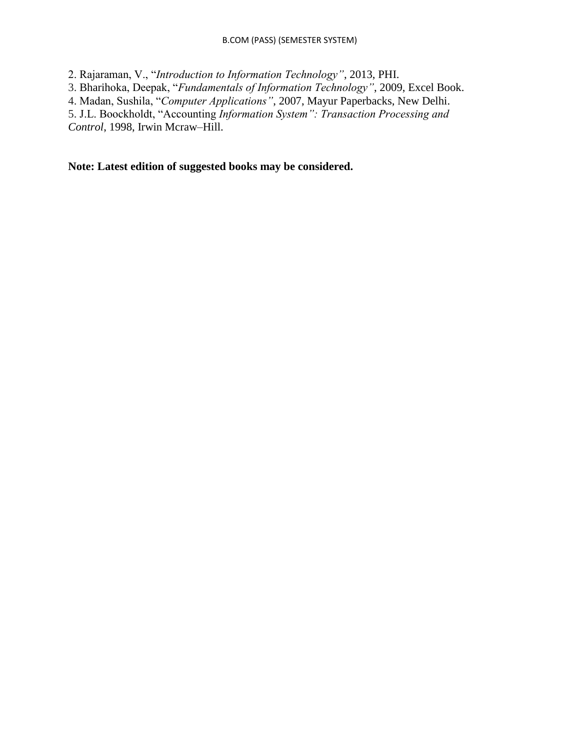2. Rajaraman, V., "*Introduction to Information Technology"*, 2013, PHI.
3. Bharihoka, Deepak, "*Fundamentals of Information Technology"*, 2009, Excel Book.
4. Madan, Sushila, "*Computer Applications"*, 2007, Mayur Paperbacks, New Delhi.
5. J.L. Boockholdt, "Accounting *Information System": Transaction Processing and Control*, 1998, Irwin Mcraw–Hill.

**Note: Latest edition of suggested books may be considered.**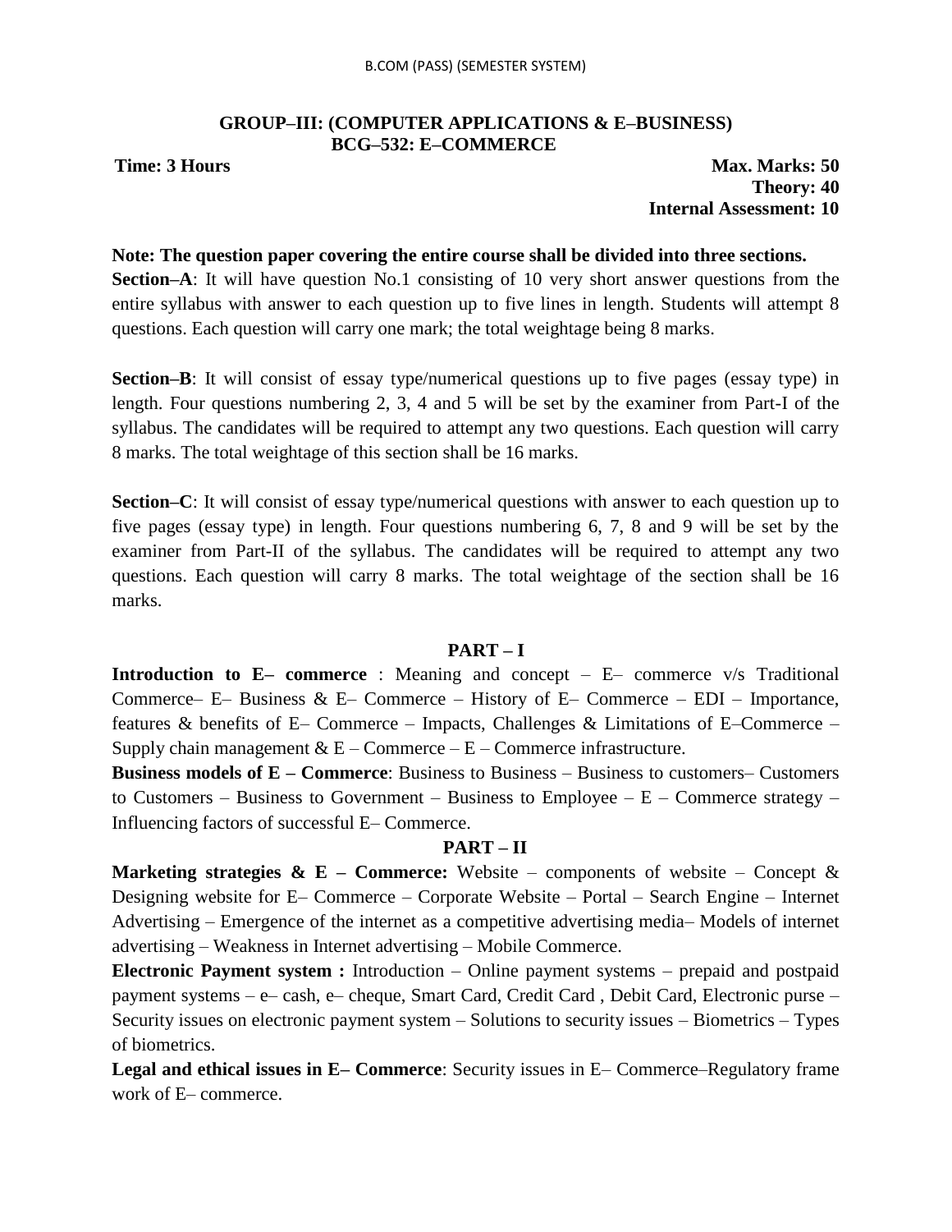## GROUP–III: (COMPUTER APPLICATIONS & E–BUSINESS)
## BCG–532: E–COMMERCE

**Time: 3 Hours** **Max. Marks: 50**
**Theory: 40**
**Internal Assessment: 10**

**Note: The question paper covering the entire course shall be divided into three sections.**

**Section–A**: It will have question No.1 consisting of 10 very short answer questions from the entire syllabus with answer to each question up to five lines in length. Students will attempt 8 questions. Each question will carry one mark; the total weightage being 8 marks.

**Section–B**: It will consist of essay type/numerical questions up to five pages (essay type) in length. Four questions numbering 2, 3, 4 and 5 will be set by the examiner from Part-I of the syllabus. The candidates will be required to attempt any two questions. Each question will carry 8 marks. The total weightage of this section shall be 16 marks.

**Section–C**: It will consist of essay type/numerical questions with answer to each question up to five pages (essay type) in length. Four questions numbering 6, 7, 8 and 9 will be set by the examiner from Part-II of the syllabus. The candidates will be required to attempt any two questions. Each question will carry 8 marks. The total weightage of the section shall be 16 marks.

### PART – I

**Introduction to E– commerce** : Meaning and concept – E– commerce v/s Traditional Commerce– E– Business & E– Commerce – History of E– Commerce – EDI – Importance, features & benefits of E– Commerce – Impacts, Challenges & Limitations of E–Commerce – Supply chain management & E – Commerce – E – Commerce infrastructure.

**Business models of E – Commerce**: Business to Business – Business to customers– Customers to Customers – Business to Government – Business to Employee – E – Commerce strategy – Influencing factors of successful E– Commerce.

### PART – II

**Marketing strategies & E – Commerce:** Website – components of website – Concept & Designing website for E– Commerce – Corporate Website – Portal – Search Engine – Internet Advertising – Emergence of the internet as a competitive advertising media– Models of internet advertising – Weakness in Internet advertising – Mobile Commerce.

**Electronic Payment system :** Introduction – Online payment systems – prepaid and postpaid payment systems – e– cash, e– cheque, Smart Card, Credit Card , Debit Card, Electronic purse – Security issues on electronic payment system – Solutions to security issues – Biometrics – Types of biometrics.

**Legal and ethical issues in E– Commerce**: Security issues in E– Commerce–Regulatory frame work of E– commerce.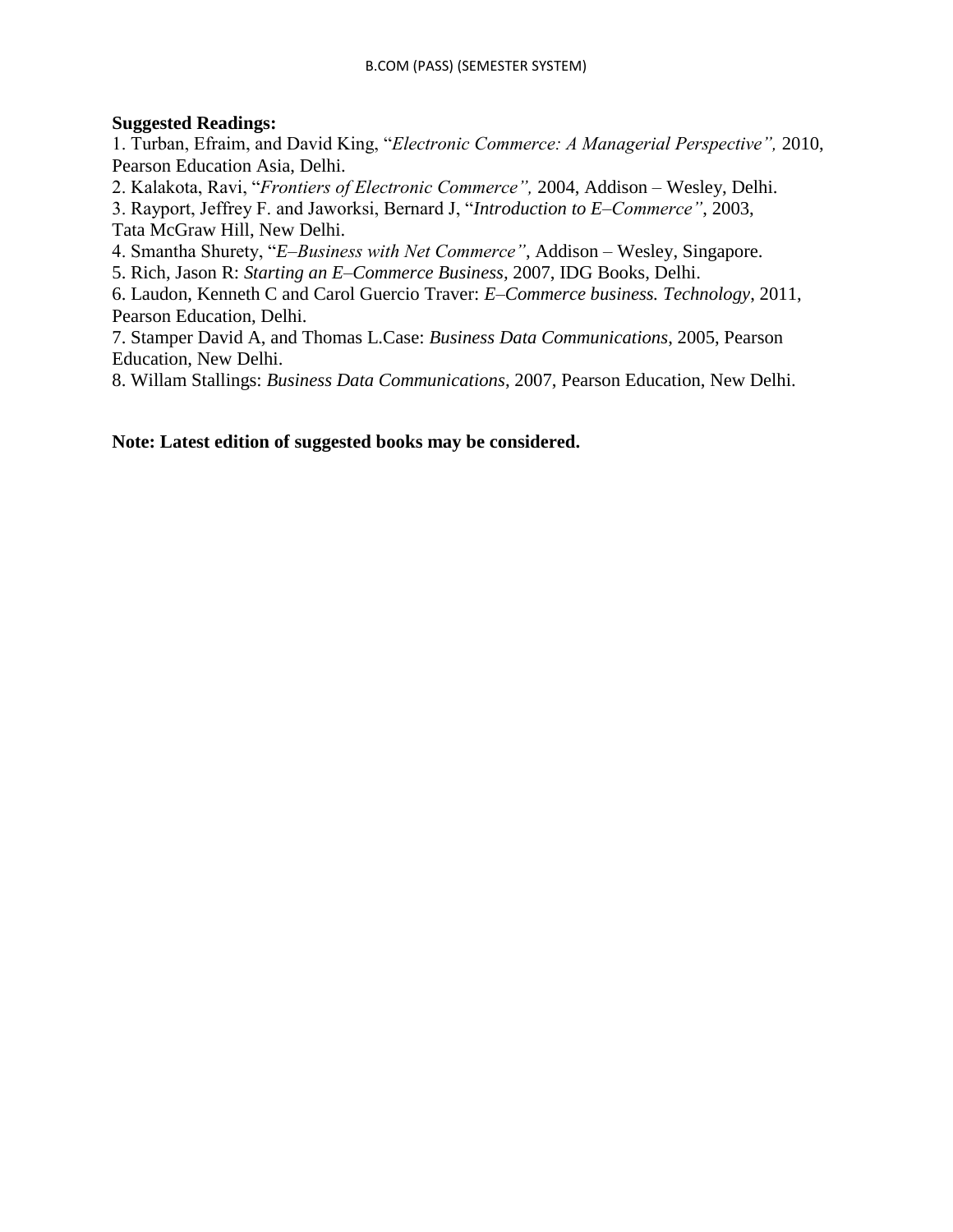**Suggested Readings:**

1. Turban, Efraim, and David King, "*Electronic Commerce: A Managerial Perspective",* 2010, Pearson Education Asia, Delhi.
2. Kalakota, Ravi, "*Frontiers of Electronic Commerce",* 2004, Addison – Wesley, Delhi.
3. Rayport, Jeffrey F. and Jaworksi, Bernard J, "*Introduction to E–Commerce"*, 2003, Tata McGraw Hill, New Delhi.
4. Smantha Shurety, "*E–Business with Net Commerce"*, Addison – Wesley, Singapore.
5. Rich, Jason R: *Starting an E–Commerce Business,* 2007, IDG Books, Delhi.
6. Laudon, Kenneth C and Carol Guercio Traver: *E–Commerce business. Technology*, 2011, Pearson Education, Delhi.
7. Stamper David A, and Thomas L.Case: *Business Data Communications*, 2005, Pearson Education, New Delhi.
8. Willam Stallings: *Business Data Communications*, 2007, Pearson Education, New Delhi.

**Note: Latest edition of suggested books may be considered.**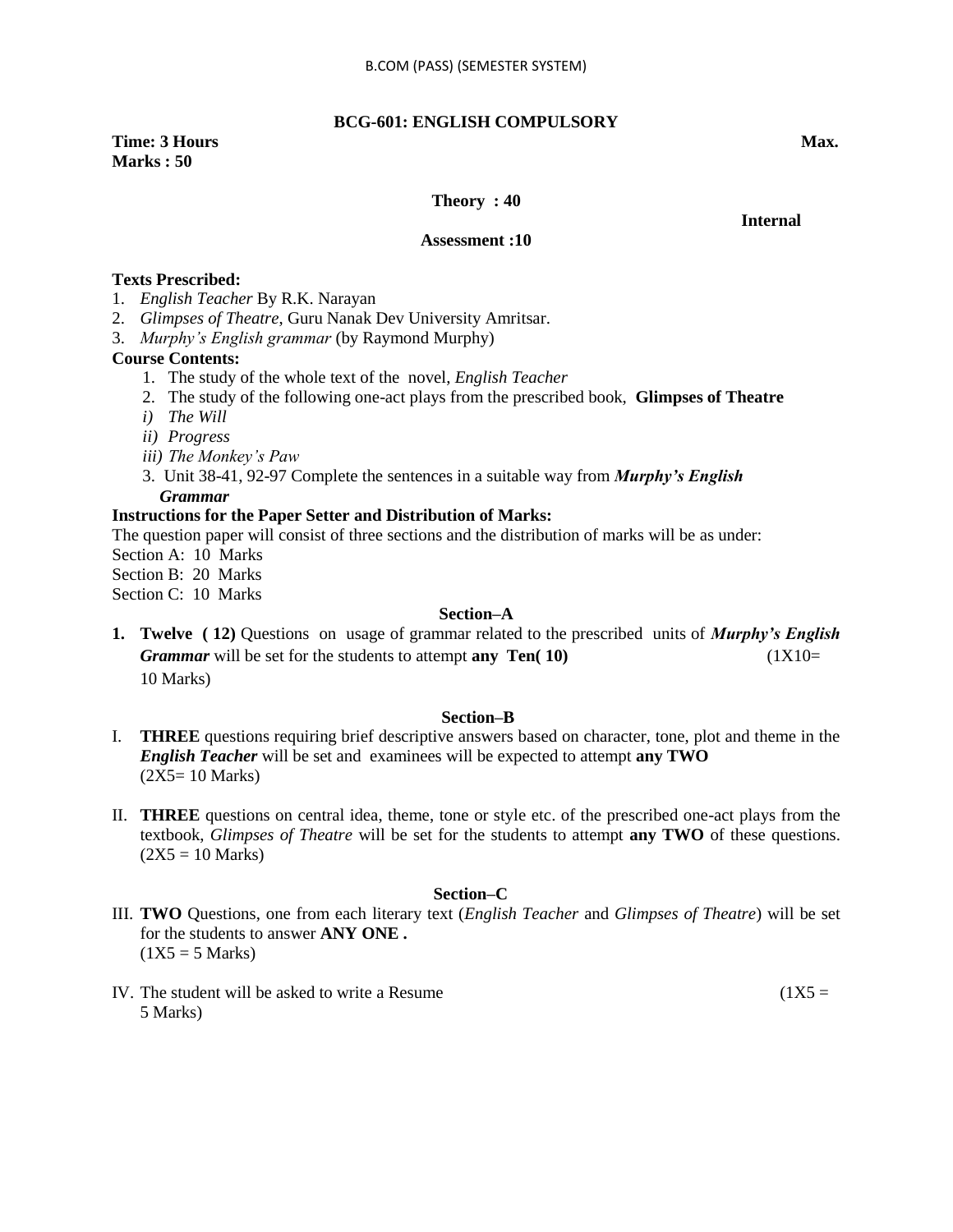B.COM (PASS) (SEMESTER SYSTEM)

## BCG-601: ENGLISH COMPULSORY

**Time: 3 Hours** **Max. Marks : 50**

**Theory : 40**

**Internal Assessment :10**

**Texts Prescribed:**

1. *English Teacher* By R.K. Narayan
2. *Glimpses of Theatre*, Guru Nanak Dev University Amritsar.
3. *Murphy's English grammar* (by Raymond Murphy)

**Course Contents:**

1. The study of the whole text of the novel, *English Teacher*
2. The study of the following one-act plays from the prescribed book, **Glimpses of Theatre**
   - *i) The Will*
   - *ii) Progress*
   - *iii) The Monkey's Paw*
3. Unit 38-41, 92-97 Complete the sentences in a suitable way from ***Murphy's English Grammar***

**Instructions for the Paper Setter and Distribution of Marks:**

The question paper will consist of three sections and the distribution of marks will be as under:

Section A: 10 Marks

Section B: 20 Marks

Section C: 10 Marks

### Section–A

1. **Twelve ( 12)** Questions on usage of grammar related to the prescribed units of ***Murphy's English Grammar*** will be set for the students to attempt **any Ten( 10)** (1X10= 10 Marks)

### Section–B

I. **THREE** questions requiring brief descriptive answers based on character, tone, plot and theme in the ***English Teacher*** will be set and examinees will be expected to attempt **any TWO** (2X5= 10 Marks)

II. **THREE** questions on central idea, theme, tone or style etc. of the prescribed one-act plays from the textbook, *Glimpses of Theatre* will be set for the students to attempt **any TWO** of these questions. (2X5 = 10 Marks)

### Section–C

III. **TWO** Questions, one from each literary text (*English Teacher* and *Glimpses of Theatre*) will be set for the students to answer **ANY ONE .** (1X5 = 5 Marks)

IV. The student will be asked to write a Resume (1X5 = 5 Marks)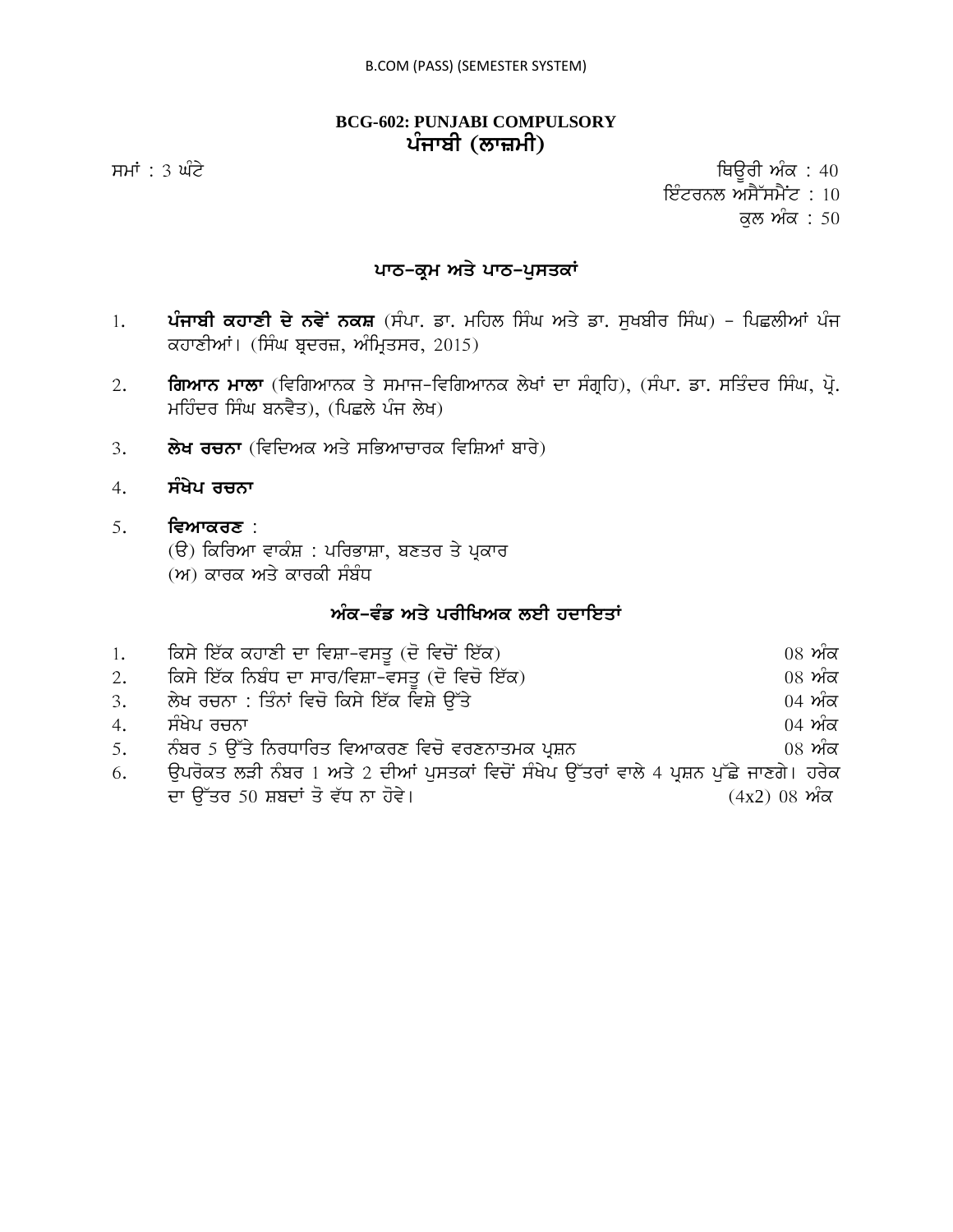B.COM (PASS) (SEMESTER SYSTEM)

## BCG-602: PUNJABI COMPULSORY
## ਪੰਜਾਬੀ (ਲਾਜ਼ਮੀ)

ਸਮਾਂ : 3 ਘੰਟੇ

ਥਿਊਰੀ ਅੰਕ : 40
ਇੰਟਰਨਲ ਅਸੈੱਸਮੈਂਟ : 10
ਕੁਲ ਅੰਕ : 50

### ਪਾਠ-ਕ੍ਰਮ ਅਤੇ ਪਾਠ-ਪੁਸਤਕਾਂ

1. **ਪੰਜਾਬੀ ਕਹਾਣੀ ਦੇ ਨਵੇਂ ਨਕਸ਼** (ਸੰਪਾ. ਡਾ. ਮਹਿਲ ਸਿੰਘ ਅਤੇ ਡਾ. ਸੁਖਬੀਰ ਸਿੰਘ) - ਪਿਛਲੀਆਂ ਪੰਜ ਕਹਾਣੀਆਂ। (ਸਿੰਘ ਬ੍ਰਦਰਜ਼, ਅੰਮ੍ਰਿਤਸਰ, 2015)
2. **ਗਿਆਨ ਮਾਲਾ** (ਵਿਗਿਆਨਕ ਤੇ ਸਮਾਜ-ਵਿਗਿਆਨਕ ਲੇਖਾਂ ਦਾ ਸੰਗ੍ਰਹਿ), (ਸੰਪਾ. ਡਾ. ਸਤਿੰਦਰ ਸਿੰਘ, ਪ੍ਰੋ. ਮਹਿੰਦਰ ਸਿੰਘ ਬਨਵੈਤ), (ਪਿਛਲੇ ਪੰਜ ਲੇਖ)
3. **ਲੇਖ ਰਚਨਾ** (ਵਿਦਿਅਕ ਅਤੇ ਸਭਿਆਚਾਰਕ ਵਿਸ਼ਿਆਂ ਬਾਰੇ)
4. **ਸੰਖੇਪ ਰਚਨਾ**
5. **ਵਿਆਕਰਣ** :
   (ੳ) ਕਿਰਿਆ ਵਾਕੰਸ਼ : ਪਰਿਭਾਸ਼ਾ, ਬਣਤਰ ਤੇ ਪ੍ਰਕਾਰ
   (ਅ) ਕਾਰਕ ਅਤੇ ਕਾਰਕੀ ਸੰਬੰਧ

### ਅੰਕ-ਵੰਡ ਅਤੇ ਪਰੀਖਿਅਕ ਲਈ ਹਦਾਇਤਾਂ

| | | |
|---|---|---|
| 1. | ਕਿਸੇ ਇੱਕ ਕਹਾਣੀ ਦਾ ਵਿਸ਼ਾ-ਵਸਤੂ (ਦੋ ਵਿਚੋਂ ਇੱਕ) | 08 ਅੰਕ |
| 2. | ਕਿਸੇ ਇੱਕ ਨਿਬੰਧ ਦਾ ਸਾਰ/ਵਿਸ਼ਾ-ਵਸਤੂ (ਦੋ ਵਿਚੋ ਇੱਕ) | 08 ਅੰਕ |
| 3. | ਲੇਖ ਰਚਨਾ : ਤਿੰਨਾਂ ਵਿਚੋ ਕਿਸੇ ਇੱਕ ਵਿਸ਼ੇ ਉੱਤੇ | 04 ਅੰਕ |
| 4. | ਸੰਖੇਪ ਰਚਨਾ | 04 ਅੰਕ |
| 5. | ਨੰਬਰ 5 ਉੱਤੇ ਨਿਰਧਾਰਿਤ ਵਿਆਕਰਣ ਵਿਚੋ ਵਰਣਨਾਤਮਕ ਪ੍ਰਸ਼ਨ | 08 ਅੰਕ |
| 6. | ਉਪਰੋਕਤ ਲੜੀ ਨੰਬਰ 1 ਅਤੇ 2 ਦੀਆਂ ਪੁਸਤਕਾਂ ਵਿਚੋਂ ਸੰਖੇਪ ਉੱਤਰਾਂ ਵਾਲੇ 4 ਪ੍ਰਸ਼ਨ ਪੁੱਛੇ ਜਾਣਗੇ। ਹਰੇਕ ਦਾ ਉੱਤਰ 50 ਸ਼ਬਦਾਂ ਤੋ ਵੱਧ ਨਾ ਹੋਵੇ। | (4x2) 08 ਅੰਕ |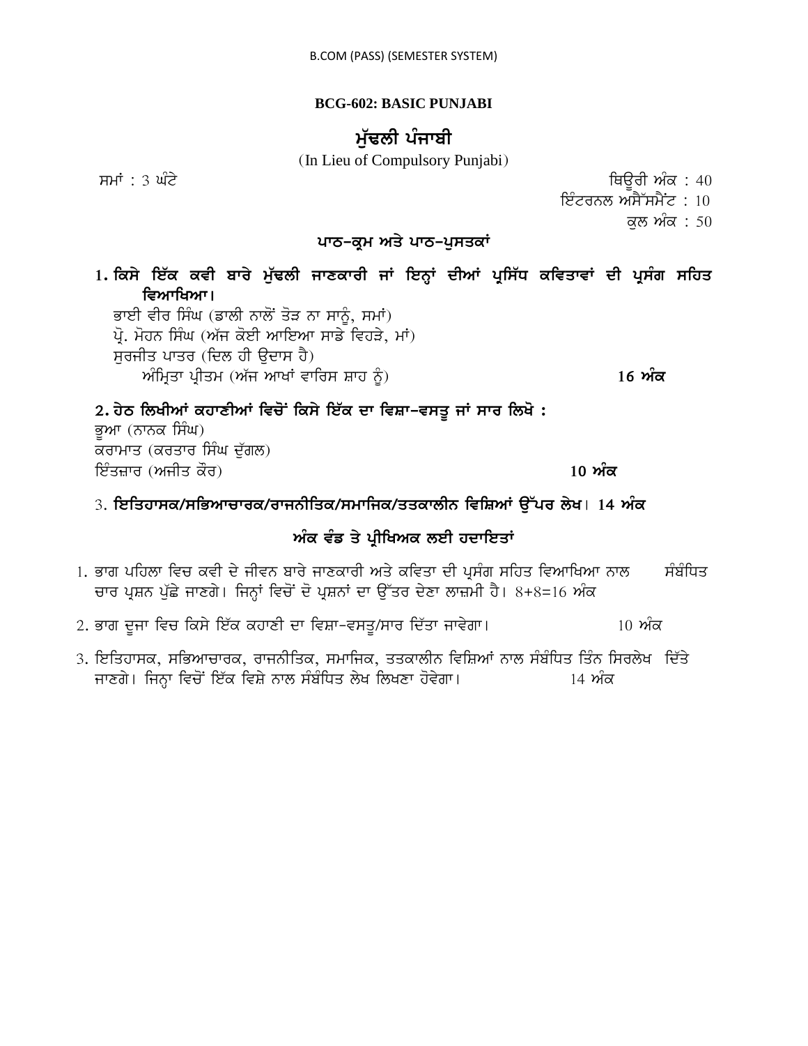**BCG-602: BASIC PUNJABI**

# ਮੁੱਢਲੀ ਪੰਜਾਬੀ

(In Lieu of Compulsory Punjabi)

ਸਮਾਂ : 3 ਘੰਟੇ

ਥਿਊਰੀ ਅੰਕ : 40
ਇੰਟਰਨਲ ਅਸੈੱਸਮੈਂਟ : 10
ਕੁਲ ਅੰਕ : 50

## ਪਾਠ-ਕ੍ਰਮ ਅਤੇ ਪਾਠ-ਪੁਸਤਕਾਂ

**1. ਕਿਸੇ ਇੱਕ ਕਵੀ ਬਾਰੇ ਮੁੱਢਲੀ ਜਾਣਕਾਰੀ ਜਾਂ ਇਨ੍ਹਾਂ ਦੀਆਂ ਪ੍ਰਸਿੱਧ ਕਵਿਤਾਵਾਂ ਦੀ ਪ੍ਰਸੰਗ ਸਹਿਤ ਵਿਆਖਿਆ।**

ਭਾਈ ਵੀਰ ਸਿੰਘ (ਡਾਲੀ ਨਾਲੋਂ ਤੋੜ ਨਾ ਸਾਨੂੰ, ਸਮਾਂ)
ਪ੍ਰੋ. ਮੋਹਨ ਸਿੰਘ (ਅੱਜ ਕੋਈ ਆਇਆ ਸਾਡੇ ਵਿਹੜੇ, ਮਾਂ)
ਸੁਰਜੀਤ ਪਾਤਰ (ਦਿਲ ਹੀ ਉਦਾਸ ਹੈ)
ਅੰਮ੍ਰਿਤਾ ਪ੍ਰੀਤਮ (ਅੱਜ ਆਖਾਂ ਵਾਰਿਸ ਸ਼ਾਹ ਨੂੰ) **16 ਅੰਕ**

**2. ਹੇਠ ਲਿਖੀਆਂ ਕਹਾਣੀਆਂ ਵਿਚੋਂ ਕਿਸੇ ਇੱਕ ਦਾ ਵਿਸ਼ਾ-ਵਸਤੂ ਜਾਂ ਸਾਰ ਲਿਖੋ :**

ਭੂਆ (ਨਾਨਕ ਸਿੰਘ)
ਕਰਾਮਾਤ (ਕਰਤਾਰ ਸਿੰਘ ਦੁੱਗਲ)
ਇੰਤਜ਼ਾਰ (ਅਜੀਤ ਕੌਰ) **10 ਅੰਕ**

3. **ਇਤਿਹਾਸਕ/ਸਭਿਆਚਾਰਕ/ਰਾਜਨੀਤਿਕ/ਸਮਾਜਿਕ/ਤਤਕਾਲੀਨ ਵਿਸ਼ਿਆਂ ਉੱਪਰ ਲੇਖ। 14 ਅੰਕ**

## ਅੰਕ ਵੰਡ ਤੇ ਪ੍ਰੀਖਿਅਕ ਲਈ ਹਦਾਇਤਾਂ

1. ਭਾਗ ਪਹਿਲਾ ਵਿਚ ਕਵੀ ਦੇ ਜੀਵਨ ਬਾਰੇ ਜਾਣਕਾਰੀ ਅਤੇ ਕਵਿਤਾ ਦੀ ਪ੍ਰਸੰਗ ਸਹਿਤ ਵਿਆਖਿਆ ਨਾਲ ਸੰਬੰਧਿਤ ਚਾਰ ਪ੍ਰਸ਼ਨ ਪੁੱਛੇ ਜਾਣਗੇ। ਜਿਨ੍ਹਾਂ ਵਿਚੋਂ ਦੋ ਪ੍ਰਸ਼ਨਾਂ ਦਾ ਉੱਤਰ ਦੇਣਾ ਲਾਜ਼ਮੀ ਹੈ। 8+8=16 ਅੰਕ
2. ਭਾਗ ਦੂਜਾ ਵਿਚ ਕਿਸੇ ਇੱਕ ਕਹਾਣੀ ਦਾ ਵਿਸ਼ਾ-ਵਸਤੂ/ਸਾਰ ਦਿੱਤਾ ਜਾਵੇਗਾ। 10 ਅੰਕ
3. ਇਤਿਹਾਸਕ, ਸਭਿਆਚਾਰਕ, ਰਾਜਨੀਤਿਕ, ਸਮਾਜਿਕ, ਤਤਕਾਲੀਨ ਵਿਸ਼ਿਆਂ ਨਾਲ ਸੰਬੰਧਿਤ ਤਿੰਨ ਸਿਰਲੇਖ ਦਿੱਤੇ ਜਾਣਗੇ। ਜਿਨ੍ਹਾ ਵਿਚੋਂ ਇੱਕ ਵਿਸ਼ੇ ਨਾਲ ਸੰਬੰਧਿਤ ਲੇਖ ਲਿਖਣਾ ਹੋਵੇਗਾ। 14 ਅੰਕ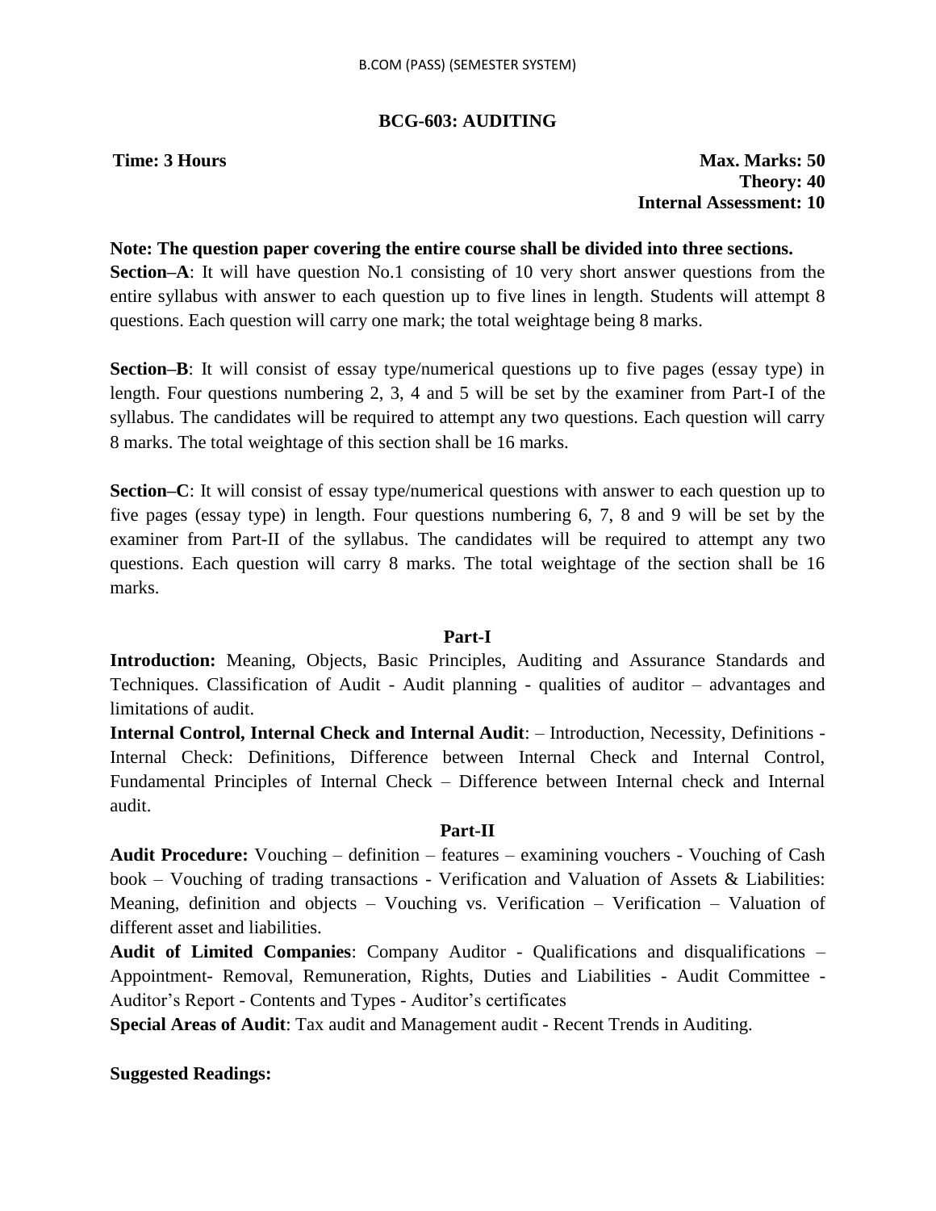## BCG-603: AUDITING

**Time: 3 Hours** **Max. Marks: 50**
**Theory: 40**
**Internal Assessment: 10**

**Note: The question paper covering the entire course shall be divided into three sections.**

**Section–A**: It will have question No.1 consisting of 10 very short answer questions from the entire syllabus with answer to each question up to five lines in length. Students will attempt 8 questions. Each question will carry one mark; the total weightage being 8 marks.

**Section–B**: It will consist of essay type/numerical questions up to five pages (essay type) in length. Four questions numbering 2, 3, 4 and 5 will be set by the examiner from Part-I of the syllabus. The candidates will be required to attempt any two questions. Each question will carry 8 marks. The total weightage of this section shall be 16 marks.

**Section–C**: It will consist of essay type/numerical questions with answer to each question up to five pages (essay type) in length. Four questions numbering 6, 7, 8 and 9 will be set by the examiner from Part-II of the syllabus. The candidates will be required to attempt any two questions. Each question will carry 8 marks. The total weightage of the section shall be 16 marks.

### Part-I

**Introduction:** Meaning, Objects, Basic Principles, Auditing and Assurance Standards and Techniques. Classification of Audit - Audit planning - qualities of auditor – advantages and limitations of audit.

**Internal Control, Internal Check and Internal Audit**: – Introduction, Necessity, Definitions - Internal Check: Definitions, Difference between Internal Check and Internal Control, Fundamental Principles of Internal Check – Difference between Internal check and Internal audit.

### Part-II

**Audit Procedure:** Vouching – definition – features – examining vouchers - Vouching of Cash book – Vouching of trading transactions - Verification and Valuation of Assets & Liabilities: Meaning, definition and objects – Vouching vs. Verification – Verification – Valuation of different asset and liabilities.

**Audit of Limited Companies**: Company Auditor - Qualifications and disqualifications – Appointment- Removal, Remuneration, Rights, Duties and Liabilities - Audit Committee - Auditor's Report - Contents and Types - Auditor's certificates

**Special Areas of Audit**: Tax audit and Management audit - Recent Trends in Auditing.

**Suggested Readings:**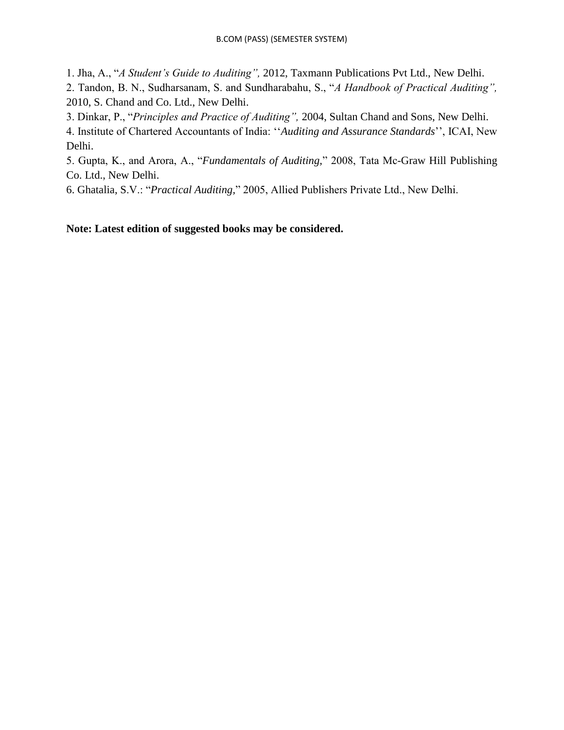1. Jha, A., "*A Student's Guide to Auditing",* 2012, Taxmann Publications Pvt Ltd., New Delhi.
2. Tandon, B. N., Sudharsanam, S. and Sundharabahu, S., "*A Handbook of Practical Auditing",* 2010, S. Chand and Co. Ltd., New Delhi.
3. Dinkar, P., "*Principles and Practice of Auditing",* 2004, Sultan Chand and Sons, New Delhi.
4. Institute of Chartered Accountants of India: ''*Auditing and Assurance Standards*'', ICAI, New Delhi.
5. Gupta, K., and Arora, A., "*Fundamentals of Auditing,*" 2008, Tata Mc-Graw Hill Publishing Co. Ltd., New Delhi.
6. Ghatalia, S.V.: "*Practical Auditing,*" 2005, Allied Publishers Private Ltd., New Delhi.

**Note: Latest edition of suggested books may be considered.**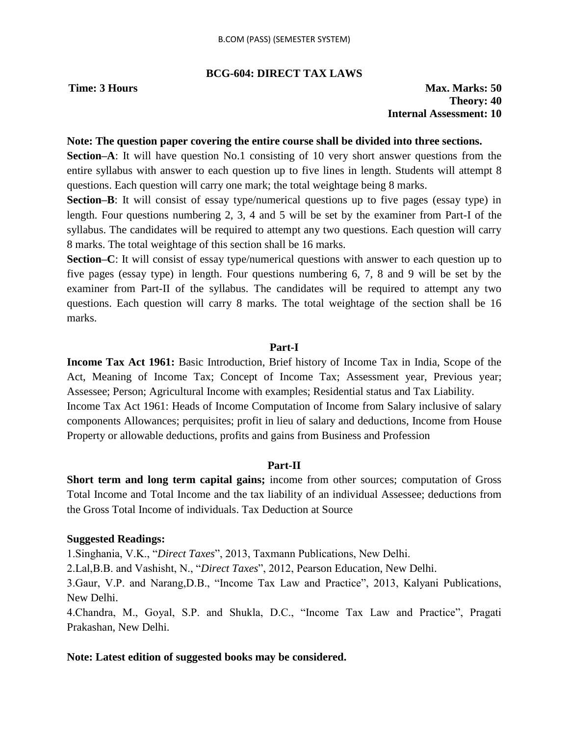## BCG-604: DIRECT TAX LAWS

**Time: 3 Hours** **Max. Marks: 50**
**Theory: 40**
**Internal Assessment: 10**

**Note: The question paper covering the entire course shall be divided into three sections.**

**Section–A**: It will have question No.1 consisting of 10 very short answer questions from the entire syllabus with answer to each question up to five lines in length. Students will attempt 8 questions. Each question will carry one mark; the total weightage being 8 marks.

**Section–B**: It will consist of essay type/numerical questions up to five pages (essay type) in length. Four questions numbering 2, 3, 4 and 5 will be set by the examiner from Part-I of the syllabus. The candidates will be required to attempt any two questions. Each question will carry 8 marks. The total weightage of this section shall be 16 marks.

**Section–C**: It will consist of essay type/numerical questions with answer to each question up to five pages (essay type) in length. Four questions numbering 6, 7, 8 and 9 will be set by the examiner from Part-II of the syllabus. The candidates will be required to attempt any two questions. Each question will carry 8 marks. The total weightage of the section shall be 16 marks.

### Part-I

**Income Tax Act 1961:** Basic Introduction, Brief history of Income Tax in India, Scope of the Act, Meaning of Income Tax; Concept of Income Tax; Assessment year, Previous year; Assessee; Person; Agricultural Income with examples; Residential status and Tax Liability.

Income Tax Act 1961: Heads of Income Computation of Income from Salary inclusive of salary components Allowances; perquisites; profit in lieu of salary and deductions, Income from House Property or allowable deductions, profits and gains from Business and Profession

### Part-II

**Short term and long term capital gains;** income from other sources; computation of Gross Total Income and Total Income and the tax liability of an individual Assessee; deductions from the Gross Total Income of individuals. Tax Deduction at Source

**Suggested Readings:**

1.Singhania, V.K., "*Direct Taxes*", 2013, Taxmann Publications, New Delhi.

2.Lal,B.B. and Vashisht, N., "*Direct Taxes*", 2012, Pearson Education, New Delhi.

3.Gaur, V.P. and Narang,D.B., "Income Tax Law and Practice", 2013, Kalyani Publications, New Delhi.

4.Chandra, M., Goyal, S.P. and Shukla, D.C., "Income Tax Law and Practice", Pragati Prakashan, New Delhi.

**Note: Latest edition of suggested books may be considered.**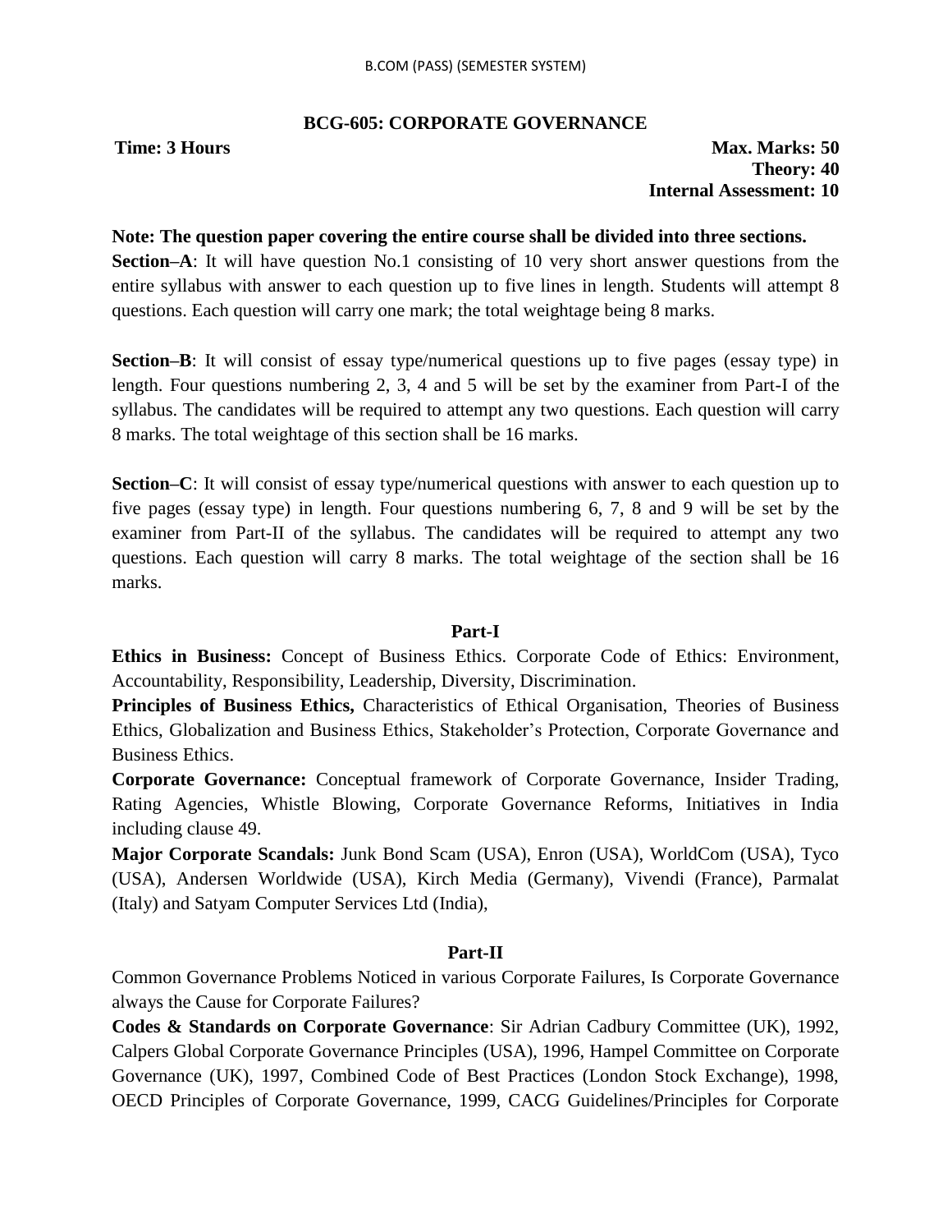## BCG-605: CORPORATE GOVERNANCE

**Time: 3 Hours** **Max. Marks: 50**
**Theory: 40**
**Internal Assessment: 10**

**Note: The question paper covering the entire course shall be divided into three sections.**

**Section–A**: It will have question No.1 consisting of 10 very short answer questions from the entire syllabus with answer to each question up to five lines in length. Students will attempt 8 questions. Each question will carry one mark; the total weightage being 8 marks.

**Section–B**: It will consist of essay type/numerical questions up to five pages (essay type) in length. Four questions numbering 2, 3, 4 and 5 will be set by the examiner from Part-I of the syllabus. The candidates will be required to attempt any two questions. Each question will carry 8 marks. The total weightage of this section shall be 16 marks.

**Section–C**: It will consist of essay type/numerical questions with answer to each question up to five pages (essay type) in length. Four questions numbering 6, 7, 8 and 9 will be set by the examiner from Part-II of the syllabus. The candidates will be required to attempt any two questions. Each question will carry 8 marks. The total weightage of the section shall be 16 marks.

### Part-I

**Ethics in Business:** Concept of Business Ethics. Corporate Code of Ethics: Environment, Accountability, Responsibility, Leadership, Diversity, Discrimination.

**Principles of Business Ethics,** Characteristics of Ethical Organisation, Theories of Business Ethics, Globalization and Business Ethics, Stakeholder's Protection, Corporate Governance and Business Ethics.

**Corporate Governance:** Conceptual framework of Corporate Governance, Insider Trading, Rating Agencies, Whistle Blowing, Corporate Governance Reforms, Initiatives in India including clause 49.

**Major Corporate Scandals:** Junk Bond Scam (USA), Enron (USA), WorldCom (USA), Tyco (USA), Andersen Worldwide (USA), Kirch Media (Germany), Vivendi (France), Parmalat (Italy) and Satyam Computer Services Ltd (India),

### Part-II

Common Governance Problems Noticed in various Corporate Failures, Is Corporate Governance always the Cause for Corporate Failures?

**Codes & Standards on Corporate Governance**: Sir Adrian Cadbury Committee (UK), 1992, Calpers Global Corporate Governance Principles (USA), 1996, Hampel Committee on Corporate Governance (UK), 1997, Combined Code of Best Practices (London Stock Exchange), 1998, OECD Principles of Corporate Governance, 1999, CACG Guidelines/Principles for Corporate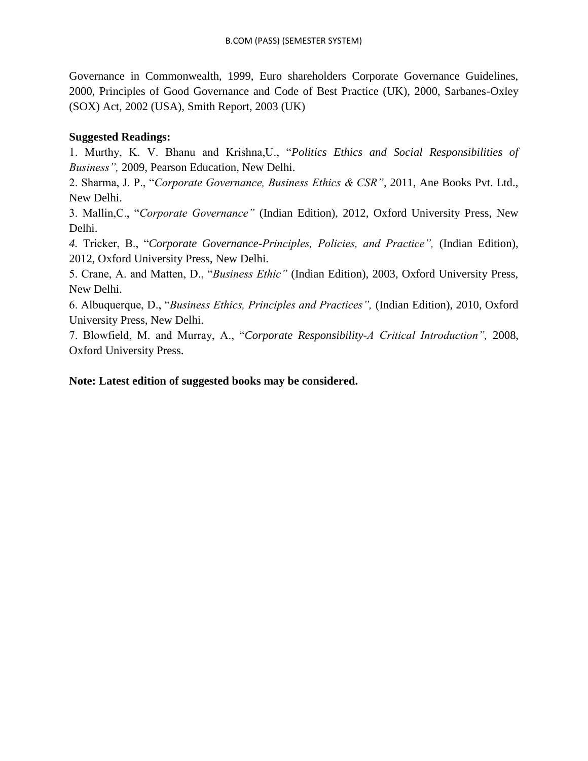Governance in Commonwealth, 1999, Euro shareholders Corporate Governance Guidelines, 2000, Principles of Good Governance and Code of Best Practice (UK), 2000, Sarbanes-Oxley (SOX) Act, 2002 (USA), Smith Report, 2003 (UK)

**Suggested Readings:**

1. Murthy, K. V. Bhanu and Krishna,U., "*Politics Ethics and Social Responsibilities of Business",* 2009, Pearson Education, New Delhi.
2. Sharma, J. P., "*Corporate Governance, Business Ethics & CSR"*, 2011, Ane Books Pvt. Ltd., New Delhi.
3. Mallin,C., "*Corporate Governance"* (Indian Edition), 2012, Oxford University Press, New Delhi.
4. Tricker, B., "*Corporate Governance-Principles, Policies, and Practice",* (Indian Edition), 2012, Oxford University Press, New Delhi.
5. Crane, A. and Matten, D., "*Business Ethic"* (Indian Edition), 2003, Oxford University Press, New Delhi.
6. Albuquerque, D., "*Business Ethics, Principles and Practices",* (Indian Edition), 2010, Oxford University Press, New Delhi.
7. Blowfield, M. and Murray, A., "*Corporate Responsibility-A Critical Introduction",* 2008, Oxford University Press.

**Note: Latest edition of suggested books may be considered.**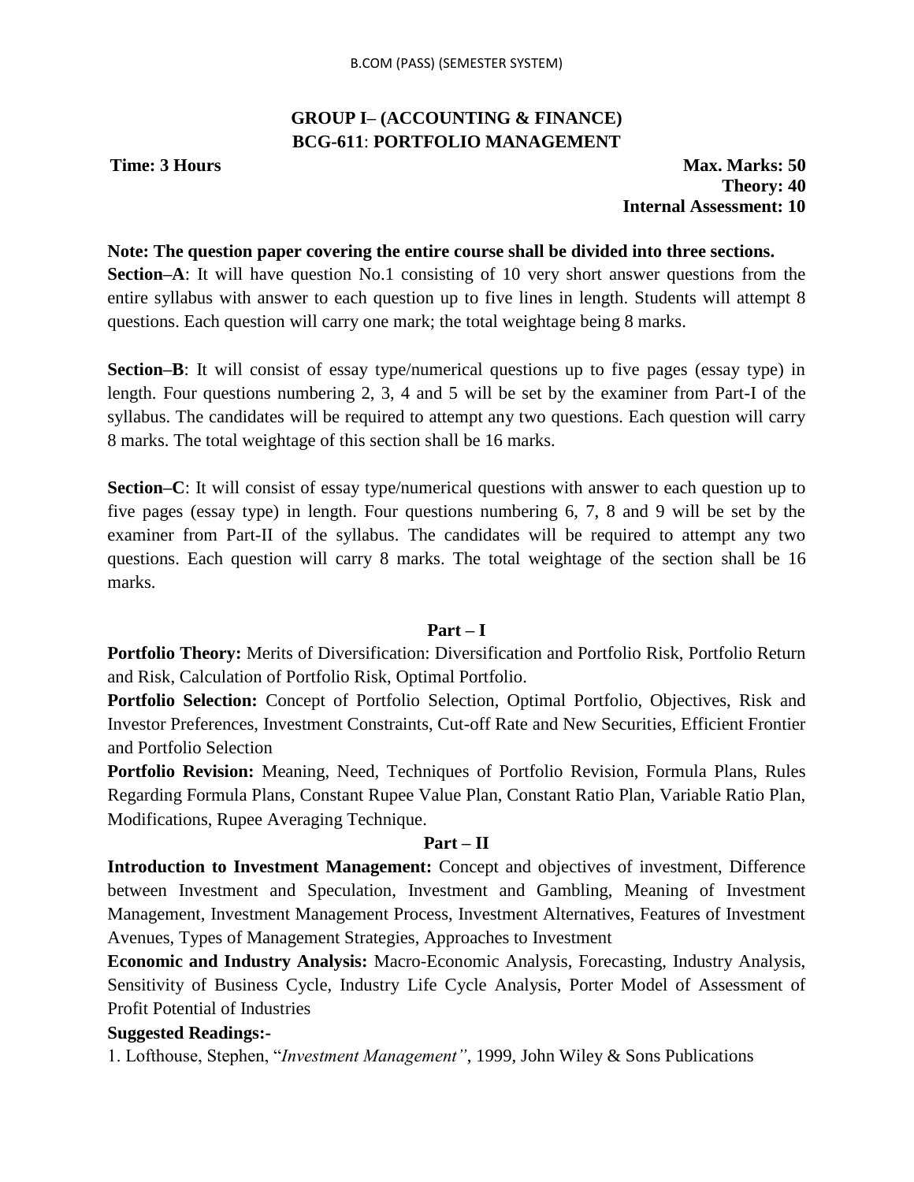## GROUP I– (ACCOUNTING & FINANCE)
## BCG-611: PORTFOLIO MANAGEMENT

**Time: 3 Hours** **Max. Marks: 50**
**Theory: 40**
**Internal Assessment: 10**

**Note: The question paper covering the entire course shall be divided into three sections.**

**Section–A**: It will have question No.1 consisting of 10 very short answer questions from the entire syllabus with answer to each question up to five lines in length. Students will attempt 8 questions. Each question will carry one mark; the total weightage being 8 marks.

**Section–B**: It will consist of essay type/numerical questions up to five pages (essay type) in length. Four questions numbering 2, 3, 4 and 5 will be set by the examiner from Part-I of the syllabus. The candidates will be required to attempt any two questions. Each question will carry 8 marks. The total weightage of this section shall be 16 marks.

**Section–C**: It will consist of essay type/numerical questions with answer to each question up to five pages (essay type) in length. Four questions numbering 6, 7, 8 and 9 will be set by the examiner from Part-II of the syllabus. The candidates will be required to attempt any two questions. Each question will carry 8 marks. The total weightage of the section shall be 16 marks.

### Part – I

**Portfolio Theory:** Merits of Diversification: Diversification and Portfolio Risk, Portfolio Return and Risk, Calculation of Portfolio Risk, Optimal Portfolio.

**Portfolio Selection:** Concept of Portfolio Selection, Optimal Portfolio, Objectives, Risk and Investor Preferences, Investment Constraints, Cut-off Rate and New Securities, Efficient Frontier and Portfolio Selection

**Portfolio Revision:** Meaning, Need, Techniques of Portfolio Revision, Formula Plans, Rules Regarding Formula Plans, Constant Rupee Value Plan, Constant Ratio Plan, Variable Ratio Plan, Modifications, Rupee Averaging Technique.

### Part – II

**Introduction to Investment Management:** Concept and objectives of investment, Difference between Investment and Speculation, Investment and Gambling, Meaning of Investment Management, Investment Management Process, Investment Alternatives, Features of Investment Avenues, Types of Management Strategies, Approaches to Investment

**Economic and Industry Analysis:** Macro-Economic Analysis, Forecasting, Industry Analysis, Sensitivity of Business Cycle, Industry Life Cycle Analysis, Porter Model of Assessment of Profit Potential of Industries

**Suggested Readings:-**

1. Lofthouse, Stephen, "*Investment Management"*, 1999, John Wiley & Sons Publications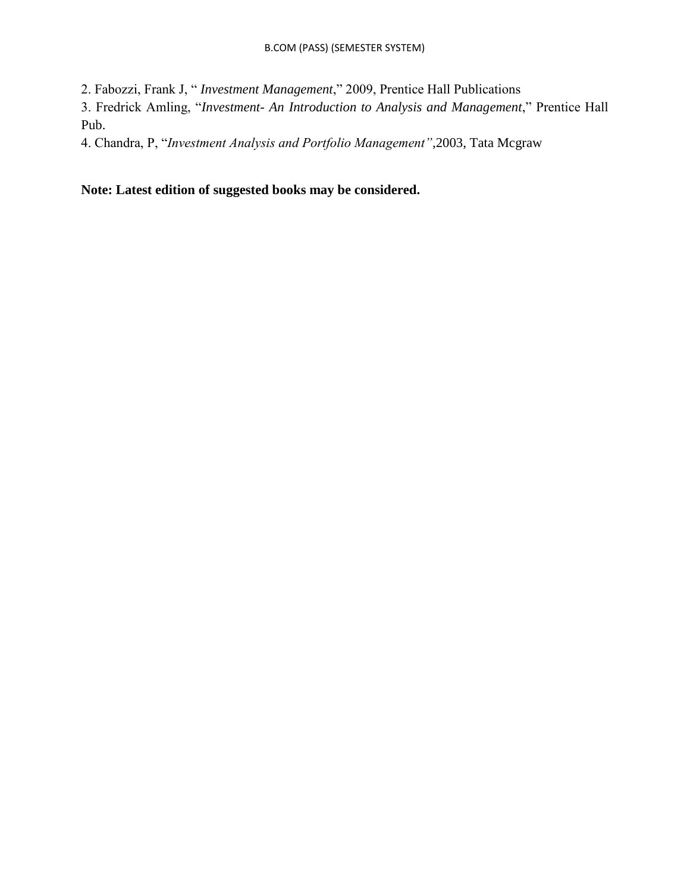2. Fabozzi, Frank J, " *Investment Management*," 2009, Prentice Hall Publications

3. Fredrick Amling, "*Investment- An Introduction to Analysis and Management*," Prentice Hall Pub.

4. Chandra, P, "*Investment Analysis and Portfolio Management"*,2003, Tata Mcgraw

**Note: Latest edition of suggested books may be considered.**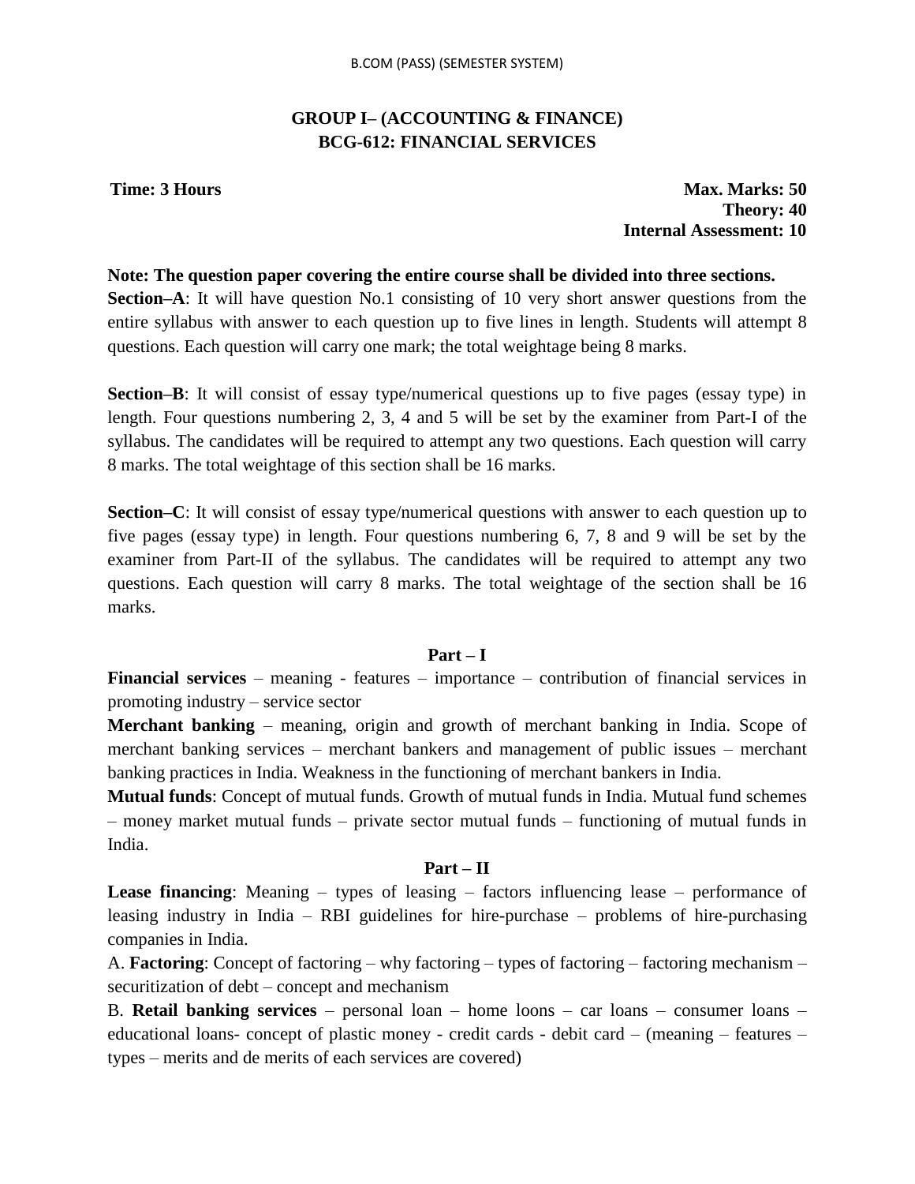## GROUP I– (ACCOUNTING & FINANCE)
## BCG-612: FINANCIAL SERVICES

**Time: 3 Hours** **Max. Marks: 50**
**Theory: 40**
**Internal Assessment: 10**

**Note: The question paper covering the entire course shall be divided into three sections.**

**Section–A**: It will have question No.1 consisting of 10 very short answer questions from the entire syllabus with answer to each question up to five lines in length. Students will attempt 8 questions. Each question will carry one mark; the total weightage being 8 marks.

**Section–B**: It will consist of essay type/numerical questions up to five pages (essay type) in length. Four questions numbering 2, 3, 4 and 5 will be set by the examiner from Part-I of the syllabus. The candidates will be required to attempt any two questions. Each question will carry 8 marks. The total weightage of this section shall be 16 marks.

**Section–C**: It will consist of essay type/numerical questions with answer to each question up to five pages (essay type) in length. Four questions numbering 6, 7, 8 and 9 will be set by the examiner from Part-II of the syllabus. The candidates will be required to attempt any two questions. Each question will carry 8 marks. The total weightage of the section shall be 16 marks.

### Part – I

**Financial services** – meaning - features – importance – contribution of financial services in promoting industry – service sector

**Merchant banking** – meaning, origin and growth of merchant banking in India. Scope of merchant banking services – merchant bankers and management of public issues – merchant banking practices in India. Weakness in the functioning of merchant bankers in India.

**Mutual funds**: Concept of mutual funds. Growth of mutual funds in India. Mutual fund schemes – money market mutual funds – private sector mutual funds – functioning of mutual funds in India.

### Part – II

**Lease financing**: Meaning – types of leasing – factors influencing lease – performance of leasing industry in India – RBI guidelines for hire-purchase – problems of hire-purchasing companies in India.

A. **Factoring**: Concept of factoring – why factoring – types of factoring – factoring mechanism – securitization of debt – concept and mechanism

B. **Retail banking services** – personal loan – home loons – car loans – consumer loans – educational loans- concept of plastic money - credit cards - debit card – (meaning – features – types – merits and de merits of each services are covered)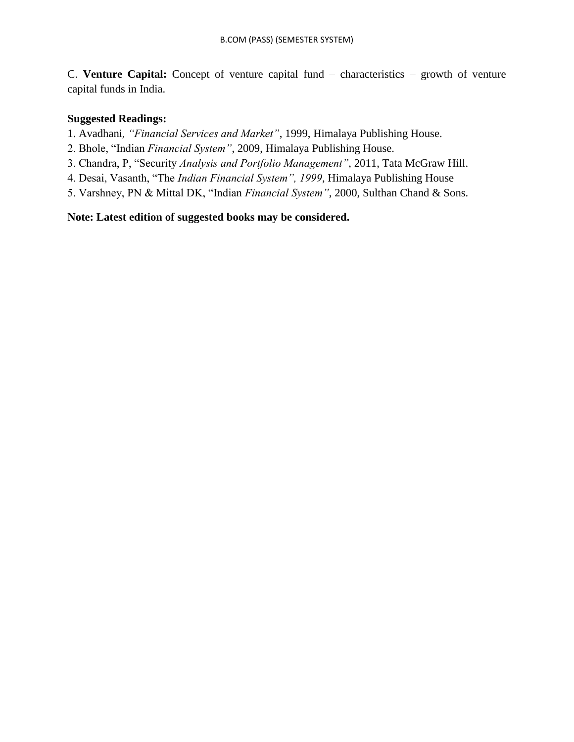C. **Venture Capital:** Concept of venture capital fund – characteristics – growth of venture capital funds in India.

**Suggested Readings:**

1. Avadhani*, "Financial Services and Market"*, 1999, Himalaya Publishing House.
2. Bhole, "Indian *Financial System"*, 2009, Himalaya Publishing House.
3. Chandra, P, "Security *Analysis and Portfolio Management"*, 2011, Tata McGraw Hill.
4. Desai, Vasanth, "The *Indian Financial System", 1999*, Himalaya Publishing House
5. Varshney, PN & Mittal DK, "Indian *Financial System"*, 2000, Sulthan Chand & Sons.

**Note: Latest edition of suggested books may be considered.**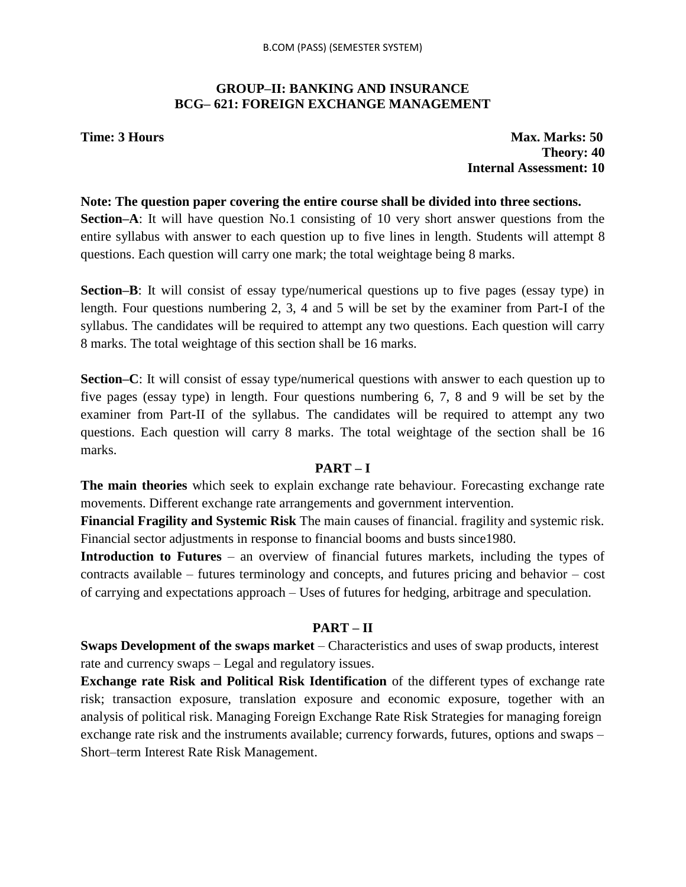## GROUP–II: BANKING AND INSURANCE
## BCG– 621: FOREIGN EXCHANGE MANAGEMENT

**Time: 3 Hours** **Max. Marks: 50**
**Theory: 40**
**Internal Assessment: 10**

**Note: The question paper covering the entire course shall be divided into three sections.**

**Section–A**: It will have question No.1 consisting of 10 very short answer questions from the entire syllabus with answer to each question up to five lines in length. Students will attempt 8 questions. Each question will carry one mark; the total weightage being 8 marks.

**Section–B**: It will consist of essay type/numerical questions up to five pages (essay type) in length. Four questions numbering 2, 3, 4 and 5 will be set by the examiner from Part-I of the syllabus. The candidates will be required to attempt any two questions. Each question will carry 8 marks. The total weightage of this section shall be 16 marks.

**Section–C**: It will consist of essay type/numerical questions with answer to each question up to five pages (essay type) in length. Four questions numbering 6, 7, 8 and 9 will be set by the examiner from Part-II of the syllabus. The candidates will be required to attempt any two questions. Each question will carry 8 marks. The total weightage of the section shall be 16 marks.

### PART – I

**The main theories** which seek to explain exchange rate behaviour. Forecasting exchange rate movements. Different exchange rate arrangements and government intervention.

**Financial Fragility and Systemic Risk** The main causes of financial. fragility and systemic risk. Financial sector adjustments in response to financial booms and busts since1980.

**Introduction to Futures** – an overview of financial futures markets, including the types of contracts available – futures terminology and concepts, and futures pricing and behavior – cost of carrying and expectations approach – Uses of futures for hedging, arbitrage and speculation.

### PART – II

**Swaps Development of the swaps market** – Characteristics and uses of swap products, interest rate and currency swaps – Legal and regulatory issues.

**Exchange rate Risk and Political Risk Identification** of the different types of exchange rate risk; transaction exposure, translation exposure and economic exposure, together with an analysis of political risk. Managing Foreign Exchange Rate Risk Strategies for managing foreign exchange rate risk and the instruments available; currency forwards, futures, options and swaps – Short–term Interest Rate Risk Management.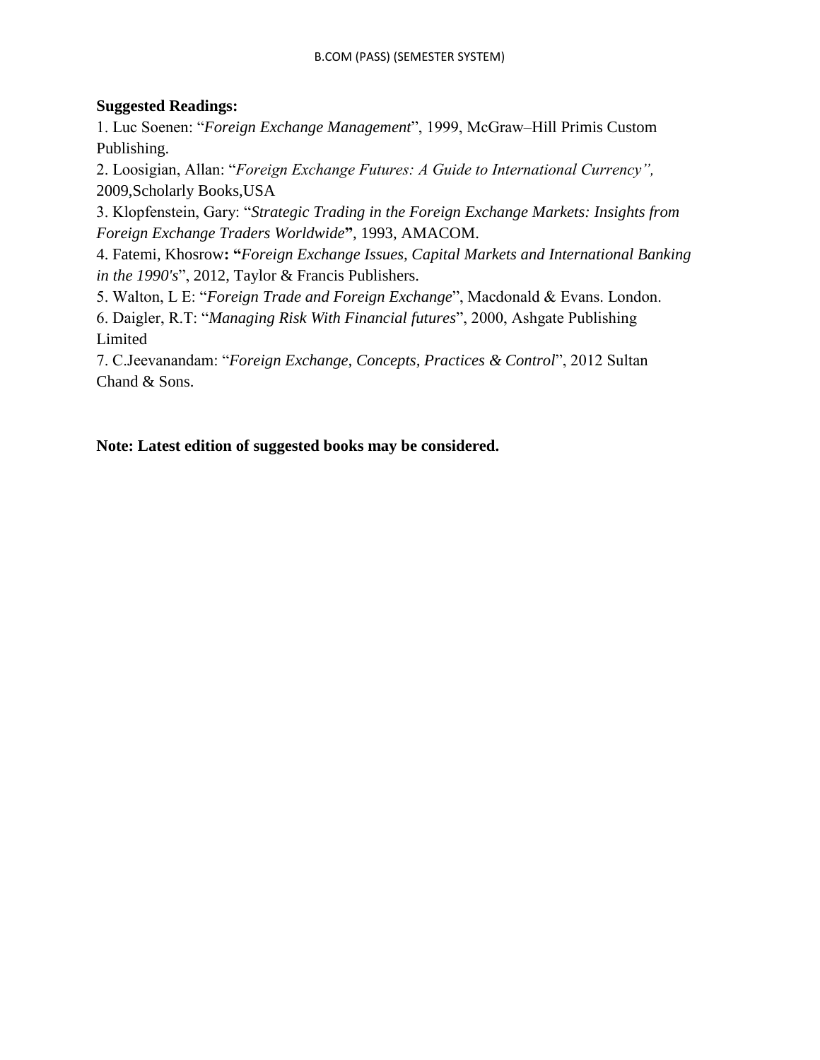**Suggested Readings:**

1. Luc Soenen: "*Foreign Exchange Management*", 1999, McGraw–Hill Primis Custom Publishing.
2. Loosigian, Allan: "*Foreign Exchange Futures: A Guide to International Currency",* 2009,Scholarly Books,USA
3. Klopfenstein, Gary: "*Strategic Trading in the Foreign Exchange Markets: Insights from Foreign Exchange Traders Worldwide*", 1993, AMACOM.
4. Fatemi, Khosrow: "*Foreign Exchange Issues, Capital Markets and International Banking in the 1990's*", 2012, Taylor & Francis Publishers.
5. Walton, L E: "*Foreign Trade and Foreign Exchange*", Macdonald & Evans. London.
6. Daigler, R.T: "*Managing Risk With Financial futures*", 2000, Ashgate Publishing Limited
7. C.Jeevanandam: "*Foreign Exchange, Concepts, Practices & Control*", 2012 Sultan Chand & Sons.

**Note: Latest edition of suggested books may be considered.**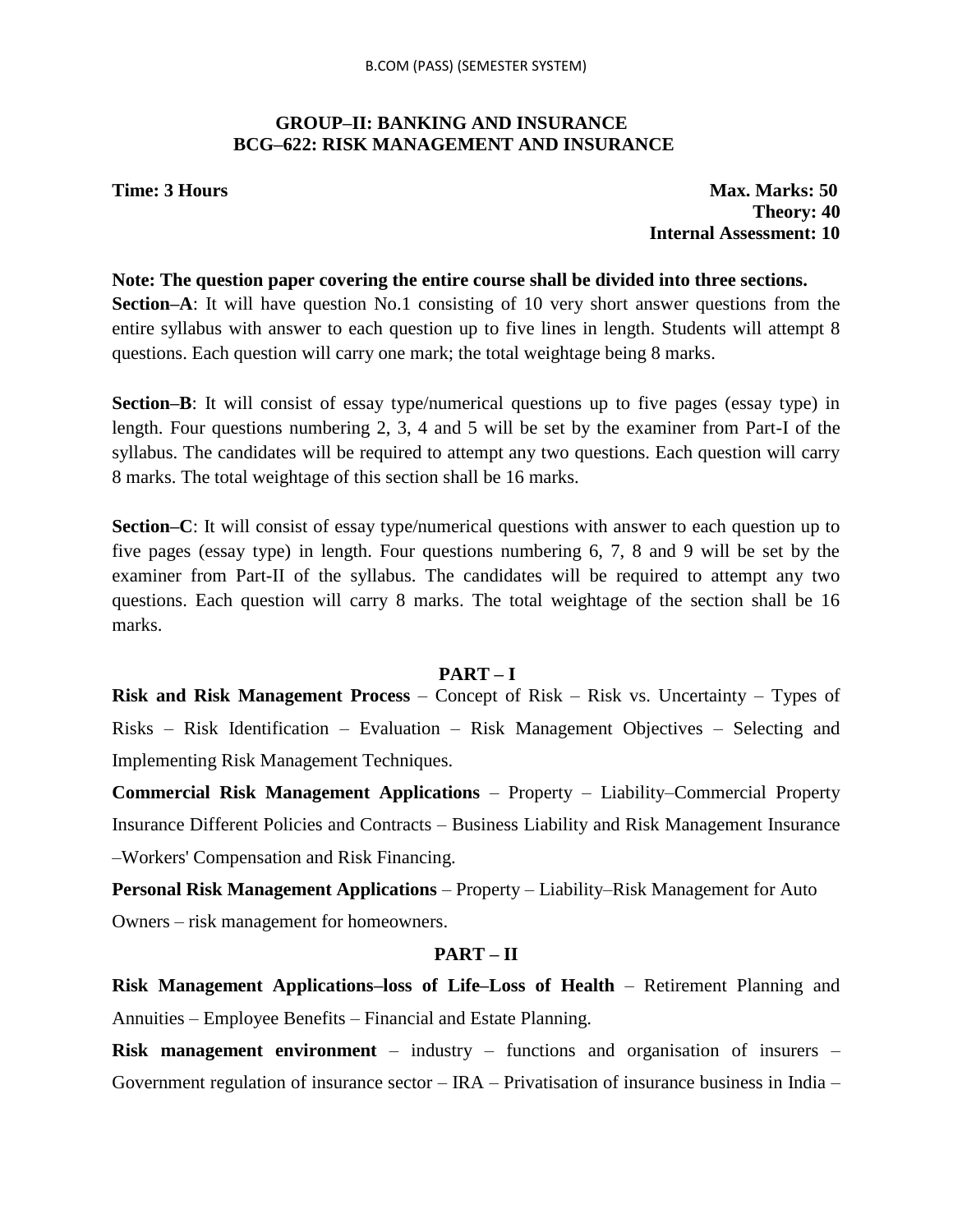## GROUP–II: BANKING AND INSURANCE
## BCG–622: RISK MANAGEMENT AND INSURANCE

**Time: 3 Hours** **Max. Marks: 50**
**Theory: 40**
**Internal Assessment: 10**

**Note: The question paper covering the entire course shall be divided into three sections.**

**Section–A**: It will have question No.1 consisting of 10 very short answer questions from the entire syllabus with answer to each question up to five lines in length. Students will attempt 8 questions. Each question will carry one mark; the total weightage being 8 marks.

**Section–B**: It will consist of essay type/numerical questions up to five pages (essay type) in length. Four questions numbering 2, 3, 4 and 5 will be set by the examiner from Part-I of the syllabus. The candidates will be required to attempt any two questions. Each question will carry 8 marks. The total weightage of this section shall be 16 marks.

**Section–C**: It will consist of essay type/numerical questions with answer to each question up to five pages (essay type) in length. Four questions numbering 6, 7, 8 and 9 will be set by the examiner from Part-II of the syllabus. The candidates will be required to attempt any two questions. Each question will carry 8 marks. The total weightage of the section shall be 16 marks.

### PART – I

**Risk and Risk Management Process** – Concept of Risk – Risk vs. Uncertainty – Types of Risks – Risk Identification – Evaluation – Risk Management Objectives – Selecting and Implementing Risk Management Techniques.

**Commercial Risk Management Applications** – Property – Liability–Commercial Property Insurance Different Policies and Contracts – Business Liability and Risk Management Insurance –Workers' Compensation and Risk Financing.

**Personal Risk Management Applications** – Property – Liability–Risk Management for Auto Owners – risk management for homeowners.

### PART – II

**Risk Management Applications–loss of Life–Loss of Health** – Retirement Planning and Annuities – Employee Benefits – Financial and Estate Planning.

**Risk management environment** – industry – functions and organisation of insurers – Government regulation of insurance sector – IRA – Privatisation of insurance business in India –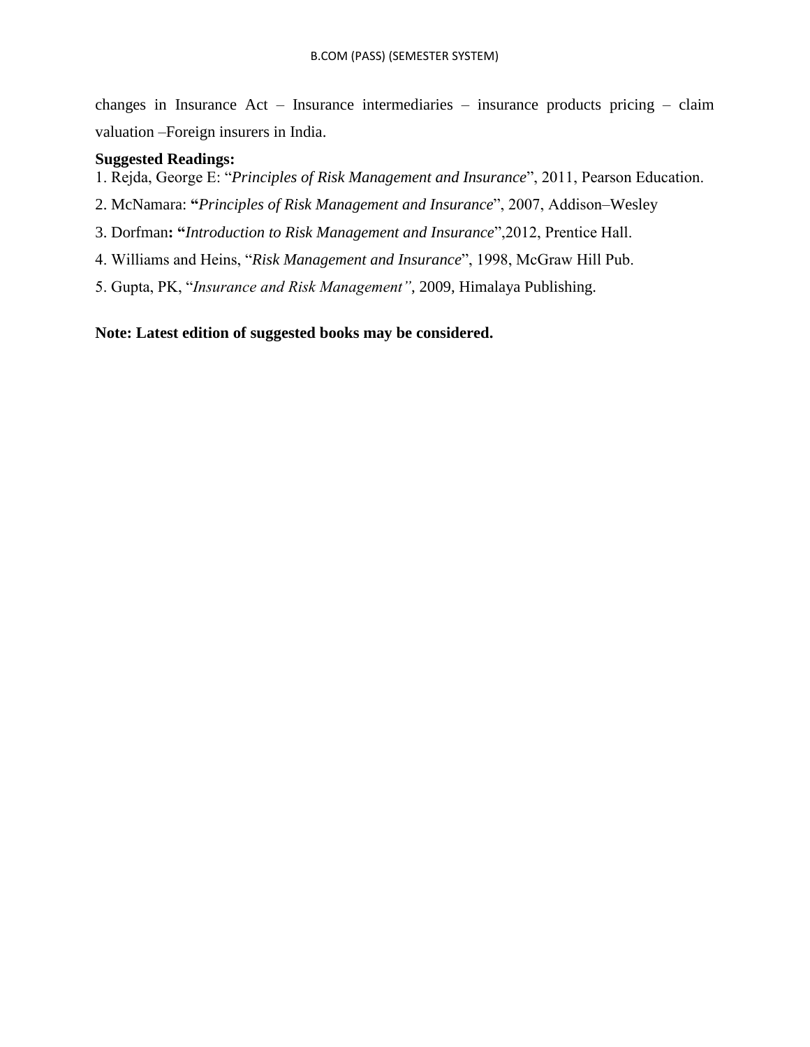changes in Insurance Act – Insurance intermediaries – insurance products pricing – claim valuation –Foreign insurers in India.

**Suggested Readings:**

1. Rejda, George E: "*Principles of Risk Management and Insurance*", 2011, Pearson Education.
2. McNamara: **"***Principles of Risk Management and Insurance*", 2007, Addison–Wesley
3. Dorfman**: "***Introduction to Risk Management and Insurance*",2012, Prentice Hall.
4. Williams and Heins, "*Risk Management and Insurance*", 1998, McGraw Hill Pub.
5. Gupta, PK, "*Insurance and Risk Management"*, 2009, Himalaya Publishing.

**Note: Latest edition of suggested books may be considered.**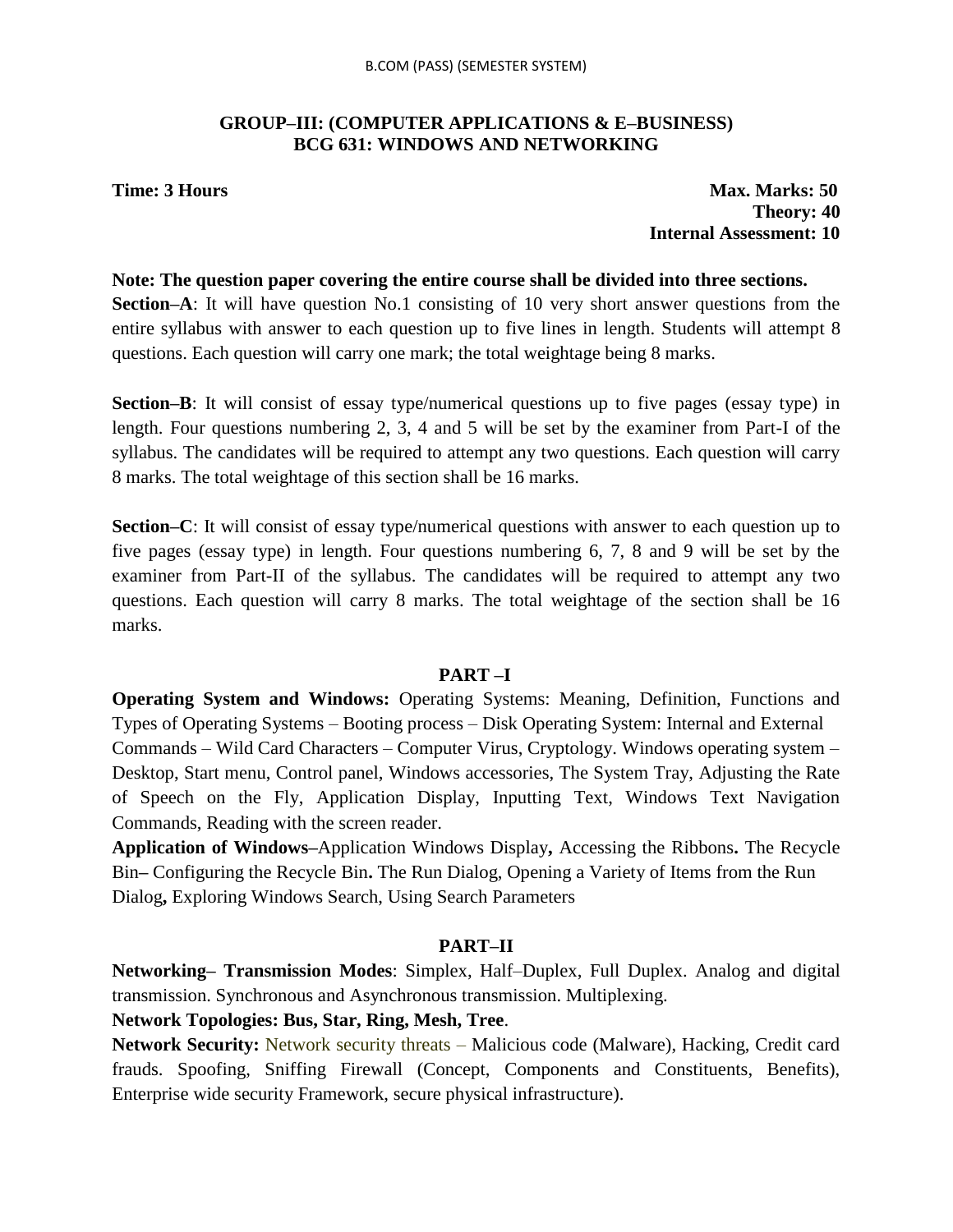## GROUP–III: (COMPUTER APPLICATIONS & E–BUSINESS)
## BCG 631: WINDOWS AND NETWORKING

**Time: 3 Hours** | **Max. Marks: 50**
**Theory: 40**
**Internal Assessment: 10**

**Note: The question paper covering the entire course shall be divided into three sections.**

**Section–A**: It will have question No.1 consisting of 10 very short answer questions from the entire syllabus with answer to each question up to five lines in length. Students will attempt 8 questions. Each question will carry one mark; the total weightage being 8 marks.

**Section–B**: It will consist of essay type/numerical questions up to five pages (essay type) in length. Four questions numbering 2, 3, 4 and 5 will be set by the examiner from Part-I of the syllabus. The candidates will be required to attempt any two questions. Each question will carry 8 marks. The total weightage of this section shall be 16 marks.

**Section–C**: It will consist of essay type/numerical questions with answer to each question up to five pages (essay type) in length. Four questions numbering 6, 7, 8 and 9 will be set by the examiner from Part-II of the syllabus. The candidates will be required to attempt any two questions. Each question will carry 8 marks. The total weightage of the section shall be 16 marks.

### PART –I

**Operating System and Windows:** Operating Systems: Meaning, Definition, Functions and Types of Operating Systems – Booting process – Disk Operating System: Internal and External Commands – Wild Card Characters – Computer Virus, Cryptology. Windows operating system – Desktop, Start menu, Control panel, Windows accessories, The System Tray, Adjusting the Rate of Speech on the Fly, Application Display, Inputting Text, Windows Text Navigation Commands, Reading with the screen reader.

**Application of Windows–**Application Windows Display**,** Accessing the Ribbons**.** The Recycle Bin**–** Configuring the Recycle Bin**.** The Run Dialog, Opening a Variety of Items from the Run Dialog**,** Exploring Windows Search, Using Search Parameters

### PART–II

**Networking– Transmission Modes**: Simplex, Half–Duplex, Full Duplex. Analog and digital transmission. Synchronous and Asynchronous transmission. Multiplexing.

**Network Topologies: Bus, Star, Ring, Mesh, Tree**.

**Network Security:** Network security threats – Malicious code (Malware), Hacking, Credit card frauds. Spoofing, Sniffing Firewall (Concept, Components and Constituents, Benefits), Enterprise wide security Framework, secure physical infrastructure).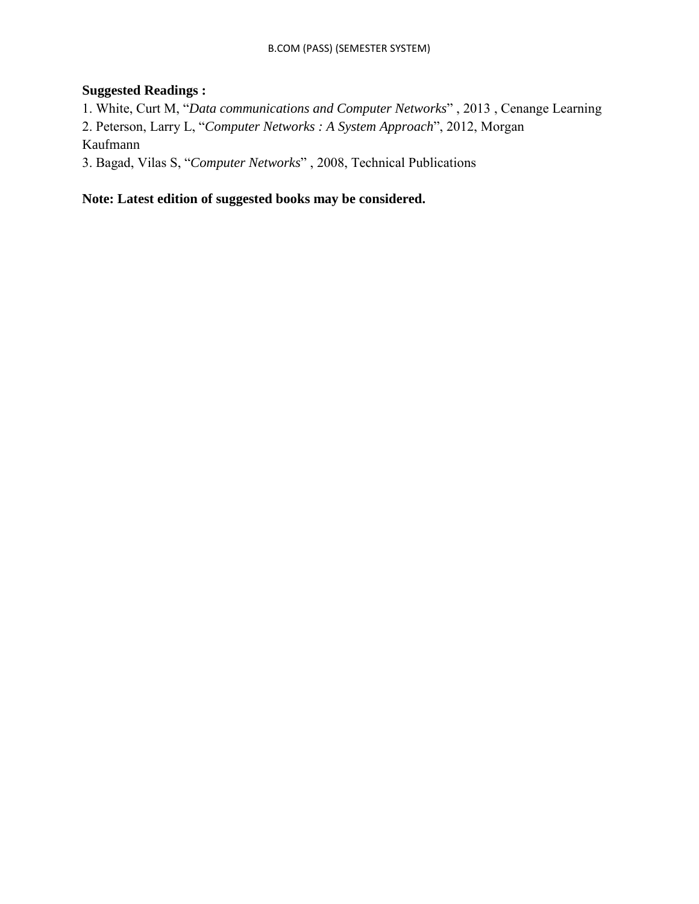**Suggested Readings :**

1. White, Curt M, "*Data communications and Computer Networks*" , 2013 , Cenange Learning
2. Peterson, Larry L, "*Computer Networks : A System Approach*", 2012, Morgan Kaufmann
3. Bagad, Vilas S, "*Computer Networks*" , 2008, Technical Publications

**Note: Latest edition of suggested books may be considered.**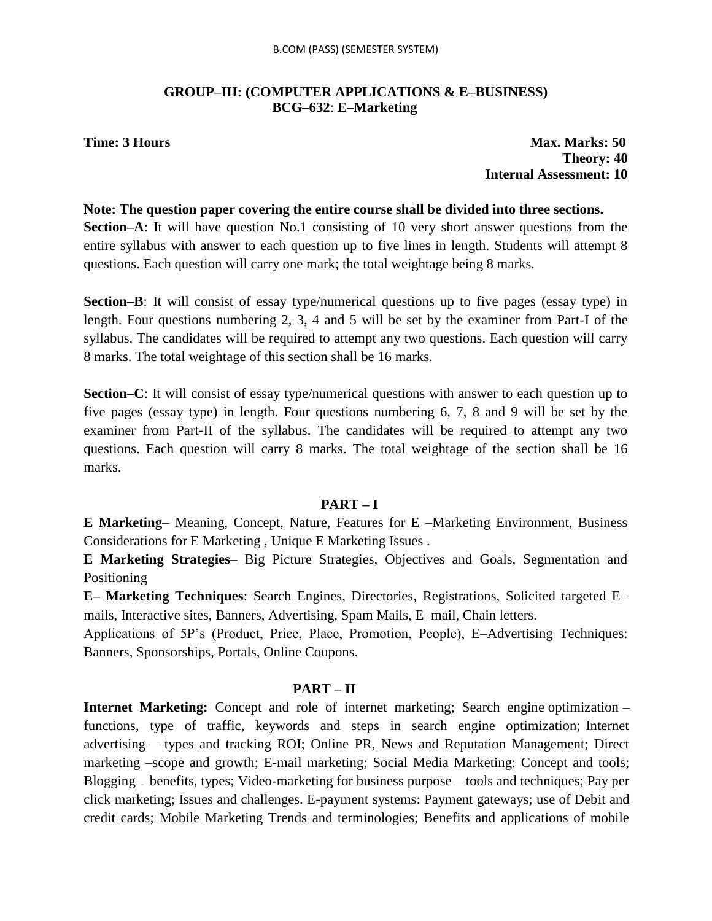**GROUP–III: (COMPUTER APPLICATIONS & E–BUSINESS)**
**BCG–632: E–Marketing**

**Time: 3 Hours**

**Max. Marks: 50**
**Theory: 40**
**Internal Assessment: 10**

**Note: The question paper covering the entire course shall be divided into three sections.**

**Section–A**: It will have question No.1 consisting of 10 very short answer questions from the entire syllabus with answer to each question up to five lines in length. Students will attempt 8 questions. Each question will carry one mark; the total weightage being 8 marks.

**Section–B**: It will consist of essay type/numerical questions up to five pages (essay type) in length. Four questions numbering 2, 3, 4 and 5 will be set by the examiner from Part-I of the syllabus. The candidates will be required to attempt any two questions. Each question will carry 8 marks. The total weightage of this section shall be 16 marks.

**Section–C**: It will consist of essay type/numerical questions with answer to each question up to five pages (essay type) in length. Four questions numbering 6, 7, 8 and 9 will be set by the examiner from Part-II of the syllabus. The candidates will be required to attempt any two questions. Each question will carry 8 marks. The total weightage of the section shall be 16 marks.

## PART – I

**E Marketing**– Meaning, Concept, Nature, Features for E –Marketing Environment, Business Considerations for E Marketing , Unique E Marketing Issues .

**E Marketing Strategies**– Big Picture Strategies, Objectives and Goals, Segmentation and Positioning

**E– Marketing Techniques**: Search Engines, Directories, Registrations, Solicited targeted E–mails, Interactive sites, Banners, Advertising, Spam Mails, E–mail, Chain letters.

Applications of 5P's (Product, Price, Place, Promotion, People), E–Advertising Techniques: Banners, Sponsorships, Portals, Online Coupons.

## PART – II

**Internet Marketing:** Concept and role of internet marketing; Search engine optimization – functions, type of traffic, keywords and steps in search engine optimization; Internet advertising – types and tracking ROI; Online PR, News and Reputation Management; Direct marketing –scope and growth; E-mail marketing; Social Media Marketing: Concept and tools; Blogging – benefits, types; Video-marketing for business purpose – tools and techniques; Pay per click marketing; Issues and challenges. E-payment systems: Payment gateways; use of Debit and credit cards; Mobile Marketing Trends and terminologies; Benefits and applications of mobile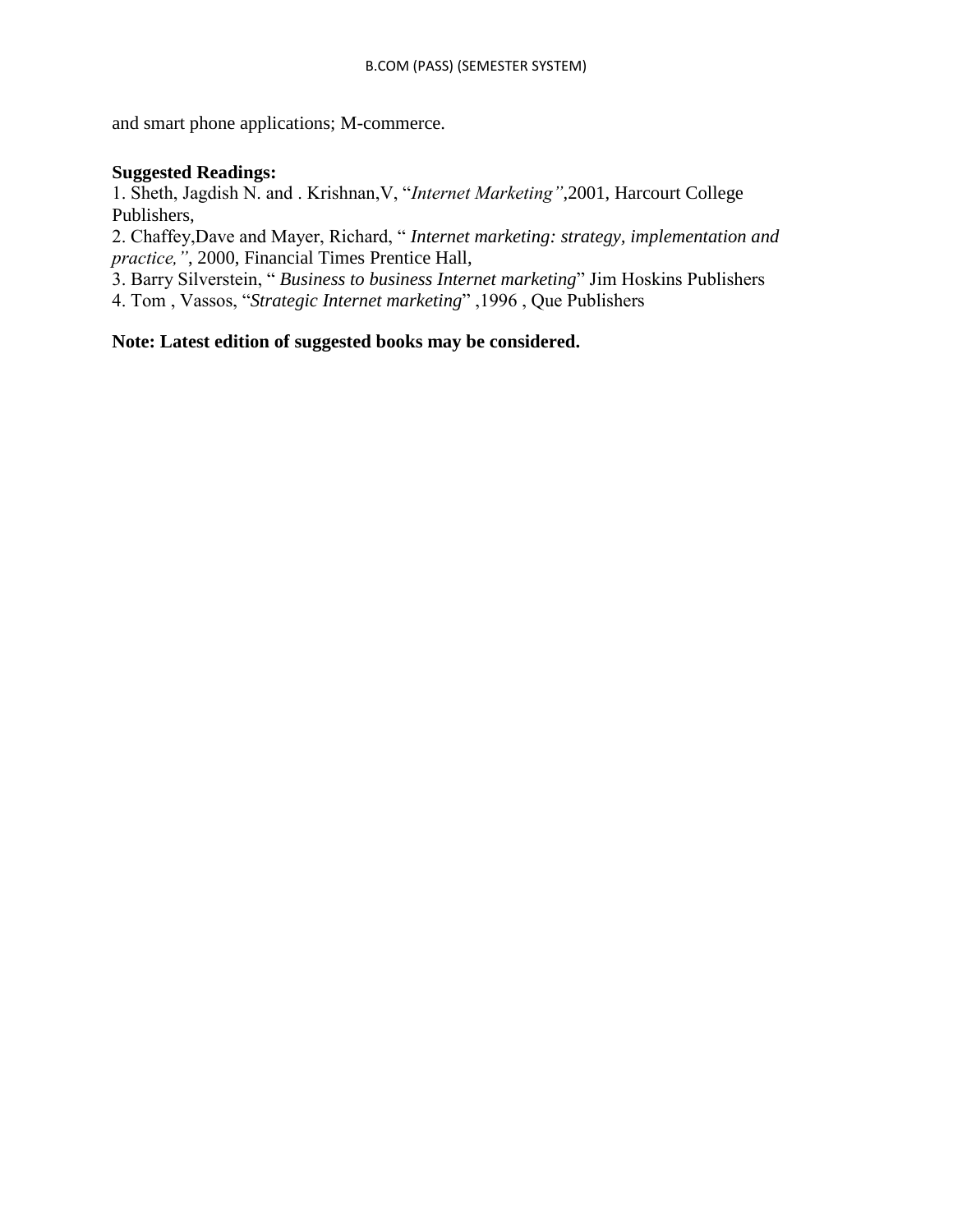and smart phone applications; M-commerce.

**Suggested Readings:**

1. Sheth, Jagdish N. and . Krishnan,V, "*Internet Marketing"*,2001, Harcourt College Publishers,
2. Chaffey,Dave and Mayer, Richard, " *Internet marketing: strategy, implementation and practice,"*, 2000, Financial Times Prentice Hall,
3. Barry Silverstein, " *Business to business Internet marketing*" Jim Hoskins Publishers
4. Tom , Vassos, "*Strategic Internet marketing*" ,1996 , Que Publishers

**Note: Latest edition of suggested books may be considered.**